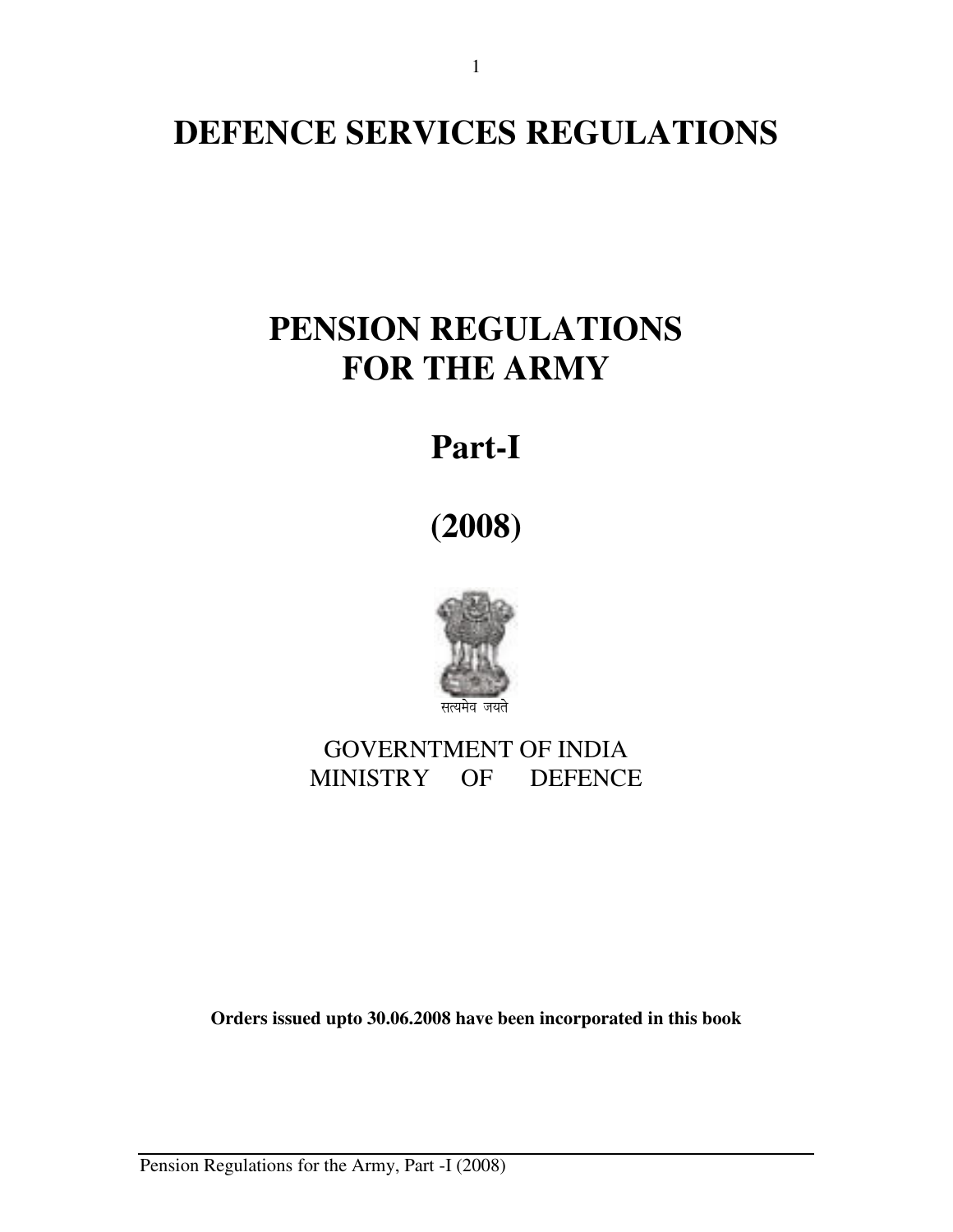# DEFENCE SERVICES REGULATIONS

# PENSION REGULATIONS FOR THE ARMY

## Part-I

## (2008)

सत्यमेव जयते

GOVERNTMENT OF INDIA
MINISTRY OF DEFENCE

**Orders issued upto 30.06.2008 have been incorporated in this book**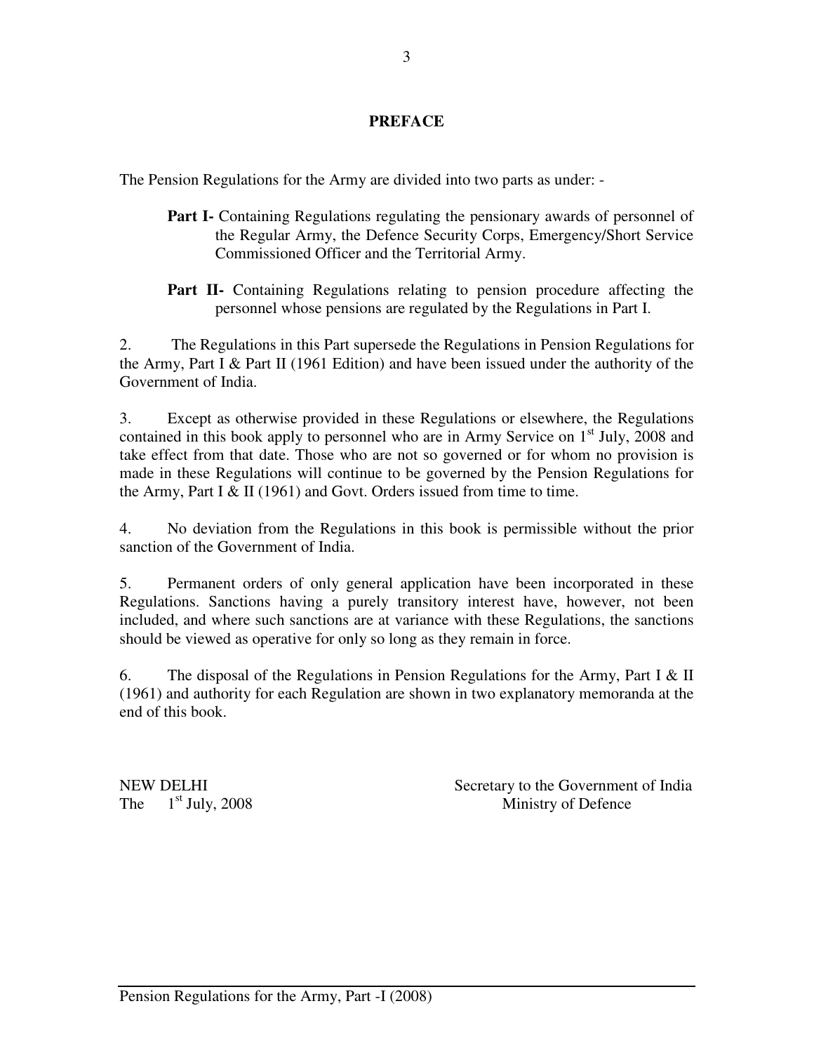# PREFACE

The Pension Regulations for the Army are divided into two parts as under: -

- **Part I-** Containing Regulations regulating the pensionary awards of personnel of the Regular Army, the Defence Security Corps, Emergency/Short Service Commissioned Officer and the Territorial Army.

- **Part II-** Containing Regulations relating to pension procedure affecting the personnel whose pensions are regulated by the Regulations in Part I.

2. The Regulations in this Part supersede the Regulations in Pension Regulations for the Army, Part I & Part II (1961 Edition) and have been issued under the authority of the Government of India.

3. Except as otherwise provided in these Regulations or elsewhere, the Regulations contained in this book apply to personnel who are in Army Service on 1st July, 2008 and take effect from that date. Those who are not so governed or for whom no provision is made in these Regulations will continue to be governed by the Pension Regulations for the Army, Part I & II (1961) and Govt. Orders issued from time to time.

4. No deviation from the Regulations in this book is permissible without the prior sanction of the Government of India.

5. Permanent orders of only general application have been incorporated in these Regulations. Sanctions having a purely transitory interest have, however, not been included, and where such sanctions are at variance with these Regulations, the sanctions should be viewed as operative for only so long as they remain in force.

6. The disposal of the Regulations in Pension Regulations for the Army, Part I & II (1961) and authority for each Regulation are shown in two explanatory memoranda at the end of this book.

NEW DELHI
The 1st July, 2008

Secretary to the Government of India
Ministry of Defence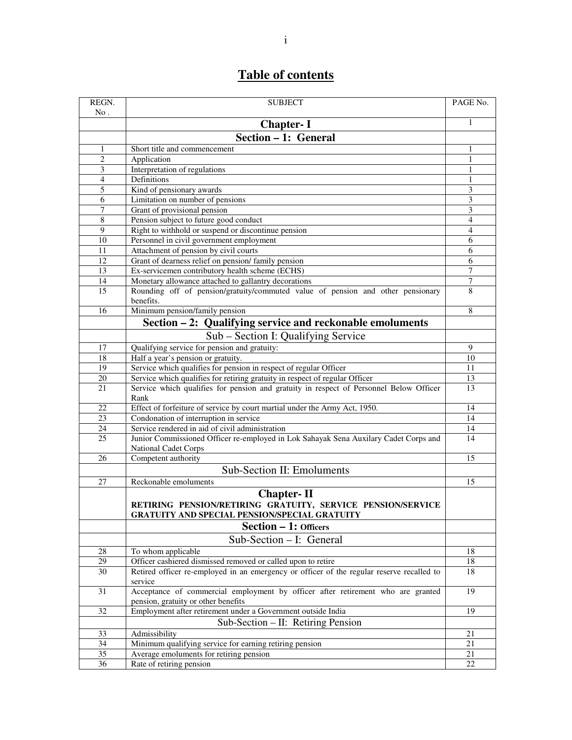# Table of contents

| REGN. No . | SUBJECT | PAGE No. |
|---|---|---|
| | **Chapter- I** | 1 |
| | **Section – 1: General** | |
| 1 | Short title and commencement | 1 |
| 2 | Application | 1 |
| 3 | Interpretation of regulations | 1 |
| 4 | Definitions | 1 |
| 5 | Kind of pensionary awards | 3 |
| 6 | Limitation on number of pensions | 3 |
| 7 | Grant of provisional pension | 3 |
| 8 | Pension subject to future good conduct | 4 |
| 9 | Right to withhold or suspend or discontinue pension | 4 |
| 10 | Personnel in civil government employment | 6 |
| 11 | Attachment of pension by civil courts | 6 |
| 12 | Grant of dearness relief on pension/ family pension | 6 |
| 13 | Ex-servicemen contributory health scheme (ECHS) | 7 |
| 14 | Monetary allowance attached to gallantry decorations | 7 |
| 15 | Rounding off of pension/gratuity/commuted value of pension and other pensionary benefits. | 8 |
| 16 | Minimum pension/family pension | 8 |
| | **Section – 2: Qualifying service and reckonable emoluments** | |
| | Sub – Section I: Qualifying Service | |
| 17 | Qualifying service for pension and gratuity: | 9 |
| 18 | Half a year's pension or gratuity. | 10 |
| 19 | Service which qualifies for pension in respect of regular Officer | 11 |
| 20 | Service which qualifies for retiring gratuity in respect of regular Officer | 13 |
| 21 | Service which qualifies for pension and gratuity in respect of Personnel Below Officer Rank | 13 |
| 22 | Effect of forfeiture of service by court martial under the Army Act, 1950. | 14 |
| 23 | Condonation of interruption in service | 14 |
| 24 | Service rendered in aid of civil administration | 14 |
| 25 | Junior Commissioned Officer re-employed in Lok Sahayak Sena Auxilary Cadet Corps and National Cadet Corps | 14 |
| 26 | Competent authority | 15 |
| | Sub-Section II: Emoluments | |
| 27 | Reckonable emoluments | 15 |
| | **Chapter- II** **RETIRING PENSION/RETIRING GRATUITY, SERVICE PENSION/SERVICE GRATUITY AND SPECIAL PENSION/SPECIAL GRATUITY** | |
| | **Section – 1: Officers** | |
| | Sub-Section – I: General | |
| 28 | To whom applicable | 18 |
| 29 | Officer cashiered dismissed removed or called upon to retire | 18 |
| 30 | Retired officer re-employed in an emergency or officer of the regular reserve recalled to service | 18 |
| 31 | Acceptance of commercial employment by officer after retirement who are granted pension, gratuity or other benefits | 19 |
| 32 | Employment after retirement under a Government outside India | 19 |
| | Sub-Section – II: Retiring Pension | |
| 33 | Admissibility | 21 |
| 34 | Minimum qualifying service for earning retiring pension | 21 |
| 35 | Average emoluments for retiring pension | 21 |
| 36 | Rate of retiring pension | 22 |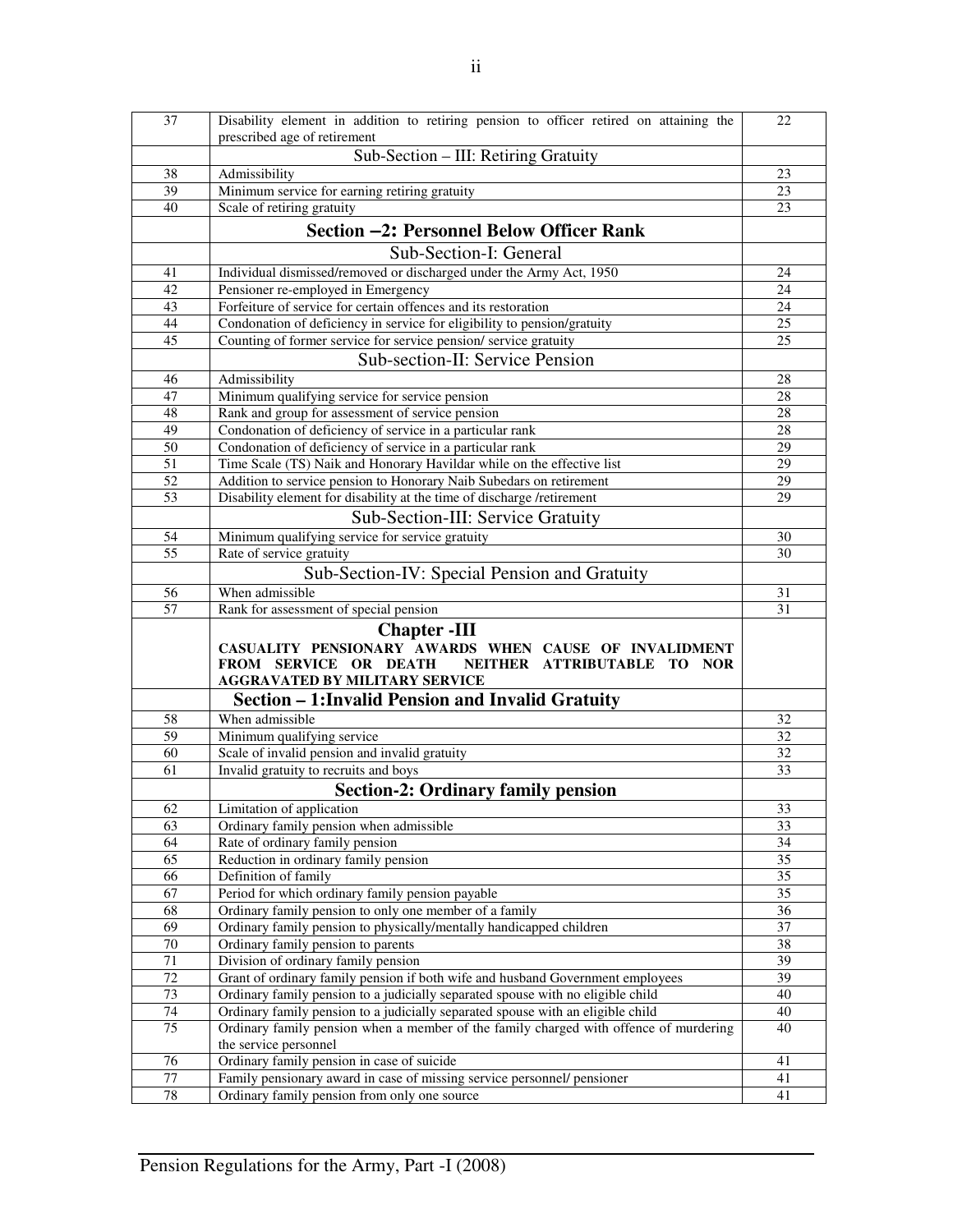| | | |
|---|---|---|
| 37 | Disability element in addition to retiring pension to officer retired on attaining the prescribed age of retirement | 22 |
| | Sub-Section – III: Retiring Gratuity | |
| 38 | Admissibility | 23 |
| 39 | Minimum service for earning retiring gratuity | 23 |
| 40 | Scale of retiring gratuity | 23 |
| | **Section –2: Personnel Below Officer Rank** | |
| | Sub-Section-I: General | |
| 41 | Individual dismissed/removed or discharged under the Army Act, 1950 | 24 |
| 42 | Pensioner re-employed in Emergency | 24 |
| 43 | Forfeiture of service for certain offences and its restoration | 24 |
| 44 | Condonation of deficiency in service for eligibility to pension/gratuity | 25 |
| 45 | Counting of former service for service pension/ service gratuity | 25 |
| | Sub-section-II: Service Pension | |
| 46 | Admissibility | 28 |
| 47 | Minimum qualifying service for service pension | 28 |
| 48 | Rank and group for assessment of service pension | 28 |
| 49 | Condonation of deficiency of service in a particular rank | 28 |
| 50 | Condonation of deficiency of service in a particular rank | 29 |
| 51 | Time Scale (TS) Naik and Honorary Havildar while on the effective list | 29 |
| 52 | Addition to service pension to Honorary Naib Subedars on retirement | 29 |
| 53 | Disability element for disability at the time of discharge /retirement | 29 |
| | Sub-Section-III: Service Gratuity | |
| 54 | Minimum qualifying service for service gratuity | 30 |
| 55 | Rate of service gratuity | 30 |
| | Sub-Section-IV: Special Pension and Gratuity | |
| 56 | When admissible | 31 |
| 57 | Rank for assessment of special pension | 31 |
| | **Chapter -III** **CASUALITY PENSIONARY AWARDS WHEN CAUSE OF INVALIDMENT FROM SERVICE OR DEATH NEITHER ATTRIBUTABLE TO NOR AGGRAVATED BY MILITARY SERVICE** | |
| | **Section – 1:Invalid Pension and Invalid Gratuity** | |
| 58 | When admissible | 32 |
| 59 | Minimum qualifying service | 32 |
| 60 | Scale of invalid pension and invalid gratuity | 32 |
| 61 | Invalid gratuity to recruits and boys | 33 |
| | **Section-2: Ordinary family pension** | |
| 62 | Limitation of application | 33 |
| 63 | Ordinary family pension when admissible | 33 |
| 64 | Rate of ordinary family pension | 34 |
| 65 | Reduction in ordinary family pension | 35 |
| 66 | Definition of family | 35 |
| 67 | Period for which ordinary family pension payable | 35 |
| 68 | Ordinary family pension to only one member of a family | 36 |
| 69 | Ordinary family pension to physically/mentally handicapped children | 37 |
| 70 | Ordinary family pension to parents | 38 |
| 71 | Division of ordinary family pension | 39 |
| 72 | Grant of ordinary family pension if both wife and husband Government employees | 39 |
| 73 | Ordinary family pension to a judicially separated spouse with no eligible child | 40 |
| 74 | Ordinary family pension to a judicially separated spouse with an eligible child | 40 |
| 75 | Ordinary family pension when a member of the family charged with offence of murdering the service personnel | 40 |
| 76 | Ordinary family pension in case of suicide | 41 |
| 77 | Family pensionary award in case of missing service personnel/ pensioner | 41 |
| 78 | Ordinary family pension from only one source | 41 |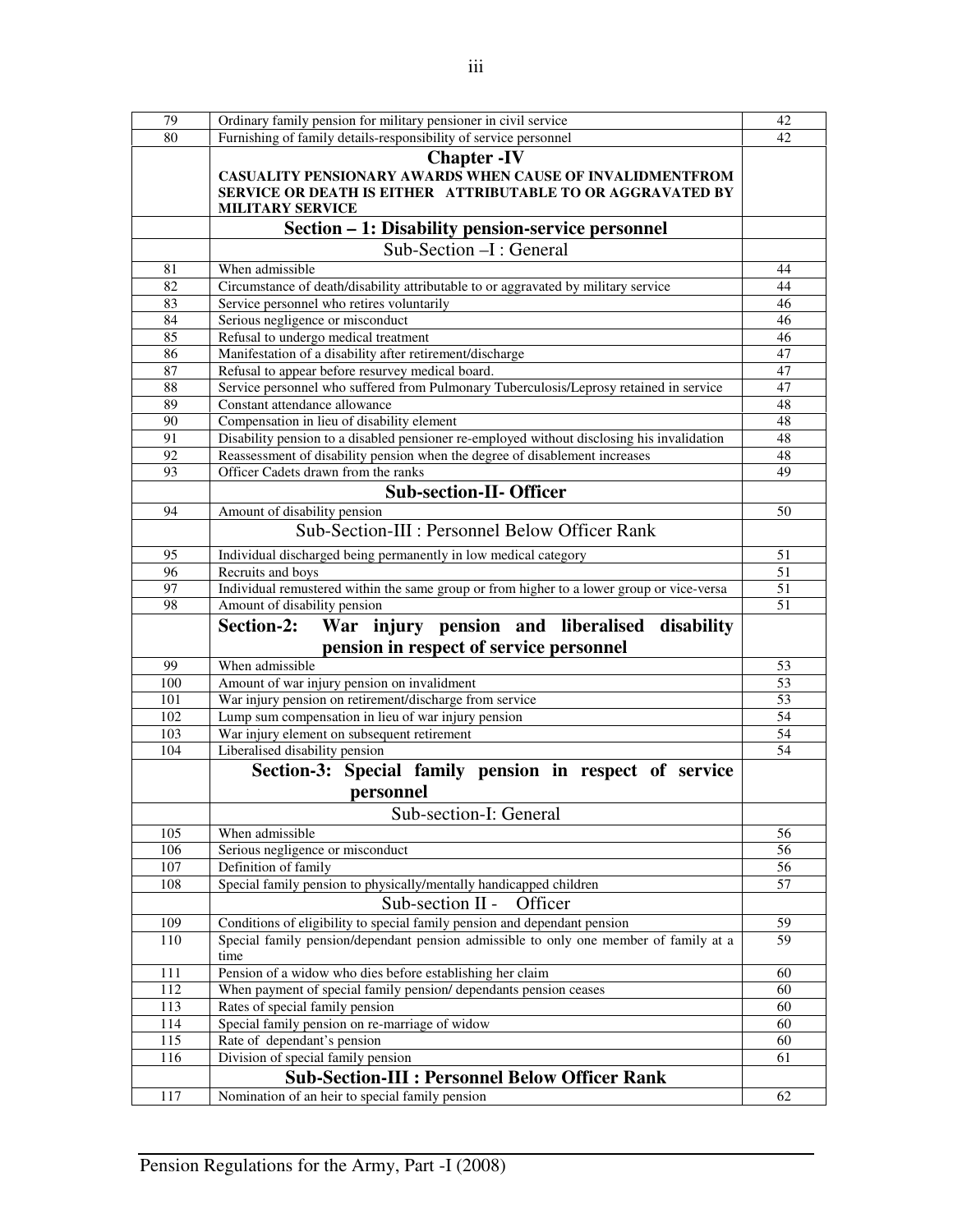| | | |
|---|---|---|
| 79 | Ordinary family pension for military pensioner in civil service | 42 |
| 80 | Furnishing of family details-responsibility of service personnel | 42 |
| | **Chapter -IV**<br>**CASUALITY PENSIONARY AWARDS WHEN CAUSE OF INVALIDMENTFROM SERVICE OR DEATH IS EITHER ATTRIBUTABLE TO OR AGGRAVATED BY MILITARY SERVICE** | |
| | **Section – 1: Disability pension-service personnel** | |
| | Sub-Section –I : General | |
| 81 | When admissible | 44 |
| 82 | Circumstance of death/disability attributable to or aggravated by military service | 44 |
| 83 | Service personnel who retires voluntarily | 46 |
| 84 | Serious negligence or misconduct | 46 |
| 85 | Refusal to undergo medical treatment | 46 |
| 86 | Manifestation of a disability after retirement/discharge | 47 |
| 87 | Refusal to appear before resurvey medical board. | 47 |
| 88 | Service personnel who suffered from Pulmonary Tuberculosis/Leprosy retained in service | 47 |
| 89 | Constant attendance allowance | 48 |
| 90 | Compensation in lieu of disability element | 48 |
| 91 | Disability pension to a disabled pensioner re-employed without disclosing his invalidation | 48 |
| 92 | Reassessment of disability pension when the degree of disablement increases | 48 |
| 93 | Officer Cadets drawn from the ranks | 49 |
| | **Sub-section-II- Officer** | |
| 94 | Amount of disability pension | 50 |
| | Sub-Section-III : Personnel Below Officer Rank | |
| 95 | Individual discharged being permanently in low medical category | 51 |
| 96 | Recruits and boys | 51 |
| 97 | Individual remustered within the same group or from higher to a lower group or vice-versa | 51 |
| 98 | Amount of disability pension | 51 |
| | **Section-2: War injury pension and liberalised disability pension in respect of service personnel** | |
| 99 | When admissible | 53 |
| 100 | Amount of war injury pension on invalidment | 53 |
| 101 | War injury pension on retirement/discharge from service | 53 |
| 102 | Lump sum compensation in lieu of war injury pension | 54 |
| 103 | War injury element on subsequent retirement | 54 |
| 104 | Liberalised disability pension | 54 |
| | **Section-3: Special family pension in respect of service personnel** | |
| | Sub-section-I: General | |
| 105 | When admissible | 56 |
| 106 | Serious negligence or misconduct | 56 |
| 107 | Definition of family | 56 |
| 108 | Special family pension to physically/mentally handicapped children | 57 |
| | Sub-section II - Officer | |
| 109 | Conditions of eligibility to special family pension and dependant pension | 59 |
| 110 | Special family pension/dependant pension admissible to only one member of family at a time | 59 |
| 111 | Pension of a widow who dies before establishing her claim | 60 |
| 112 | When payment of special family pension/ dependants pension ceases | 60 |
| 113 | Rates of special family pension | 60 |
| 114 | Special family pension on re-marriage of widow | 60 |
| 115 | Rate of dependant's pension | 60 |
| 116 | Division of special family pension | 61 |
| | **Sub-Section-III : Personnel Below Officer Rank** | |
| 117 | Nomination of an heir to special family pension | 62 |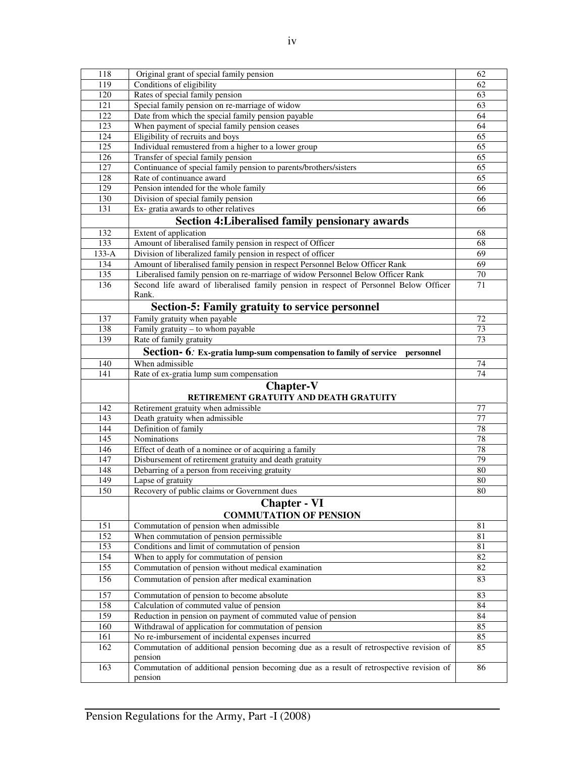| | | |
|---|---|---|
| 118 | Original grant of special family pension | 62 |
| 119 | Conditions of eligibility | 62 |
| 120 | Rates of special family pension | 63 |
| 121 | Special family pension on re-marriage of widow | 63 |
| 122 | Date from which the special family pension payable | 64 |
| 123 | When payment of special family pension ceases | 64 |
| 124 | Eligibility of recruits and boys | 65 |
| 125 | Individual remustered from a higher to a lower group | 65 |
| 126 | Transfer of special family pension | 65 |
| 127 | Continuance of special family pension to parents/brothers/sisters | 65 |
| 128 | Rate of continuance award | 65 |
| 129 | Pension intended for the whole family | 66 |
| 130 | Division of special family pension | 66 |
| 131 | Ex- gratia awards to other relatives | 66 |
| | **Section 4:Liberalised family pensionary awards** | |
| 132 | Extent of application | 68 |
| 133 | Amount of liberalised family pension in respect of Officer | 68 |
| 133-A | Division of liberalized family pension in respect of officer | 69 |
| 134 | Amount of liberalised family pension in respect Personnel Below Officer Rank | 69 |
| 135 | Liberalised family pension on re-marriage of widow Personnel Below Officer Rank | 70 |
| 136 | Second life award of liberalised family pension in respect of Personnel Below Officer Rank. | 71 |
| | **Section-5: Family gratuity to service personnel** | |
| 137 | Family gratuity when payable | 72 |
| 138 | Family gratuity – to whom payable | 73 |
| 139 | Rate of family gratuity | 73 |
| | **Section- 6: Ex-gratia lump-sum compensation to family of service personnel** | |
| 140 | When admissible | 74 |
| 141 | Rate of ex-gratia lump sum compensation | 74 |
| | **Chapter-V**<br>**RETIREMENT GRATUITY AND DEATH GRATUITY** | |
| 142 | Retirement gratuity when admissible | 77 |
| 143 | Death gratuity when admissible | 77 |
| 144 | Definition of family | 78 |
| 145 | Nominations | 78 |
| 146 | Effect of death of a nominee or of acquiring a family | 78 |
| 147 | Disbursement of retirement gratuity and death gratuity | 79 |
| 148 | Debarring of a person from receiving gratuity | 80 |
| 149 | Lapse of gratuity | 80 |
| 150 | Recovery of public claims or Government dues | 80 |
| | **Chapter - VI**<br>**COMMUTATION OF PENSION** | |
| 151 | Commutation of pension when admissible | 81 |
| 152 | When commutation of pension permissible | 81 |
| 153 | Conditions and limit of commutation of pension | 81 |
| 154 | When to apply for commutation of pension | 82 |
| 155 | Commutation of pension without medical examination | 82 |
| 156 | Commutation of pension after medical examination | 83 |
| 157 | Commutation of pension to become absolute | 83 |
| 158 | Calculation of commuted value of pension | 84 |
| 159 | Reduction in pension on payment of commuted value of pension | 84 |
| 160 | Withdrawal of application for commutation of pension | 85 |
| 161 | No re-imbursement of incidental expenses incurred | 85 |
| 162 | Commutation of additional pension becoming due as a result of retrospective revision of pension | 85 |
| 163 | Commutation of additional pension becoming due as a result of retrospective revision of pension | 86 |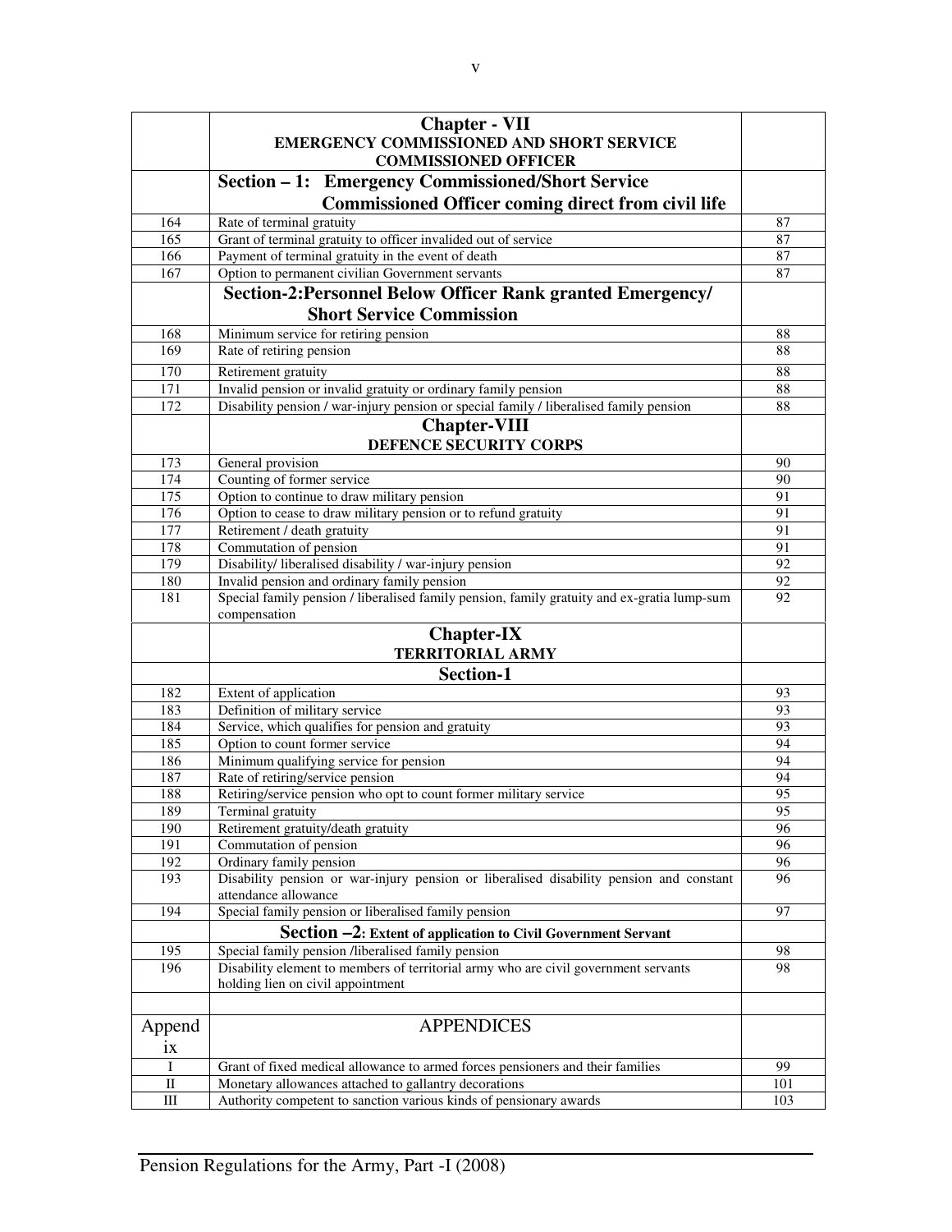| | Chapter - VII<br>EMERGENCY COMMISSIONED AND SHORT SERVICE COMMISSIONED OFFICER | |
|---|---|---|
| | **Section – 1: Emergency Commissioned/Short Service Commissioned Officer coming direct from civil life** | |
| 164 | Rate of terminal gratuity | 87 |
| 165 | Grant of terminal gratuity to officer invalided out of service | 87 |
| 166 | Payment of terminal gratuity in the event of death | 87 |
| 167 | Option to permanent civilian Government servants | 87 |
| | **Section-2:Personnel Below Officer Rank granted Emergency/ Short Service Commission** | |
| 168 | Minimum service for retiring pension | 88 |
| 169 | Rate of retiring pension | 88 |
| 170 | Retirement gratuity | 88 |
| 171 | Invalid pension or invalid gratuity or ordinary family pension | 88 |
| 172 | Disability pension / war-injury pension or special family / liberalised family pension | 88 |
| | **Chapter-VIII**<br>**DEFENCE SECURITY CORPS** | |
| 173 | General provision | 90 |
| 174 | Counting of former service | 90 |
| 175 | Option to continue to draw military pension | 91 |
| 176 | Option to cease to draw military pension or to refund gratuity | 91 |
| 177 | Retirement / death gratuity | 91 |
| 178 | Commutation of pension | 91 |
| 179 | Disability/ liberalised disability / war-injury pension | 92 |
| 180 | Invalid pension and ordinary family pension | 92 |
| 181 | Special family pension / liberalised family pension, family gratuity and ex-gratia lump-sum compensation | 92 |
| | **Chapter-IX**<br>**TERRITORIAL ARMY** | |
| | **Section-1** | |
| 182 | Extent of application | 93 |
| 183 | Definition of military service | 93 |
| 184 | Service, which qualifies for pension and gratuity | 93 |
| 185 | Option to count former service | 94 |
| 186 | Minimum qualifying service for pension | 94 |
| 187 | Rate of retiring/service pension | 94 |
| 188 | Retiring/service pension who opt to count former military service | 95 |
| 189 | Terminal gratuity | 95 |
| 190 | Retirement gratuity/death gratuity | 96 |
| 191 | Commutation of pension | 96 |
| 192 | Ordinary family pension | 96 |
| 193 | Disability pension or war-injury pension or liberalised disability pension and constant attendance allowance | 96 |
| 194 | Special family pension or liberalised family pension | 97 |
| | **Section –2: Extent of application to Civil Government Servant** | |
| 195 | Special family pension /liberalised family pension | 98 |
| 196 | Disability element to members of territorial army who are civil government servants holding lien on civil appointment | 98 |
| | | |
| Appendix | APPENDICES | |
| I | Grant of fixed medical allowance to armed forces pensioners and their families | 99 |
| II | Monetary allowances attached to gallantry decorations | 101 |
| III | Authority competent to sanction various kinds of pensionary awards | 103 |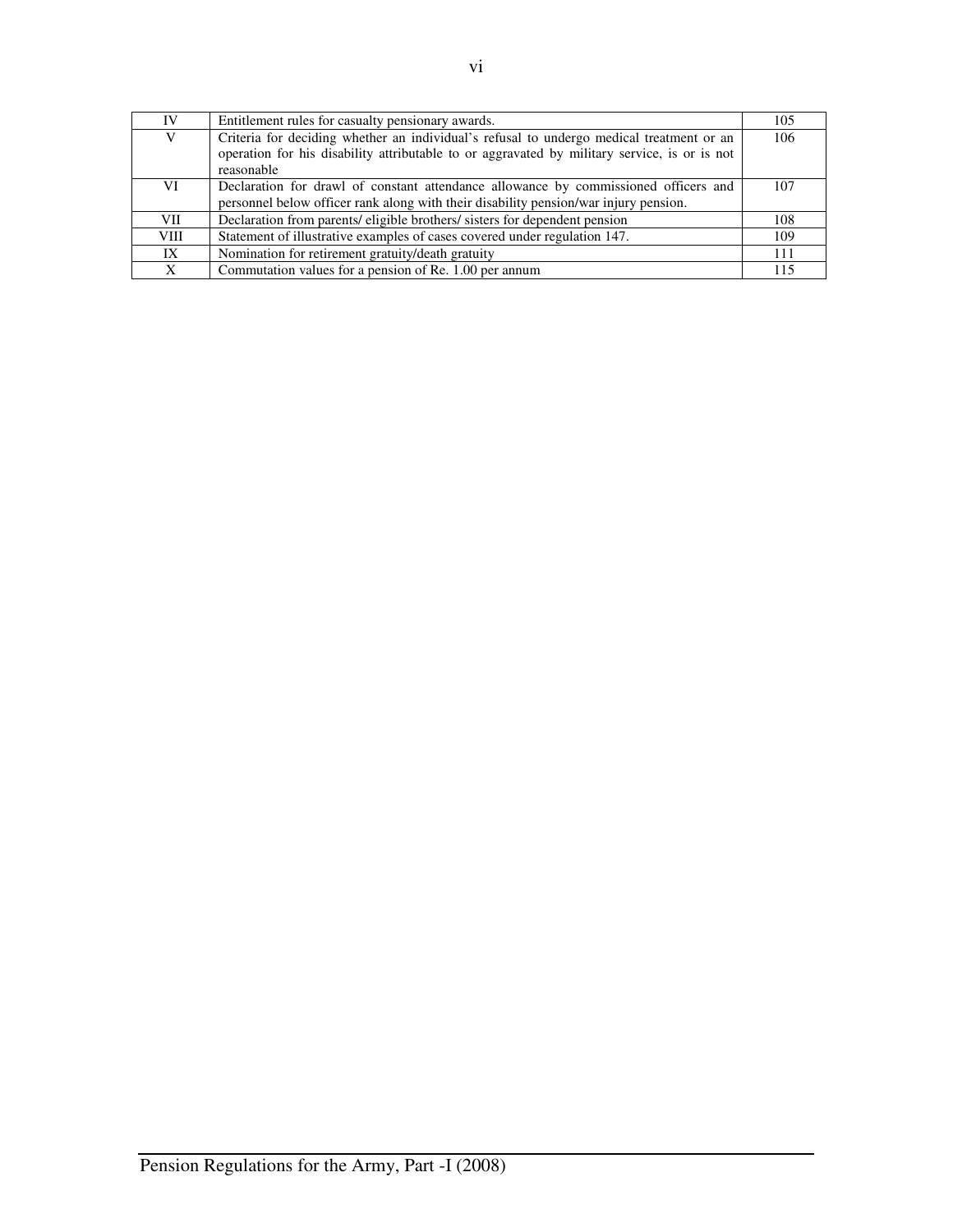| IV | Entitlement rules for casualty pensionary awards. | 105 |
|---|---|---|
| V | Criteria for deciding whether an individual's refusal to undergo medical treatment or an operation for his disability attributable to or aggravated by military service, is or is not reasonable | 106 |
| VI | Declaration for drawl of constant attendance allowance by commissioned officers and personnel below officer rank along with their disability pension/war injury pension. | 107 |
| VII | Declaration from parents/ eligible brothers/ sisters for dependent pension | 108 |
| VIII | Statement of illustrative examples of cases covered under regulation 147. | 109 |
| IX | Nomination for retirement gratuity/death gratuity | 111 |
| X | Commutation values for a pension of Re. 1.00 per annum | 115 |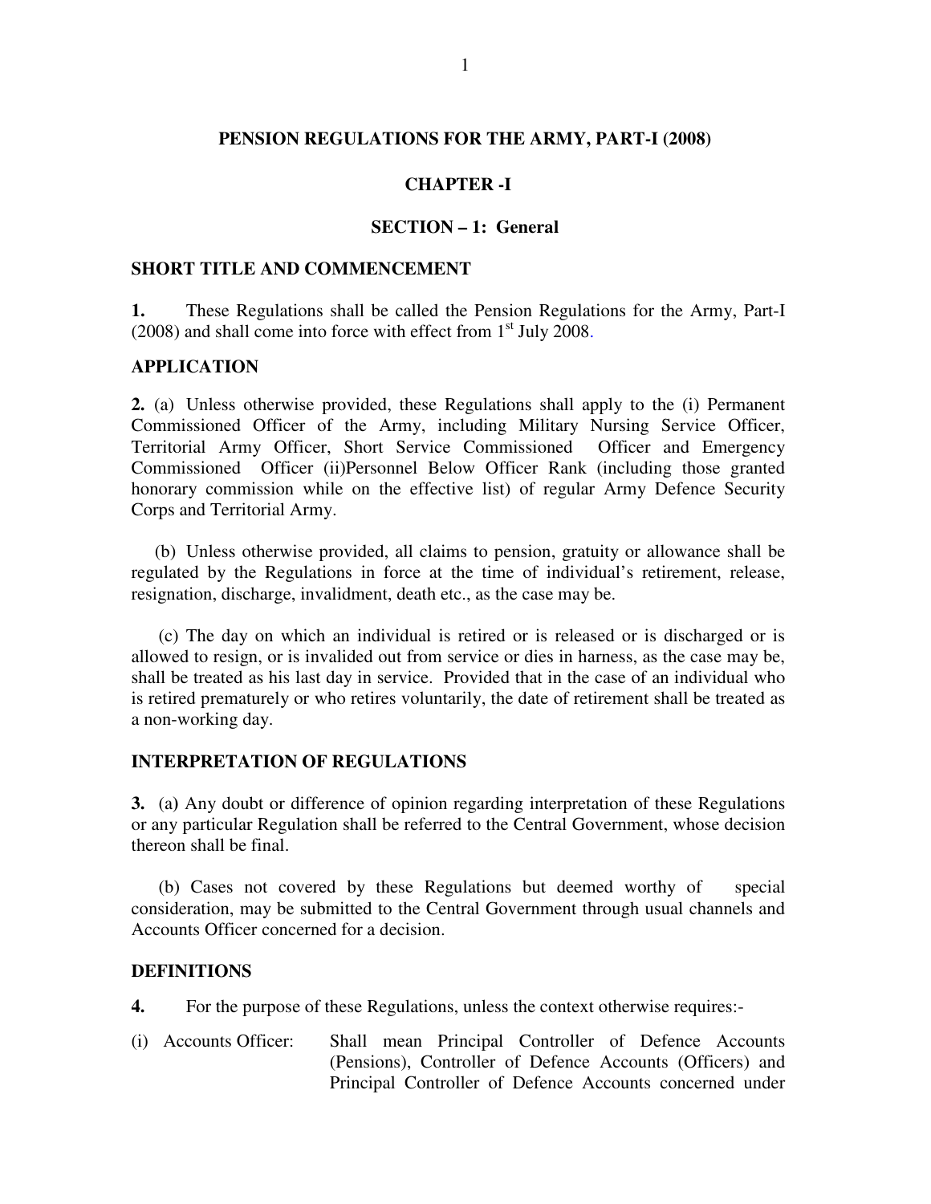# PENSION REGULATIONS FOR THE ARMY, PART-I (2008)

## CHAPTER -I

### SECTION – 1: General

**SHORT TITLE AND COMMENCEMENT**

**1.** These Regulations shall be called the Pension Regulations for the Army, Part-I (2008) and shall come into force with effect from 1st July 2008.

**APPLICATION**

**2.** (a) Unless otherwise provided, these Regulations shall apply to the (i) Permanent Commissioned Officer of the Army, including Military Nursing Service Officer, Territorial Army Officer, Short Service Commissioned Officer and Emergency Commissioned Officer (ii)Personnel Below Officer Rank (including those granted honorary commission while on the effective list) of regular Army Defence Security Corps and Territorial Army.

(b) Unless otherwise provided, all claims to pension, gratuity or allowance shall be regulated by the Regulations in force at the time of individual's retirement, release, resignation, discharge, invalidment, death etc., as the case may be.

(c) The day on which an individual is retired or is released or is discharged or is allowed to resign, or is invalided out from service or dies in harness, as the case may be, shall be treated as his last day in service. Provided that in the case of an individual who is retired prematurely or who retires voluntarily, the date of retirement shall be treated as a non-working day.

**INTERPRETATION OF REGULATIONS**

**3.** (a) Any doubt or difference of opinion regarding interpretation of these Regulations or any particular Regulation shall be referred to the Central Government, whose decision thereon shall be final.

(b) Cases not covered by these Regulations but deemed worthy of special consideration, may be submitted to the Central Government through usual channels and Accounts Officer concerned for a decision.

**DEFINITIONS**

**4.** For the purpose of these Regulations, unless the context otherwise requires:-

(i) Accounts Officer: Shall mean Principal Controller of Defence Accounts (Pensions), Controller of Defence Accounts (Officers) and Principal Controller of Defence Accounts concerned under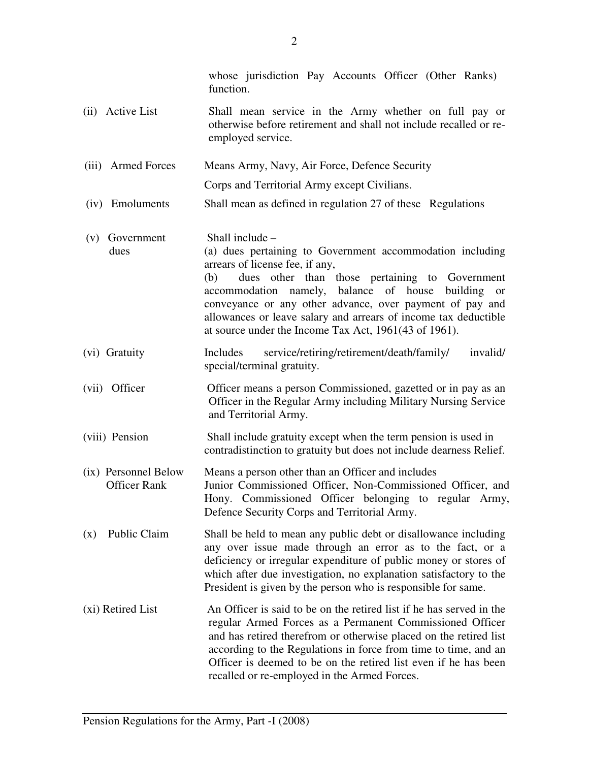whose jurisdiction Pay Accounts Officer (Other Ranks) function.

| | |
|---|---|
| (ii) Active List | Shall mean service in the Army whether on full pay or otherwise before retirement and shall not include recalled or re-employed service. |
| (iii) Armed Forces | Means Army, Navy, Air Force, Defence Security Corps and Territorial Army except Civilians. |
| (iv) Emoluments | Shall mean as defined in regulation 27 of these Regulations |
| (v) Government dues | Shall include – (a) dues pertaining to Government accommodation including arrears of license fee, if any, (b) dues other than those pertaining to Government accommodation namely, balance of house building or conveyance or any other advance, over payment of pay and allowances or leave salary and arrears of income tax deductible at source under the Income Tax Act, 1961(43 of 1961). |
| (vi) Gratuity | Includes service/retiring/retirement/death/family/ invalid/ special/terminal gratuity. |
| (vii) Officer | Officer means a person Commissioned, gazetted or in pay as an Officer in the Regular Army including Military Nursing Service and Territorial Army. |
| (viii) Pension | Shall include gratuity except when the term pension is used in contradistinction to gratuity but does not include dearness Relief. |
| (ix) Personnel Below Officer Rank | Means a person other than an Officer and includes Junior Commissioned Officer, Non-Commissioned Officer, and Hony. Commissioned Officer belonging to regular Army, Defence Security Corps and Territorial Army. |
| (x) Public Claim | Shall be held to mean any public debt or disallowance including any over issue made through an error as to the fact, or a deficiency or irregular expenditure of public money or stores of which after due investigation, no explanation satisfactory to the President is given by the person who is responsible for same. |
| (xi) Retired List | An Officer is said to be on the retired list if he has served in the regular Armed Forces as a Permanent Commissioned Officer and has retired therefrom or otherwise placed on the retired list according to the Regulations in force from time to time, and an Officer is deemed to be on the retired list even if he has been recalled or re-employed in the Armed Forces. |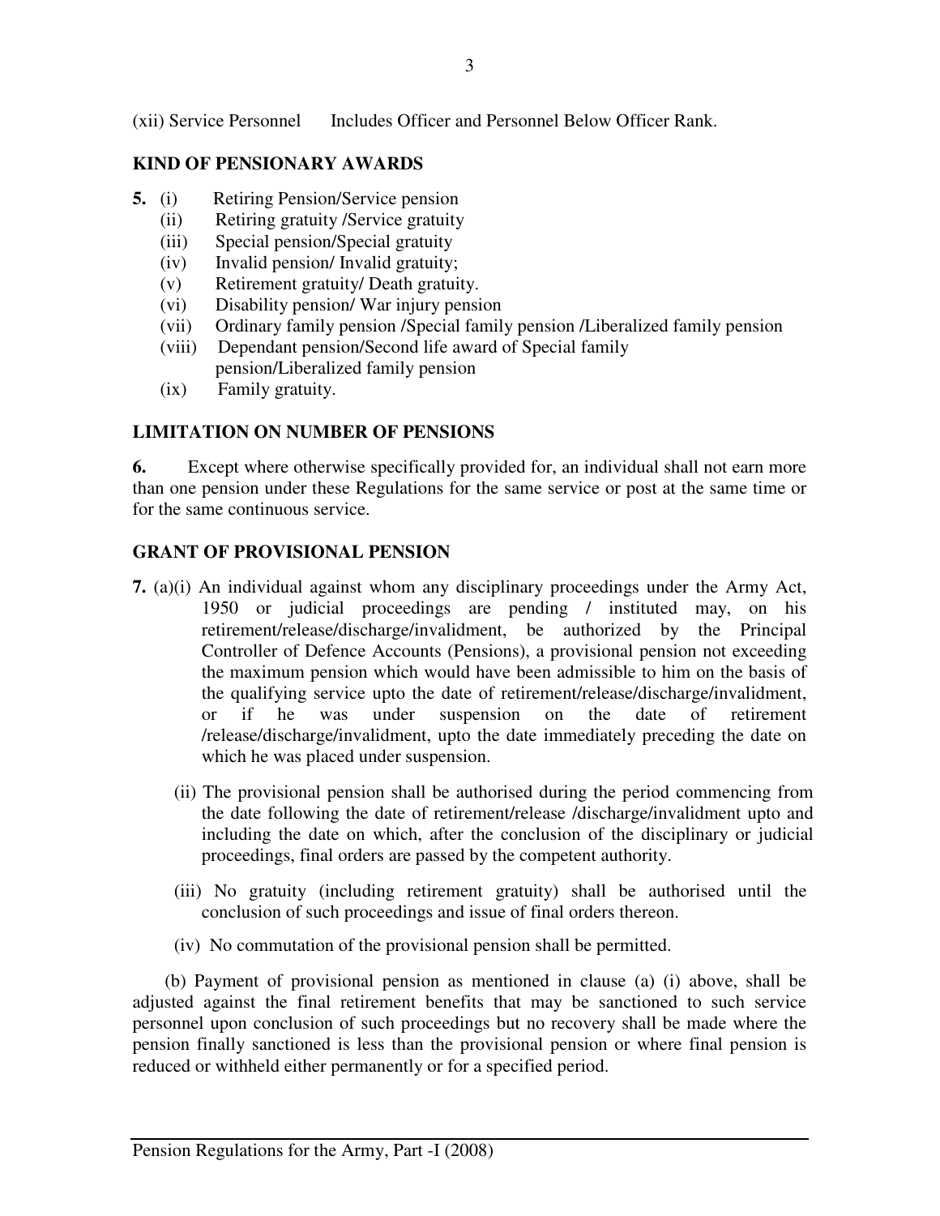(xii) Service Personnel Includes Officer and Personnel Below Officer Rank.

## KIND OF PENSIONARY AWARDS

**5.** (i) Retiring Pension/Service pension
(ii) Retiring gratuity /Service gratuity
(iii) Special pension/Special gratuity
(iv) Invalid pension/ Invalid gratuity;
(v) Retirement gratuity/ Death gratuity.
(vi) Disability pension/ War injury pension
(vii) Ordinary family pension /Special family pension /Liberalized family pension
(viii) Dependant pension/Second life award of Special family pension/Liberalized family pension
(ix) Family gratuity.

## LIMITATION ON NUMBER OF PENSIONS

**6.** Except where otherwise specifically provided for, an individual shall not earn more than one pension under these Regulations for the same service or post at the same time or for the same continuous service.

## GRANT OF PROVISIONAL PENSION

**7.** (a)(i) An individual against whom any disciplinary proceedings under the Army Act, 1950 or judicial proceedings are pending / instituted may, on his retirement/release/discharge/invalidment, be authorized by the Principal Controller of Defence Accounts (Pensions), a provisional pension not exceeding the maximum pension which would have been admissible to him on the basis of the qualifying service upto the date of retirement/release/discharge/invalidment, or if he was under suspension on the date of retirement /release/discharge/invalidment, upto the date immediately preceding the date on which he was placed under suspension.

(ii) The provisional pension shall be authorised during the period commencing from the date following the date of retirement/release /discharge/invalidment upto and including the date on which, after the conclusion of the disciplinary or judicial proceedings, final orders are passed by the competent authority.

(iii) No gratuity (including retirement gratuity) shall be authorised until the conclusion of such proceedings and issue of final orders thereon.

(iv) No commutation of the provisional pension shall be permitted.

(b) Payment of provisional pension as mentioned in clause (a) (i) above, shall be adjusted against the final retirement benefits that may be sanctioned to such service personnel upon conclusion of such proceedings but no recovery shall be made where the pension finally sanctioned is less than the provisional pension or where final pension is reduced or withheld either permanently or for a specified period.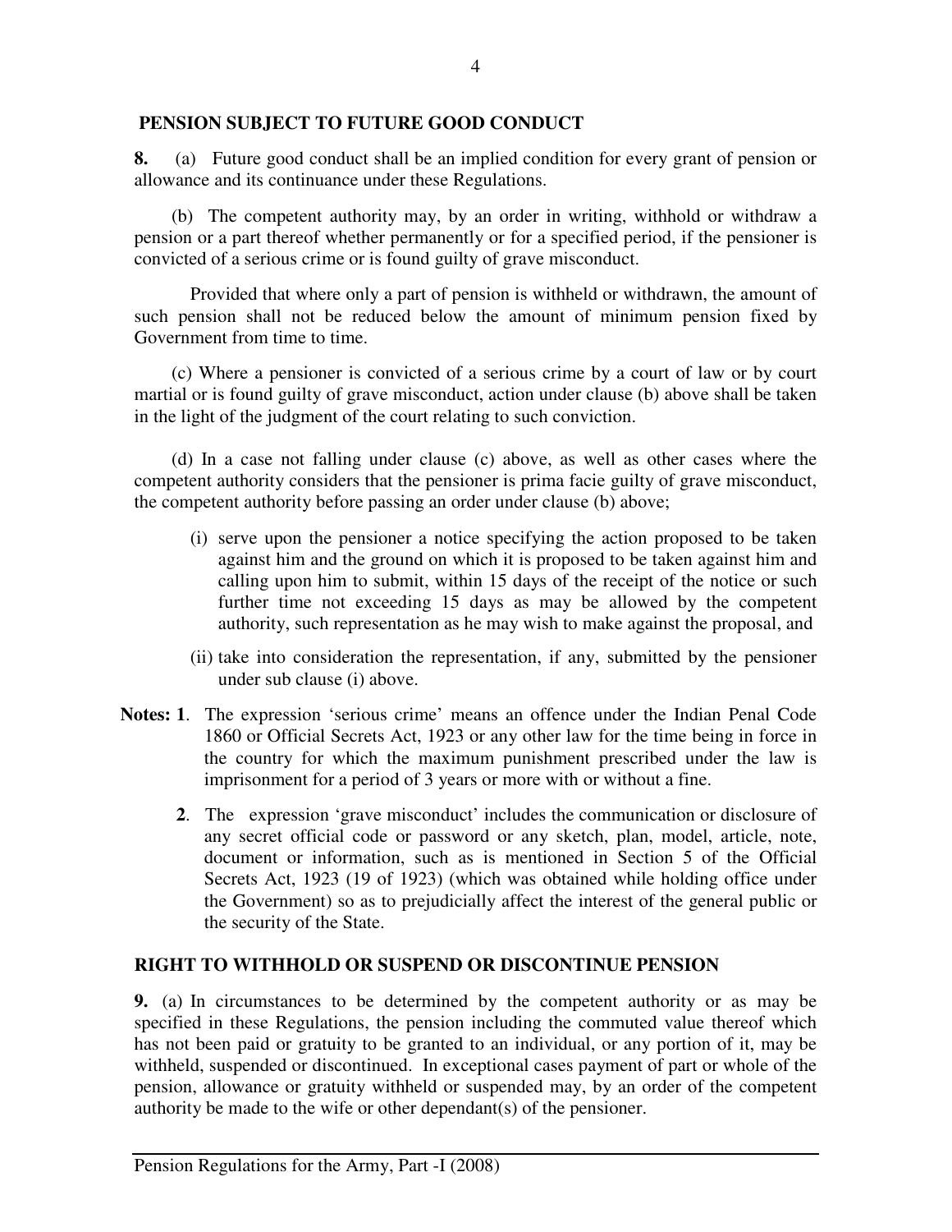## PENSION SUBJECT TO FUTURE GOOD CONDUCT

**8.** (a) Future good conduct shall be an implied condition for every grant of pension or allowance and its continuance under these Regulations.

(b) The competent authority may, by an order in writing, withhold or withdraw a pension or a part thereof whether permanently or for a specified period, if the pensioner is convicted of a serious crime or is found guilty of grave misconduct.

Provided that where only a part of pension is withheld or withdrawn, the amount of such pension shall not be reduced below the amount of minimum pension fixed by Government from time to time.

(c) Where a pensioner is convicted of a serious crime by a court of law or by court martial or is found guilty of grave misconduct, action under clause (b) above shall be taken in the light of the judgment of the court relating to such conviction.

(d) In a case not falling under clause (c) above, as well as other cases where the competent authority considers that the pensioner is prima facie guilty of grave misconduct, the competent authority before passing an order under clause (b) above;

- (i) serve upon the pensioner a notice specifying the action proposed to be taken against him and the ground on which it is proposed to be taken against him and calling upon him to submit, within 15 days of the receipt of the notice or such further time not exceeding 15 days as may be allowed by the competent authority, such representation as he may wish to make against the proposal, and
- (ii) take into consideration the representation, if any, submitted by the pensioner under sub clause (i) above.

**Notes: 1**. The expression 'serious crime' means an offence under the Indian Penal Code 1860 or Official Secrets Act, 1923 or any other law for the time being in force in the country for which the maximum punishment prescribed under the law is imprisonment for a period of 3 years or more with or without a fine.

**2**. The expression 'grave misconduct' includes the communication or disclosure of any secret official code or password or any sketch, plan, model, article, note, document or information, such as is mentioned in Section 5 of the Official Secrets Act, 1923 (19 of 1923) (which was obtained while holding office under the Government) so as to prejudicially affect the interest of the general public or the security of the State.

## RIGHT TO WITHHOLD OR SUSPEND OR DISCONTINUE PENSION

**9.** (a) In circumstances to be determined by the competent authority or as may be specified in these Regulations, the pension including the commuted value thereof which has not been paid or gratuity to be granted to an individual, or any portion of it, may be withheld, suspended or discontinued. In exceptional cases payment of part or whole of the pension, allowance or gratuity withheld or suspended may, by an order of the competent authority be made to the wife or other dependant(s) of the pensioner.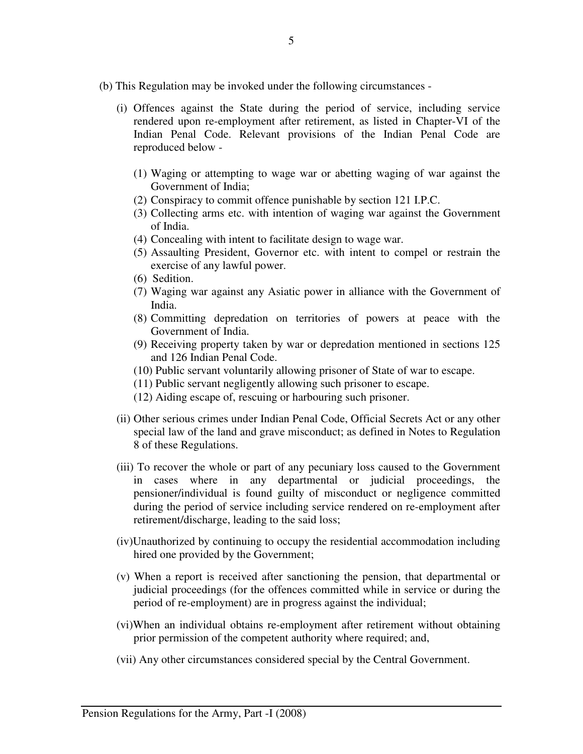(b) This Regulation may be invoked under the following circumstances -

(i) Offences against the State during the period of service, including service rendered upon re-employment after retirement, as listed in Chapter-VI of the Indian Penal Code. Relevant provisions of the Indian Penal Code are reproduced below -

(1) Waging or attempting to wage war or abetting waging of war against the Government of India;
(2) Conspiracy to commit offence punishable by section 121 I.P.C.
(3) Collecting arms etc. with intention of waging war against the Government of India.
(4) Concealing with intent to facilitate design to wage war.
(5) Assaulting President, Governor etc. with intent to compel or restrain the exercise of any lawful power.
(6) Sedition.
(7) Waging war against any Asiatic power in alliance with the Government of India.
(8) Committing depredation on territories of powers at peace with the Government of India.
(9) Receiving property taken by war or depredation mentioned in sections 125 and 126 Indian Penal Code.
(10) Public servant voluntarily allowing prisoner of State of war to escape.
(11) Public servant negligently allowing such prisoner to escape.
(12) Aiding escape of, rescuing or harbouring such prisoner.

(ii) Other serious crimes under Indian Penal Code, Official Secrets Act or any other special law of the land and grave misconduct; as defined in Notes to Regulation 8 of these Regulations.

(iii) To recover the whole or part of any pecuniary loss caused to the Government in cases where in any departmental or judicial proceedings, the pensioner/individual is found guilty of misconduct or negligence committed during the period of service including service rendered on re-employment after retirement/discharge, leading to the said loss;

(iv)Unauthorized by continuing to occupy the residential accommodation including hired one provided by the Government;

(v) When a report is received after sanctioning the pension, that departmental or judicial proceedings (for the offences committed while in service or during the period of re-employment) are in progress against the individual;

(vi)When an individual obtains re-employment after retirement without obtaining prior permission of the competent authority where required; and,

(vii) Any other circumstances considered special by the Central Government.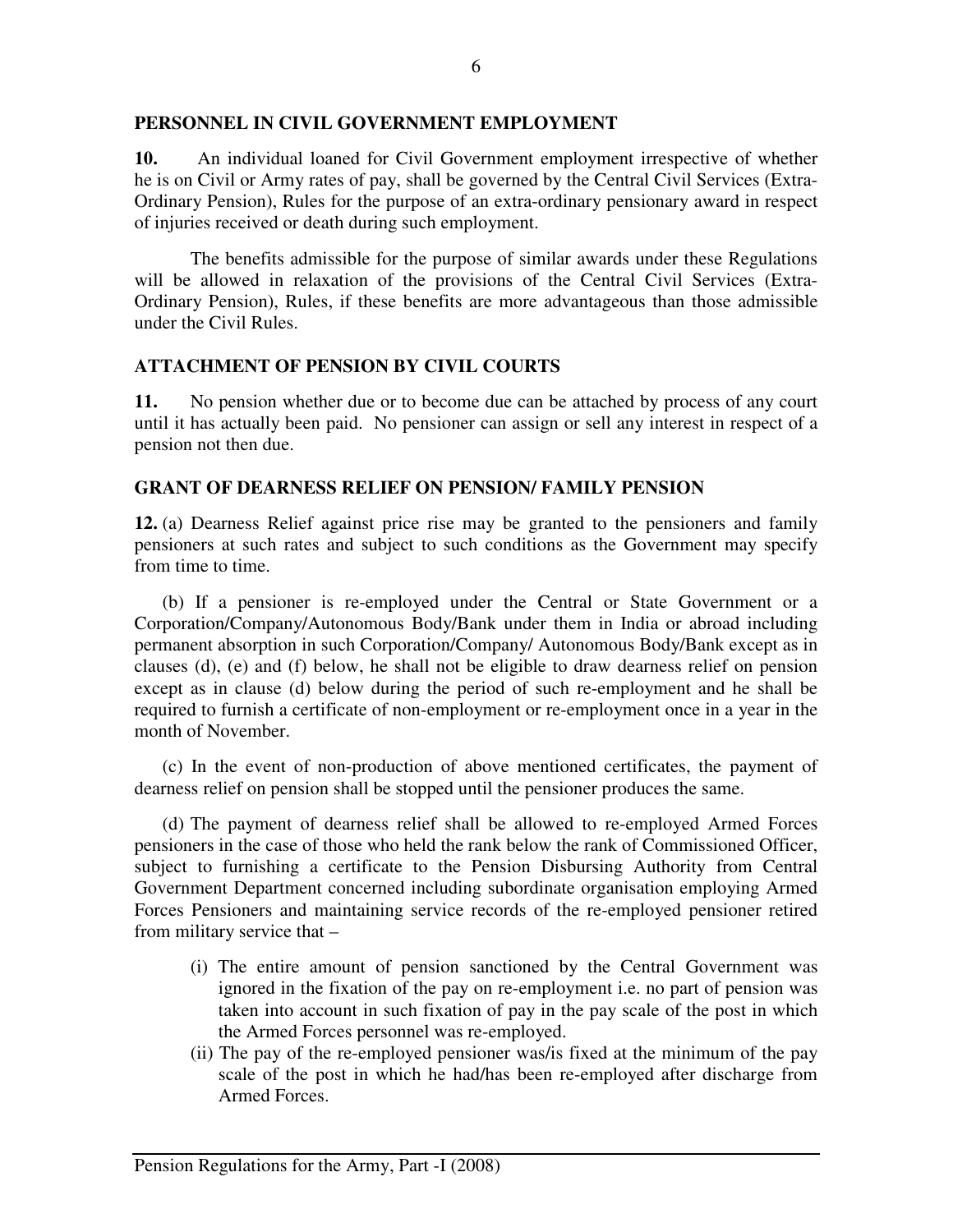## PERSONNEL IN CIVIL GOVERNMENT EMPLOYMENT

**10.** An individual loaned for Civil Government employment irrespective of whether he is on Civil or Army rates of pay, shall be governed by the Central Civil Services (Extra-Ordinary Pension), Rules for the purpose of an extra-ordinary pensionary award in respect of injuries received or death during such employment.

The benefits admissible for the purpose of similar awards under these Regulations will be allowed in relaxation of the provisions of the Central Civil Services (Extra-Ordinary Pension), Rules, if these benefits are more advantageous than those admissible under the Civil Rules.

## ATTACHMENT OF PENSION BY CIVIL COURTS

**11.** No pension whether due or to become due can be attached by process of any court until it has actually been paid. No pensioner can assign or sell any interest in respect of a pension not then due.

## GRANT OF DEARNESS RELIEF ON PENSION/ FAMILY PENSION

**12.** (a) Dearness Relief against price rise may be granted to the pensioners and family pensioners at such rates and subject to such conditions as the Government may specify from time to time.

(b) If a pensioner is re-employed under the Central or State Government or a Corporation/Company/Autonomous Body/Bank under them in India or abroad including permanent absorption in such Corporation/Company/ Autonomous Body/Bank except as in clauses (d), (e) and (f) below, he shall not be eligible to draw dearness relief on pension except as in clause (d) below during the period of such re-employment and he shall be required to furnish a certificate of non-employment or re-employment once in a year in the month of November.

(c) In the event of non-production of above mentioned certificates, the payment of dearness relief on pension shall be stopped until the pensioner produces the same.

(d) The payment of dearness relief shall be allowed to re-employed Armed Forces pensioners in the case of those who held the rank below the rank of Commissioned Officer, subject to furnishing a certificate to the Pension Disbursing Authority from Central Government Department concerned including subordinate organisation employing Armed Forces Pensioners and maintaining service records of the re-employed pensioner retired from military service that –

(i) The entire amount of pension sanctioned by the Central Government was ignored in the fixation of the pay on re-employment i.e. no part of pension was taken into account in such fixation of pay in the pay scale of the post in which the Armed Forces personnel was re-employed.

(ii) The pay of the re-employed pensioner was/is fixed at the minimum of the pay scale of the post in which he had/has been re-employed after discharge from Armed Forces.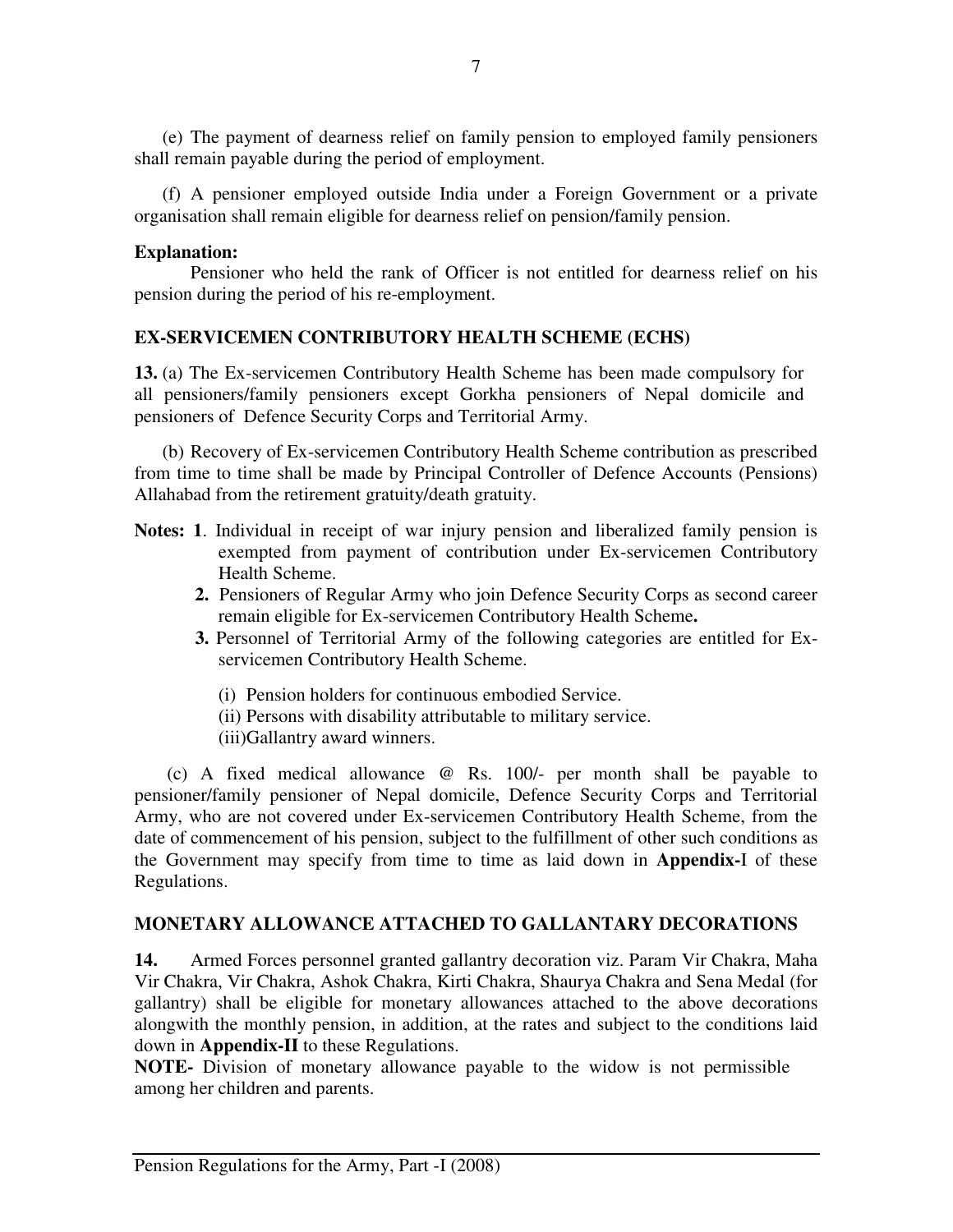(e) The payment of dearness relief on family pension to employed family pensioners shall remain payable during the period of employment.

(f) A pensioner employed outside India under a Foreign Government or a private organisation shall remain eligible for dearness relief on pension/family pension.

**Explanation:**

Pensioner who held the rank of Officer is not entitled for dearness relief on his pension during the period of his re-employment.

**EX-SERVICEMEN CONTRIBUTORY HEALTH SCHEME (ECHS)**

**13.** (a) The Ex-servicemen Contributory Health Scheme has been made compulsory for all pensioners/family pensioners except Gorkha pensioners of Nepal domicile and pensioners of Defence Security Corps and Territorial Army.

(b) Recovery of Ex-servicemen Contributory Health Scheme contribution as prescribed from time to time shall be made by Principal Controller of Defence Accounts (Pensions) Allahabad from the retirement gratuity/death gratuity.

**Notes: 1**. Individual in receipt of war injury pension and liberalized family pension is exempted from payment of contribution under Ex-servicemen Contributory Health Scheme.

**2.** Pensioners of Regular Army who join Defence Security Corps as second career remain eligible for Ex-servicemen Contributory Health Scheme**.**

**3.** Personnel of Territorial Army of the following categories are entitled for Ex-servicemen Contributory Health Scheme.

(i) Pension holders for continuous embodied Service.
(ii) Persons with disability attributable to military service.
(iii)Gallantry award winners.

(c) A fixed medical allowance @ Rs. 100/- per month shall be payable to pensioner/family pensioner of Nepal domicile, Defence Security Corps and Territorial Army, who are not covered under Ex-servicemen Contributory Health Scheme, from the date of commencement of his pension, subject to the fulfillment of other such conditions as the Government may specify from time to time as laid down in **Appendix-**I of these Regulations.

**MONETARY ALLOWANCE ATTACHED TO GALLANTARY DECORATIONS**

**14.** Armed Forces personnel granted gallantry decoration viz. Param Vir Chakra, Maha Vir Chakra, Vir Chakra, Ashok Chakra, Kirti Chakra, Shaurya Chakra and Sena Medal (for gallantry) shall be eligible for monetary allowances attached to the above decorations alongwith the monthly pension, in addition, at the rates and subject to the conditions laid down in **Appendix-II** to these Regulations.

**NOTE-** Division of monetary allowance payable to the widow is not permissible among her children and parents.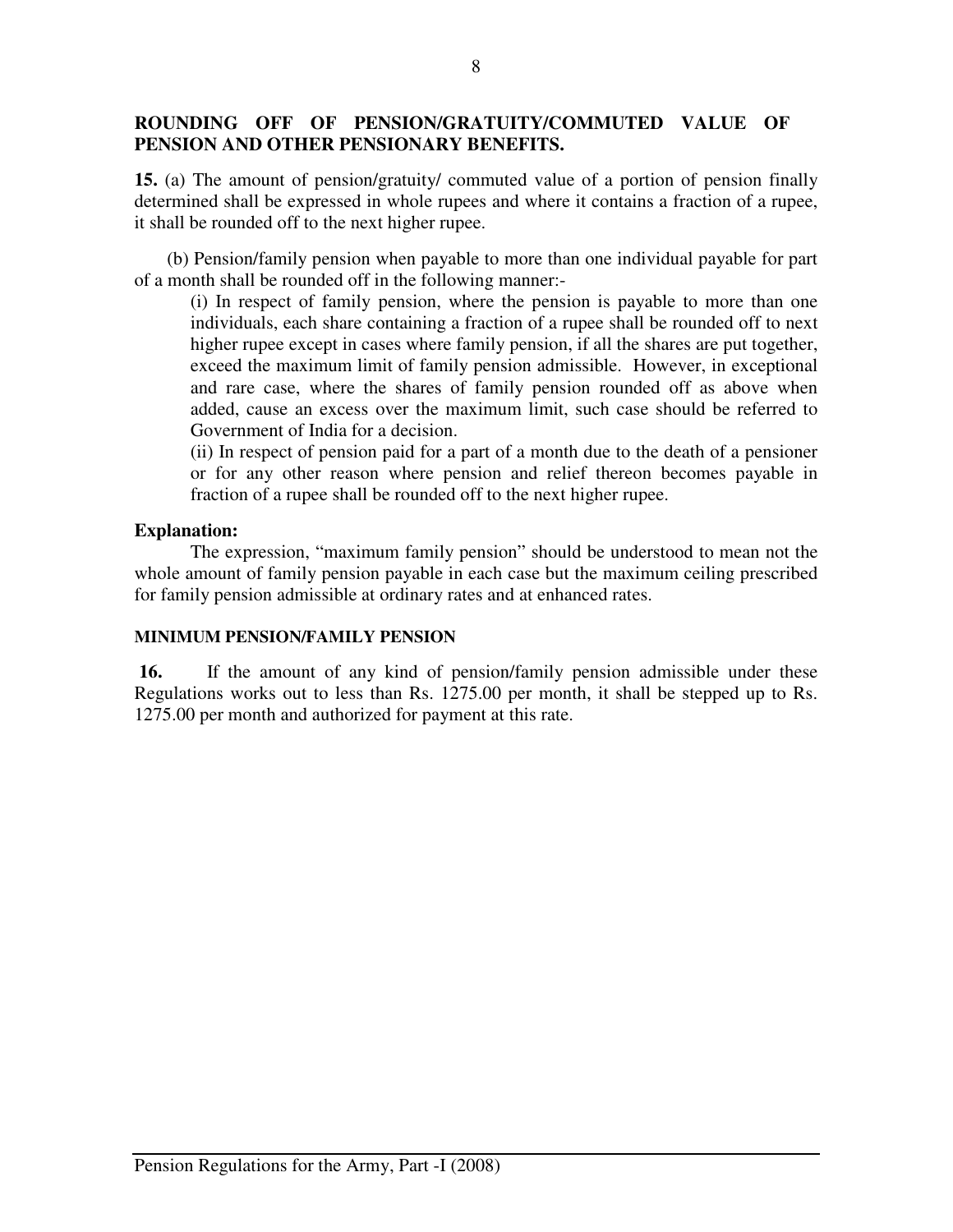## ROUNDING OFF OF PENSION/GRATUITY/COMMUTED VALUE OF PENSION AND OTHER PENSIONARY BENEFITS.

**15.** (a) The amount of pension/gratuity/ commuted value of a portion of pension finally determined shall be expressed in whole rupees and where it contains a fraction of a rupee, it shall be rounded off to the next higher rupee.

(b) Pension/family pension when payable to more than one individual payable for part of a month shall be rounded off in the following manner:-

(i) In respect of family pension, where the pension is payable to more than one individuals, each share containing a fraction of a rupee shall be rounded off to next higher rupee except in cases where family pension, if all the shares are put together, exceed the maximum limit of family pension admissible. However, in exceptional and rare case, where the shares of family pension rounded off as above when added, cause an excess over the maximum limit, such case should be referred to Government of India for a decision.

(ii) In respect of pension paid for a part of a month due to the death of a pensioner or for any other reason where pension and relief thereon becomes payable in fraction of a rupee shall be rounded off to the next higher rupee.

**Explanation:**

The expression, "maximum family pension" should be understood to mean not the whole amount of family pension payable in each case but the maximum ceiling prescribed for family pension admissible at ordinary rates and at enhanced rates.

### MINIMUM PENSION/FAMILY PENSION

**16.** If the amount of any kind of pension/family pension admissible under these Regulations works out to less than Rs. 1275.00 per month, it shall be stepped up to Rs. 1275.00 per month and authorized for payment at this rate.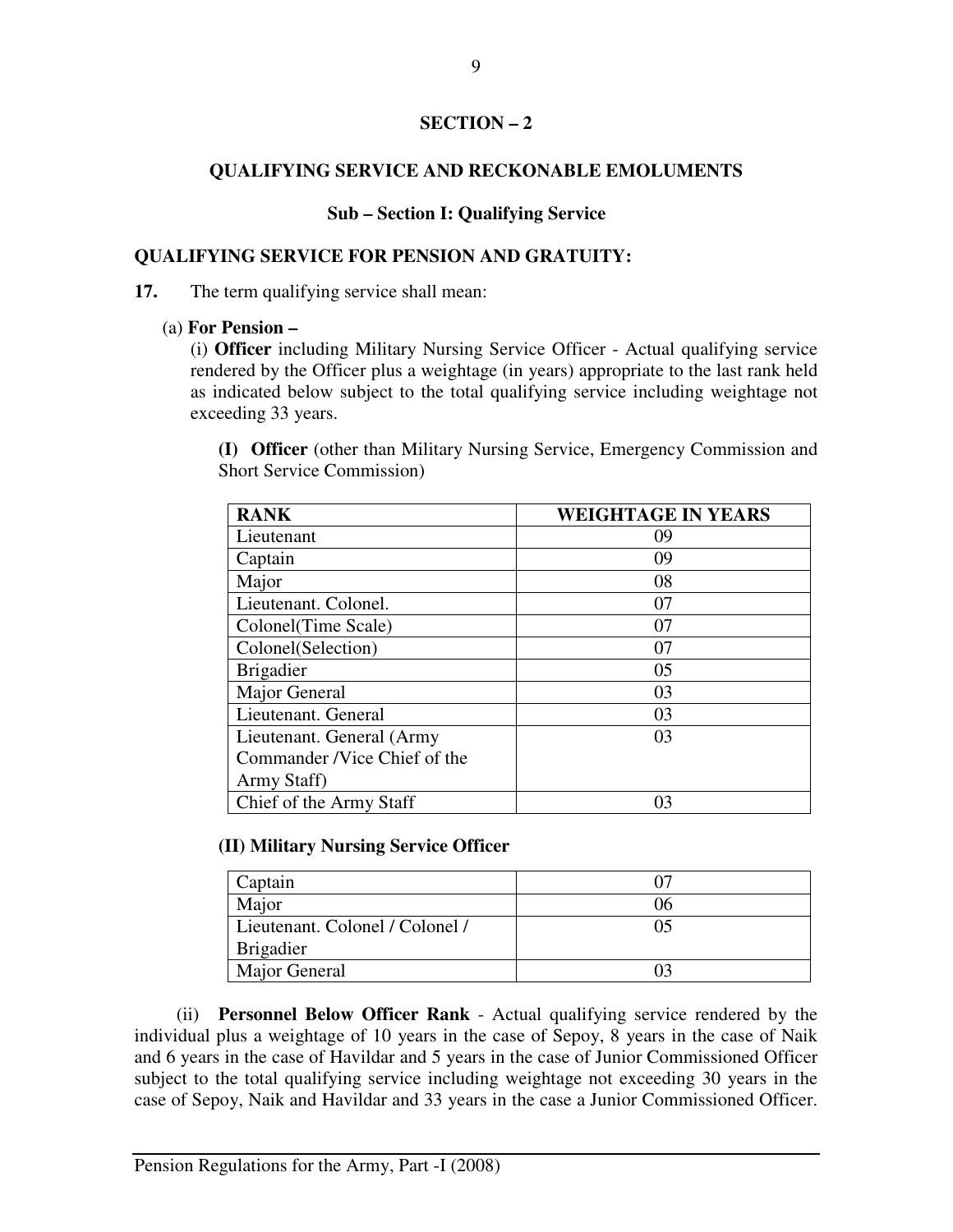## SECTION – 2

## QUALIFYING SERVICE AND RECKONABLE EMOLUMENTS

### Sub – Section I: Qualifying Service

### QUALIFYING SERVICE FOR PENSION AND GRATUITY:

**17.** The term qualifying service shall mean:

(a) **For Pension –**

(i) **Officer** including Military Nursing Service Officer - Actual qualifying service rendered by the Officer plus a weightage (in years) appropriate to the last rank held as indicated below subject to the total qualifying service including weightage not exceeding 33 years.

**(I) Officer** (other than Military Nursing Service, Emergency Commission and Short Service Commission)

| RANK | WEIGHTAGE IN YEARS |
|---|---|
| Lieutenant | 09 |
| Captain | 09 |
| Major | 08 |
| Lieutenant. Colonel. | 07 |
| Colonel(Time Scale) | 07 |
| Colonel(Selection) | 07 |
| Brigadier | 05 |
| Major General | 03 |
| Lieutenant. General | 03 |
| Lieutenant. General (Army Commander /Vice Chief of the Army Staff) | 03 |
| Chief of the Army Staff | 03 |

**(II) Military Nursing Service Officer**

| | |
|---|---|
| Captain | 07 |
| Major | 06 |
| Lieutenant. Colonel / Colonel / Brigadier | 05 |
| Major General | 03 |

(ii) **Personnel Below Officer Rank** - Actual qualifying service rendered by the individual plus a weightage of 10 years in the case of Sepoy, 8 years in the case of Naik and 6 years in the case of Havildar and 5 years in the case of Junior Commissioned Officer subject to the total qualifying service including weightage not exceeding 30 years in the case of Sepoy, Naik and Havildar and 33 years in the case a Junior Commissioned Officer.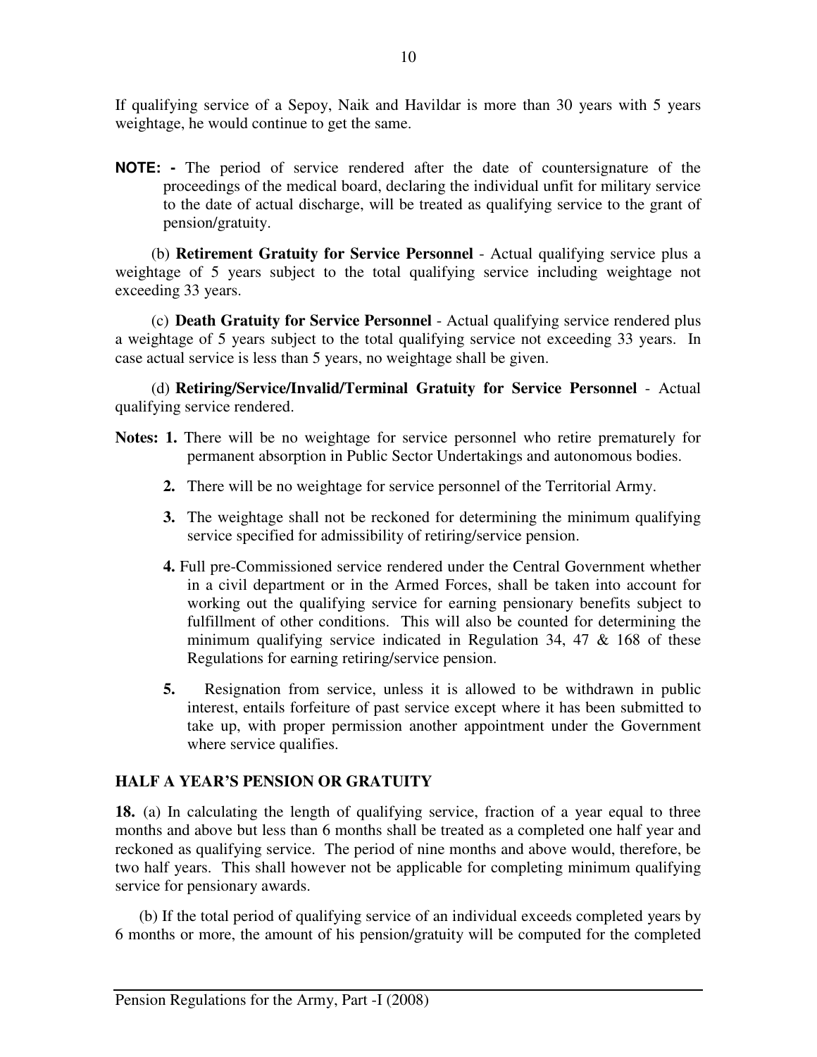If qualifying service of a Sepoy, Naik and Havildar is more than 30 years with 5 years weightage, he would continue to get the same.

**NOTE: -** The period of service rendered after the date of countersignature of the proceedings of the medical board, declaring the individual unfit for military service to the date of actual discharge, will be treated as qualifying service to the grant of pension/gratuity.

(b) **Retirement Gratuity for Service Personnel** - Actual qualifying service plus a weightage of 5 years subject to the total qualifying service including weightage not exceeding 33 years.

(c) **Death Gratuity for Service Personnel** - Actual qualifying service rendered plus a weightage of 5 years subject to the total qualifying service not exceeding 33 years. In case actual service is less than 5 years, no weightage shall be given.

(d) **Retiring/Service/Invalid/Terminal Gratuity for Service Personnel** - Actual qualifying service rendered.

**Notes: 1.** There will be no weightage for service personnel who retire prematurely for permanent absorption in Public Sector Undertakings and autonomous bodies.

**2.** There will be no weightage for service personnel of the Territorial Army.

**3.** The weightage shall not be reckoned for determining the minimum qualifying service specified for admissibility of retiring/service pension.

**4.** Full pre-Commissioned service rendered under the Central Government whether in a civil department or in the Armed Forces, shall be taken into account for working out the qualifying service for earning pensionary benefits subject to fulfillment of other conditions. This will also be counted for determining the minimum qualifying service indicated in Regulation 34, 47 & 168 of these Regulations for earning retiring/service pension.

**5.** Resignation from service, unless it is allowed to be withdrawn in public interest, entails forfeiture of past service except where it has been submitted to take up, with proper permission another appointment under the Government where service qualifies.

## HALF A YEAR'S PENSION OR GRATUITY

**18.** (a) In calculating the length of qualifying service, fraction of a year equal to three months and above but less than 6 months shall be treated as a completed one half year and reckoned as qualifying service. The period of nine months and above would, therefore, be two half years. This shall however not be applicable for completing minimum qualifying service for pensionary awards.

(b) If the total period of qualifying service of an individual exceeds completed years by 6 months or more, the amount of his pension/gratuity will be computed for the completed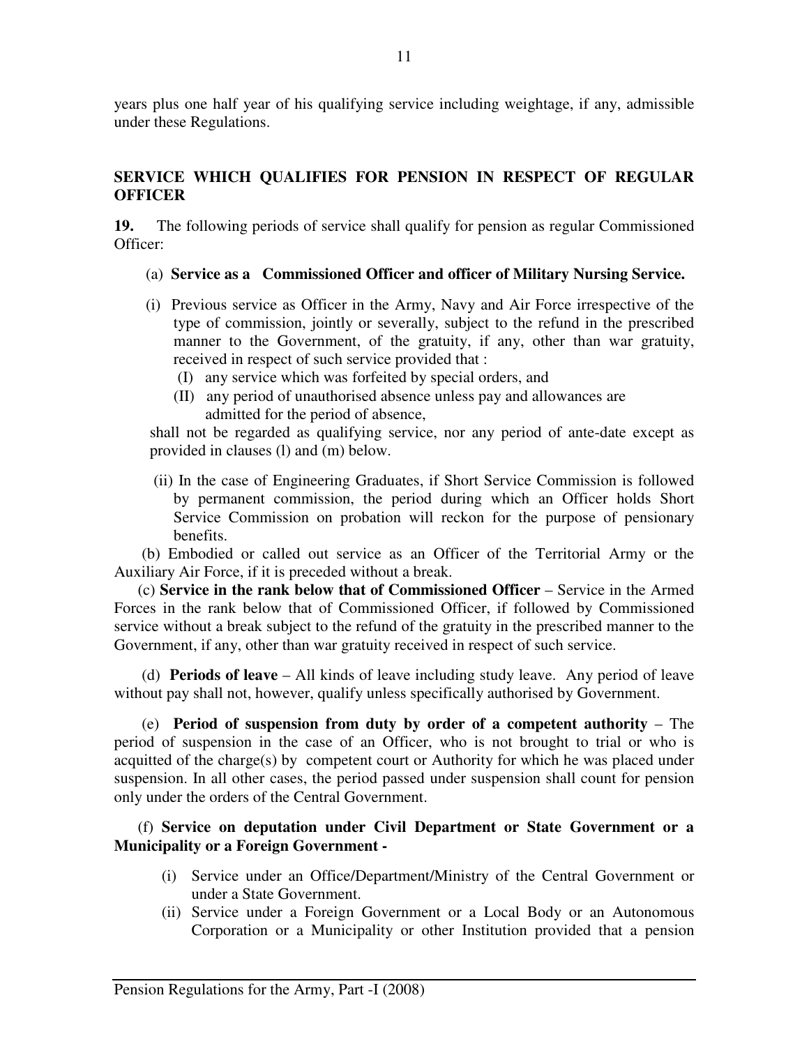years plus one half year of his qualifying service including weightage, if any, admissible under these Regulations.

## SERVICE WHICH QUALIFIES FOR PENSION IN RESPECT OF REGULAR OFFICER

**19.** The following periods of service shall qualify for pension as regular Commissioned Officer:

(a) **Service as a Commissioned Officer and officer of Military Nursing Service.**

(i) Previous service as Officer in the Army, Navy and Air Force irrespective of the type of commission, jointly or severally, subject to the refund in the prescribed manner to the Government, of the gratuity, if any, other than war gratuity, received in respect of such service provided that :

- (I) any service which was forfeited by special orders, and
- (II) any period of unauthorised absence unless pay and allowances are admitted for the period of absence,

shall not be regarded as qualifying service, nor any period of ante-date except as provided in clauses (l) and (m) below.

(ii) In the case of Engineering Graduates, if Short Service Commission is followed by permanent commission, the period during which an Officer holds Short Service Commission on probation will reckon for the purpose of pensionary benefits.

(b) Embodied or called out service as an Officer of the Territorial Army or the Auxiliary Air Force, if it is preceded without a break.

(c) **Service in the rank below that of Commissioned Officer** – Service in the Armed Forces in the rank below that of Commissioned Officer, if followed by Commissioned service without a break subject to the refund of the gratuity in the prescribed manner to the Government, if any, other than war gratuity received in respect of such service.

(d) **Periods of leave** – All kinds of leave including study leave. Any period of leave without pay shall not, however, qualify unless specifically authorised by Government.

(e) **Period of suspension from duty by order of a competent authority** – The period of suspension in the case of an Officer, who is not brought to trial or who is acquitted of the charge(s) by competent court or Authority for which he was placed under suspension. In all other cases, the period passed under suspension shall count for pension only under the orders of the Central Government.

(f) **Service on deputation under Civil Department or State Government or a Municipality or a Foreign Government -**

(i) Service under an Office/Department/Ministry of the Central Government or under a State Government.

(ii) Service under a Foreign Government or a Local Body or an Autonomous Corporation or a Municipality or other Institution provided that a pension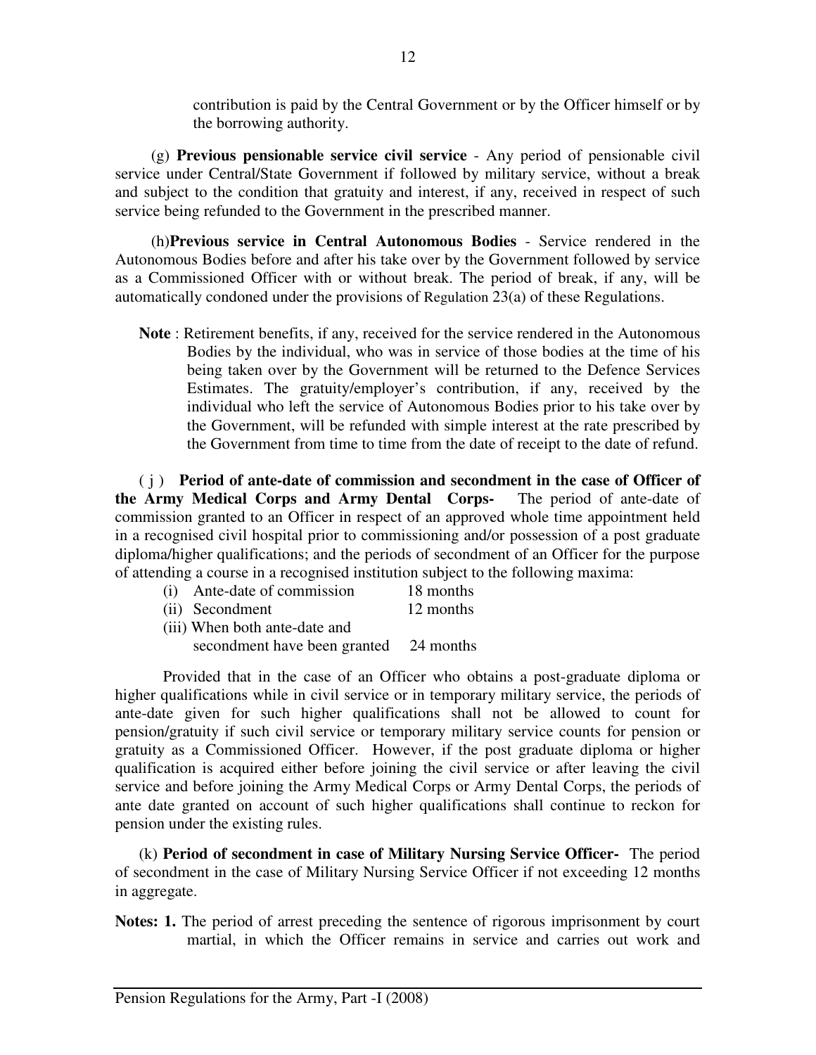contribution is paid by the Central Government or by the Officer himself or by the borrowing authority.

(g) **Previous pensionable service civil service** - Any period of pensionable civil service under Central/State Government if followed by military service, without a break and subject to the condition that gratuity and interest, if any, received in respect of such service being refunded to the Government in the prescribed manner.

(h)**Previous service in Central Autonomous Bodies** - Service rendered in the Autonomous Bodies before and after his take over by the Government followed by service as a Commissioned Officer with or without break. The period of break, if any, will be automatically condoned under the provisions of Regulation 23(a) of these Regulations.

**Note** : Retirement benefits, if any, received for the service rendered in the Autonomous Bodies by the individual, who was in service of those bodies at the time of his being taken over by the Government will be returned to the Defence Services Estimates. The gratuity/employer's contribution, if any, received by the individual who left the service of Autonomous Bodies prior to his take over by the Government, will be refunded with simple interest at the rate prescribed by the Government from time to time from the date of receipt to the date of refund.

( j ) **Period of ante-date of commission and secondment in the case of Officer of the Army Medical Corps and Army Dental Corps-** The period of ante-date of commission granted to an Officer in respect of an approved whole time appointment held in a recognised civil hospital prior to commissioning and/or possession of a post graduate diploma/higher qualifications; and the periods of secondment of an Officer for the purpose of attending a course in a recognised institution subject to the following maxima:

(i) Ante-date of commission 18 months
(ii) Secondment 12 months
(iii) When both ante-date and secondment have been granted 24 months

Provided that in the case of an Officer who obtains a post-graduate diploma or higher qualifications while in civil service or in temporary military service, the periods of ante-date given for such higher qualifications shall not be allowed to count for pension/gratuity if such civil service or temporary military service counts for pension or gratuity as a Commissioned Officer. However, if the post graduate diploma or higher qualification is acquired either before joining the civil service or after leaving the civil service and before joining the Army Medical Corps or Army Dental Corps, the periods of ante date granted on account of such higher qualifications shall continue to reckon for pension under the existing rules.

(k) **Period of secondment in case of Military Nursing Service Officer-** The period of secondment in the case of Military Nursing Service Officer if not exceeding 12 months in aggregate.

**Notes: 1.** The period of arrest preceding the sentence of rigorous imprisonment by court martial, in which the Officer remains in service and carries out work and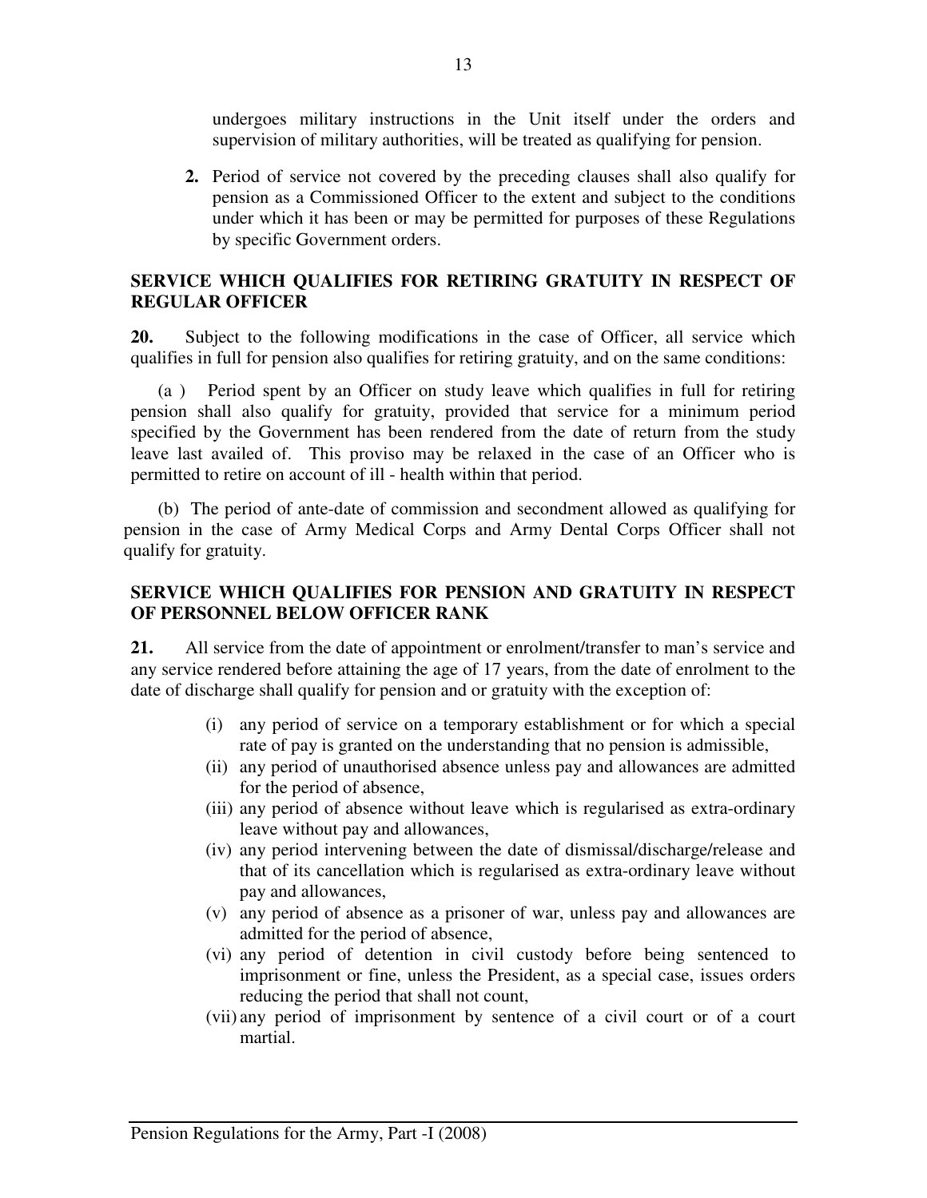undergoes military instructions in the Unit itself under the orders and supervision of military authorities, will be treated as qualifying for pension.

**2.** Period of service not covered by the preceding clauses shall also qualify for pension as a Commissioned Officer to the extent and subject to the conditions under which it has been or may be permitted for purposes of these Regulations by specific Government orders.

## SERVICE WHICH QUALIFIES FOR RETIRING GRATUITY IN RESPECT OF REGULAR OFFICER

**20.** Subject to the following modifications in the case of Officer, all service which qualifies in full for pension also qualifies for retiring gratuity, and on the same conditions:

(a ) Period spent by an Officer on study leave which qualifies in full for retiring pension shall also qualify for gratuity, provided that service for a minimum period specified by the Government has been rendered from the date of return from the study leave last availed of. This proviso may be relaxed in the case of an Officer who is permitted to retire on account of ill - health within that period.

(b) The period of ante-date of commission and secondment allowed as qualifying for pension in the case of Army Medical Corps and Army Dental Corps Officer shall not qualify for gratuity.

## SERVICE WHICH QUALIFIES FOR PENSION AND GRATUITY IN RESPECT OF PERSONNEL BELOW OFFICER RANK

**21.** All service from the date of appointment or enrolment/transfer to man's service and any service rendered before attaining the age of 17 years, from the date of enrolment to the date of discharge shall qualify for pension and or gratuity with the exception of:

- (i) any period of service on a temporary establishment or for which a special rate of pay is granted on the understanding that no pension is admissible,
- (ii) any period of unauthorised absence unless pay and allowances are admitted for the period of absence,
- (iii) any period of absence without leave which is regularised as extra-ordinary leave without pay and allowances,
- (iv) any period intervening between the date of dismissal/discharge/release and that of its cancellation which is regularised as extra-ordinary leave without pay and allowances,
- (v) any period of absence as a prisoner of war, unless pay and allowances are admitted for the period of absence,
- (vi) any period of detention in civil custody before being sentenced to imprisonment or fine, unless the President, as a special case, issues orders reducing the period that shall not count,
- (vii) any period of imprisonment by sentence of a civil court or of a court martial.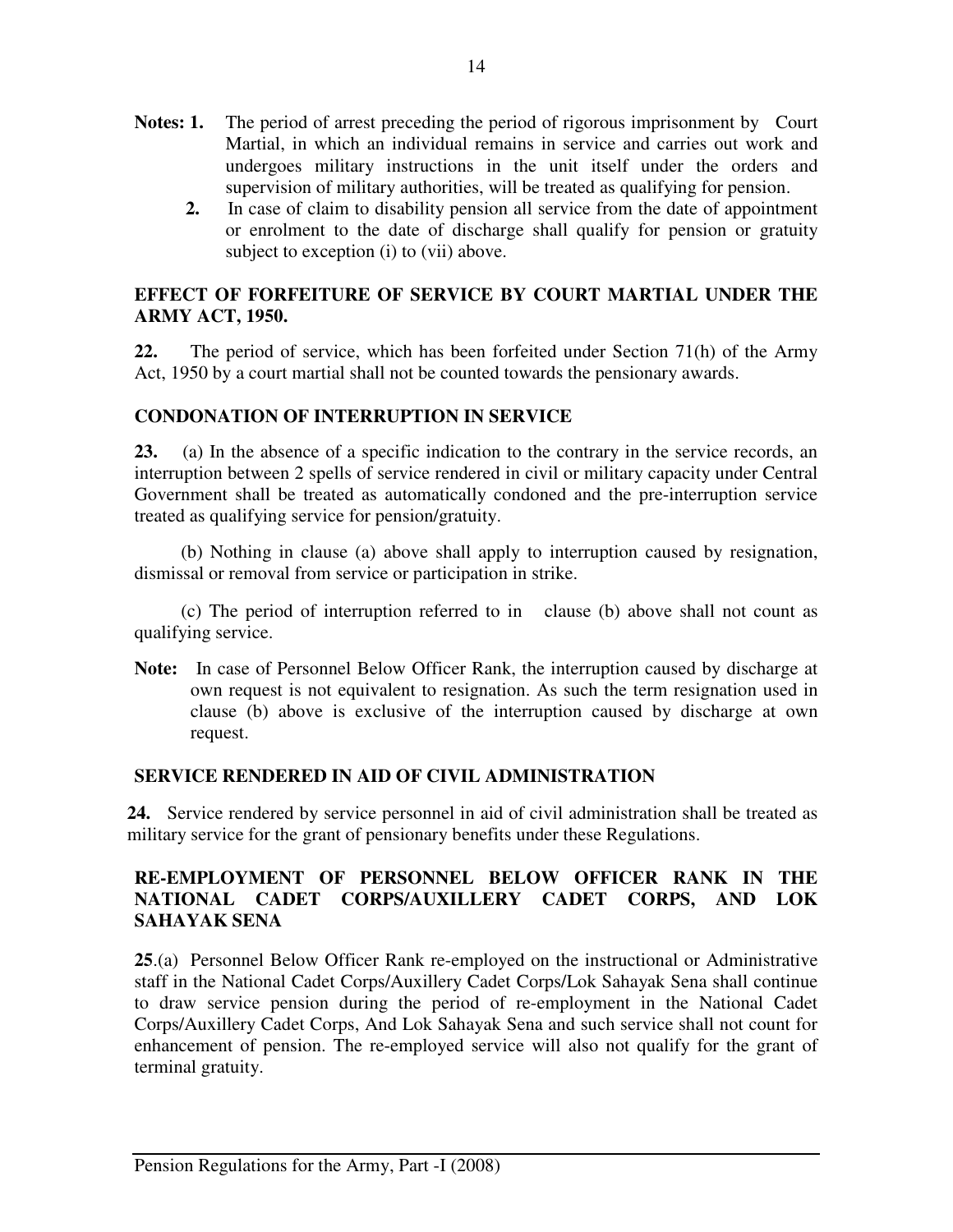**Notes: 1.** The period of arrest preceding the period of rigorous imprisonment by Court Martial, in which an individual remains in service and carries out work and undergoes military instructions in the unit itself under the orders and supervision of military authorities, will be treated as qualifying for pension.

**2.** In case of claim to disability pension all service from the date of appointment or enrolment to the date of discharge shall qualify for pension or gratuity subject to exception (i) to (vii) above.

**EFFECT OF FORFEITURE OF SERVICE BY COURT MARTIAL UNDER THE ARMY ACT, 1950.**

**22.** The period of service, which has been forfeited under Section 71(h) of the Army Act, 1950 by a court martial shall not be counted towards the pensionary awards.

**CONDONATION OF INTERRUPTION IN SERVICE**

**23.** (a) In the absence of a specific indication to the contrary in the service records, an interruption between 2 spells of service rendered in civil or military capacity under Central Government shall be treated as automatically condoned and the pre-interruption service treated as qualifying service for pension/gratuity.

(b) Nothing in clause (a) above shall apply to interruption caused by resignation, dismissal or removal from service or participation in strike.

(c) The period of interruption referred to in clause (b) above shall not count as qualifying service.

**Note:** In case of Personnel Below Officer Rank, the interruption caused by discharge at own request is not equivalent to resignation. As such the term resignation used in clause (b) above is exclusive of the interruption caused by discharge at own request.

**SERVICE RENDERED IN AID OF CIVIL ADMINISTRATION**

**24.** Service rendered by service personnel in aid of civil administration shall be treated as military service for the grant of pensionary benefits under these Regulations.

**RE-EMPLOYMENT OF PERSONNEL BELOW OFFICER RANK IN THE NATIONAL CADET CORPS/AUXILLERY CADET CORPS, AND LOK SAHAYAK SENA**

**25**.(a) Personnel Below Officer Rank re-employed on the instructional or Administrative staff in the National Cadet Corps/Auxillery Cadet Corps/Lok Sahayak Sena shall continue to draw service pension during the period of re-employment in the National Cadet Corps/Auxillery Cadet Corps, And Lok Sahayak Sena and such service shall not count for enhancement of pension. The re-employed service will also not qualify for the grant of terminal gratuity.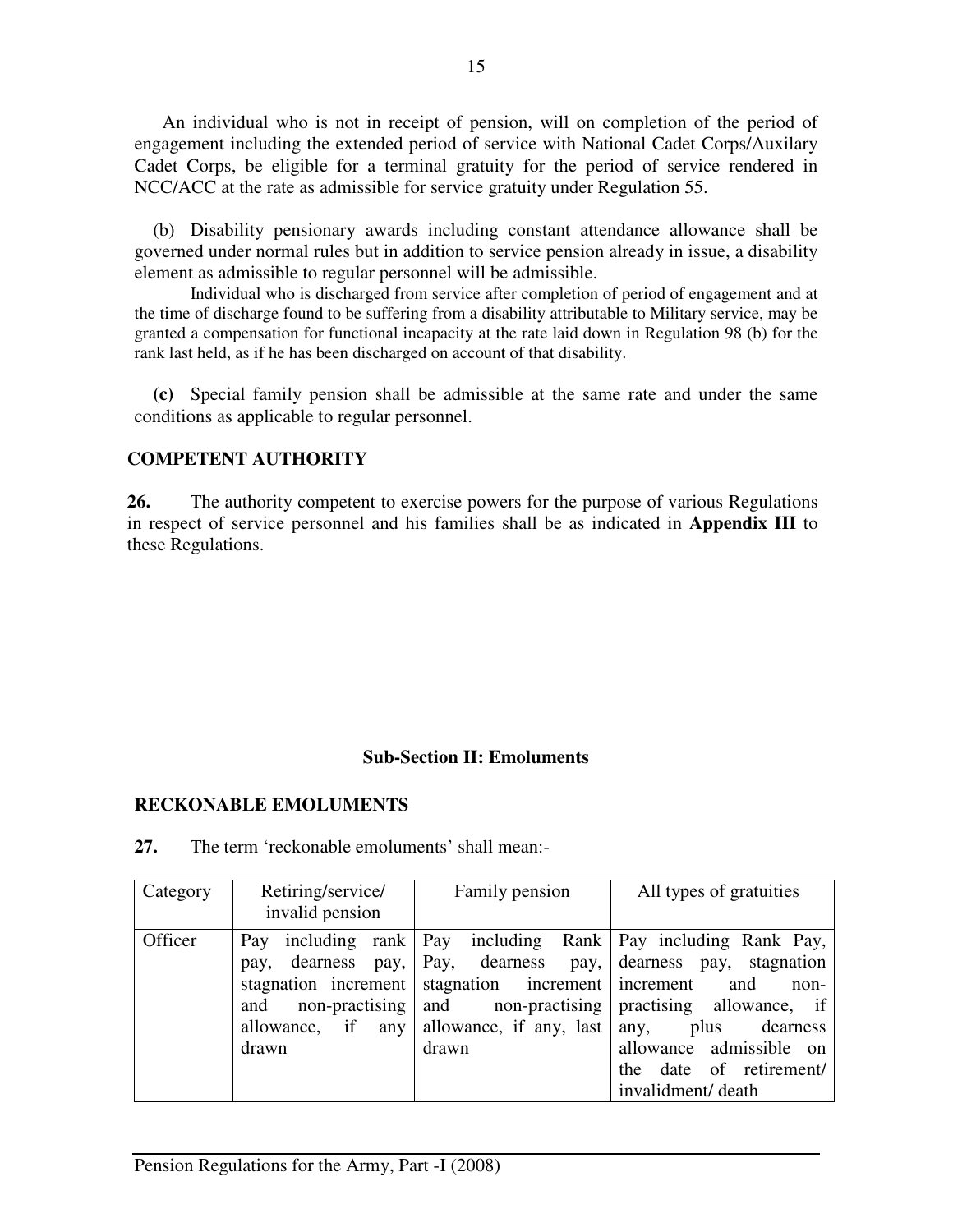An individual who is not in receipt of pension, will on completion of the period of engagement including the extended period of service with National Cadet Corps/Auxilary Cadet Corps, be eligible for a terminal gratuity for the period of service rendered in NCC/ACC at the rate as admissible for service gratuity under Regulation 55.

(b) Disability pensionary awards including constant attendance allowance shall be governed under normal rules but in addition to service pension already in issue, a disability element as admissible to regular personnel will be admissible.

Individual who is discharged from service after completion of period of engagement and at the time of discharge found to be suffering from a disability attributable to Military service, may be granted a compensation for functional incapacity at the rate laid down in Regulation 98 (b) for the rank last held, as if he has been discharged on account of that disability.

**(c)** Special family pension shall be admissible at the same rate and under the same conditions as applicable to regular personnel.

## COMPETENT AUTHORITY

**26.** The authority competent to exercise powers for the purpose of various Regulations in respect of service personnel and his families shall be as indicated in **Appendix III** to these Regulations.

### Sub-Section II: Emoluments

## RECKONABLE EMOLUMENTS

**27.** The term 'reckonable emoluments' shall mean:-

| Category | Retiring/service/ invalid pension | Family pension | All types of gratuities |
|---|---|---|---|
| Officer | Pay including rank pay, dearness pay, stagnation increment and non-practising allowance, if any drawn | Pay including Rank Pay, dearness pay, stagnation increment and non-practising allowance, if any, last drawn | Pay including Rank Pay, dearness pay, stagnation increment and non-practising allowance, if any, plus dearness allowance admissible on the date of retirement/ invalidment/ death |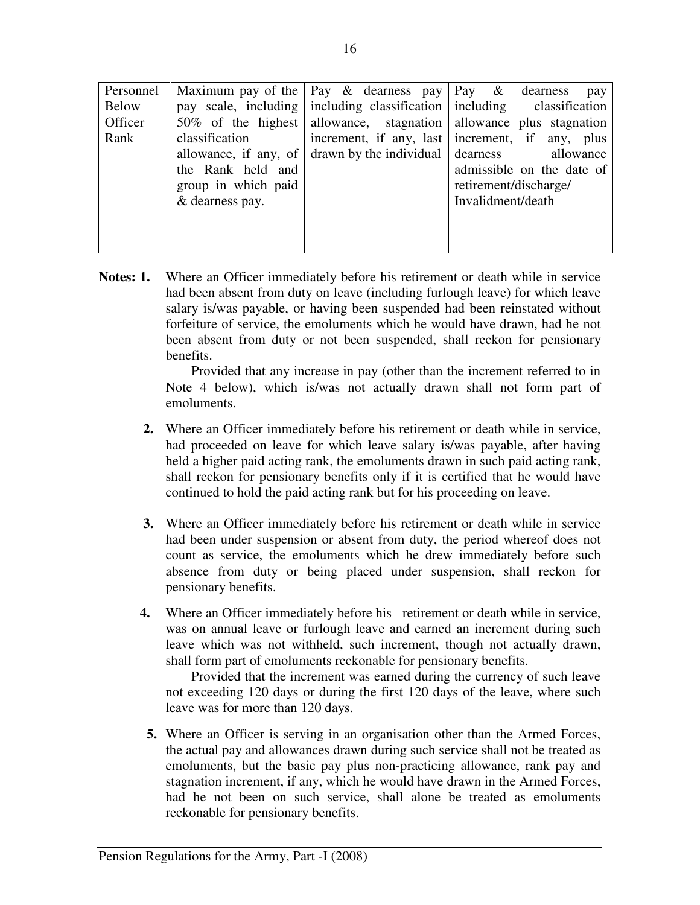| Personnel Below Officer Rank | Maximum pay of the pay scale, including 50% of the highest classification allowance, if any, of the Rank held and group in which paid & dearness pay. | Pay & dearness pay including classification allowance, stagnation increment, if any, last drawn by the individual | Pay & dearness pay including classification allowance plus stagnation increment, if any, plus dearness allowance admissible on the date of retirement/discharge/ Invalidment/death |
|---|---|---|---|

**Notes: 1.** Where an Officer immediately before his retirement or death while in service had been absent from duty on leave (including furlough leave) for which leave salary is/was payable, or having been suspended had been reinstated without forfeiture of service, the emoluments which he would have drawn, had he not been absent from duty or not been suspended, shall reckon for pensionary benefits.

Provided that any increase in pay (other than the increment referred to in Note 4 below), which is/was not actually drawn shall not form part of emoluments.

**2.** Where an Officer immediately before his retirement or death while in service, had proceeded on leave for which leave salary is/was payable, after having held a higher paid acting rank, the emoluments drawn in such paid acting rank, shall reckon for pensionary benefits only if it is certified that he would have continued to hold the paid acting rank but for his proceeding on leave.

**3.** Where an Officer immediately before his retirement or death while in service had been under suspension or absent from duty, the period whereof does not count as service, the emoluments which he drew immediately before such absence from duty or being placed under suspension, shall reckon for pensionary benefits.

**4.** Where an Officer immediately before his retirement or death while in service, was on annual leave or furlough leave and earned an increment during such leave which was not withheld, such increment, though not actually drawn, shall form part of emoluments reckonable for pensionary benefits.

Provided that the increment was earned during the currency of such leave not exceeding 120 days or during the first 120 days of the leave, where such leave was for more than 120 days.

**5.** Where an Officer is serving in an organisation other than the Armed Forces, the actual pay and allowances drawn during such service shall not be treated as emoluments, but the basic pay plus non-practicing allowance, rank pay and stagnation increment, if any, which he would have drawn in the Armed Forces, had he not been on such service, shall alone be treated as emoluments reckonable for pensionary benefits.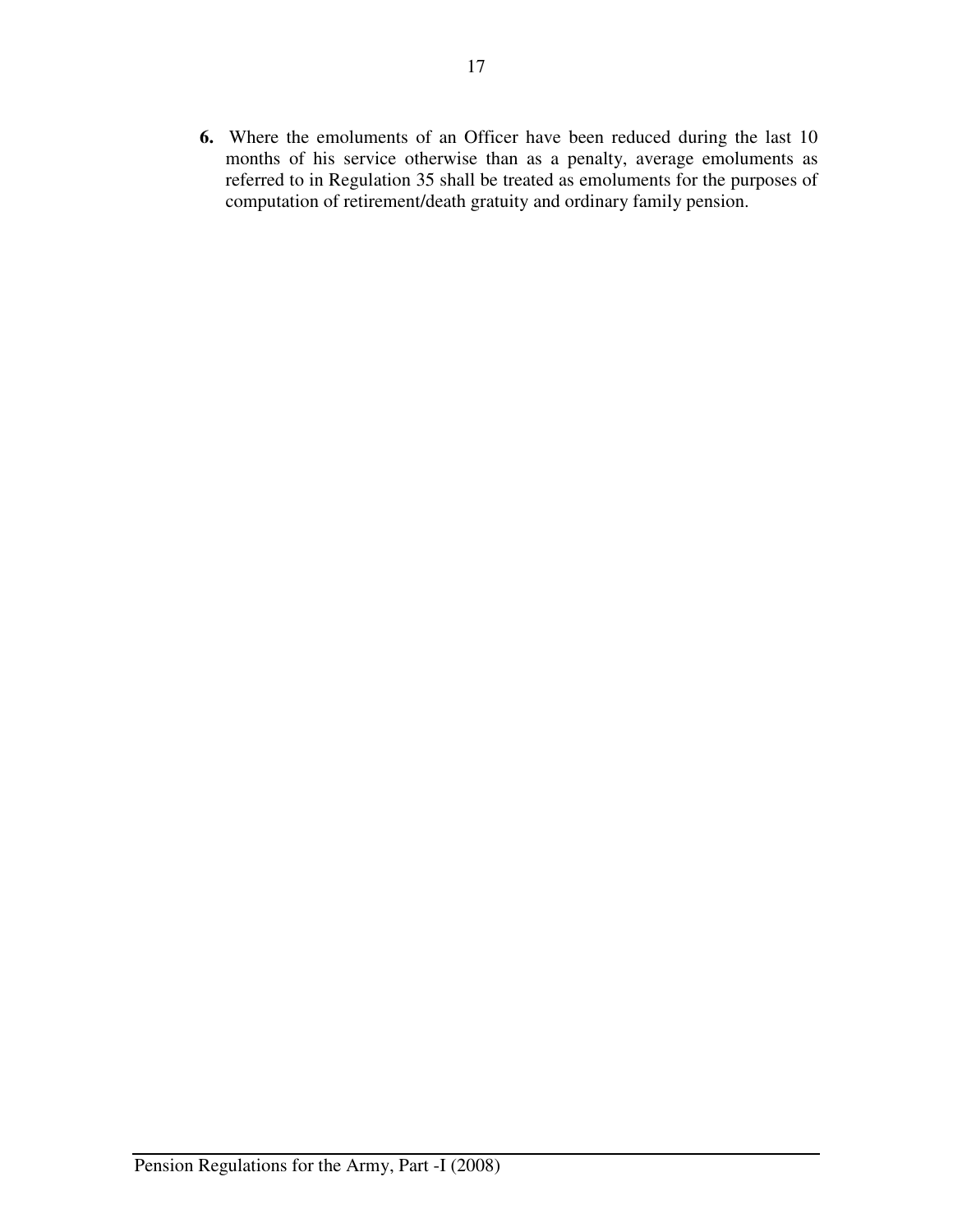**6.** Where the emoluments of an Officer have been reduced during the last 10 months of his service otherwise than as a penalty, average emoluments as referred to in Regulation 35 shall be treated as emoluments for the purposes of computation of retirement/death gratuity and ordinary family pension.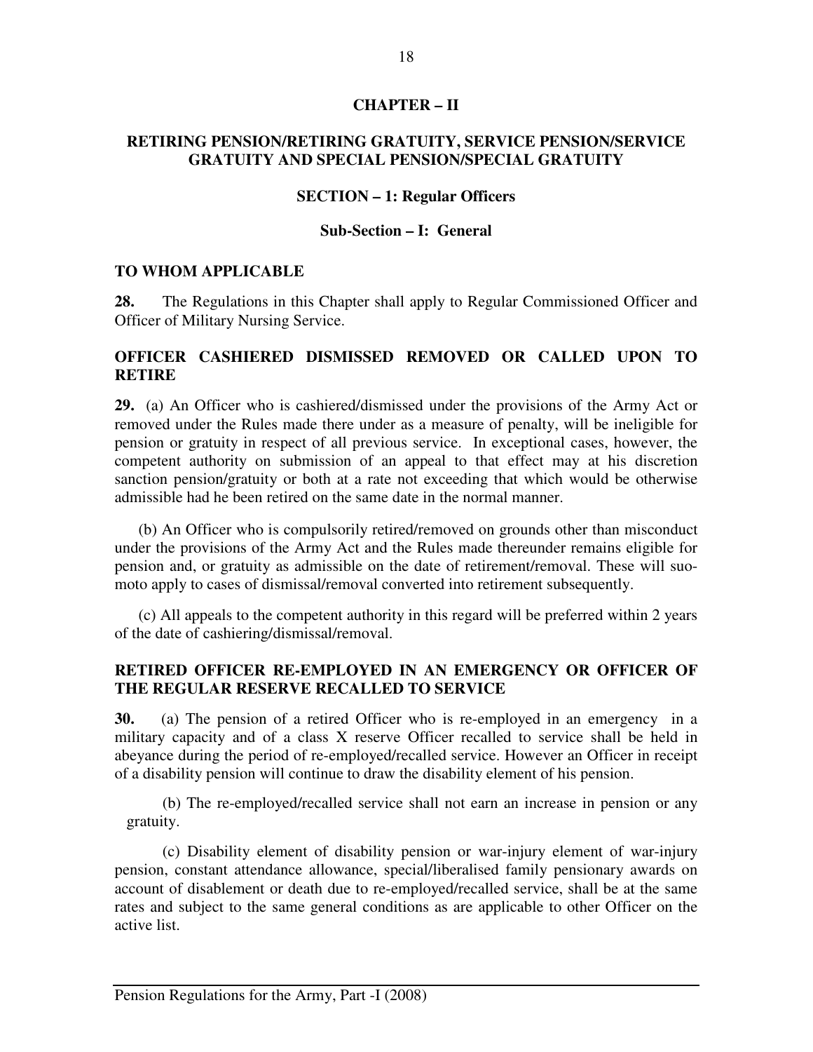# CHAPTER – II

## RETIRING PENSION/RETIRING GRATUITY, SERVICE PENSION/SERVICE GRATUITY AND SPECIAL PENSION/SPECIAL GRATUITY

### SECTION – 1: Regular Officers

### Sub-Section – I: General

**TO WHOM APPLICABLE**

**28.** The Regulations in this Chapter shall apply to Regular Commissioned Officer and Officer of Military Nursing Service.

**OFFICER CASHIERED DISMISSED REMOVED OR CALLED UPON TO RETIRE**

**29.** (a) An Officer who is cashiered/dismissed under the provisions of the Army Act or removed under the Rules made there under as a measure of penalty, will be ineligible for pension or gratuity in respect of all previous service. In exceptional cases, however, the competent authority on submission of an appeal to that effect may at his discretion sanction pension/gratuity or both at a rate not exceeding that which would be otherwise admissible had he been retired on the same date in the normal manner.

(b) An Officer who is compulsorily retired/removed on grounds other than misconduct under the provisions of the Army Act and the Rules made thereunder remains eligible for pension and, or gratuity as admissible on the date of retirement/removal. These will suo-moto apply to cases of dismissal/removal converted into retirement subsequently.

(c) All appeals to the competent authority in this regard will be preferred within 2 years of the date of cashiering/dismissal/removal.

**RETIRED OFFICER RE-EMPLOYED IN AN EMERGENCY OR OFFICER OF THE REGULAR RESERVE RECALLED TO SERVICE**

**30.** (a) The pension of a retired Officer who is re-employed in an emergency in a military capacity and of a class X reserve Officer recalled to service shall be held in abeyance during the period of re-employed/recalled service. However an Officer in receipt of a disability pension will continue to draw the disability element of his pension.

(b) The re-employed/recalled service shall not earn an increase in pension or any gratuity.

(c) Disability element of disability pension or war-injury element of war-injury pension, constant attendance allowance, special/liberalised family pensionary awards on account of disablement or death due to re-employed/recalled service, shall be at the same rates and subject to the same general conditions as are applicable to other Officer on the active list.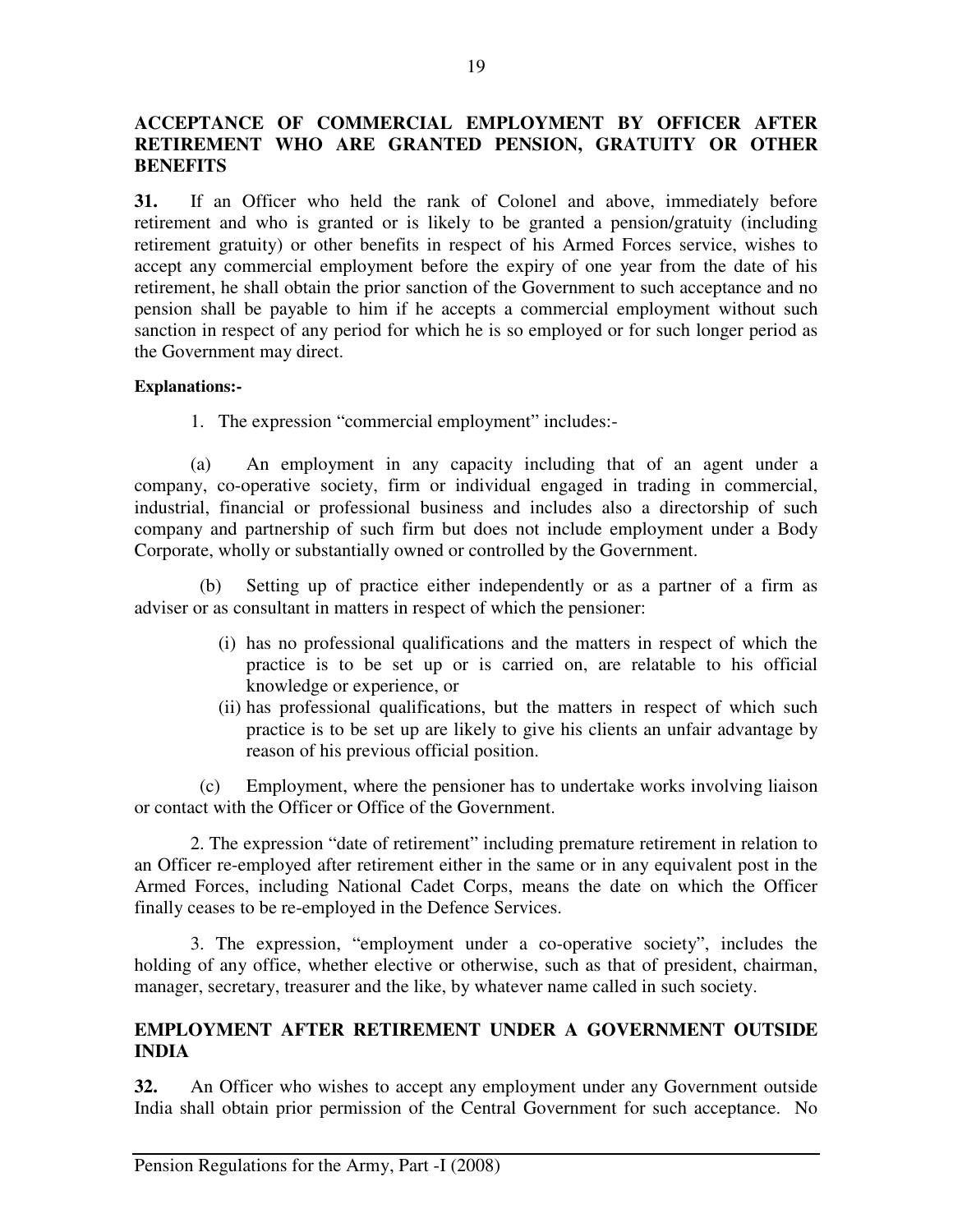## ACCEPTANCE OF COMMERCIAL EMPLOYMENT BY OFFICER AFTER RETIREMENT WHO ARE GRANTED PENSION, GRATUITY OR OTHER BENEFITS

**31.** If an Officer who held the rank of Colonel and above, immediately before retirement and who is granted or is likely to be granted a pension/gratuity (including retirement gratuity) or other benefits in respect of his Armed Forces service, wishes to accept any commercial employment before the expiry of one year from the date of his retirement, he shall obtain the prior sanction of the Government to such acceptance and no pension shall be payable to him if he accepts a commercial employment without such sanction in respect of any period for which he is so employed or for such longer period as the Government may direct.

**Explanations:-**

1. The expression "commercial employment" includes:-

(a) An employment in any capacity including that of an agent under a company, co-operative society, firm or individual engaged in trading in commercial, industrial, financial or professional business and includes also a directorship of such company and partnership of such firm but does not include employment under a Body Corporate, wholly or substantially owned or controlled by the Government.

(b) Setting up of practice either independently or as a partner of a firm as adviser or as consultant in matters in respect of which the pensioner:

(i) has no professional qualifications and the matters in respect of which the practice is to be set up or is carried on, are relatable to his official knowledge or experience, or

(ii) has professional qualifications, but the matters in respect of which such practice is to be set up are likely to give his clients an unfair advantage by reason of his previous official position.

(c) Employment, where the pensioner has to undertake works involving liaison or contact with the Officer or Office of the Government.

2. The expression "date of retirement" including premature retirement in relation to an Officer re-employed after retirement either in the same or in any equivalent post in the Armed Forces, including National Cadet Corps, means the date on which the Officer finally ceases to be re-employed in the Defence Services.

3. The expression, "employment under a co-operative society", includes the holding of any office, whether elective or otherwise, such as that of president, chairman, manager, secretary, treasurer and the like, by whatever name called in such society.

## EMPLOYMENT AFTER RETIREMENT UNDER A GOVERNMENT OUTSIDE INDIA

**32.** An Officer who wishes to accept any employment under any Government outside India shall obtain prior permission of the Central Government for such acceptance. No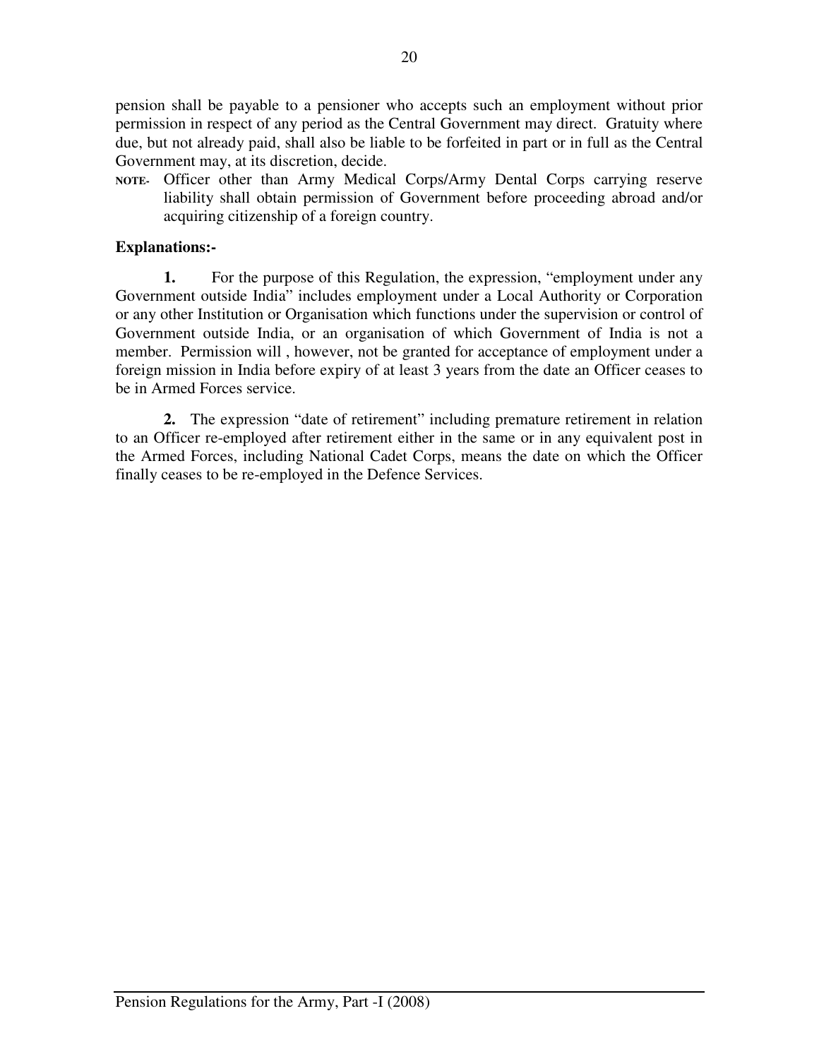pension shall be payable to a pensioner who accepts such an employment without prior permission in respect of any period as the Central Government may direct. Gratuity where due, but not already paid, shall also be liable to be forfeited in part or in full as the Central Government may, at its discretion, decide.

**NOTE-** Officer other than Army Medical Corps/Army Dental Corps carrying reserve liability shall obtain permission of Government before proceeding abroad and/or acquiring citizenship of a foreign country.

**Explanations:-**

**1.** For the purpose of this Regulation, the expression, "employment under any Government outside India" includes employment under a Local Authority or Corporation or any other Institution or Organisation which functions under the supervision or control of Government outside India, or an organisation of which Government of India is not a member. Permission will , however, not be granted for acceptance of employment under a foreign mission in India before expiry of at least 3 years from the date an Officer ceases to be in Armed Forces service.

**2.** The expression "date of retirement" including premature retirement in relation to an Officer re-employed after retirement either in the same or in any equivalent post in the Armed Forces, including National Cadet Corps, means the date on which the Officer finally ceases to be re-employed in the Defence Services.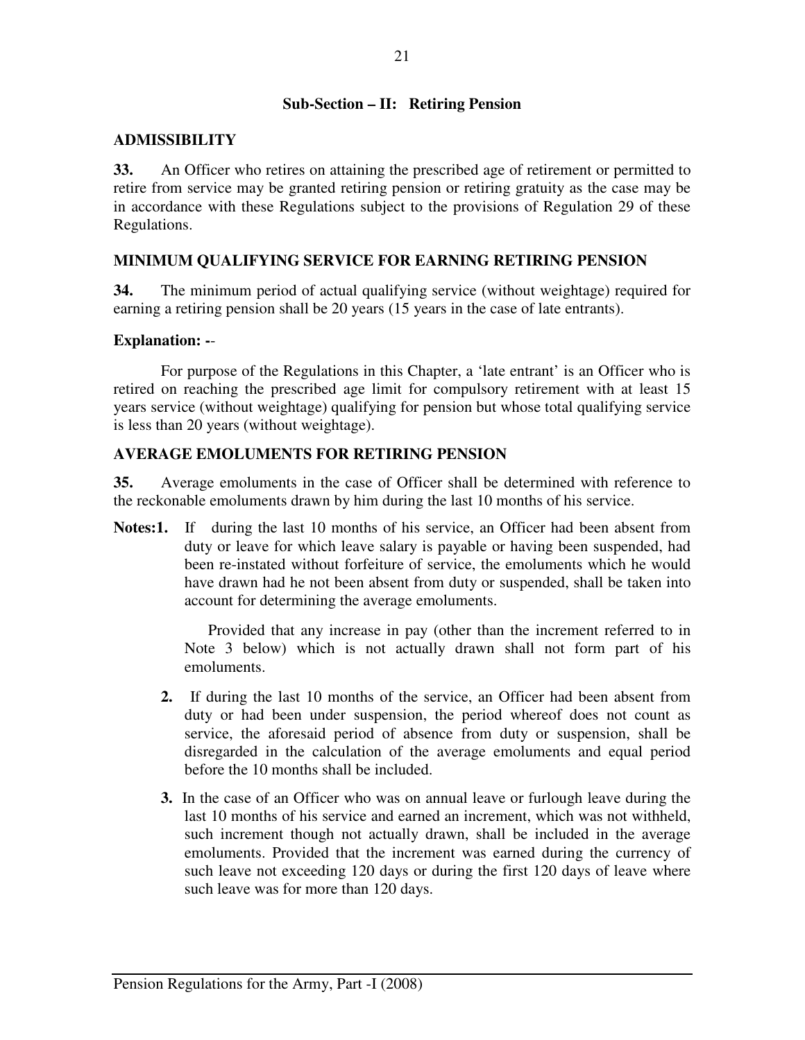## Sub-Section – II: Retiring Pension

### ADMISSIBILITY

**33.** An Officer who retires on attaining the prescribed age of retirement or permitted to retire from service may be granted retiring pension or retiring gratuity as the case may be in accordance with these Regulations subject to the provisions of Regulation 29 of these Regulations.

### MINIMUM QUALIFYING SERVICE FOR EARNING RETIRING PENSION

**34.** The minimum period of actual qualifying service (without weightage) required for earning a retiring pension shall be 20 years (15 years in the case of late entrants).

**Explanation: -**-

For purpose of the Regulations in this Chapter, a 'late entrant' is an Officer who is retired on reaching the prescribed age limit for compulsory retirement with at least 15 years service (without weightage) qualifying for pension but whose total qualifying service is less than 20 years (without weightage).

### AVERAGE EMOLUMENTS FOR RETIRING PENSION

**35.** Average emoluments in the case of Officer shall be determined with reference to the reckonable emoluments drawn by him during the last 10 months of his service.

**Notes:1.** If during the last 10 months of his service, an Officer had been absent from duty or leave for which leave salary is payable or having been suspended, had been re-instated without forfeiture of service, the emoluments which he would have drawn had he not been absent from duty or suspended, shall be taken into account for determining the average emoluments.

Provided that any increase in pay (other than the increment referred to in Note 3 below) which is not actually drawn shall not form part of his emoluments.

**2.** If during the last 10 months of the service, an Officer had been absent from duty or had been under suspension, the period whereof does not count as service, the aforesaid period of absence from duty or suspension, shall be disregarded in the calculation of the average emoluments and equal period before the 10 months shall be included.

**3.** In the case of an Officer who was on annual leave or furlough leave during the last 10 months of his service and earned an increment, which was not withheld, such increment though not actually drawn, shall be included in the average emoluments. Provided that the increment was earned during the currency of such leave not exceeding 120 days or during the first 120 days of leave where such leave was for more than 120 days.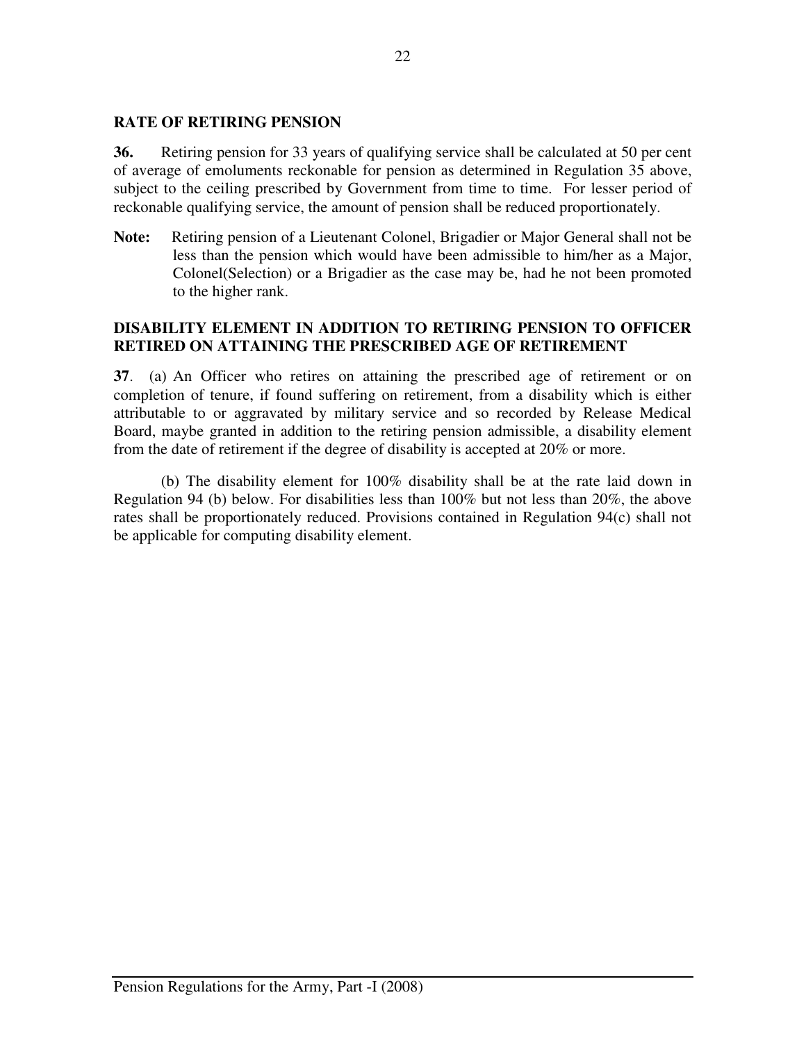## RATE OF RETIRING PENSION

**36.** Retiring pension for 33 years of qualifying service shall be calculated at 50 per cent of average of emoluments reckonable for pension as determined in Regulation 35 above, subject to the ceiling prescribed by Government from time to time. For lesser period of reckonable qualifying service, the amount of pension shall be reduced proportionately.

**Note:** Retiring pension of a Lieutenant Colonel, Brigadier or Major General shall not be less than the pension which would have been admissible to him/her as a Major, Colonel(Selection) or a Brigadier as the case may be, had he not been promoted to the higher rank.

## DISABILITY ELEMENT IN ADDITION TO RETIRING PENSION TO OFFICER RETIRED ON ATTAINING THE PRESCRIBED AGE OF RETIREMENT

**37**. (a) An Officer who retires on attaining the prescribed age of retirement or on completion of tenure, if found suffering on retirement, from a disability which is either attributable to or aggravated by military service and so recorded by Release Medical Board, maybe granted in addition to the retiring pension admissible, a disability element from the date of retirement if the degree of disability is accepted at 20% or more.

(b) The disability element for 100% disability shall be at the rate laid down in Regulation 94 (b) below. For disabilities less than 100% but not less than 20%, the above rates shall be proportionately reduced. Provisions contained in Regulation 94(c) shall not be applicable for computing disability element.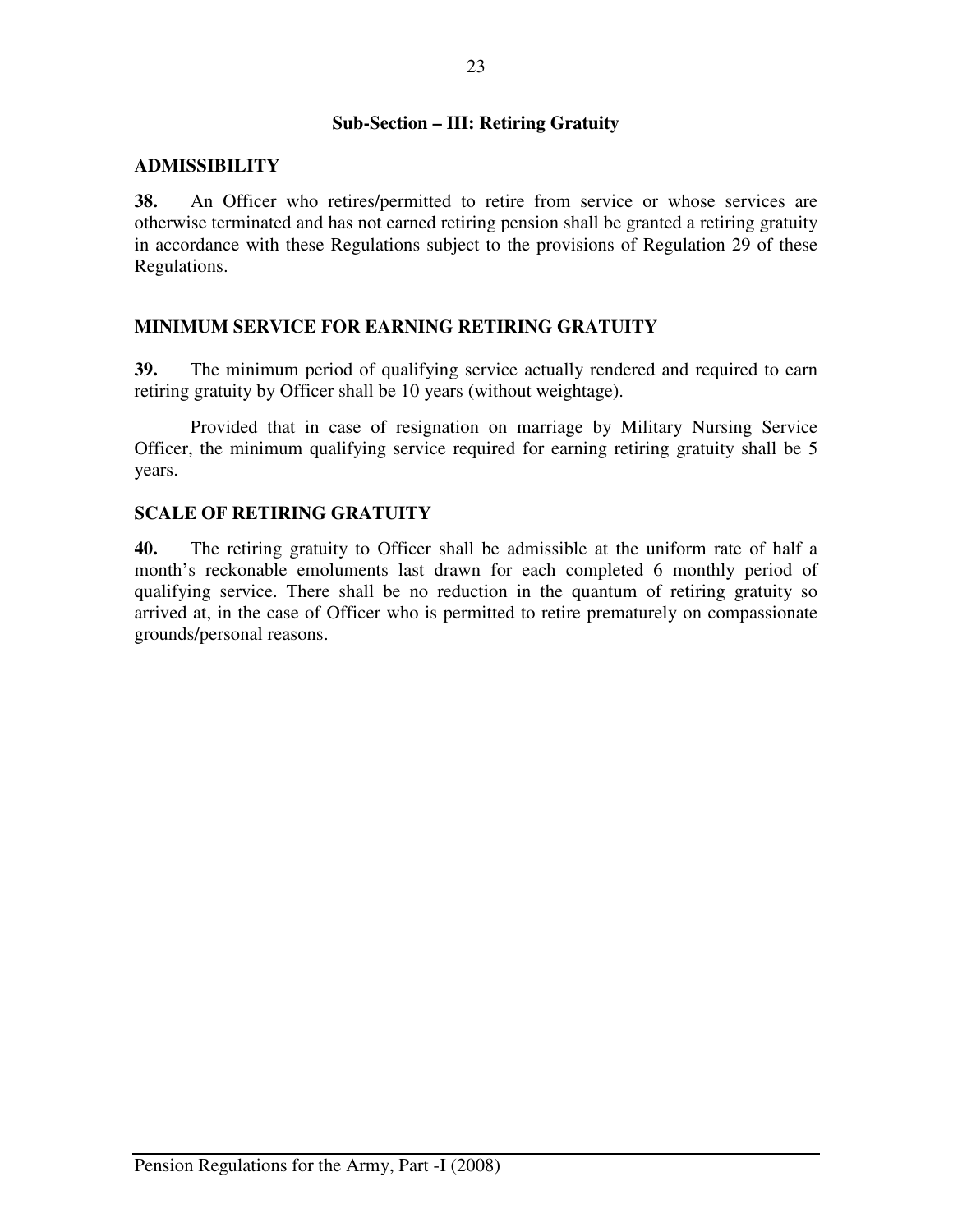## Sub-Section – III: Retiring Gratuity

### ADMISSIBILITY

**38.** An Officer who retires/permitted to retire from service or whose services are otherwise terminated and has not earned retiring pension shall be granted a retiring gratuity in accordance with these Regulations subject to the provisions of Regulation 29 of these Regulations.

### MINIMUM SERVICE FOR EARNING RETIRING GRATUITY

**39.** The minimum period of qualifying service actually rendered and required to earn retiring gratuity by Officer shall be 10 years (without weightage).

Provided that in case of resignation on marriage by Military Nursing Service Officer, the minimum qualifying service required for earning retiring gratuity shall be 5 years.

### SCALE OF RETIRING GRATUITY

**40.** The retiring gratuity to Officer shall be admissible at the uniform rate of half a month's reckonable emoluments last drawn for each completed 6 monthly period of qualifying service. There shall be no reduction in the quantum of retiring gratuity so arrived at, in the case of Officer who is permitted to retire prematurely on compassionate grounds/personal reasons.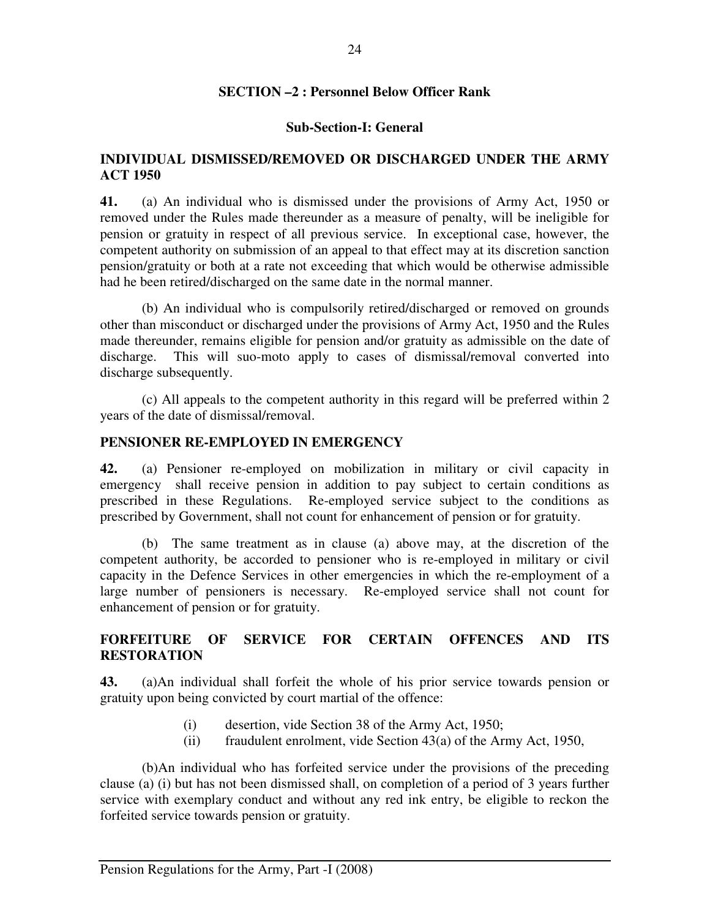## SECTION –2 : Personnel Below Officer Rank

### Sub-Section-I: General

**INDIVIDUAL DISMISSED/REMOVED OR DISCHARGED UNDER THE ARMY ACT 1950**

**41.** (a) An individual who is dismissed under the provisions of Army Act, 1950 or removed under the Rules made thereunder as a measure of penalty, will be ineligible for pension or gratuity in respect of all previous service. In exceptional case, however, the competent authority on submission of an appeal to that effect may at its discretion sanction pension/gratuity or both at a rate not exceeding that which would be otherwise admissible had he been retired/discharged on the same date in the normal manner.

(b) An individual who is compulsorily retired/discharged or removed on grounds other than misconduct or discharged under the provisions of Army Act, 1950 and the Rules made thereunder, remains eligible for pension and/or gratuity as admissible on the date of discharge. This will suo-moto apply to cases of dismissal/removal converted into discharge subsequently.

(c) All appeals to the competent authority in this regard will be preferred within 2 years of the date of dismissal/removal.

**PENSIONER RE-EMPLOYED IN EMERGENCY**

**42.** (a) Pensioner re-employed on mobilization in military or civil capacity in emergency shall receive pension in addition to pay subject to certain conditions as prescribed in these Regulations. Re-employed service subject to the conditions as prescribed by Government, shall not count for enhancement of pension or for gratuity.

(b) The same treatment as in clause (a) above may, at the discretion of the competent authority, be accorded to pensioner who is re-employed in military or civil capacity in the Defence Services in other emergencies in which the re-employment of a large number of pensioners is necessary. Re-employed service shall not count for enhancement of pension or for gratuity.

**FORFEITURE OF SERVICE FOR CERTAIN OFFENCES AND ITS RESTORATION**

**43.** (a)An individual shall forfeit the whole of his prior service towards pension or gratuity upon being convicted by court martial of the offence:

(i) desertion, vide Section 38 of the Army Act, 1950;
(ii) fraudulent enrolment, vide Section 43(a) of the Army Act, 1950,

(b)An individual who has forfeited service under the provisions of the preceding clause (a) (i) but has not been dismissed shall, on completion of a period of 3 years further service with exemplary conduct and without any red ink entry, be eligible to reckon the forfeited service towards pension or gratuity.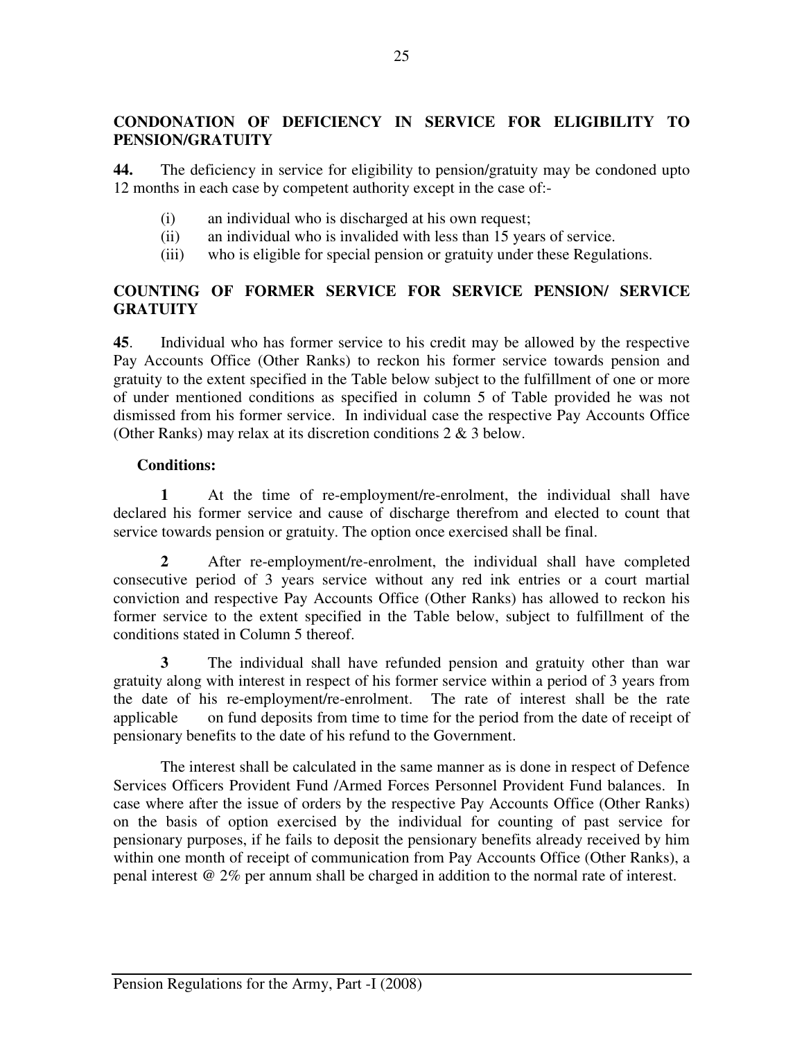## CONDONATION OF DEFICIENCY IN SERVICE FOR ELIGIBILITY TO PENSION/GRATUITY

**44.** The deficiency in service for eligibility to pension/gratuity may be condoned upto 12 months in each case by competent authority except in the case of:-

(i) an individual who is discharged at his own request;

(ii) an individual who is invalided with less than 15 years of service.

(iii) who is eligible for special pension or gratuity under these Regulations.

## COUNTING OF FORMER SERVICE FOR SERVICE PENSION/ SERVICE GRATUITY

**45**. Individual who has former service to his credit may be allowed by the respective Pay Accounts Office (Other Ranks) to reckon his former service towards pension and gratuity to the extent specified in the Table below subject to the fulfillment of one or more of under mentioned conditions as specified in column 5 of Table provided he was not dismissed from his former service. In individual case the respective Pay Accounts Office (Other Ranks) may relax at its discretion conditions 2 & 3 below.

**Conditions:**

**1** At the time of re-employment/re-enrolment, the individual shall have declared his former service and cause of discharge therefrom and elected to count that service towards pension or gratuity. The option once exercised shall be final.

**2** After re-employment/re-enrolment, the individual shall have completed consecutive period of 3 years service without any red ink entries or a court martial conviction and respective Pay Accounts Office (Other Ranks) has allowed to reckon his former service to the extent specified in the Table below, subject to fulfillment of the conditions stated in Column 5 thereof.

**3** The individual shall have refunded pension and gratuity other than war gratuity along with interest in respect of his former service within a period of 3 years from the date of his re-employment/re-enrolment. The rate of interest shall be the rate applicable on fund deposits from time to time for the period from the date of receipt of pensionary benefits to the date of his refund to the Government.

The interest shall be calculated in the same manner as is done in respect of Defence Services Officers Provident Fund /Armed Forces Personnel Provident Fund balances. In case where after the issue of orders by the respective Pay Accounts Office (Other Ranks) on the basis of option exercised by the individual for counting of past service for pensionary purposes, if he fails to deposit the pensionary benefits already received by him within one month of receipt of communication from Pay Accounts Office (Other Ranks), a penal interest @ 2% per annum shall be charged in addition to the normal rate of interest.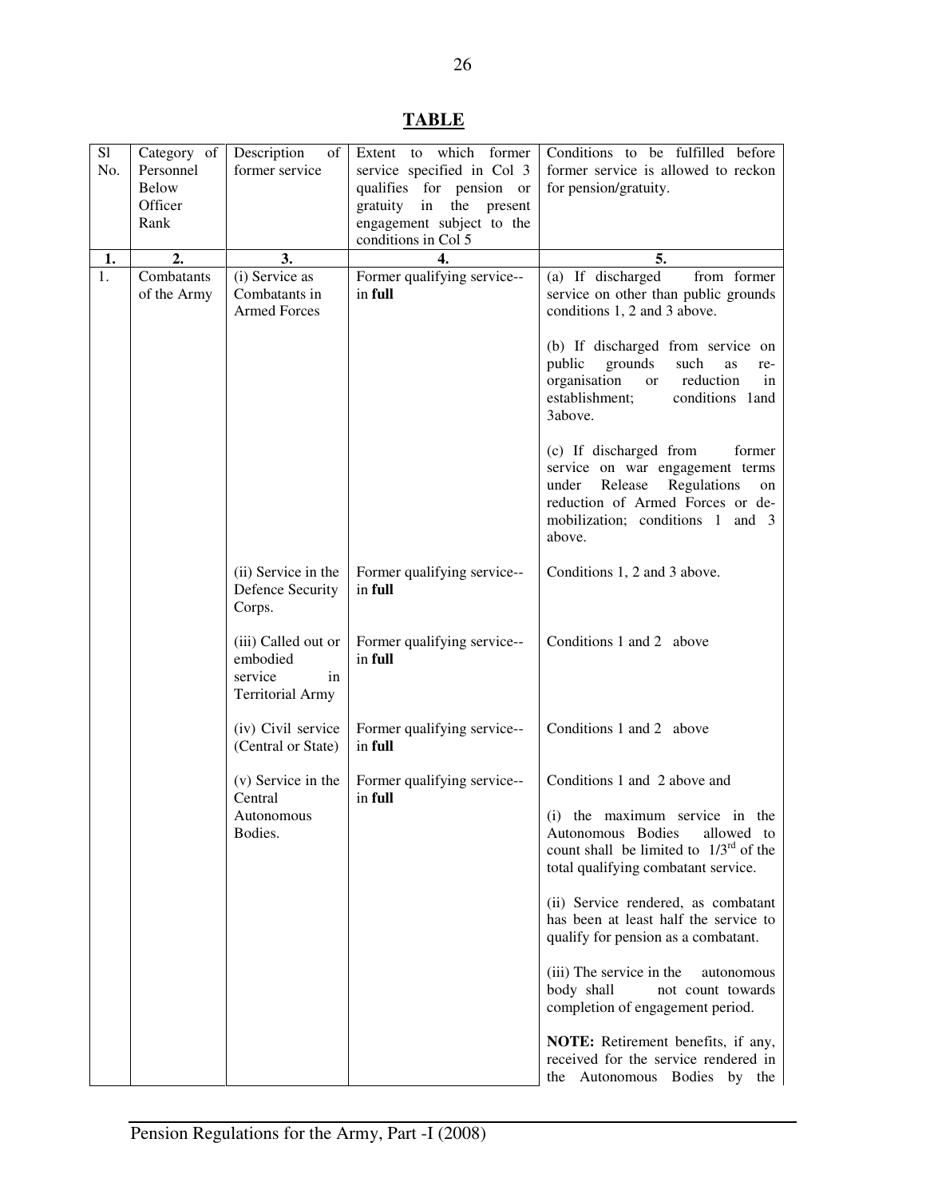## TABLE

| Sl No. | Category of Personnel Below Officer Rank | Description of former service | Extent to which former service specified in Col 3 qualifies for pension or gratuity in the present engagement subject to the conditions in Col 5 | Conditions to be fulfilled before former service is allowed to reckon for pension/gratuity. |
|---|---|---|---|---|
| **1.** | **2.** | **3.** | **4.** | **5.** |
| 1. | Combatants of the Army | (i) Service as Combatants in Armed Forces | Former qualifying service--in **full** | (a) If discharged from former service on other than public grounds conditions 1, 2 and 3 above.<br><br>(b) If discharged from service on public grounds such as re-organisation or reduction in establishment; conditions 1and 3above.<br><br>(c) If discharged from former service on war engagement terms under Release Regulations on reduction of Armed Forces or de-mobilization; conditions 1 and 3 above. |
| | | (ii) Service in the Defence Security Corps. | Former qualifying service--in **full** | Conditions 1, 2 and 3 above. |
| | | (iii) Called out or embodied service in Territorial Army | Former qualifying service--in **full** | Conditions 1 and 2 above |
| | | (iv) Civil service (Central or State) | Former qualifying service--in **full** | Conditions 1 and 2 above |
| | | (v) Service in the Central Autonomous Bodies. | Former qualifying service--in **full** | Conditions 1 and 2 above and<br><br>(i) the maximum service in the Autonomous Bodies allowed to count shall be limited to 1/3rd of the total qualifying combatant service.<br><br>(ii) Service rendered, as combatant has been at least half the service to qualify for pension as a combatant.<br><br>(iii) The service in the autonomous body shall not count towards completion of engagement period.<br><br>**NOTE:** Retirement benefits, if any, received for the service rendered in the Autonomous Bodies by the |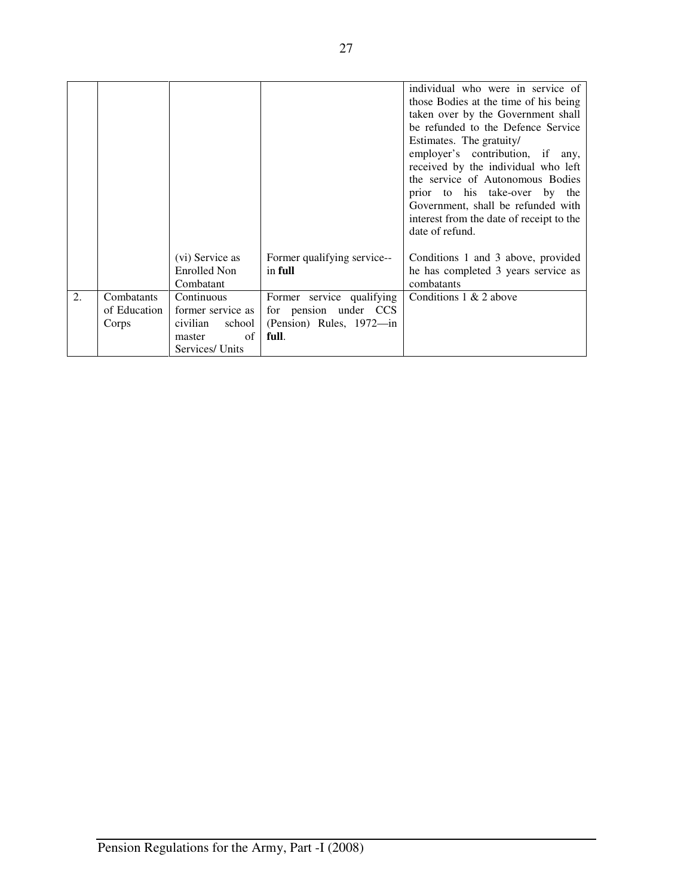| | | | | |
|---|---|---|---|---|
| | | | | individual who were in service of those Bodies at the time of his being taken over by the Government shall be refunded to the Defence Service Estimates. The gratuity/ employer's contribution, if any, received by the individual who left the service of Autonomous Bodies prior to his take-over by the Government, shall be refunded with interest from the date of receipt to the date of refund. |
| | | (vi) Service as Enrolled Non Combatant | Former qualifying service--in **full** | Conditions 1 and 3 above, provided he has completed 3 years service as combatants |
| 2. | Combatants of Education Corps | Continuous former service as civilian school master of Services/ Units | Former service qualifying for pension under CCS (Pension) Rules, 1972—in **full**. | Conditions 1 & 2 above |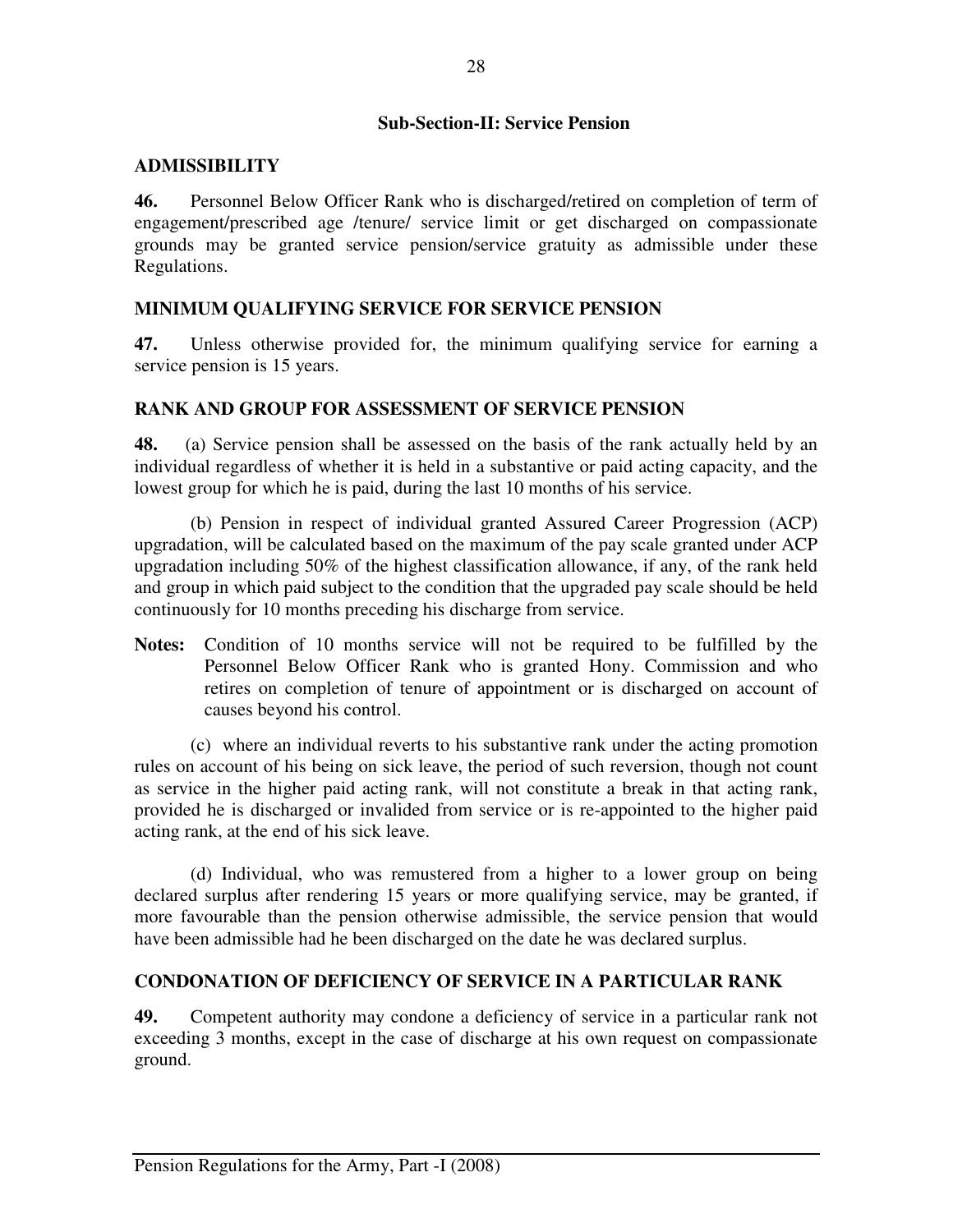## Sub-Section-II: Service Pension

### ADMISSIBILITY

**46.** Personnel Below Officer Rank who is discharged/retired on completion of term of engagement/prescribed age /tenure/ service limit or get discharged on compassionate grounds may be granted service pension/service gratuity as admissible under these Regulations.

### MINIMUM QUALIFYING SERVICE FOR SERVICE PENSION

**47.** Unless otherwise provided for, the minimum qualifying service for earning a service pension is 15 years.

### RANK AND GROUP FOR ASSESSMENT OF SERVICE PENSION

**48.** (a) Service pension shall be assessed on the basis of the rank actually held by an individual regardless of whether it is held in a substantive or paid acting capacity, and the lowest group for which he is paid, during the last 10 months of his service.

(b) Pension in respect of individual granted Assured Career Progression (ACP) upgradation, will be calculated based on the maximum of the pay scale granted under ACP upgradation including 50% of the highest classification allowance, if any, of the rank held and group in which paid subject to the condition that the upgraded pay scale should be held continuously for 10 months preceding his discharge from service.

**Notes:** Condition of 10 months service will not be required to be fulfilled by the Personnel Below Officer Rank who is granted Hony. Commission and who retires on completion of tenure of appointment or is discharged on account of causes beyond his control.

(c) where an individual reverts to his substantive rank under the acting promotion rules on account of his being on sick leave, the period of such reversion, though not count as service in the higher paid acting rank, will not constitute a break in that acting rank, provided he is discharged or invalided from service or is re-appointed to the higher paid acting rank, at the end of his sick leave.

(d) Individual, who was remustered from a higher to a lower group on being declared surplus after rendering 15 years or more qualifying service, may be granted, if more favourable than the pension otherwise admissible, the service pension that would have been admissible had he been discharged on the date he was declared surplus.

### CONDONATION OF DEFICIENCY OF SERVICE IN A PARTICULAR RANK

**49.** Competent authority may condone a deficiency of service in a particular rank not exceeding 3 months, except in the case of discharge at his own request on compassionate ground.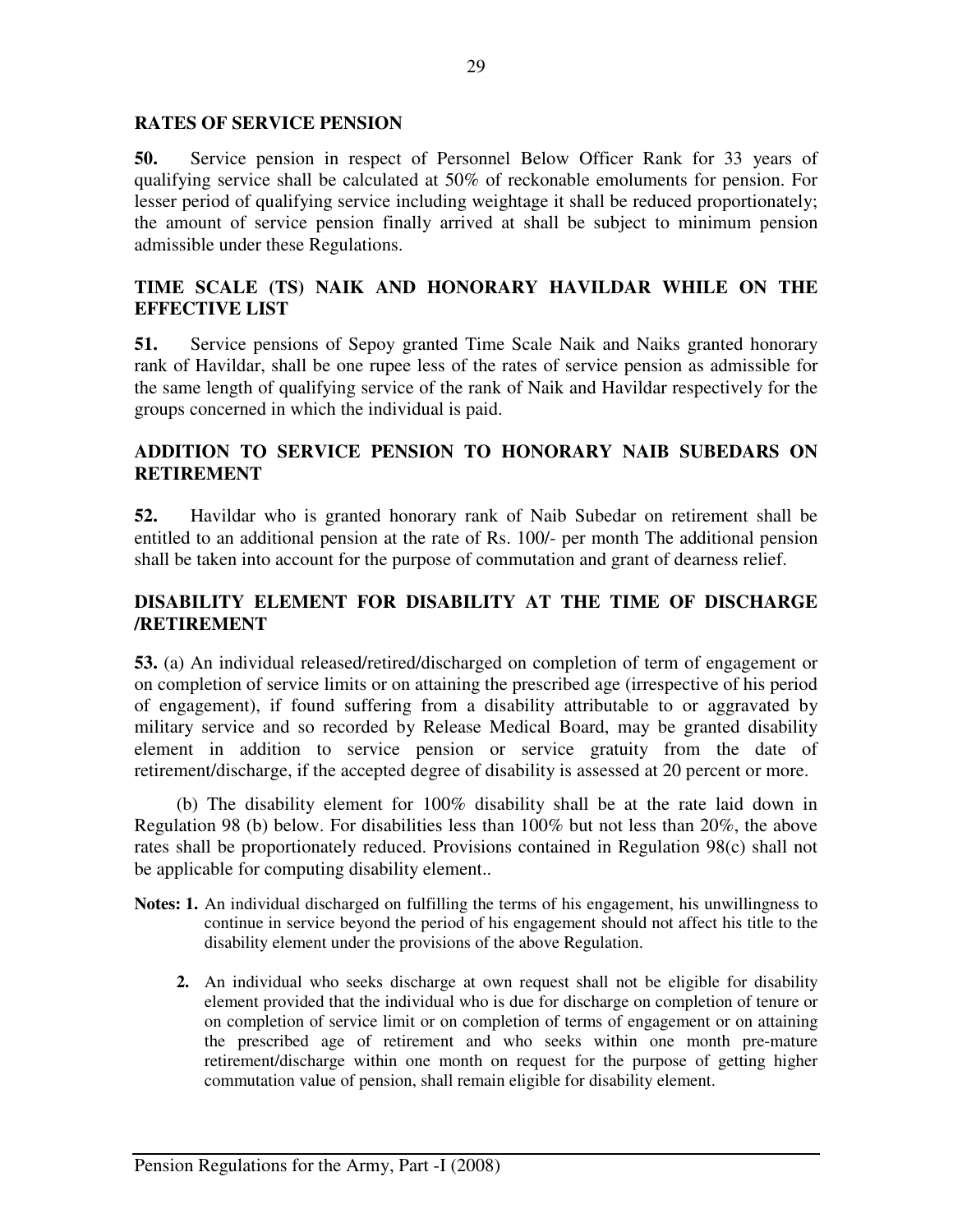## RATES OF SERVICE PENSION

**50.** Service pension in respect of Personnel Below Officer Rank for 33 years of qualifying service shall be calculated at 50% of reckonable emoluments for pension. For lesser period of qualifying service including weightage it shall be reduced proportionately; the amount of service pension finally arrived at shall be subject to minimum pension admissible under these Regulations.

## TIME SCALE (TS) NAIK AND HONORARY HAVILDAR WHILE ON THE EFFECTIVE LIST

**51.** Service pensions of Sepoy granted Time Scale Naik and Naiks granted honorary rank of Havildar, shall be one rupee less of the rates of service pension as admissible for the same length of qualifying service of the rank of Naik and Havildar respectively for the groups concerned in which the individual is paid.

## ADDITION TO SERVICE PENSION TO HONORARY NAIB SUBEDARS ON RETIREMENT

**52.** Havildar who is granted honorary rank of Naib Subedar on retirement shall be entitled to an additional pension at the rate of Rs. 100/- per month The additional pension shall be taken into account for the purpose of commutation and grant of dearness relief.

## DISABILITY ELEMENT FOR DISABILITY AT THE TIME OF DISCHARGE /RETIREMENT

**53.** (a) An individual released/retired/discharged on completion of term of engagement or on completion of service limits or on attaining the prescribed age (irrespective of his period of engagement), if found suffering from a disability attributable to or aggravated by military service and so recorded by Release Medical Board, may be granted disability element in addition to service pension or service gratuity from the date of retirement/discharge, if the accepted degree of disability is assessed at 20 percent or more.

(b) The disability element for 100% disability shall be at the rate laid down in Regulation 98 (b) below. For disabilities less than 100% but not less than 20%, the above rates shall be proportionately reduced. Provisions contained in Regulation 98(c) shall not be applicable for computing disability element..

**Notes: 1.** An individual discharged on fulfilling the terms of his engagement, his unwillingness to continue in service beyond the period of his engagement should not affect his title to the disability element under the provisions of the above Regulation.

**2.** An individual who seeks discharge at own request shall not be eligible for disability element provided that the individual who is due for discharge on completion of tenure or on completion of service limit or on completion of terms of engagement or on attaining the prescribed age of retirement and who seeks within one month pre-mature retirement/discharge within one month on request for the purpose of getting higher commutation value of pension, shall remain eligible for disability element.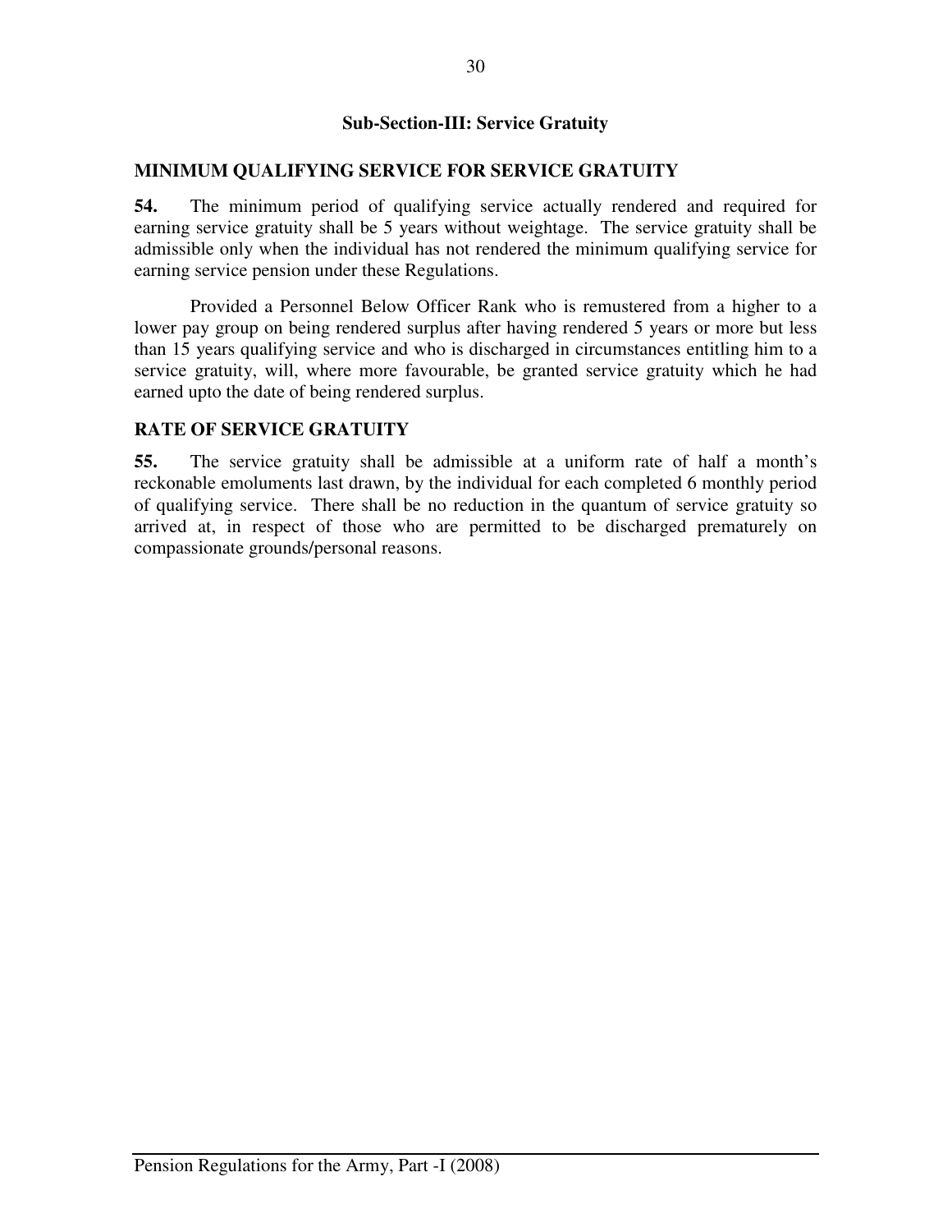### Sub-Section-III: Service Gratuity

**MINIMUM QUALIFYING SERVICE FOR SERVICE GRATUITY**

**54.** The minimum period of qualifying service actually rendered and required for earning service gratuity shall be 5 years without weightage. The service gratuity shall be admissible only when the individual has not rendered the minimum qualifying service for earning service pension under these Regulations.

Provided a Personnel Below Officer Rank who is remustered from a higher to a lower pay group on being rendered surplus after having rendered 5 years or more but less than 15 years qualifying service and who is discharged in circumstances entitling him to a service gratuity, will, where more favourable, be granted service gratuity which he had earned upto the date of being rendered surplus.

**RATE OF SERVICE GRATUITY**

**55.** The service gratuity shall be admissible at a uniform rate of half a month's reckonable emoluments last drawn, by the individual for each completed 6 monthly period of qualifying service. There shall be no reduction in the quantum of service gratuity so arrived at, in respect of those who are permitted to be discharged prematurely on compassionate grounds/personal reasons.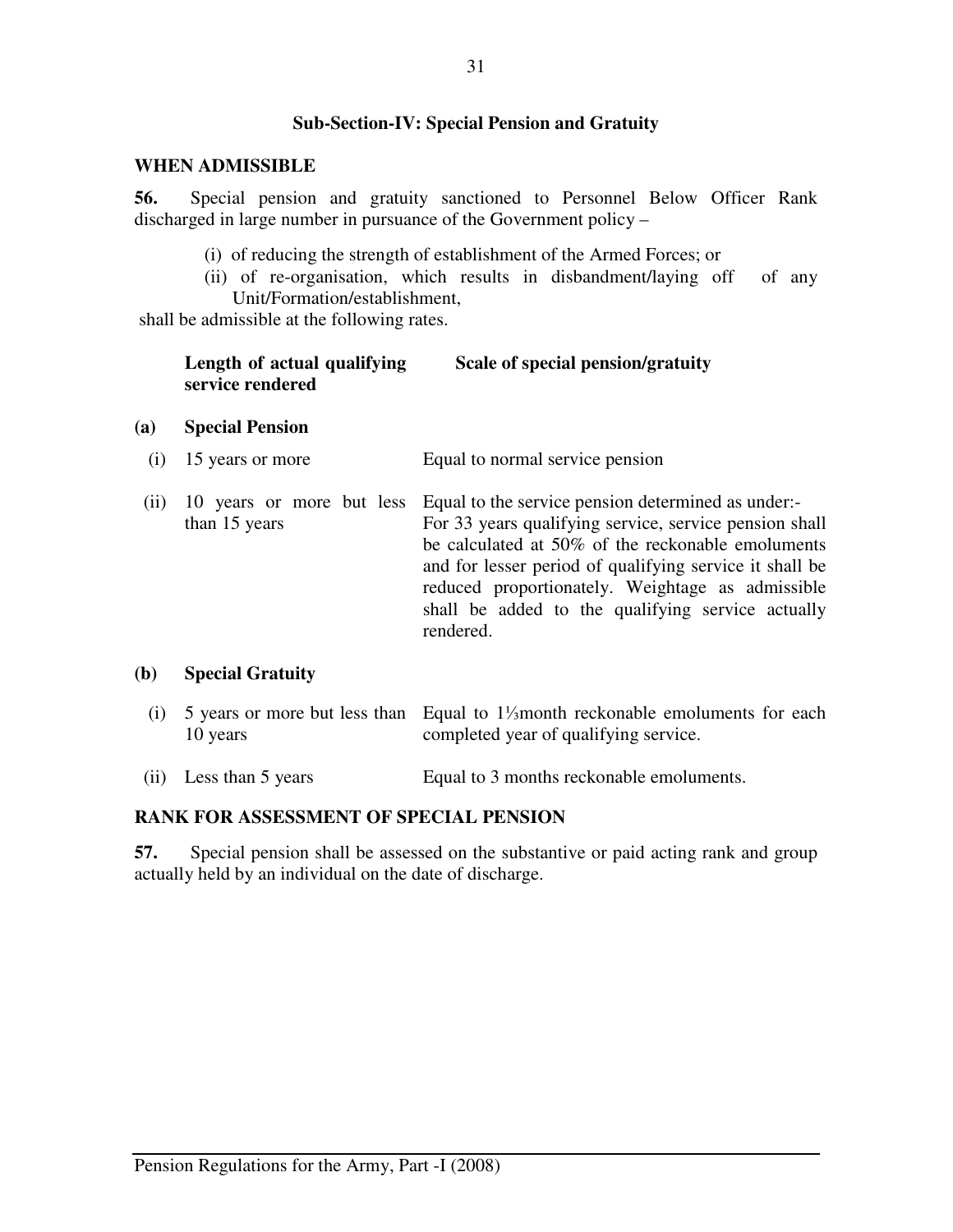## Sub-Section-IV: Special Pension and Gratuity

**WHEN ADMISSIBLE**

**56.** Special pension and gratuity sanctioned to Personnel Below Officer Rank discharged in large number in pursuance of the Government policy –

(i) of reducing the strength of establishment of the Armed Forces; or

(ii) of re-organisation, which results in disbandment/laying off of any Unit/Formation/establishment,

shall be admissible at the following rates.

| | Length of actual qualifying service rendered | Scale of special pension/gratuity |
|---|---|---|
| **(a)** | **Special Pension** | |
| (i) | 15 years or more | Equal to normal service pension |
| (ii) | 10 years or more but less than 15 years | Equal to the service pension determined as under:- For 33 years qualifying service, service pension shall be calculated at 50% of the reckonable emoluments and for lesser period of qualifying service it shall be reduced proportionately. Weightage as admissible shall be added to the qualifying service actually rendered. |
| **(b)** | **Special Gratuity** | |
| (i) | 5 years or more but less than 10 years | Equal to 1⅓month reckonable emoluments for each completed year of qualifying service. |
| (ii) | Less than 5 years | Equal to 3 months reckonable emoluments. |

**RANK FOR ASSESSMENT OF SPECIAL PENSION**

**57.** Special pension shall be assessed on the substantive or paid acting rank and group actually held by an individual on the date of discharge.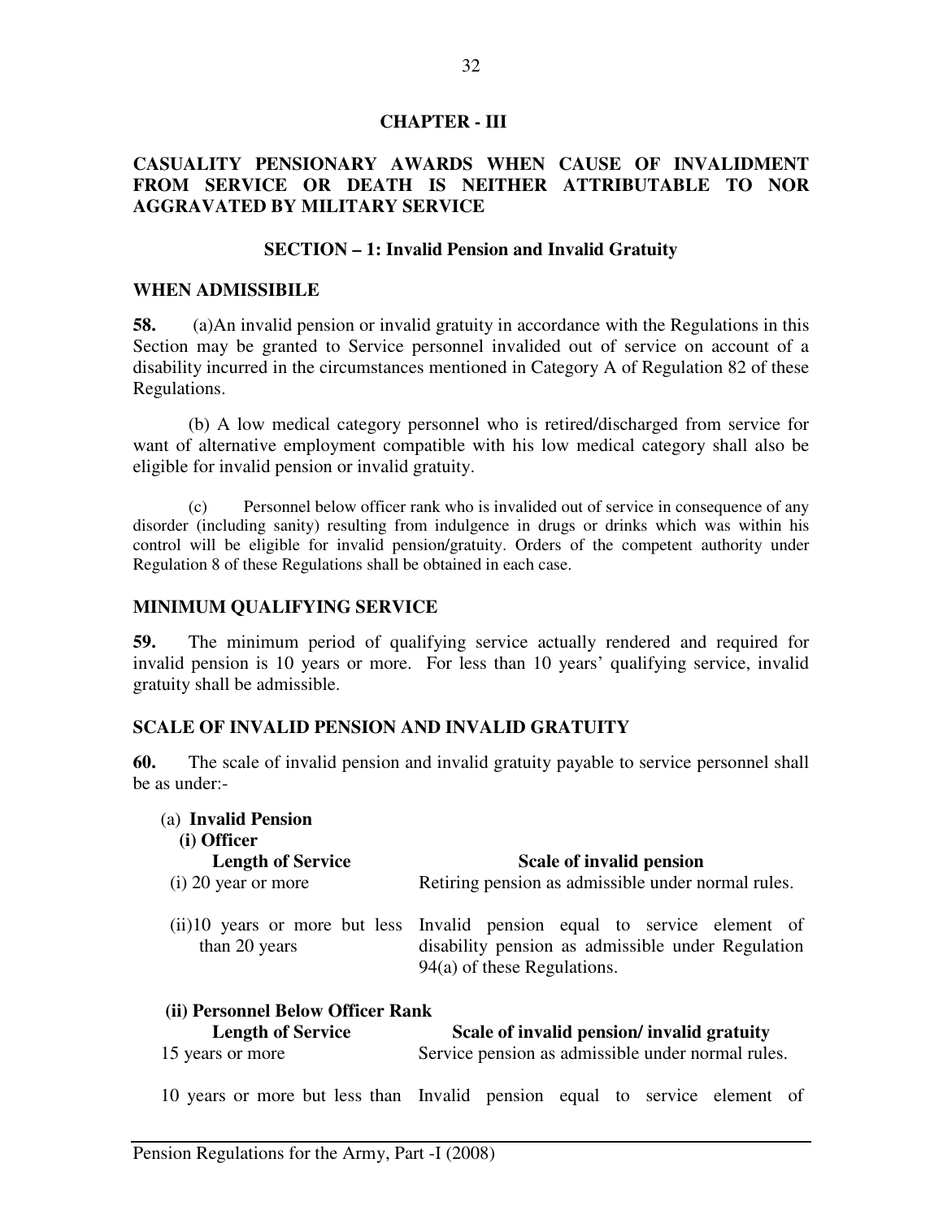## CHAPTER - III

## CASUALITY PENSIONARY AWARDS WHEN CAUSE OF INVALIDMENT FROM SERVICE OR DEATH IS NEITHER ATTRIBUTABLE TO NOR AGGRAVATED BY MILITARY SERVICE

### SECTION – 1: Invalid Pension and Invalid Gratuity

**WHEN ADMISSIBILE**

**58.** (a)An invalid pension or invalid gratuity in accordance with the Regulations in this Section may be granted to Service personnel invalided out of service on account of a disability incurred in the circumstances mentioned in Category A of Regulation 82 of these Regulations.

(b) A low medical category personnel who is retired/discharged from service for want of alternative employment compatible with his low medical category shall also be eligible for invalid pension or invalid gratuity.

(c) Personnel below officer rank who is invalided out of service in consequence of any disorder (including sanity) resulting from indulgence in drugs or drinks which was within his control will be eligible for invalid pension/gratuity. Orders of the competent authority under Regulation 8 of these Regulations shall be obtained in each case.

**MINIMUM QUALIFYING SERVICE**

**59.** The minimum period of qualifying service actually rendered and required for invalid pension is 10 years or more. For less than 10 years' qualifying service, invalid gratuity shall be admissible.

**SCALE OF INVALID PENSION AND INVALID GRATUITY**

**60.** The scale of invalid pension and invalid gratuity payable to service personnel shall be as under:-

(a) **Invalid Pension**

**(i) Officer**

| Length of Service | Scale of invalid pension |
|---|---|
| (i) 20 year or more | Retiring pension as admissible under normal rules. |
| (ii)10 years or more but less than 20 years | Invalid pension equal to service element of disability pension as admissible under Regulation 94(a) of these Regulations. |

**(ii) Personnel Below Officer Rank**

| Length of Service | Scale of invalid pension/ invalid gratuity |
|---|---|
| 15 years or more | Service pension as admissible under normal rules. |
| 10 years or more but less than | Invalid pension equal to service element of |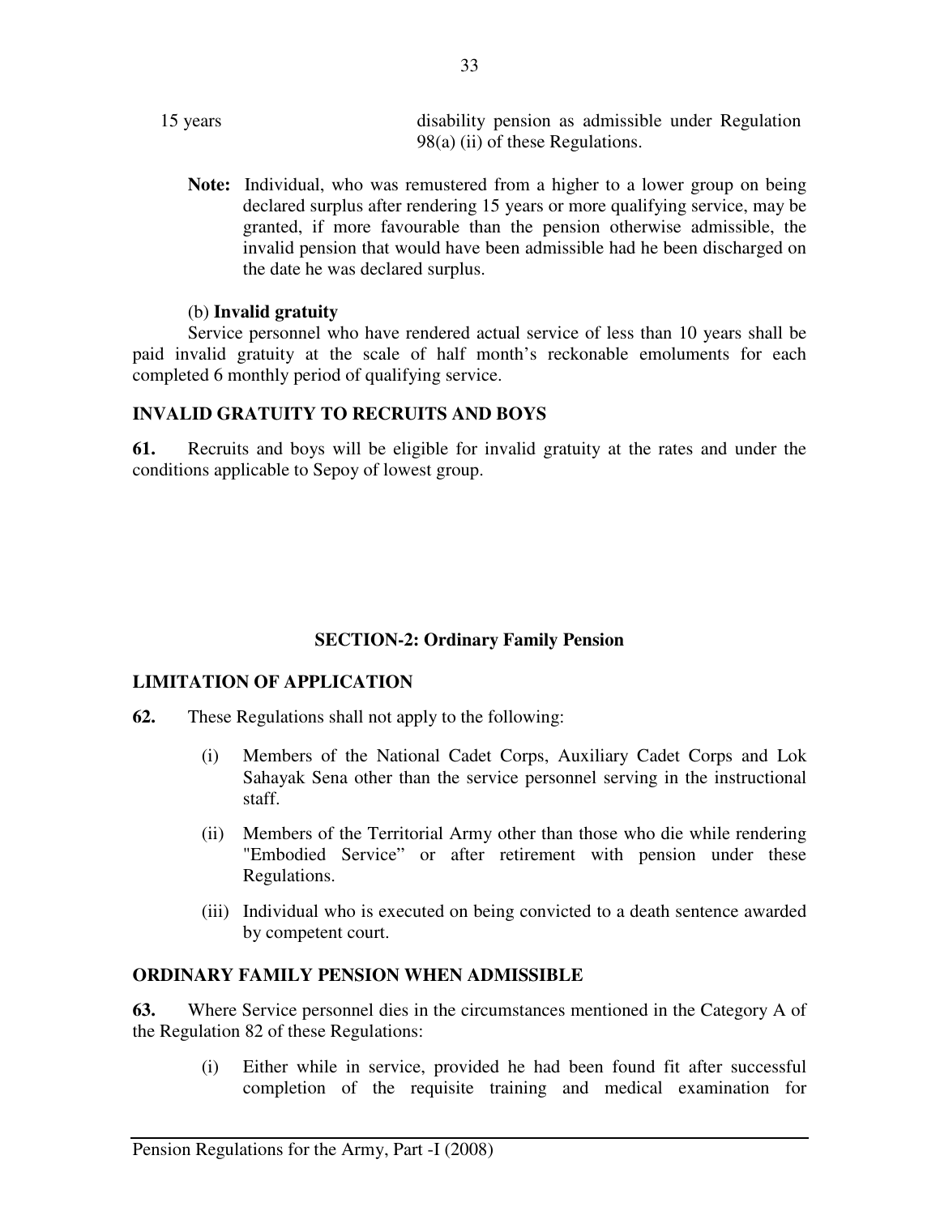| 15 years | disability pension as admissible under Regulation 98(a) (ii) of these Regulations. |
|---|---|

**Note:** Individual, who was remustered from a higher to a lower group on being declared surplus after rendering 15 years or more qualifying service, may be granted, if more favourable than the pension otherwise admissible, the invalid pension that would have been admissible had he been discharged on the date he was declared surplus.

(b) **Invalid gratuity**

Service personnel who have rendered actual service of less than 10 years shall be paid invalid gratuity at the scale of half month's reckonable emoluments for each completed 6 monthly period of qualifying service.

**INVALID GRATUITY TO RECRUITS AND BOYS**

**61.** Recruits and boys will be eligible for invalid gratuity at the rates and under the conditions applicable to Sepoy of lowest group.

## SECTION-2: Ordinary Family Pension

**LIMITATION OF APPLICATION**

**62.** These Regulations shall not apply to the following:

(i) Members of the National Cadet Corps, Auxiliary Cadet Corps and Lok Sahayak Sena other than the service personnel serving in the instructional staff.

(ii) Members of the Territorial Army other than those who die while rendering "Embodied Service" or after retirement with pension under these Regulations.

(iii) Individual who is executed on being convicted to a death sentence awarded by competent court.

**ORDINARY FAMILY PENSION WHEN ADMISSIBLE**

**63.** Where Service personnel dies in the circumstances mentioned in the Category A of the Regulation 82 of these Regulations:

(i) Either while in service, provided he had been found fit after successful completion of the requisite training and medical examination for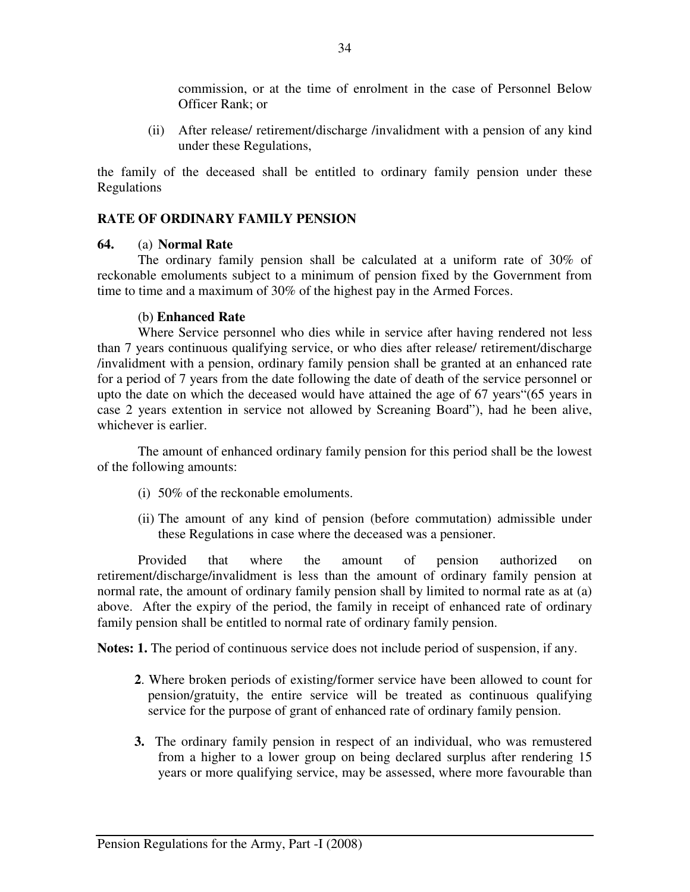commission, or at the time of enrolment in the case of Personnel Below Officer Rank; or

(ii) After release/ retirement/discharge /invalidment with a pension of any kind under these Regulations,

the family of the deceased shall be entitled to ordinary family pension under these Regulations

**RATE OF ORDINARY FAMILY PENSION**

**64.** (a) **Normal Rate**

The ordinary family pension shall be calculated at a uniform rate of 30% of reckonable emoluments subject to a minimum of pension fixed by the Government from time to time and a maximum of 30% of the highest pay in the Armed Forces.

(b) **Enhanced Rate**

Where Service personnel who dies while in service after having rendered not less than 7 years continuous qualifying service, or who dies after release/ retirement/discharge /invalidment with a pension, ordinary family pension shall be granted at an enhanced rate for a period of 7 years from the date following the date of death of the service personnel or upto the date on which the deceased would have attained the age of 67 years"(65 years in case 2 years extention in service not allowed by Screaning Board"), had he been alive, whichever is earlier.

The amount of enhanced ordinary family pension for this period shall be the lowest of the following amounts:

(i) 50% of the reckonable emoluments.

(ii) The amount of any kind of pension (before commutation) admissible under these Regulations in case where the deceased was a pensioner.

Provided that where the amount of pension authorized on retirement/discharge/invalidment is less than the amount of ordinary family pension at normal rate, the amount of ordinary family pension shall by limited to normal rate as at (a) above. After the expiry of the period, the family in receipt of enhanced rate of ordinary family pension shall be entitled to normal rate of ordinary family pension.

**Notes: 1.** The period of continuous service does not include period of suspension, if any.

**2**. Where broken periods of existing/former service have been allowed to count for pension/gratuity, the entire service will be treated as continuous qualifying service for the purpose of grant of enhanced rate of ordinary family pension.

**3.** The ordinary family pension in respect of an individual, who was remustered from a higher to a lower group on being declared surplus after rendering 15 years or more qualifying service, may be assessed, where more favourable than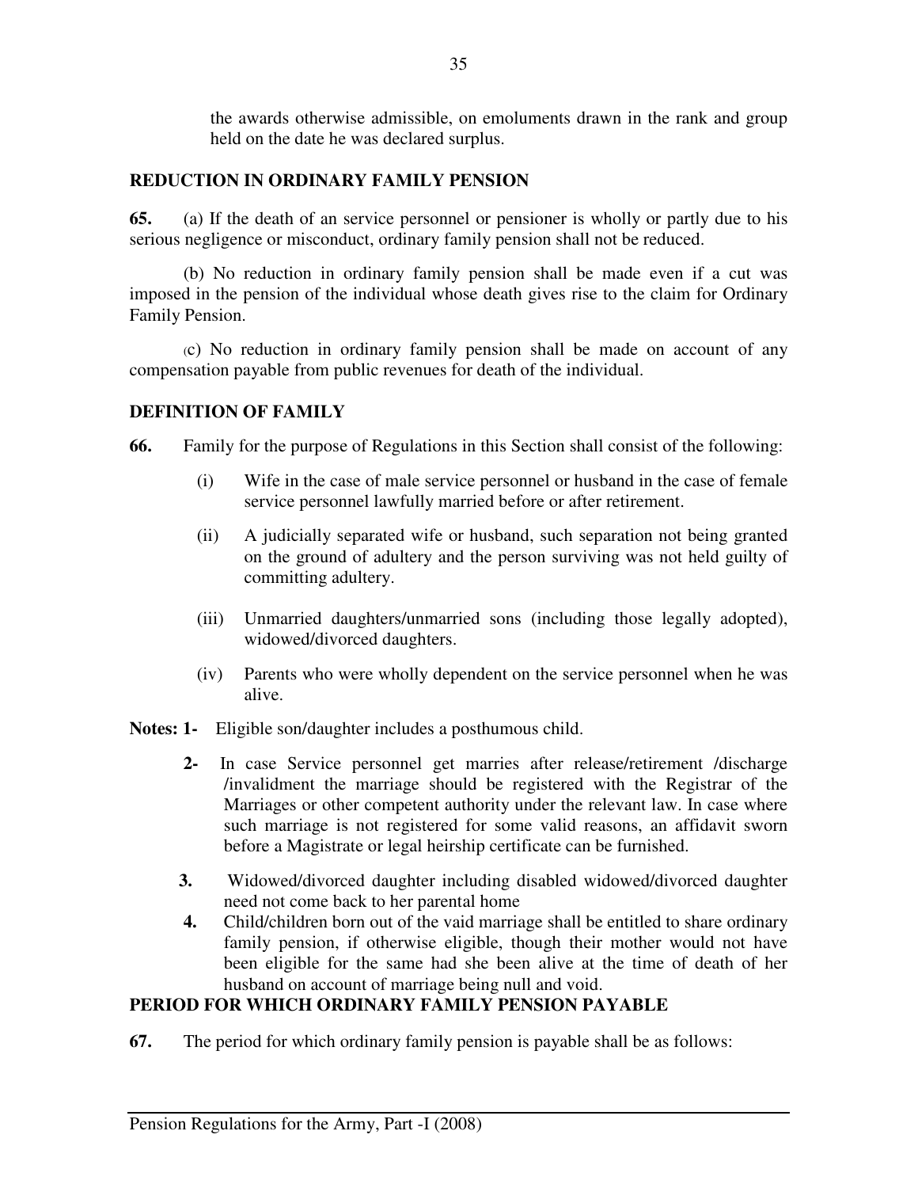the awards otherwise admissible, on emoluments drawn in the rank and group held on the date he was declared surplus.

## REDUCTION IN ORDINARY FAMILY PENSION

**65.** (a) If the death of an service personnel or pensioner is wholly or partly due to his serious negligence or misconduct, ordinary family pension shall not be reduced.

(b) No reduction in ordinary family pension shall be made even if a cut was imposed in the pension of the individual whose death gives rise to the claim for Ordinary Family Pension.

(c) No reduction in ordinary family pension shall be made on account of any compensation payable from public revenues for death of the individual.

## DEFINITION OF FAMILY

**66.** Family for the purpose of Regulations in this Section shall consist of the following:

(i) Wife in the case of male service personnel or husband in the case of female service personnel lawfully married before or after retirement.

(ii) A judicially separated wife or husband, such separation not being granted on the ground of adultery and the person surviving was not held guilty of committing adultery.

(iii) Unmarried daughters/unmarried sons (including those legally adopted), widowed/divorced daughters.

(iv) Parents who were wholly dependent on the service personnel when he was alive.

**Notes: 1-** Eligible son/daughter includes a posthumous child.

**2-** In case Service personnel get marries after release/retirement /discharge /invalidment the marriage should be registered with the Registrar of the Marriages or other competent authority under the relevant law. In case where such marriage is not registered for some valid reasons, an affidavit sworn before a Magistrate or legal heirship certificate can be furnished.

**3.** Widowed/divorced daughter including disabled widowed/divorced daughter need not come back to her parental home

**4.** Child/children born out of the vaid marriage shall be entitled to share ordinary family pension, if otherwise eligible, though their mother would not have been eligible for the same had she been alive at the time of death of her husband on account of marriage being null and void.

## PERIOD FOR WHICH ORDINARY FAMILY PENSION PAYABLE

**67.** The period for which ordinary family pension is payable shall be as follows: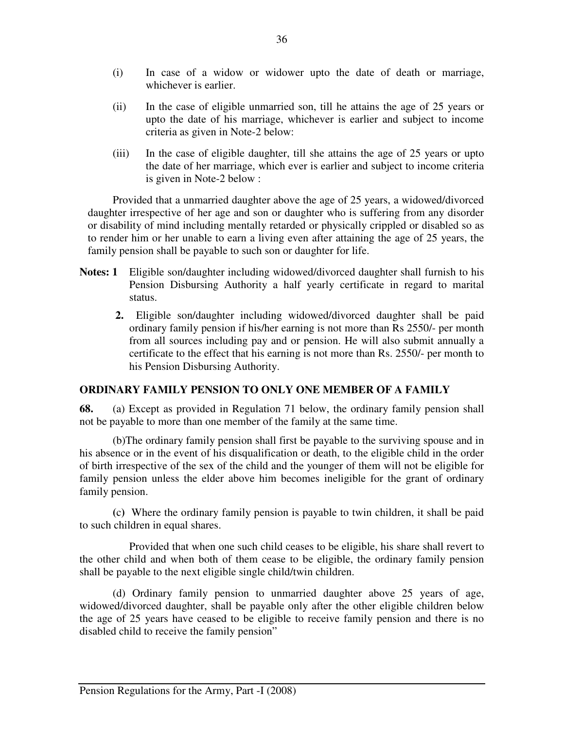(i) In case of a widow or widower upto the date of death or marriage, whichever is earlier.

(ii) In the case of eligible unmarried son, till he attains the age of 25 years or upto the date of his marriage, whichever is earlier and subject to income criteria as given in Note-2 below:

(iii) In the case of eligible daughter, till she attains the age of 25 years or upto the date of her marriage, which ever is earlier and subject to income criteria is given in Note-2 below :

Provided that a unmarried daughter above the age of 25 years, a widowed/divorced daughter irrespective of her age and son or daughter who is suffering from any disorder or disability of mind including mentally retarded or physically crippled or disabled so as to render him or her unable to earn a living even after attaining the age of 25 years, the family pension shall be payable to such son or daughter for life.

**Notes: 1** Eligible son/daughter including widowed/divorced daughter shall furnish to his Pension Disbursing Authority a half yearly certificate in regard to marital status.

**2.** Eligible son/daughter including widowed/divorced daughter shall be paid ordinary family pension if his/her earning is not more than Rs 2550/- per month from all sources including pay and or pension. He will also submit annually a certificate to the effect that his earning is not more than Rs. 2550/- per month to his Pension Disbursing Authority.

## ORDINARY FAMILY PENSION TO ONLY ONE MEMBER OF A FAMILY

**68.** (a) Except as provided in Regulation 71 below, the ordinary family pension shall not be payable to more than one member of the family at the same time.

(b)The ordinary family pension shall first be payable to the surviving spouse and in his absence or in the event of his disqualification or death, to the eligible child in the order of birth irrespective of the sex of the child and the younger of them will not be eligible for family pension unless the elder above him becomes ineligible for the grant of ordinary family pension.

(c) Where the ordinary family pension is payable to twin children, it shall be paid to such children in equal shares.

Provided that when one such child ceases to be eligible, his share shall revert to the other child and when both of them cease to be eligible, the ordinary family pension shall be payable to the next eligible single child/twin children.

(d) Ordinary family pension to unmarried daughter above 25 years of age, widowed/divorced daughter, shall be payable only after the other eligible children below the age of 25 years have ceased to be eligible to receive family pension and there is no disabled child to receive the family pension"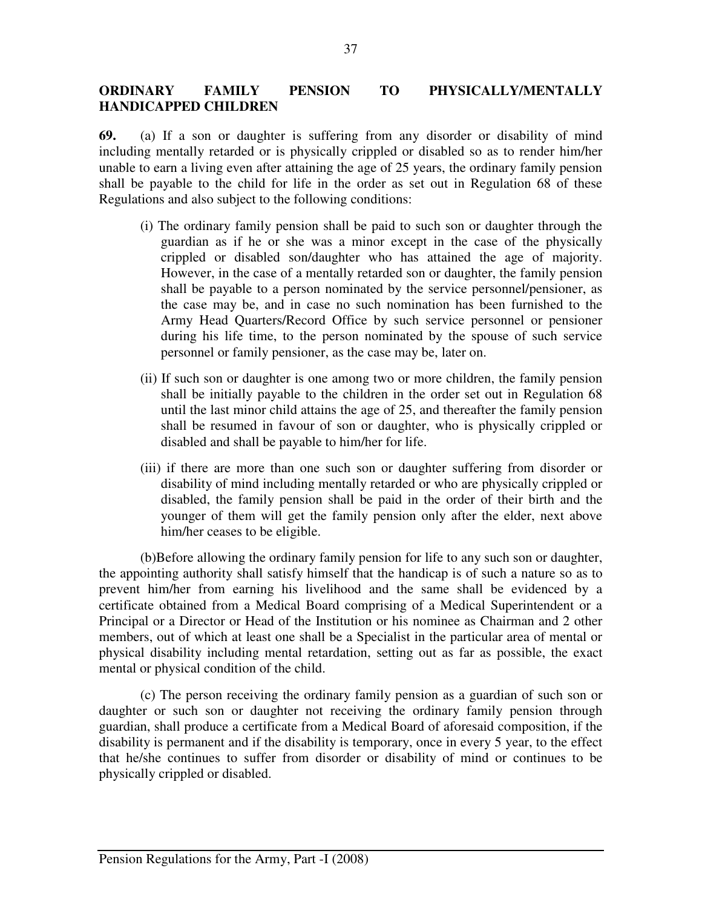**ORDINARY FAMILY PENSION TO PHYSICALLY/MENTALLY HANDICAPPED CHILDREN**

**69.** (a) If a son or daughter is suffering from any disorder or disability of mind including mentally retarded or is physically crippled or disabled so as to render him/her unable to earn a living even after attaining the age of 25 years, the ordinary family pension shall be payable to the child for life in the order as set out in Regulation 68 of these Regulations and also subject to the following conditions:

(i) The ordinary family pension shall be paid to such son or daughter through the guardian as if he or she was a minor except in the case of the physically crippled or disabled son/daughter who has attained the age of majority. However, in the case of a mentally retarded son or daughter, the family pension shall be payable to a person nominated by the service personnel/pensioner, as the case may be, and in case no such nomination has been furnished to the Army Head Quarters/Record Office by such service personnel or pensioner during his life time, to the person nominated by the spouse of such service personnel or family pensioner, as the case may be, later on.

(ii) If such son or daughter is one among two or more children, the family pension shall be initially payable to the children in the order set out in Regulation 68 until the last minor child attains the age of 25, and thereafter the family pension shall be resumed in favour of son or daughter, who is physically crippled or disabled and shall be payable to him/her for life.

(iii) if there are more than one such son or daughter suffering from disorder or disability of mind including mentally retarded or who are physically crippled or disabled, the family pension shall be paid in the order of their birth and the younger of them will get the family pension only after the elder, next above him/her ceases to be eligible.

(b)Before allowing the ordinary family pension for life to any such son or daughter, the appointing authority shall satisfy himself that the handicap is of such a nature so as to prevent him/her from earning his livelihood and the same shall be evidenced by a certificate obtained from a Medical Board comprising of a Medical Superintendent or a Principal or a Director or Head of the Institution or his nominee as Chairman and 2 other members, out of which at least one shall be a Specialist in the particular area of mental or physical disability including mental retardation, setting out as far as possible, the exact mental or physical condition of the child.

(c) The person receiving the ordinary family pension as a guardian of such son or daughter or such son or daughter not receiving the ordinary family pension through guardian, shall produce a certificate from a Medical Board of aforesaid composition, if the disability is permanent and if the disability is temporary, once in every 5 year, to the effect that he/she continues to suffer from disorder or disability of mind or continues to be physically crippled or disabled.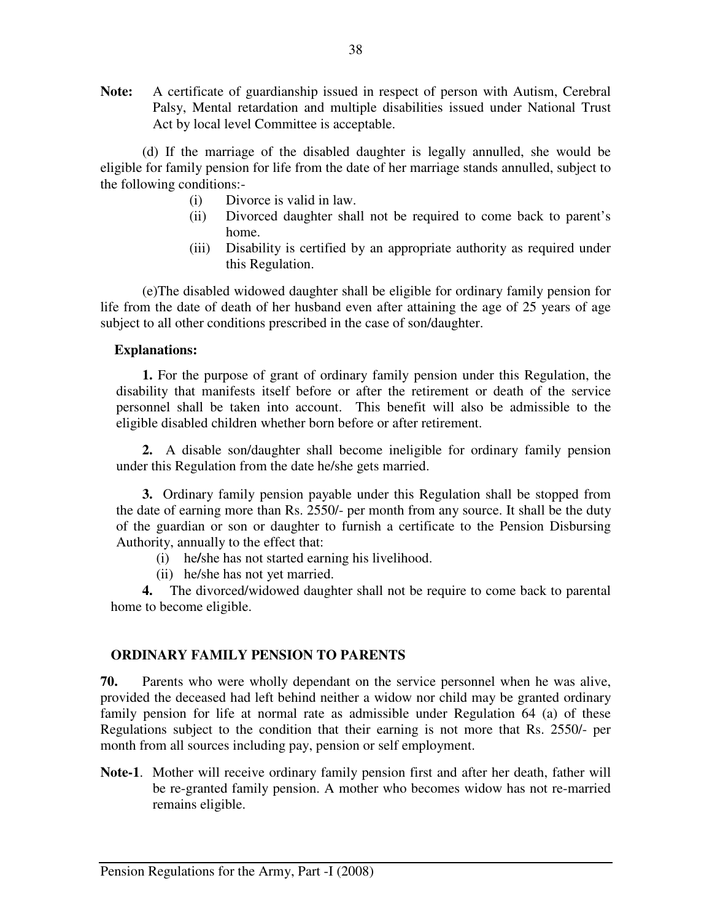**Note:** A certificate of guardianship issued in respect of person with Autism, Cerebral Palsy, Mental retardation and multiple disabilities issued under National Trust Act by local level Committee is acceptable.

(d) If the marriage of the disabled daughter is legally annulled, she would be eligible for family pension for life from the date of her marriage stands annulled, subject to the following conditions:-

- (i) Divorce is valid in law.
- (ii) Divorced daughter shall not be required to come back to parent's home.
- (iii) Disability is certified by an appropriate authority as required under this Regulation.

(e)The disabled widowed daughter shall be eligible for ordinary family pension for life from the date of death of her husband even after attaining the age of 25 years of age subject to all other conditions prescribed in the case of son/daughter.

**Explanations:**

**1.** For the purpose of grant of ordinary family pension under this Regulation, the disability that manifests itself before or after the retirement or death of the service personnel shall be taken into account. This benefit will also be admissible to the eligible disabled children whether born before or after retirement.

**2.** A disable son/daughter shall become ineligible for ordinary family pension under this Regulation from the date he/she gets married.

**3.** Ordinary family pension payable under this Regulation shall be stopped from the date of earning more than Rs. 2550/- per month from any source. It shall be the duty of the guardian or son or daughter to furnish a certificate to the Pension Disbursing Authority, annually to the effect that:

- (i) he/she has not started earning his livelihood.
- (ii) he/she has not yet married.

**4.** The divorced/widowed daughter shall not be require to come back to parental home to become eligible.

## ORDINARY FAMILY PENSION TO PARENTS

**70.** Parents who were wholly dependant on the service personnel when he was alive, provided the deceased had left behind neither a widow nor child may be granted ordinary family pension for life at normal rate as admissible under Regulation 64 (a) of these Regulations subject to the condition that their earning is not more that Rs. 2550/- per month from all sources including pay, pension or self employment.

**Note-1**. Mother will receive ordinary family pension first and after her death, father will be re-granted family pension. A mother who becomes widow has not re-married remains eligible.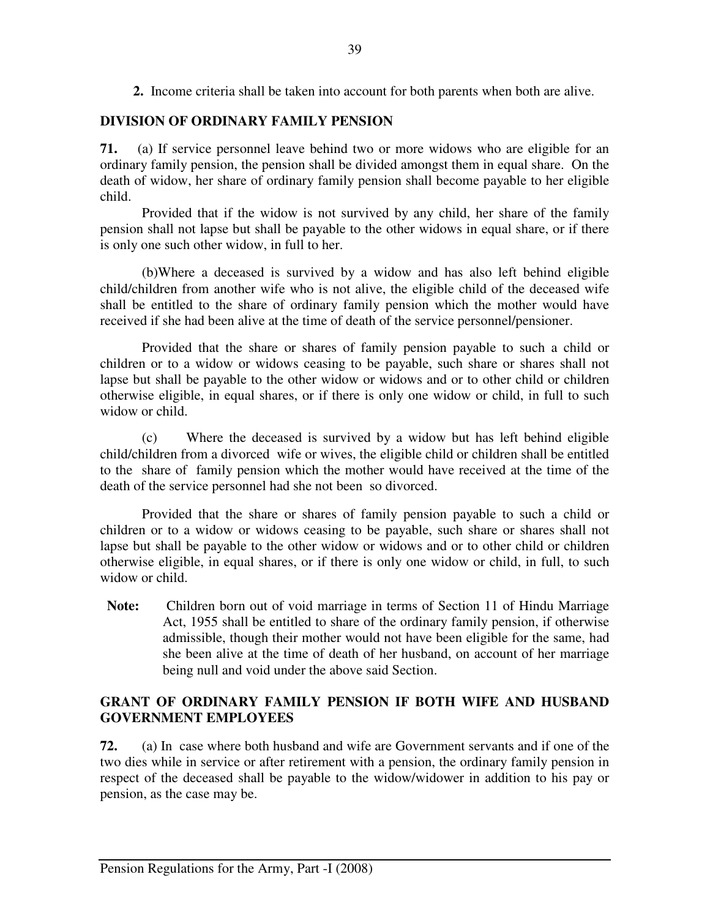**2.** Income criteria shall be taken into account for both parents when both are alive.

## DIVISION OF ORDINARY FAMILY PENSION

**71.** (a) If service personnel leave behind two or more widows who are eligible for an ordinary family pension, the pension shall be divided amongst them in equal share. On the death of widow, her share of ordinary family pension shall become payable to her eligible child.

Provided that if the widow is not survived by any child, her share of the family pension shall not lapse but shall be payable to the other widows in equal share, or if there is only one such other widow, in full to her.

(b)Where a deceased is survived by a widow and has also left behind eligible child/children from another wife who is not alive, the eligible child of the deceased wife shall be entitled to the share of ordinary family pension which the mother would have received if she had been alive at the time of death of the service personnel/pensioner.

Provided that the share or shares of family pension payable to such a child or children or to a widow or widows ceasing to be payable, such share or shares shall not lapse but shall be payable to the other widow or widows and or to other child or children otherwise eligible, in equal shares, or if there is only one widow or child, in full to such widow or child.

(c) Where the deceased is survived by a widow but has left behind eligible child/children from a divorced wife or wives, the eligible child or children shall be entitled to the share of family pension which the mother would have received at the time of the death of the service personnel had she not been so divorced.

Provided that the share or shares of family pension payable to such a child or children or to a widow or widows ceasing to be payable, such share or shares shall not lapse but shall be payable to the other widow or widows and or to other child or children otherwise eligible, in equal shares, or if there is only one widow or child, in full, to such widow or child.

**Note:** Children born out of void marriage in terms of Section 11 of Hindu Marriage Act, 1955 shall be entitled to share of the ordinary family pension, if otherwise admissible, though their mother would not have been eligible for the same, had she been alive at the time of death of her husband, on account of her marriage being null and void under the above said Section.

## GRANT OF ORDINARY FAMILY PENSION IF BOTH WIFE AND HUSBAND GOVERNMENT EMPLOYEES

**72.** (a) In case where both husband and wife are Government servants and if one of the two dies while in service or after retirement with a pension, the ordinary family pension in respect of the deceased shall be payable to the widow/widower in addition to his pay or pension, as the case may be.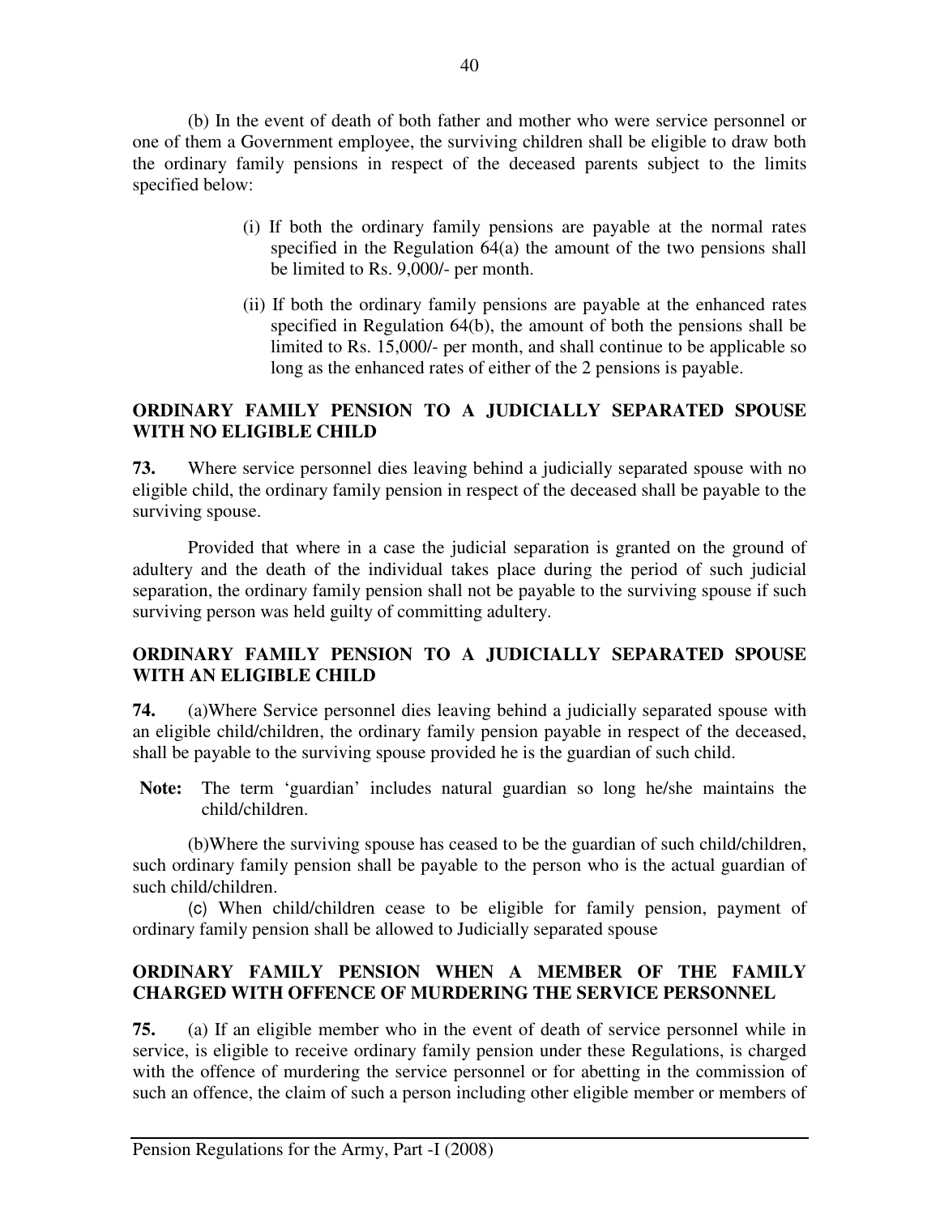(b) In the event of death of both father and mother who were service personnel or one of them a Government employee, the surviving children shall be eligible to draw both the ordinary family pensions in respect of the deceased parents subject to the limits specified below:

(i) If both the ordinary family pensions are payable at the normal rates specified in the Regulation 64(a) the amount of the two pensions shall be limited to Rs. 9,000/- per month.

(ii) If both the ordinary family pensions are payable at the enhanced rates specified in Regulation 64(b), the amount of both the pensions shall be limited to Rs. 15,000/- per month, and shall continue to be applicable so long as the enhanced rates of either of the 2 pensions is payable.

**ORDINARY FAMILY PENSION TO A JUDICIALLY SEPARATED SPOUSE WITH NO ELIGIBLE CHILD**

**73.** Where service personnel dies leaving behind a judicially separated spouse with no eligible child, the ordinary family pension in respect of the deceased shall be payable to the surviving spouse.

Provided that where in a case the judicial separation is granted on the ground of adultery and the death of the individual takes place during the period of such judicial separation, the ordinary family pension shall not be payable to the surviving spouse if such surviving person was held guilty of committing adultery.

**ORDINARY FAMILY PENSION TO A JUDICIALLY SEPARATED SPOUSE WITH AN ELIGIBLE CHILD**

**74.** (a)Where Service personnel dies leaving behind a judicially separated spouse with an eligible child/children, the ordinary family pension payable in respect of the deceased, shall be payable to the surviving spouse provided he is the guardian of such child.

**Note:** The term 'guardian' includes natural guardian so long he/she maintains the child/children.

(b)Where the surviving spouse has ceased to be the guardian of such child/children, such ordinary family pension shall be payable to the person who is the actual guardian of such child/children.

(c) When child/children cease to be eligible for family pension, payment of ordinary family pension shall be allowed to Judicially separated spouse

**ORDINARY FAMILY PENSION WHEN A MEMBER OF THE FAMILY CHARGED WITH OFFENCE OF MURDERING THE SERVICE PERSONNEL**

**75.** (a) If an eligible member who in the event of death of service personnel while in service, is eligible to receive ordinary family pension under these Regulations, is charged with the offence of murdering the service personnel or for abetting in the commission of such an offence, the claim of such a person including other eligible member or members of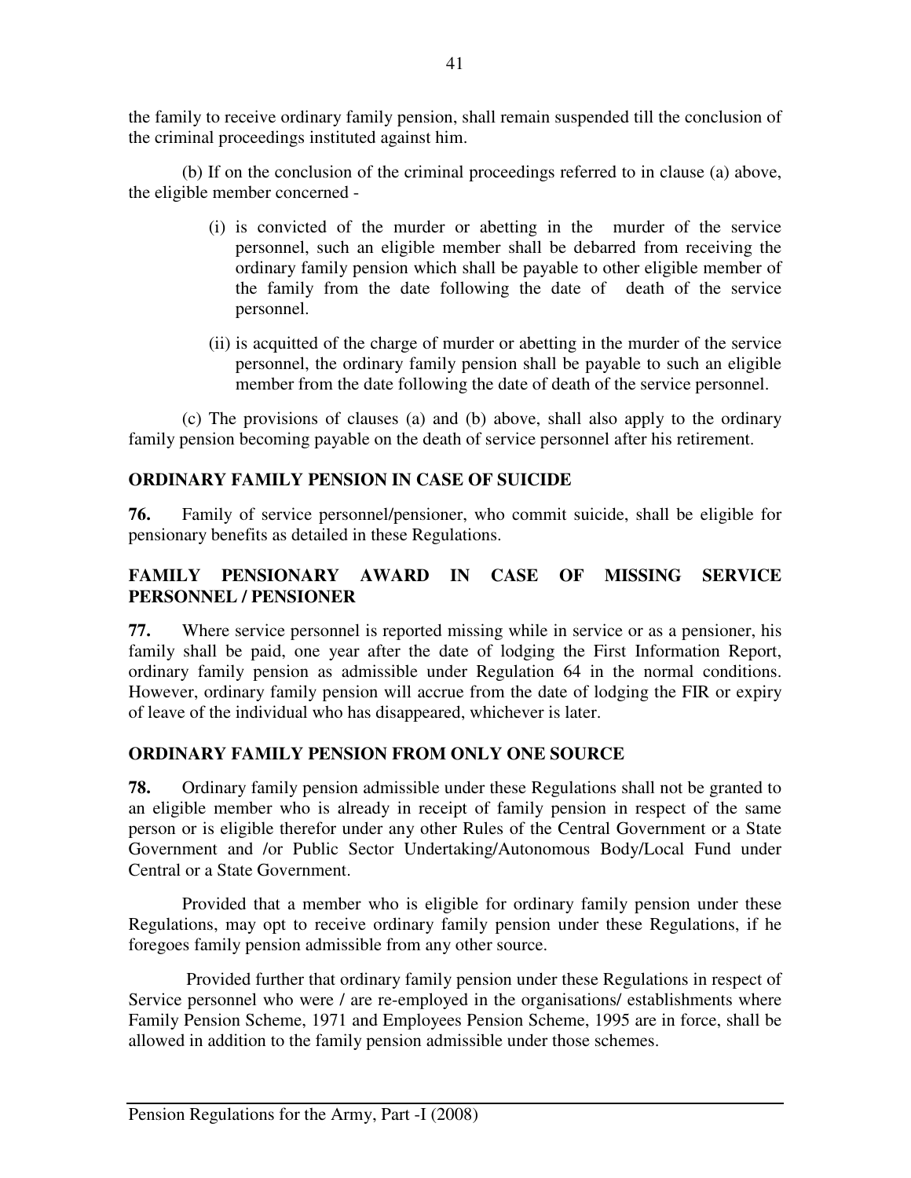the family to receive ordinary family pension, shall remain suspended till the conclusion of the criminal proceedings instituted against him.

(b) If on the conclusion of the criminal proceedings referred to in clause (a) above, the eligible member concerned -

(i) is convicted of the murder or abetting in the murder of the service personnel, such an eligible member shall be debarred from receiving the ordinary family pension which shall be payable to other eligible member of the family from the date following the date of death of the service personnel.

(ii) is acquitted of the charge of murder or abetting in the murder of the service personnel, the ordinary family pension shall be payable to such an eligible member from the date following the date of death of the service personnel.

(c) The provisions of clauses (a) and (b) above, shall also apply to the ordinary family pension becoming payable on the death of service personnel after his retirement.

**ORDINARY FAMILY PENSION IN CASE OF SUICIDE**

**76.** Family of service personnel/pensioner, who commit suicide, shall be eligible for pensionary benefits as detailed in these Regulations.

**FAMILY PENSIONARY AWARD IN CASE OF MISSING SERVICE PERSONNEL / PENSIONER**

**77.** Where service personnel is reported missing while in service or as a pensioner, his family shall be paid, one year after the date of lodging the First Information Report, ordinary family pension as admissible under Regulation 64 in the normal conditions. However, ordinary family pension will accrue from the date of lodging the FIR or expiry of leave of the individual who has disappeared, whichever is later.

**ORDINARY FAMILY PENSION FROM ONLY ONE SOURCE**

**78.** Ordinary family pension admissible under these Regulations shall not be granted to an eligible member who is already in receipt of family pension in respect of the same person or is eligible therefor under any other Rules of the Central Government or a State Government and /or Public Sector Undertaking/Autonomous Body/Local Fund under Central or a State Government.

Provided that a member who is eligible for ordinary family pension under these Regulations, may opt to receive ordinary family pension under these Regulations, if he foregoes family pension admissible from any other source.

Provided further that ordinary family pension under these Regulations in respect of Service personnel who were / are re-employed in the organisations/ establishments where Family Pension Scheme, 1971 and Employees Pension Scheme, 1995 are in force, shall be allowed in addition to the family pension admissible under those schemes.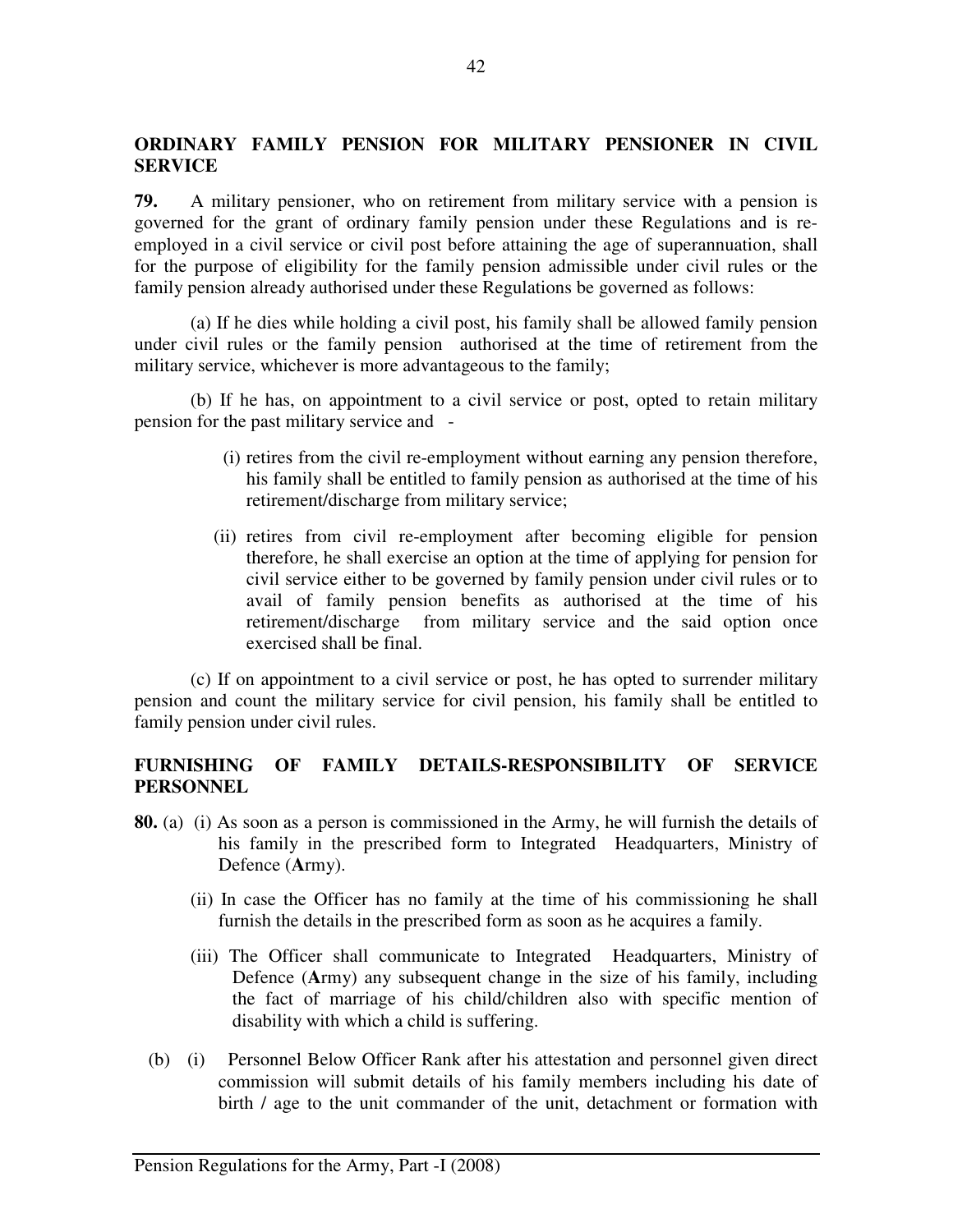**ORDINARY FAMILY PENSION FOR MILITARY PENSIONER IN CIVIL SERVICE**

**79.** A military pensioner, who on retirement from military service with a pension is governed for the grant of ordinary family pension under these Regulations and is re-employed in a civil service or civil post before attaining the age of superannuation, shall for the purpose of eligibility for the family pension admissible under civil rules or the family pension already authorised under these Regulations be governed as follows:

(a) If he dies while holding a civil post, his family shall be allowed family pension under civil rules or the family pension authorised at the time of retirement from the military service, whichever is more advantageous to the family;

(b) If he has, on appointment to a civil service or post, opted to retain military pension for the past military service and -

(i) retires from the civil re-employment without earning any pension therefore, his family shall be entitled to family pension as authorised at the time of his retirement/discharge from military service;

(ii) retires from civil re-employment after becoming eligible for pension therefore, he shall exercise an option at the time of applying for pension for civil service either to be governed by family pension under civil rules or to avail of family pension benefits as authorised at the time of his retirement/discharge from military service and the said option once exercised shall be final.

(c) If on appointment to a civil service or post, he has opted to surrender military pension and count the military service for civil pension, his family shall be entitled to family pension under civil rules.

**FURNISHING OF FAMILY DETAILS-RESPONSIBILITY OF SERVICE PERSONNEL**

**80.** (a) (i) As soon as a person is commissioned in the Army, he will furnish the details of his family in the prescribed form to Integrated Headquarters, Ministry of Defence (**A**rmy).

(ii) In case the Officer has no family at the time of his commissioning he shall furnish the details in the prescribed form as soon as he acquires a family.

(iii) The Officer shall communicate to Integrated Headquarters, Ministry of Defence (**A**rmy) any subsequent change in the size of his family, including the fact of marriage of his child/children also with specific mention of disability with which a child is suffering.

(b) (i) Personnel Below Officer Rank after his attestation and personnel given direct commission will submit details of his family members including his date of birth / age to the unit commander of the unit, detachment or formation with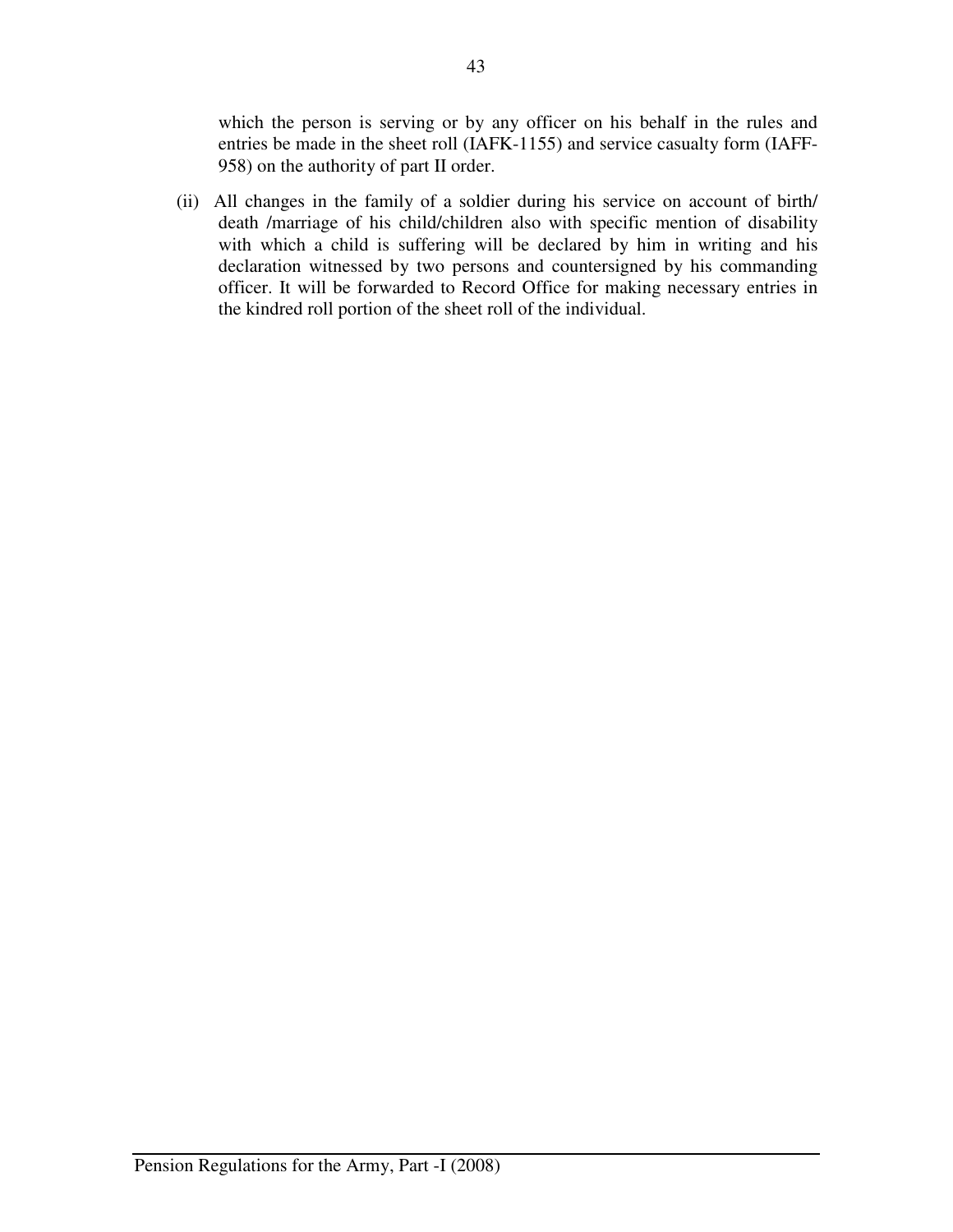which the person is serving or by any officer on his behalf in the rules and entries be made in the sheet roll (IAFK-1155) and service casualty form (IAFF-958) on the authority of part II order.

(ii) All changes in the family of a soldier during his service on account of birth/ death /marriage of his child/children also with specific mention of disability with which a child is suffering will be declared by him in writing and his declaration witnessed by two persons and countersigned by his commanding officer. It will be forwarded to Record Office for making necessary entries in the kindred roll portion of the sheet roll of the individual.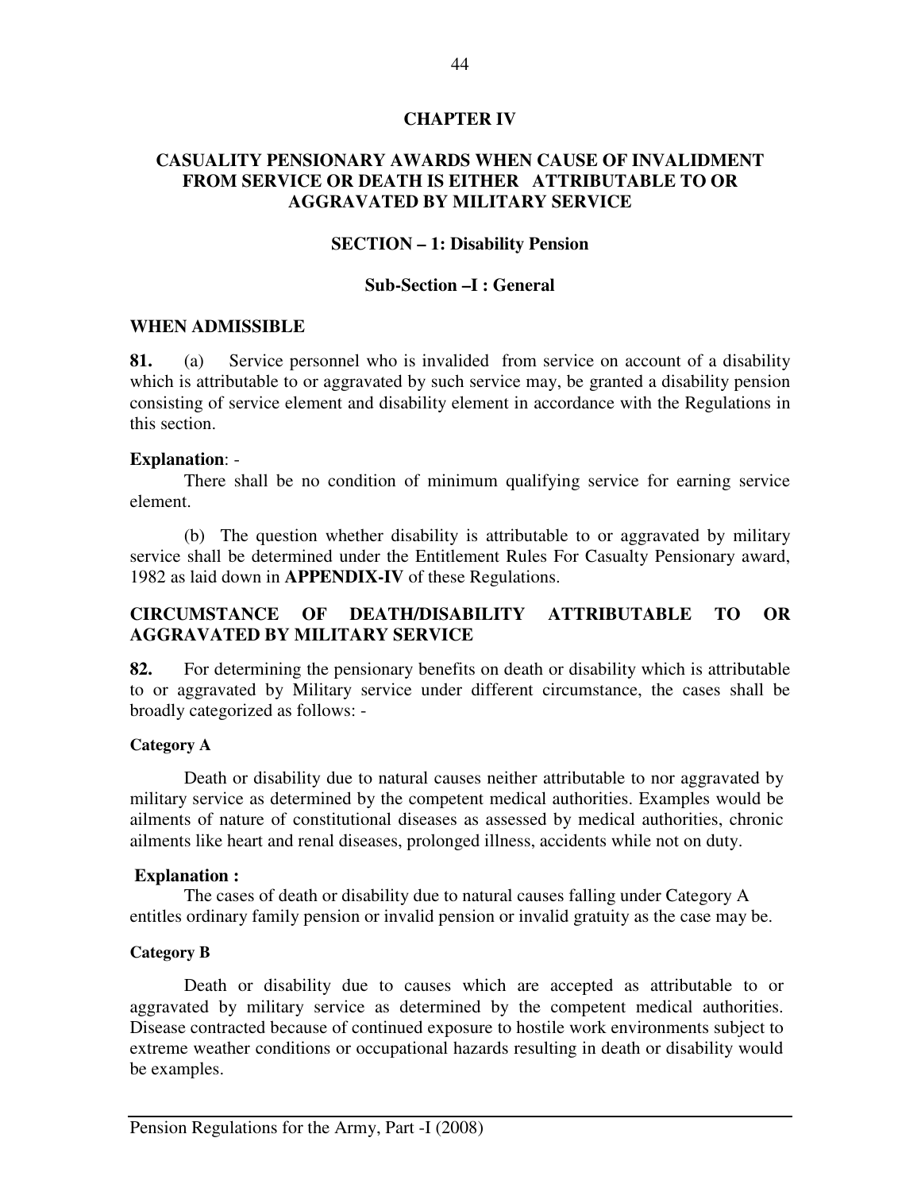## CHAPTER IV

## CASUALITY PENSIONARY AWARDS WHEN CAUSE OF INVALIDMENT FROM SERVICE OR DEATH IS EITHER ATTRIBUTABLE TO OR AGGRAVATED BY MILITARY SERVICE

### SECTION – 1: Disability Pension

#### Sub-Section –I : General

**WHEN ADMISSIBLE**

**81.** (a) Service personnel who is invalided from service on account of a disability which is attributable to or aggravated by such service may, be granted a disability pension consisting of service element and disability element in accordance with the Regulations in this section.

**Explanation**: -

There shall be no condition of minimum qualifying service for earning service element.

(b) The question whether disability is attributable to or aggravated by military service shall be determined under the Entitlement Rules For Casualty Pensionary award, 1982 as laid down in **APPENDIX-IV** of these Regulations.

**CIRCUMSTANCE OF DEATH/DISABILITY ATTRIBUTABLE TO OR AGGRAVATED BY MILITARY SERVICE**

**82.** For determining the pensionary benefits on death or disability which is attributable to or aggravated by Military service under different circumstance, the cases shall be broadly categorized as follows: -

**Category A**

Death or disability due to natural causes neither attributable to nor aggravated by military service as determined by the competent medical authorities. Examples would be ailments of nature of constitutional diseases as assessed by medical authorities, chronic ailments like heart and renal diseases, prolonged illness, accidents while not on duty.

**Explanation :**

The cases of death or disability due to natural causes falling under Category A entitles ordinary family pension or invalid pension or invalid gratuity as the case may be.

**Category B**

Death or disability due to causes which are accepted as attributable to or aggravated by military service as determined by the competent medical authorities. Disease contracted because of continued exposure to hostile work environments subject to extreme weather conditions or occupational hazards resulting in death or disability would be examples.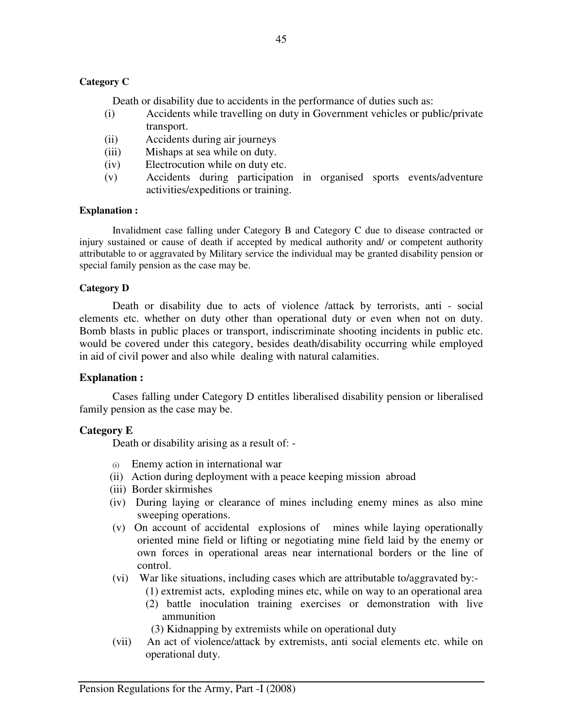**Category C**

Death or disability due to accidents in the performance of duties such as:

(i) Accidents while travelling on duty in Government vehicles or public/private transport.

(ii) Accidents during air journeys

(iii) Mishaps at sea while on duty.

(iv) Electrocution while on duty etc.

(v) Accidents during participation in organised sports events/adventure activities/expeditions or training.

**Explanation :**

Invalidment case falling under Category B and Category C due to disease contracted or injury sustained or cause of death if accepted by medical authority and/ or competent authority attributable to or aggravated by Military service the individual may be granted disability pension or special family pension as the case may be.

**Category D**

Death or disability due to acts of violence /attack by terrorists, anti - social elements etc. whether on duty other than operational duty or even when not on duty. Bomb blasts in public places or transport, indiscriminate shooting incidents in public etc. would be covered under this category, besides death/disability occurring while employed in aid of civil power and also while dealing with natural calamities.

**Explanation :**

Cases falling under Category D entitles liberalised disability pension or liberalised family pension as the case may be.

**Category E**

Death or disability arising as a result of: -

(i) Enemy action in international war

(ii) Action during deployment with a peace keeping mission abroad

(iii) Border skirmishes

(iv) During laying or clearance of mines including enemy mines as also mine sweeping operations.

(v) On account of accidental explosions of mines while laying operationally oriented mine field or lifting or negotiating mine field laid by the enemy or own forces in operational areas near international borders or the line of control.

(vi) War like situations, including cases which are attributable to/aggravated by:-

(1) extremist acts, exploding mines etc, while on way to an operational area

(2) battle inoculation training exercises or demonstration with live ammunition

(3) Kidnapping by extremists while on operational duty

(vii) An act of violence/attack by extremists, anti social elements etc. while on operational duty.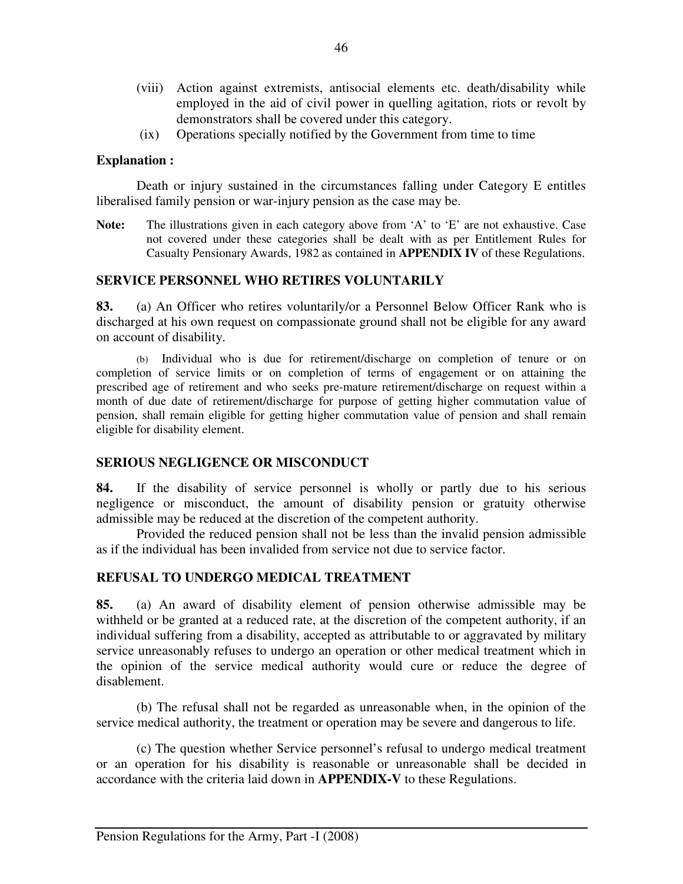(viii) Action against extremists, antisocial elements etc. death/disability while employed in the aid of civil power in quelling agitation, riots or revolt by demonstrators shall be covered under this category.

(ix) Operations specially notified by the Government from time to time

**Explanation :**

Death or injury sustained in the circumstances falling under Category E entitles liberalised family pension or war-injury pension as the case may be.

**Note:** The illustrations given in each category above from 'A' to 'E' are not exhaustive. Case not covered under these categories shall be dealt with as per Entitlement Rules for Casualty Pensionary Awards, 1982 as contained in **APPENDIX IV** of these Regulations.

## SERVICE PERSONNEL WHO RETIRES VOLUNTARILY

**83.** (a) An Officer who retires voluntarily/or a Personnel Below Officer Rank who is discharged at his own request on compassionate ground shall not be eligible for any award on account of disability.

(b) Individual who is due for retirement/discharge on completion of tenure or on completion of service limits or on completion of terms of engagement or on attaining the prescribed age of retirement and who seeks pre-mature retirement/discharge on request within a month of due date of retirement/discharge for purpose of getting higher commutation value of pension, shall remain eligible for getting higher commutation value of pension and shall remain eligible for disability element.

## SERIOUS NEGLIGENCE OR MISCONDUCT

**84.** If the disability of service personnel is wholly or partly due to his serious negligence or misconduct, the amount of disability pension or gratuity otherwise admissible may be reduced at the discretion of the competent authority.

Provided the reduced pension shall not be less than the invalid pension admissible as if the individual has been invalided from service not due to service factor.

## REFUSAL TO UNDERGO MEDICAL TREATMENT

**85.** (a) An award of disability element of pension otherwise admissible may be withheld or be granted at a reduced rate, at the discretion of the competent authority, if an individual suffering from a disability, accepted as attributable to or aggravated by military service unreasonably refuses to undergo an operation or other medical treatment which in the opinion of the service medical authority would cure or reduce the degree of disablement.

(b) The refusal shall not be regarded as unreasonable when, in the opinion of the service medical authority, the treatment or operation may be severe and dangerous to life.

(c) The question whether Service personnel's refusal to undergo medical treatment or an operation for his disability is reasonable or unreasonable shall be decided in accordance with the criteria laid down in **APPENDIX-V** to these Regulations.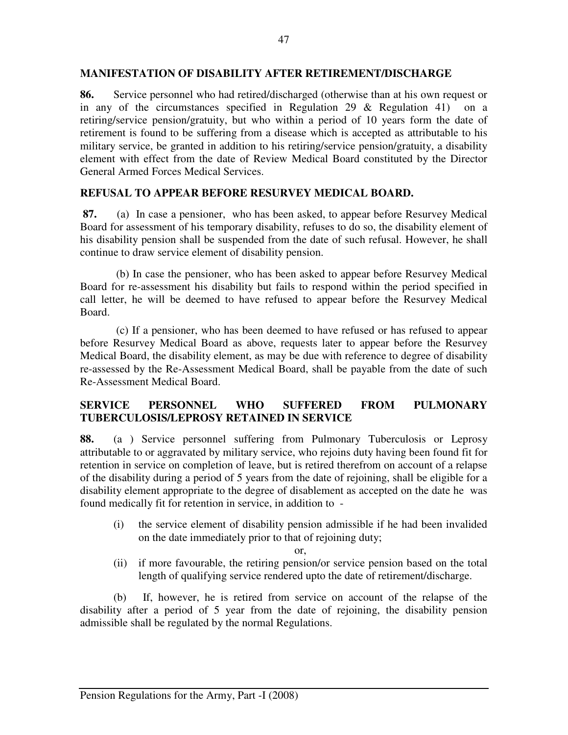## MANIFESTATION OF DISABILITY AFTER RETIREMENT/DISCHARGE

**86.** Service personnel who had retired/discharged (otherwise than at his own request or in any of the circumstances specified in Regulation 29 & Regulation 41) on a retiring/service pension/gratuity, but who within a period of 10 years form the date of retirement is found to be suffering from a disease which is accepted as attributable to his military service, be granted in addition to his retiring/service pension/gratuity, a disability element with effect from the date of Review Medical Board constituted by the Director General Armed Forces Medical Services.

## REFUSAL TO APPEAR BEFORE RESURVEY MEDICAL BOARD.

**87.** (a) In case a pensioner, who has been asked, to appear before Resurvey Medical Board for assessment of his temporary disability, refuses to do so, the disability element of his disability pension shall be suspended from the date of such refusal. However, he shall continue to draw service element of disability pension.

(b) In case the pensioner, who has been asked to appear before Resurvey Medical Board for re-assessment his disability but fails to respond within the period specified in call letter, he will be deemed to have refused to appear before the Resurvey Medical Board.

(c) If a pensioner, who has been deemed to have refused or has refused to appear before Resurvey Medical Board as above, requests later to appear before the Resurvey Medical Board, the disability element, as may be due with reference to degree of disability re-assessed by the Re-Assessment Medical Board, shall be payable from the date of such Re-Assessment Medical Board.

## SERVICE PERSONNEL WHO SUFFERED FROM PULMONARY TUBERCULOSIS/LEPROSY RETAINED IN SERVICE

**88.** (a ) Service personnel suffering from Pulmonary Tuberculosis or Leprosy attributable to or aggravated by military service, who rejoins duty having been found fit for retention in service on completion of leave, but is retired therefrom on account of a relapse of the disability during a period of 5 years from the date of rejoining, shall be eligible for a disability element appropriate to the degree of disablement as accepted on the date he was found medically fit for retention in service, in addition to -

(i) the service element of disability pension admissible if he had been invalided on the date immediately prior to that of rejoining duty;

or,

(ii) if more favourable, the retiring pension/or service pension based on the total length of qualifying service rendered upto the date of retirement/discharge.

(b) If, however, he is retired from service on account of the relapse of the disability after a period of 5 year from the date of rejoining, the disability pension admissible shall be regulated by the normal Regulations.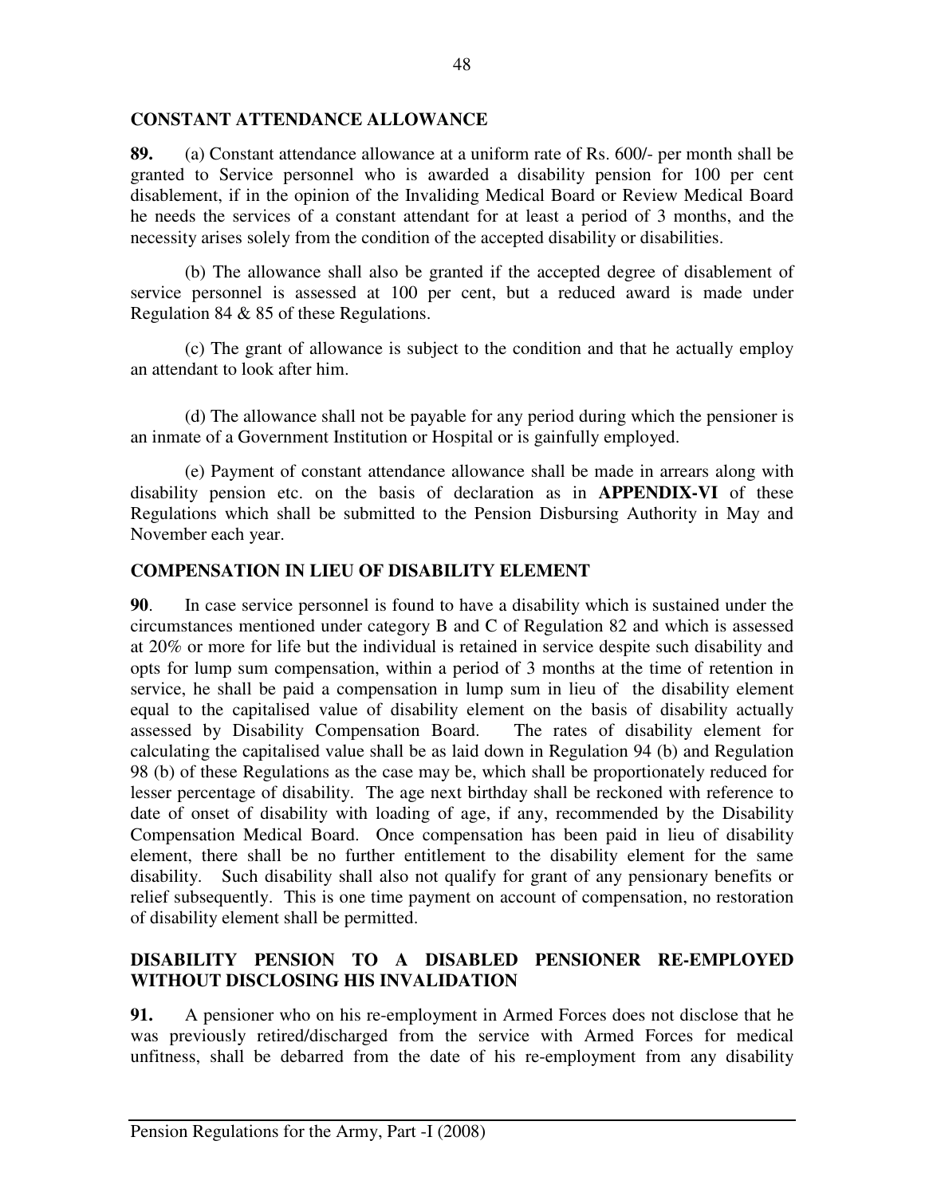## CONSTANT ATTENDANCE ALLOWANCE

**89.** (a) Constant attendance allowance at a uniform rate of Rs. 600/- per month shall be granted to Service personnel who is awarded a disability pension for 100 per cent disablement, if in the opinion of the Invaliding Medical Board or Review Medical Board he needs the services of a constant attendant for at least a period of 3 months, and the necessity arises solely from the condition of the accepted disability or disabilities.

(b) The allowance shall also be granted if the accepted degree of disablement of service personnel is assessed at 100 per cent, but a reduced award is made under Regulation 84 & 85 of these Regulations.

(c) The grant of allowance is subject to the condition and that he actually employ an attendant to look after him.

(d) The allowance shall not be payable for any period during which the pensioner is an inmate of a Government Institution or Hospital or is gainfully employed.

(e) Payment of constant attendance allowance shall be made in arrears along with disability pension etc. on the basis of declaration as in **APPENDIX-VI** of these Regulations which shall be submitted to the Pension Disbursing Authority in May and November each year.

## COMPENSATION IN LIEU OF DISABILITY ELEMENT

**90**. In case service personnel is found to have a disability which is sustained under the circumstances mentioned under category B and C of Regulation 82 and which is assessed at 20% or more for life but the individual is retained in service despite such disability and opts for lump sum compensation, within a period of 3 months at the time of retention in service, he shall be paid a compensation in lump sum in lieu of the disability element equal to the capitalised value of disability element on the basis of disability actually assessed by Disability Compensation Board. The rates of disability element for calculating the capitalised value shall be as laid down in Regulation 94 (b) and Regulation 98 (b) of these Regulations as the case may be, which shall be proportionately reduced for lesser percentage of disability. The age next birthday shall be reckoned with reference to date of onset of disability with loading of age, if any, recommended by the Disability Compensation Medical Board. Once compensation has been paid in lieu of disability element, there shall be no further entitlement to the disability element for the same disability. Such disability shall also not qualify for grant of any pensionary benefits or relief subsequently. This is one time payment on account of compensation, no restoration of disability element shall be permitted.

## DISABILITY PENSION TO A DISABLED PENSIONER RE-EMPLOYED WITHOUT DISCLOSING HIS INVALIDATION

**91.** A pensioner who on his re-employment in Armed Forces does not disclose that he was previously retired/discharged from the service with Armed Forces for medical unfitness, shall be debarred from the date of his re-employment from any disability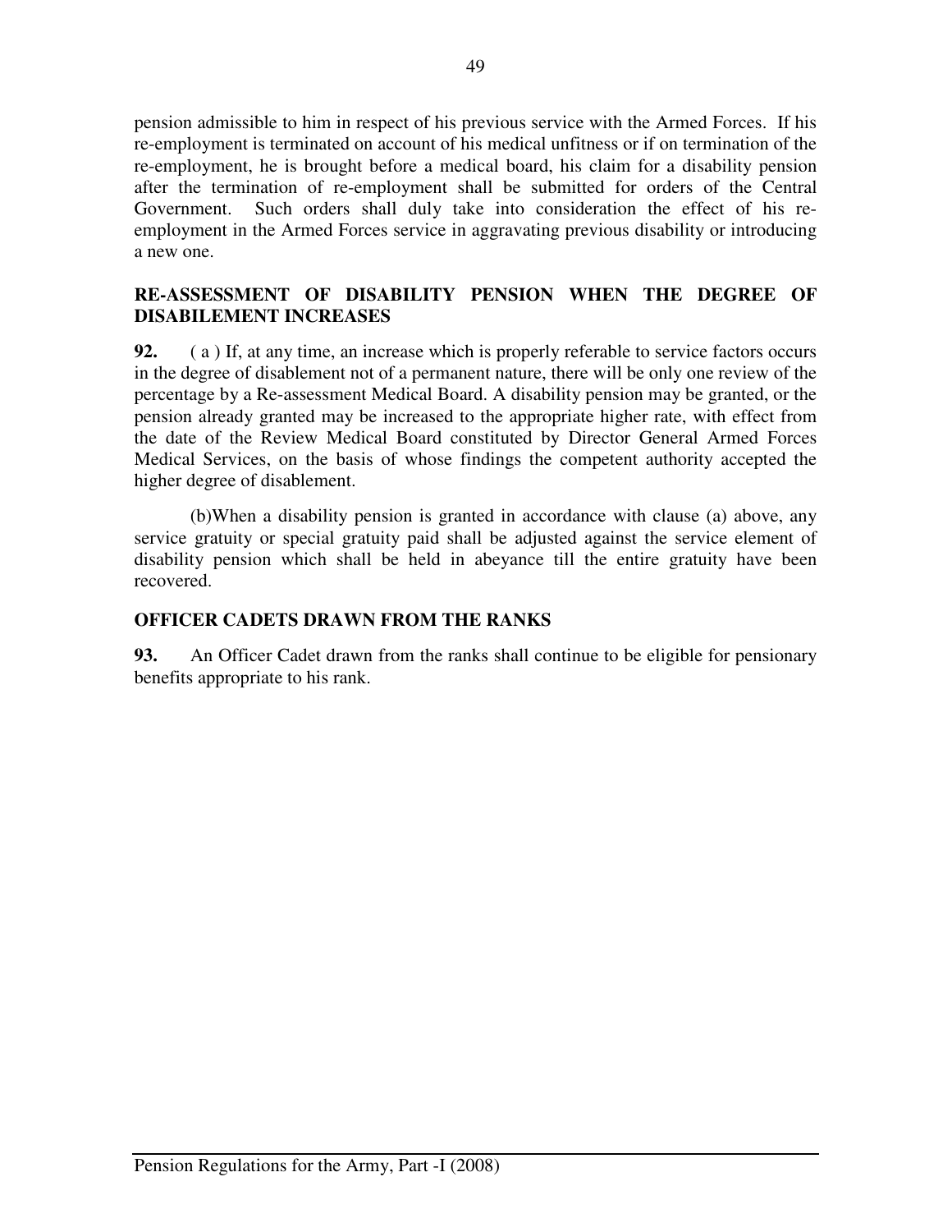pension admissible to him in respect of his previous service with the Armed Forces. If his re-employment is terminated on account of his medical unfitness or if on termination of the re-employment, he is brought before a medical board, his claim for a disability pension after the termination of re-employment shall be submitted for orders of the Central Government. Such orders shall duly take into consideration the effect of his re-employment in the Armed Forces service in aggravating previous disability or introducing a new one.

## RE-ASSESSMENT OF DISABILITY PENSION WHEN THE DEGREE OF DISABILEMENT INCREASES

**92.** ( a ) If, at any time, an increase which is properly referable to service factors occurs in the degree of disablement not of a permanent nature, there will be only one review of the percentage by a Re-assessment Medical Board. A disability pension may be granted, or the pension already granted may be increased to the appropriate higher rate, with effect from the date of the Review Medical Board constituted by Director General Armed Forces Medical Services, on the basis of whose findings the competent authority accepted the higher degree of disablement.

(b)When a disability pension is granted in accordance with clause (a) above, any service gratuity or special gratuity paid shall be adjusted against the service element of disability pension which shall be held in abeyance till the entire gratuity have been recovered.

## OFFICER CADETS DRAWN FROM THE RANKS

**93.** An Officer Cadet drawn from the ranks shall continue to be eligible for pensionary benefits appropriate to his rank.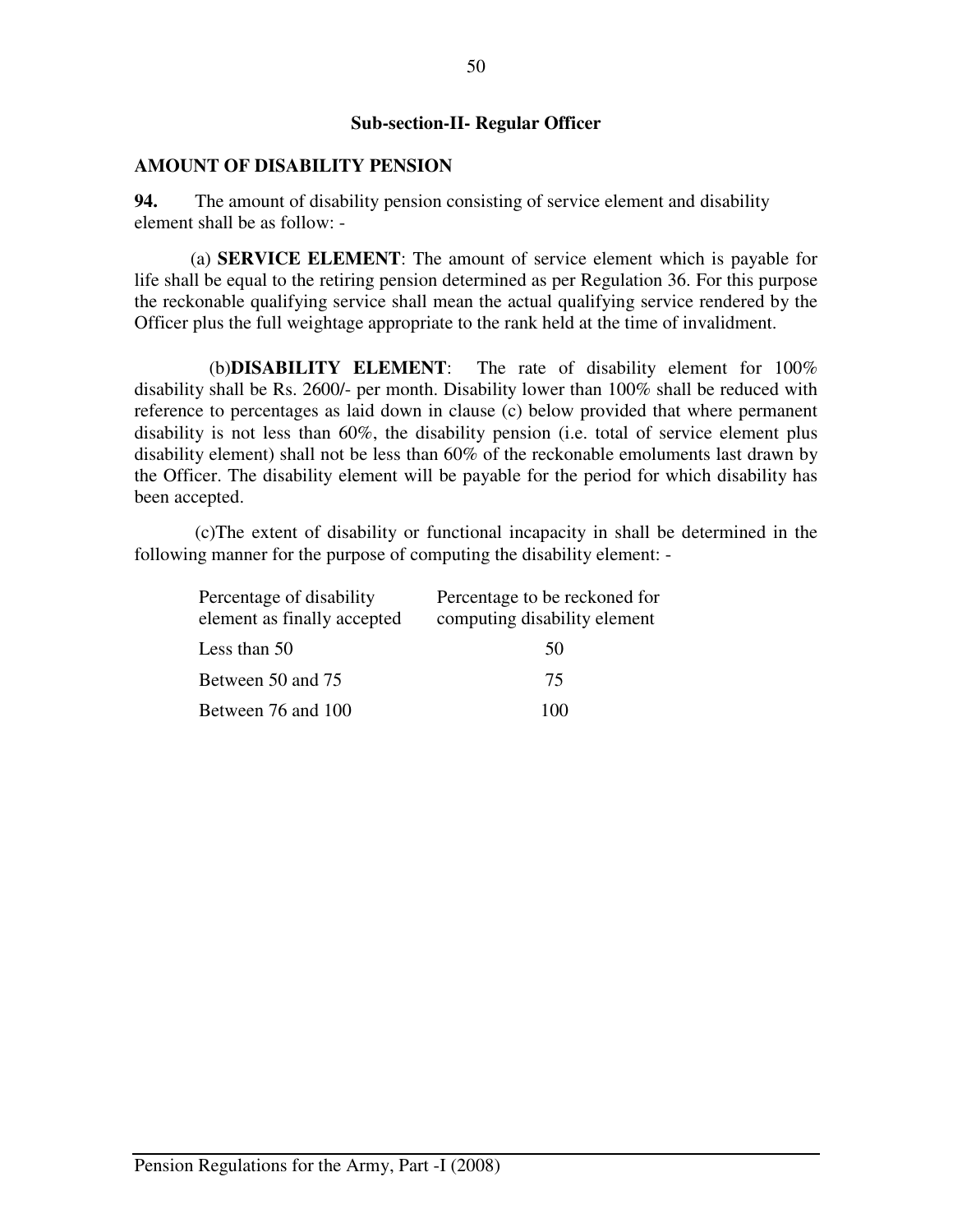### Sub-section-II- Regular Officer

## AMOUNT OF DISABILITY PENSION

**94.** The amount of disability pension consisting of service element and disability element shall be as follow: -

(a) **SERVICE ELEMENT**: The amount of service element which is payable for life shall be equal to the retiring pension determined as per Regulation 36. For this purpose the reckonable qualifying service shall mean the actual qualifying service rendered by the Officer plus the full weightage appropriate to the rank held at the time of invalidment.

(b)**DISABILITY ELEMENT**: The rate of disability element for 100% disability shall be Rs. 2600/- per month. Disability lower than 100% shall be reduced with reference to percentages as laid down in clause (c) below provided that where permanent disability is not less than 60%, the disability pension (i.e. total of service element plus disability element) shall not be less than 60% of the reckonable emoluments last drawn by the Officer. The disability element will be payable for the period for which disability has been accepted.

(c)The extent of disability or functional incapacity in shall be determined in the following manner for the purpose of computing the disability element: -

| Percentage of disability element as finally accepted | Percentage to be reckoned for computing disability element |
|---|---|
| Less than 50 | 50 |
| Between 50 and 75 | 75 |
| Between 76 and 100 | 100 |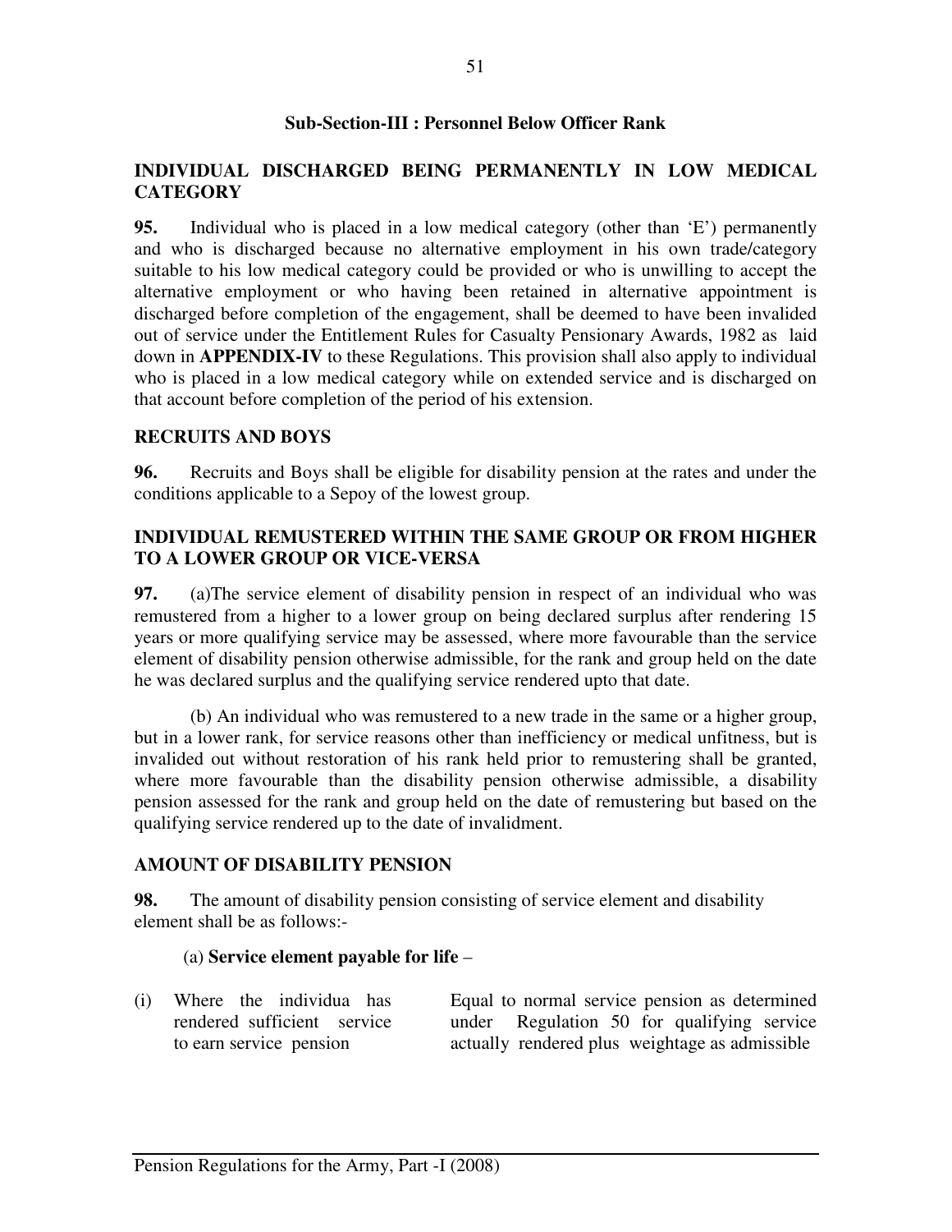### Sub-Section-III : Personnel Below Officer Rank

**INDIVIDUAL DISCHARGED BEING PERMANENTLY IN LOW MEDICAL CATEGORY**

**95.** Individual who is placed in a low medical category (other than 'E') permanently and who is discharged because no alternative employment in his own trade/category suitable to his low medical category could be provided or who is unwilling to accept the alternative employment or who having been retained in alternative appointment is discharged before completion of the engagement, shall be deemed to have been invalided out of service under the Entitlement Rules for Casualty Pensionary Awards, 1982 as laid down in **APPENDIX-IV** to these Regulations. This provision shall also apply to individual who is placed in a low medical category while on extended service and is discharged on that account before completion of the period of his extension.

**RECRUITS AND BOYS**

**96.** Recruits and Boys shall be eligible for disability pension at the rates and under the conditions applicable to a Sepoy of the lowest group.

**INDIVIDUAL REMUSTERED WITHIN THE SAME GROUP OR FROM HIGHER TO A LOWER GROUP OR VICE-VERSA**

**97.** (a)The service element of disability pension in respect of an individual who was remustered from a higher to a lower group on being declared surplus after rendering 15 years or more qualifying service may be assessed, where more favourable than the service element of disability pension otherwise admissible, for the rank and group held on the date he was declared surplus and the qualifying service rendered upto that date.

(b) An individual who was remustered to a new trade in the same or a higher group, but in a lower rank, for service reasons other than inefficiency or medical unfitness, but is invalided out without restoration of his rank held prior to remustering shall be granted, where more favourable than the disability pension otherwise admissible, a disability pension assessed for the rank and group held on the date of remustering but based on the qualifying service rendered up to the date of invalidment.

**AMOUNT OF DISABILITY PENSION**

**98.** The amount of disability pension consisting of service element and disability element shall be as follows:-

(a) **Service element payable for life** –

| | |
|---|---|
| (i) Where the individua has rendered sufficient service to earn service pension | Equal to normal service pension as determined under Regulation 50 for qualifying service actually rendered plus weightage as admissible |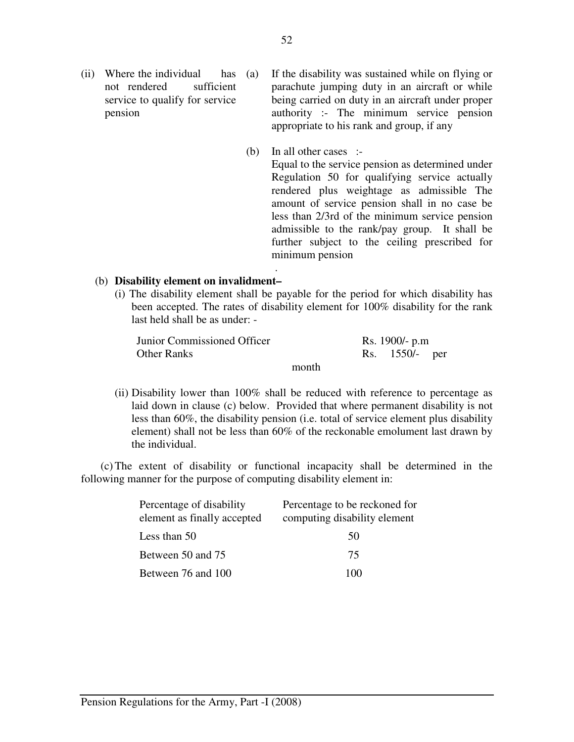| | | |
|---|---|---|
| (ii) Where the individual has not rendered sufficient service to qualify for service pension | (a) | If the disability was sustained while on flying or parachute jumping duty in an aircraft or while being carried on duty in an aircraft under proper authority :- The minimum service pension appropriate to his rank and group, if any |
| | (b) | In all other cases :- Equal to the service pension as determined under Regulation 50 for qualifying service actually rendered plus weightage as admissible The amount of service pension shall in no case be less than 2/3rd of the minimum service pension admissible to the rank/pay group. It shall be further subject to the ceiling prescribed for minimum pension |

.

(b) **Disability element on invalidment–**

(i) The disability element shall be payable for the period for which disability has been accepted. The rates of disability element for 100% disability for the rank last held shall be as under: -

| | |
|---|---|
| Junior Commissioned Officer | Rs. 1900/- p.m |
| Other Ranks | Rs. 1550/- per month |

(ii) Disability lower than 100% shall be reduced with reference to percentage as laid down in clause (c) below. Provided that where permanent disability is not less than 60%, the disability pension (i.e. total of service element plus disability element) shall not be less than 60% of the reckonable emolument last drawn by the individual.

(c) The extent of disability or functional incapacity shall be determined in the following manner for the purpose of computing disability element in:

| Percentage of disability element as finally accepted | Percentage to be reckoned for computing disability element |
|---|---|
| Less than 50 | 50 |
| Between 50 and 75 | 75 |
| Between 76 and 100 | 100 |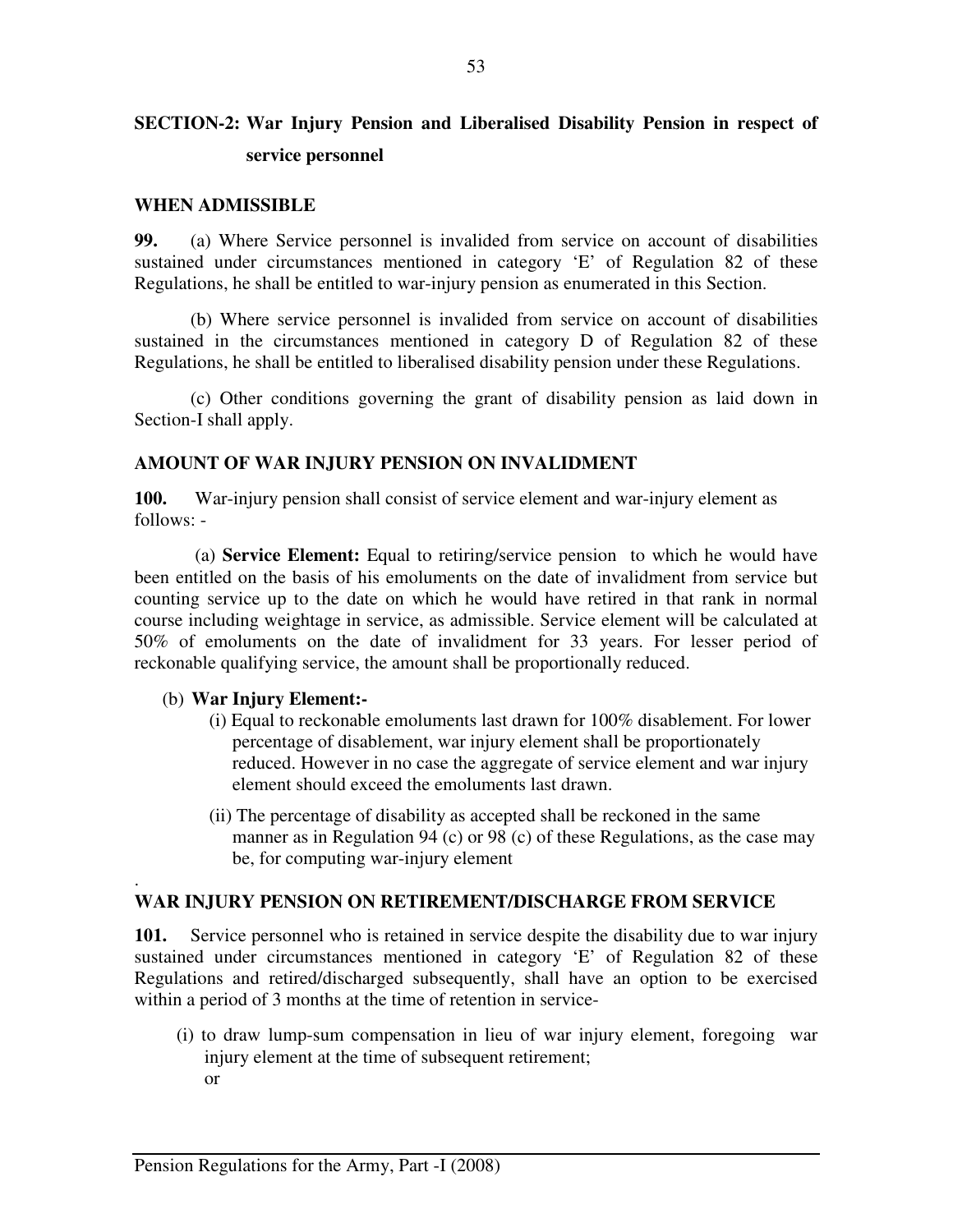## SECTION-2: War Injury Pension and Liberalised Disability Pension in respect of service personnel

### WHEN ADMISSIBLE

**99.** (a) Where Service personnel is invalided from service on account of disabilities sustained under circumstances mentioned in category 'E' of Regulation 82 of these Regulations, he shall be entitled to war-injury pension as enumerated in this Section.

(b) Where service personnel is invalided from service on account of disabilities sustained in the circumstances mentioned in category D of Regulation 82 of these Regulations, he shall be entitled to liberalised disability pension under these Regulations.

(c) Other conditions governing the grant of disability pension as laid down in Section-I shall apply.

### AMOUNT OF WAR INJURY PENSION ON INVALIDMENT

**100.** War-injury pension shall consist of service element and war-injury element as follows: -

(a) **Service Element:** Equal to retiring/service pension to which he would have been entitled on the basis of his emoluments on the date of invalidment from service but counting service up to the date on which he would have retired in that rank in normal course including weightage in service, as admissible. Service element will be calculated at 50% of emoluments on the date of invalidment for 33 years. For lesser period of reckonable qualifying service, the amount shall be proportionally reduced.

(b) **War Injury Element:-**

(i) Equal to reckonable emoluments last drawn for 100% disablement. For lower percentage of disablement, war injury element shall be proportionately reduced. However in no case the aggregate of service element and war injury element should exceed the emoluments last drawn.

(ii) The percentage of disability as accepted shall be reckoned in the same manner as in Regulation 94 (c) or 98 (c) of these Regulations, as the case may be, for computing war-injury element

### WAR INJURY PENSION ON RETIREMENT/DISCHARGE FROM SERVICE

**101.** Service personnel who is retained in service despite the disability due to war injury sustained under circumstances mentioned in category 'E' of Regulation 82 of these Regulations and retired/discharged subsequently, shall have an option to be exercised within a period of 3 months at the time of retention in service-

(i) to draw lump-sum compensation in lieu of war injury element, foregoing war injury element at the time of subsequent retirement;
or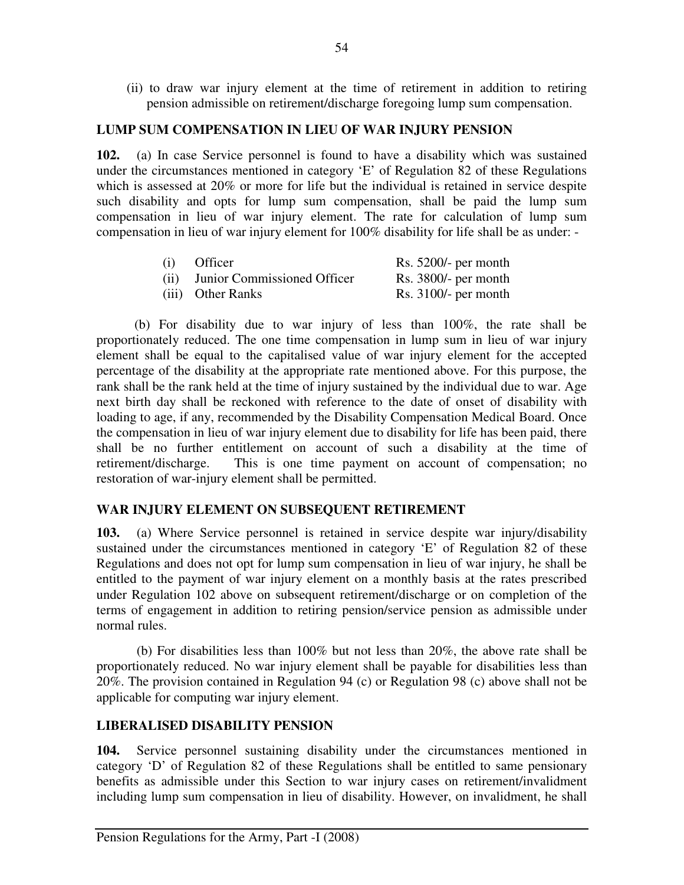(ii) to draw war injury element at the time of retirement in addition to retiring pension admissible on retirement/discharge foregoing lump sum compensation.

**LUMP SUM COMPENSATION IN LIEU OF WAR INJURY PENSION**

**102.** (a) In case Service personnel is found to have a disability which was sustained under the circumstances mentioned in category 'E' of Regulation 82 of these Regulations which is assessed at 20% or more for life but the individual is retained in service despite such disability and opts for lump sum compensation, shall be paid the lump sum compensation in lieu of war injury element. The rate for calculation of lump sum compensation in lieu of war injury element for 100% disability for life shall be as under: -

| | | |
|---|---|---|
| (i) | Officer | Rs. 5200/- per month |
| (ii) | Junior Commissioned Officer | Rs. 3800/- per month |
| (iii) | Other Ranks | Rs. 3100/- per month |

(b) For disability due to war injury of less than 100%, the rate shall be proportionately reduced. The one time compensation in lump sum in lieu of war injury element shall be equal to the capitalised value of war injury element for the accepted percentage of the disability at the appropriate rate mentioned above. For this purpose, the rank shall be the rank held at the time of injury sustained by the individual due to war. Age next birth day shall be reckoned with reference to the date of onset of disability with loading to age, if any, recommended by the Disability Compensation Medical Board. Once the compensation in lieu of war injury element due to disability for life has been paid, there shall be no further entitlement on account of such a disability at the time of retirement/discharge. This is one time payment on account of compensation; no restoration of war-injury element shall be permitted.

**WAR INJURY ELEMENT ON SUBSEQUENT RETIREMENT**

**103.** (a) Where Service personnel is retained in service despite war injury/disability sustained under the circumstances mentioned in category 'E' of Regulation 82 of these Regulations and does not opt for lump sum compensation in lieu of war injury, he shall be entitled to the payment of war injury element on a monthly basis at the rates prescribed under Regulation 102 above on subsequent retirement/discharge or on completion of the terms of engagement in addition to retiring pension/service pension as admissible under normal rules.

(b) For disabilities less than 100% but not less than 20%, the above rate shall be proportionately reduced. No war injury element shall be payable for disabilities less than 20%. The provision contained in Regulation 94 (c) or Regulation 98 (c) above shall not be applicable for computing war injury element.

**LIBERALISED DISABILITY PENSION**

**104.** Service personnel sustaining disability under the circumstances mentioned in category 'D' of Regulation 82 of these Regulations shall be entitled to same pensionary benefits as admissible under this Section to war injury cases on retirement/invalidment including lump sum compensation in lieu of disability. However, on invalidment, he shall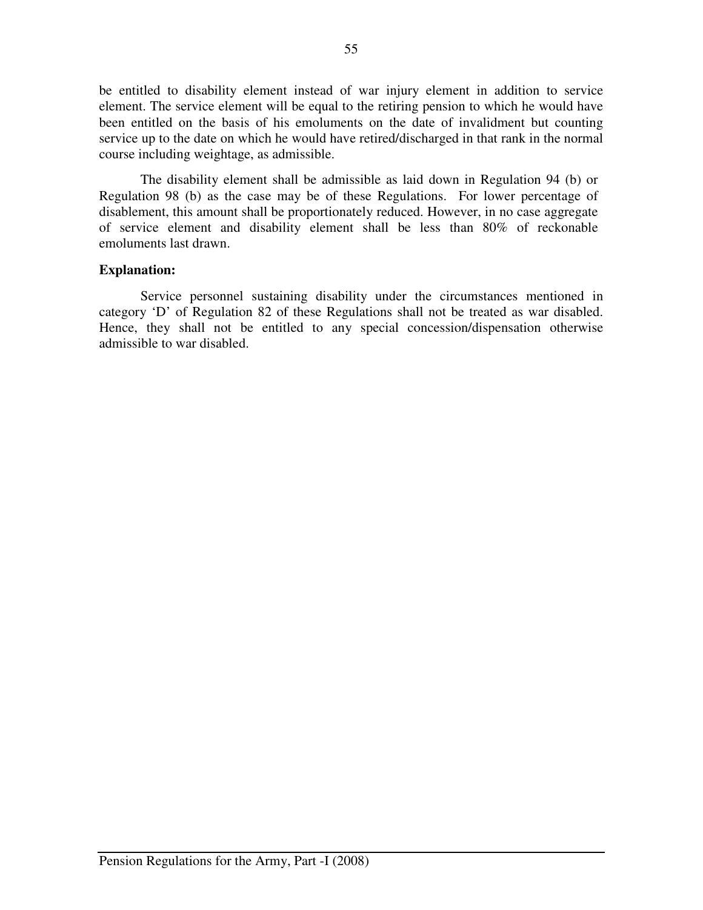be entitled to disability element instead of war injury element in addition to service element. The service element will be equal to the retiring pension to which he would have been entitled on the basis of his emoluments on the date of invalidment but counting service up to the date on which he would have retired/discharged in that rank in the normal course including weightage, as admissible.

The disability element shall be admissible as laid down in Regulation 94 (b) or Regulation 98 (b) as the case may be of these Regulations. For lower percentage of disablement, this amount shall be proportionately reduced. However, in no case aggregate of service element and disability element shall be less than 80% of reckonable emoluments last drawn.

**Explanation:**

Service personnel sustaining disability under the circumstances mentioned in category 'D' of Regulation 82 of these Regulations shall not be treated as war disabled. Hence, they shall not be entitled to any special concession/dispensation otherwise admissible to war disabled.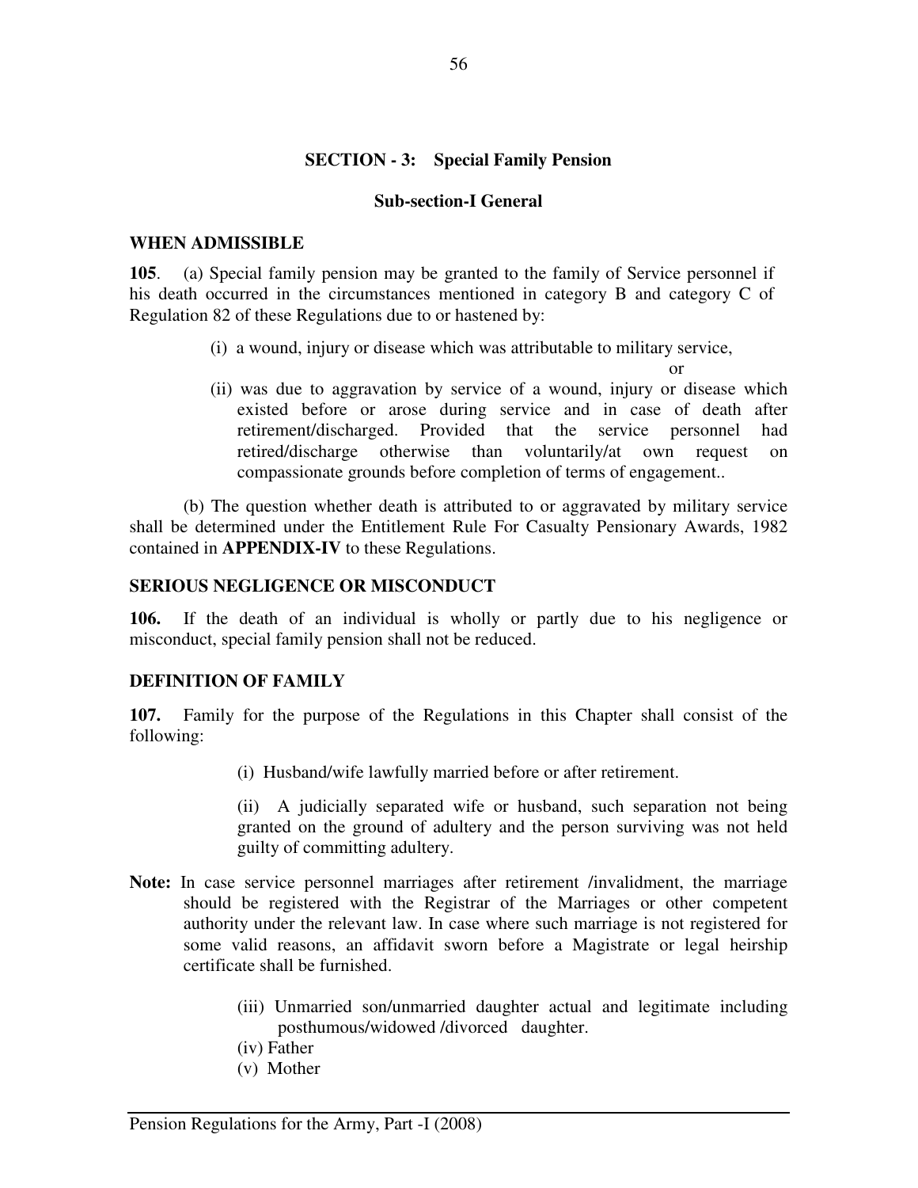## SECTION - 3: Special Family Pension

### Sub-section-I General

**WHEN ADMISSIBLE**

**105**. (a) Special family pension may be granted to the family of Service personnel if his death occurred in the circumstances mentioned in category B and category C of Regulation 82 of these Regulations due to or hastened by:

(i) a wound, injury or disease which was attributable to military service,

or

(ii) was due to aggravation by service of a wound, injury or disease which existed before or arose during service and in case of death after retirement/discharged. Provided that the service personnel had retired/discharge otherwise than voluntarily/at own request on compassionate grounds before completion of terms of engagement..

(b) The question whether death is attributed to or aggravated by military service shall be determined under the Entitlement Rule For Casualty Pensionary Awards, 1982 contained in **APPENDIX-IV** to these Regulations.

**SERIOUS NEGLIGENCE OR MISCONDUCT**

**106.** If the death of an individual is wholly or partly due to his negligence or misconduct, special family pension shall not be reduced.

**DEFINITION OF FAMILY**

**107.** Family for the purpose of the Regulations in this Chapter shall consist of the following:

(i) Husband/wife lawfully married before or after retirement.

(ii) A judicially separated wife or husband, such separation not being granted on the ground of adultery and the person surviving was not held guilty of committing adultery.

**Note:** In case service personnel marriages after retirement /invalidment, the marriage should be registered with the Registrar of the Marriages or other competent authority under the relevant law. In case where such marriage is not registered for some valid reasons, an affidavit sworn before a Magistrate or legal heirship certificate shall be furnished.

(iii) Unmarried son/unmarried daughter actual and legitimate including posthumous/widowed /divorced daughter.

(iv) Father

(v) Mother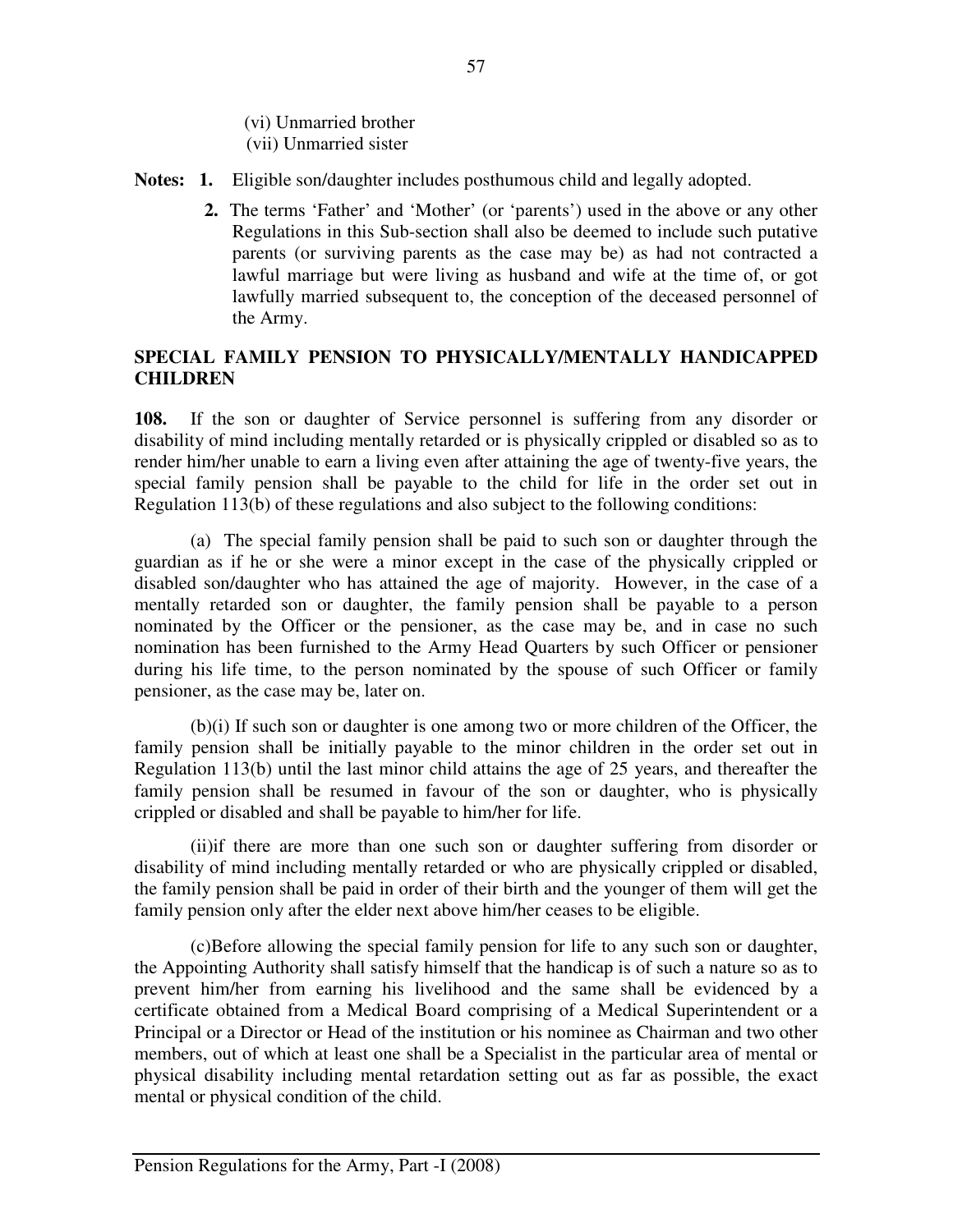(vi) Unmarried brother
(vii) Unmarried sister

**Notes: 1.** Eligible son/daughter includes posthumous child and legally adopted.

**2.** The terms 'Father' and 'Mother' (or 'parents') used in the above or any other Regulations in this Sub-section shall also be deemed to include such putative parents (or surviving parents as the case may be) as had not contracted a lawful marriage but were living as husband and wife at the time of, or got lawfully married subsequent to, the conception of the deceased personnel of the Army.

**SPECIAL FAMILY PENSION TO PHYSICALLY/MENTALLY HANDICAPPED CHILDREN**

**108.** If the son or daughter of Service personnel is suffering from any disorder or disability of mind including mentally retarded or is physically crippled or disabled so as to render him/her unable to earn a living even after attaining the age of twenty-five years, the special family pension shall be payable to the child for life in the order set out in Regulation 113(b) of these regulations and also subject to the following conditions:

(a) The special family pension shall be paid to such son or daughter through the guardian as if he or she were a minor except in the case of the physically crippled or disabled son/daughter who has attained the age of majority. However, in the case of a mentally retarded son or daughter, the family pension shall be payable to a person nominated by the Officer or the pensioner, as the case may be, and in case no such nomination has been furnished to the Army Head Quarters by such Officer or pensioner during his life time, to the person nominated by the spouse of such Officer or family pensioner, as the case may be, later on.

(b)(i) If such son or daughter is one among two or more children of the Officer, the family pension shall be initially payable to the minor children in the order set out in Regulation 113(b) until the last minor child attains the age of 25 years, and thereafter the family pension shall be resumed in favour of the son or daughter, who is physically crippled or disabled and shall be payable to him/her for life.

(ii)if there are more than one such son or daughter suffering from disorder or disability of mind including mentally retarded or who are physically crippled or disabled, the family pension shall be paid in order of their birth and the younger of them will get the family pension only after the elder next above him/her ceases to be eligible.

(c)Before allowing the special family pension for life to any such son or daughter, the Appointing Authority shall satisfy himself that the handicap is of such a nature so as to prevent him/her from earning his livelihood and the same shall be evidenced by a certificate obtained from a Medical Board comprising of a Medical Superintendent or a Principal or a Director or Head of the institution or his nominee as Chairman and two other members, out of which at least one shall be a Specialist in the particular area of mental or physical disability including mental retardation setting out as far as possible, the exact mental or physical condition of the child.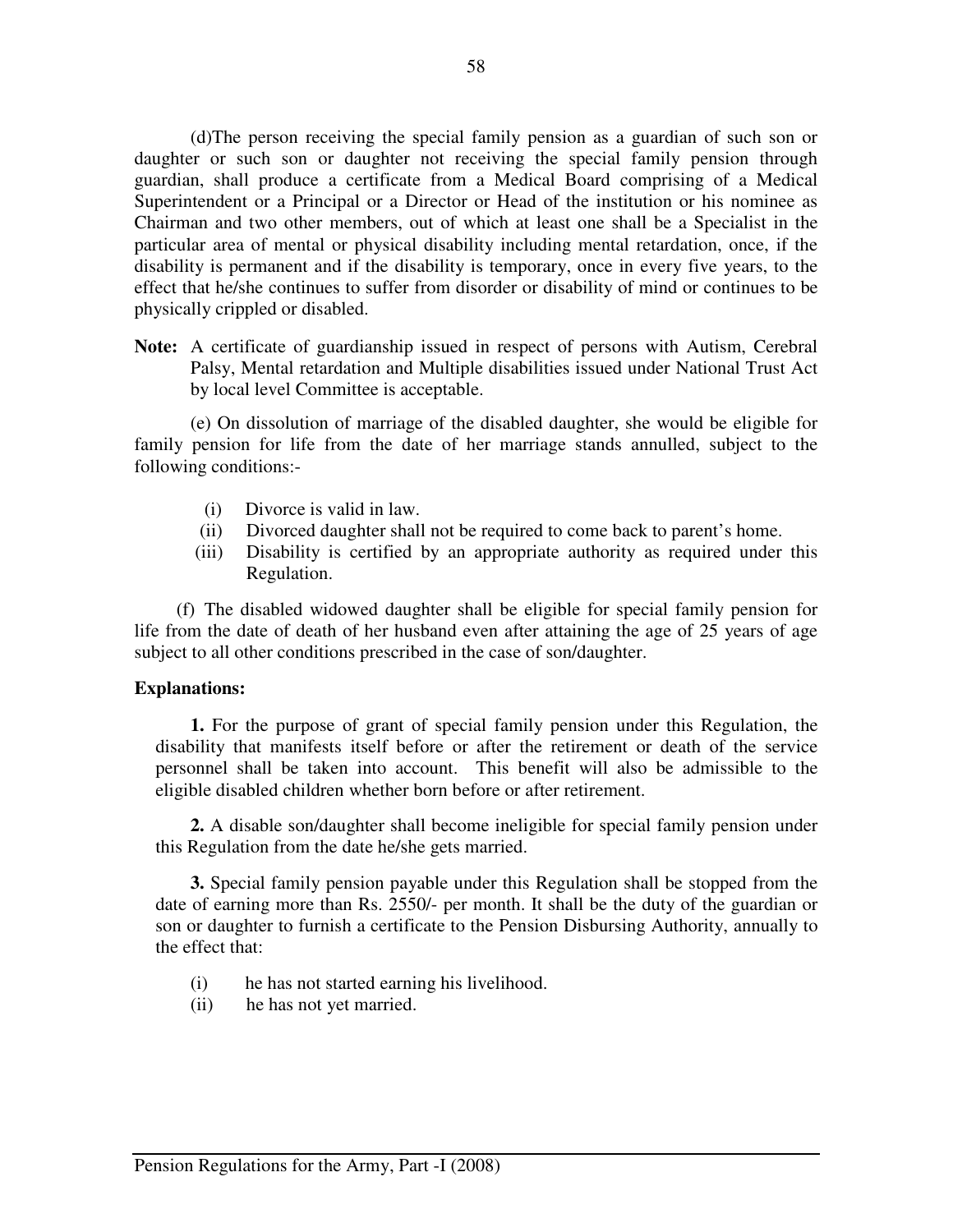(d)The person receiving the special family pension as a guardian of such son or daughter or such son or daughter not receiving the special family pension through guardian, shall produce a certificate from a Medical Board comprising of a Medical Superintendent or a Principal or a Director or Head of the institution or his nominee as Chairman and two other members, out of which at least one shall be a Specialist in the particular area of mental or physical disability including mental retardation, once, if the disability is permanent and if the disability is temporary, once in every five years, to the effect that he/she continues to suffer from disorder or disability of mind or continues to be physically crippled or disabled.

**Note:** A certificate of guardianship issued in respect of persons with Autism, Cerebral Palsy, Mental retardation and Multiple disabilities issued under National Trust Act by local level Committee is acceptable.

(e) On dissolution of marriage of the disabled daughter, she would be eligible for family pension for life from the date of her marriage stands annulled, subject to the following conditions:-

(i) Divorce is valid in law.

(ii) Divorced daughter shall not be required to come back to parent's home.

(iii) Disability is certified by an appropriate authority as required under this Regulation.

(f) The disabled widowed daughter shall be eligible for special family pension for life from the date of death of her husband even after attaining the age of 25 years of age subject to all other conditions prescribed in the case of son/daughter.

**Explanations:**

**1.** For the purpose of grant of special family pension under this Regulation, the disability that manifests itself before or after the retirement or death of the service personnel shall be taken into account. This benefit will also be admissible to the eligible disabled children whether born before or after retirement.

**2.** A disable son/daughter shall become ineligible for special family pension under this Regulation from the date he/she gets married.

**3.** Special family pension payable under this Regulation shall be stopped from the date of earning more than Rs. 2550/- per month. It shall be the duty of the guardian or son or daughter to furnish a certificate to the Pension Disbursing Authority, annually to the effect that:

(i) he has not started earning his livelihood.

(ii) he has not yet married.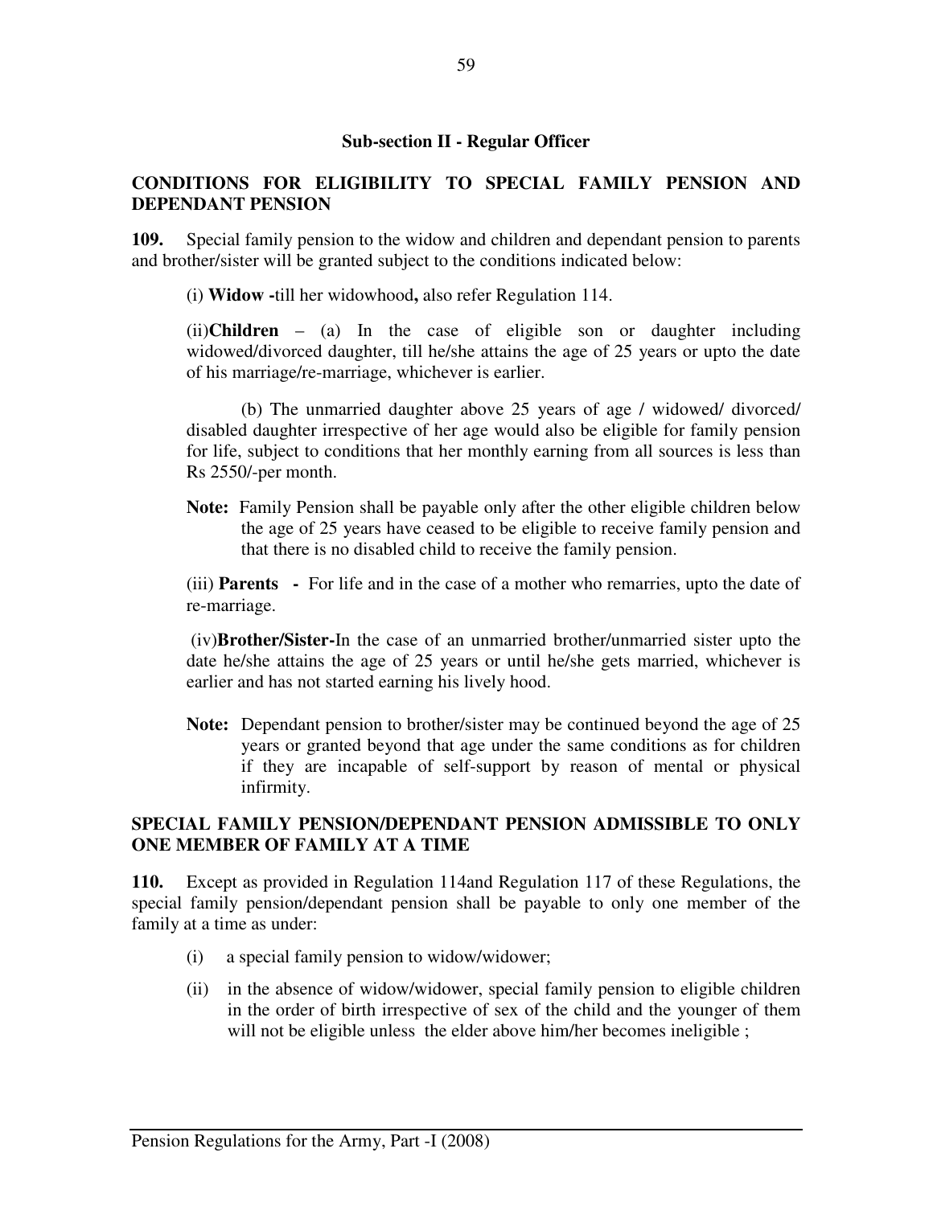### Sub-section II - Regular Officer

**CONDITIONS FOR ELIGIBILITY TO SPECIAL FAMILY PENSION AND DEPENDANT PENSION**

**109.** Special family pension to the widow and children and dependant pension to parents and brother/sister will be granted subject to the conditions indicated below:

(i) **Widow -**till her widowhood**,** also refer Regulation 114.

(ii)**Children** – (a) In the case of eligible son or daughter including widowed/divorced daughter, till he/she attains the age of 25 years or upto the date of his marriage/re-marriage, whichever is earlier.

(b) The unmarried daughter above 25 years of age / widowed/ divorced/ disabled daughter irrespective of her age would also be eligible for family pension for life, subject to conditions that her monthly earning from all sources is less than Rs 2550/-per month.

**Note:** Family Pension shall be payable only after the other eligible children below the age of 25 years have ceased to be eligible to receive family pension and that there is no disabled child to receive the family pension.

(iii) **Parents -** For life and in the case of a mother who remarries, upto the date of re-marriage.

(iv)**Brother/Sister-**In the case of an unmarried brother/unmarried sister upto the date he/she attains the age of 25 years or until he/she gets married, whichever is earlier and has not started earning his lively hood.

**Note:** Dependant pension to brother/sister may be continued beyond the age of 25 years or granted beyond that age under the same conditions as for children if they are incapable of self-support by reason of mental or physical infirmity.

**SPECIAL FAMILY PENSION/DEPENDANT PENSION ADMISSIBLE TO ONLY ONE MEMBER OF FAMILY AT A TIME**

**110.** Except as provided in Regulation 114and Regulation 117 of these Regulations, the special family pension/dependant pension shall be payable to only one member of the family at a time as under:

(i) a special family pension to widow/widower;

(ii) in the absence of widow/widower, special family pension to eligible children in the order of birth irrespective of sex of the child and the younger of them will not be eligible unless the elder above him/her becomes ineligible ;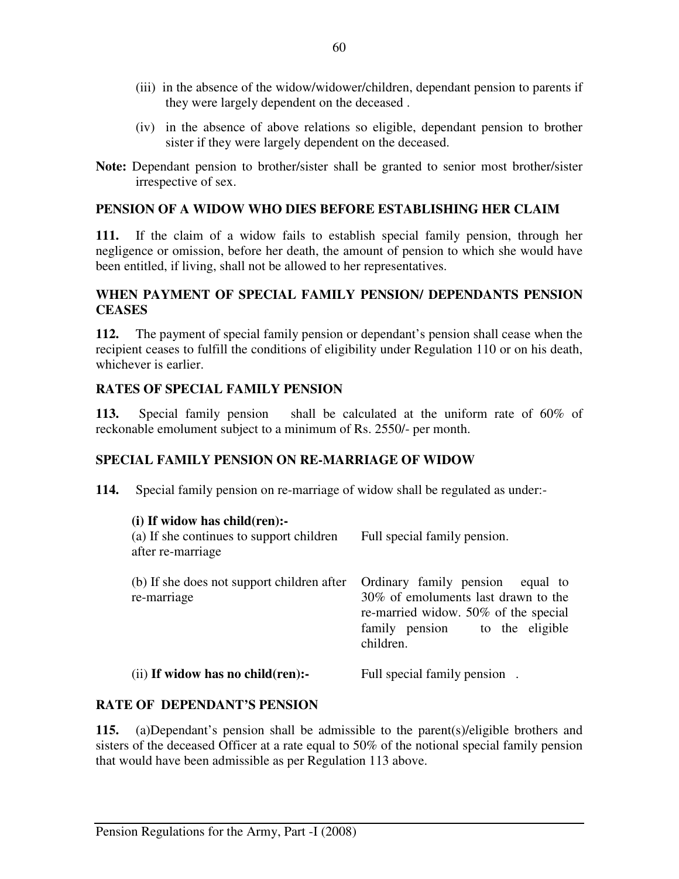(iii) in the absence of the widow/widower/children, dependant pension to parents if they were largely dependent on the deceased .

(iv) in the absence of above relations so eligible, dependant pension to brother sister if they were largely dependent on the deceased.

**Note:** Dependant pension to brother/sister shall be granted to senior most brother/sister irrespective of sex.

### PENSION OF A WIDOW WHO DIES BEFORE ESTABLISHING HER CLAIM

**111.** If the claim of a widow fails to establish special family pension, through her negligence or omission, before her death, the amount of pension to which she would have been entitled, if living, shall not be allowed to her representatives.

### WHEN PAYMENT OF SPECIAL FAMILY PENSION/ DEPENDANTS PENSION CEASES

**112.** The payment of special family pension or dependant's pension shall cease when the recipient ceases to fulfill the conditions of eligibility under Regulation 110 or on his death, whichever is earlier.

### RATES OF SPECIAL FAMILY PENSION

**113.** Special family pension shall be calculated at the uniform rate of 60% of reckonable emolument subject to a minimum of Rs. 2550/- per month.

### SPECIAL FAMILY PENSION ON RE-MARRIAGE OF WIDOW

**114.** Special family pension on re-marriage of widow shall be regulated as under:-

| | |
|---|---|
| **(i) If widow has child(ren):-** | |
| (a) If she continues to support children after re-marriage | Full special family pension. |
| (b) If she does not support children after re-marriage | Ordinary family pension equal to 30% of emoluments last drawn to the re-married widow. 50% of the special family pension to the eligible children. |
| (ii) **If widow has no child(ren):-** | Full special family pension . |

### RATE OF DEPENDANT'S PENSION

**115.** (a)Dependant's pension shall be admissible to the parent(s)/eligible brothers and sisters of the deceased Officer at a rate equal to 50% of the notional special family pension that would have been admissible as per Regulation 113 above.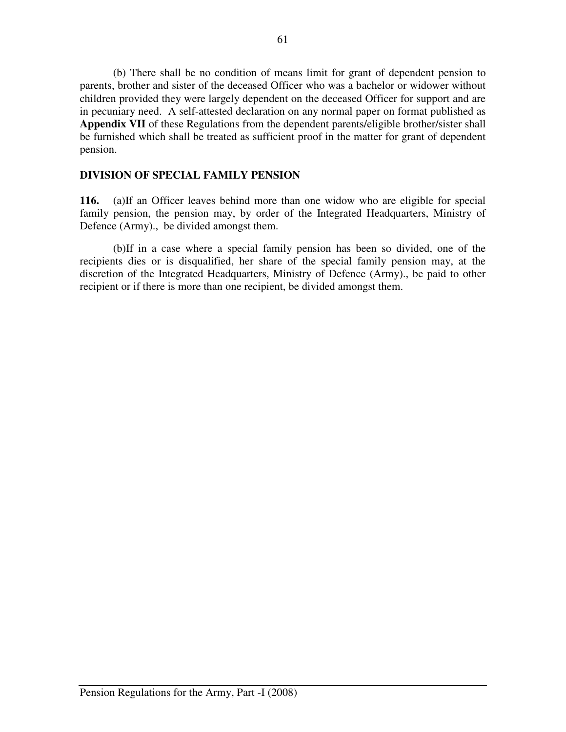(b) There shall be no condition of means limit for grant of dependent pension to parents, brother and sister of the deceased Officer who was a bachelor or widower without children provided they were largely dependent on the deceased Officer for support and are in pecuniary need. A self-attested declaration on any normal paper on format published as **Appendix VII** of these Regulations from the dependent parents/eligible brother/sister shall be furnished which shall be treated as sufficient proof in the matter for grant of dependent pension.

**DIVISION OF SPECIAL FAMILY PENSION**

**116.** (a)If an Officer leaves behind more than one widow who are eligible for special family pension, the pension may, by order of the Integrated Headquarters, Ministry of Defence (Army)., be divided amongst them.

(b)If in a case where a special family pension has been so divided, one of the recipients dies or is disqualified, her share of the special family pension may, at the discretion of the Integrated Headquarters, Ministry of Defence (Army)., be paid to other recipient or if there is more than one recipient, be divided amongst them.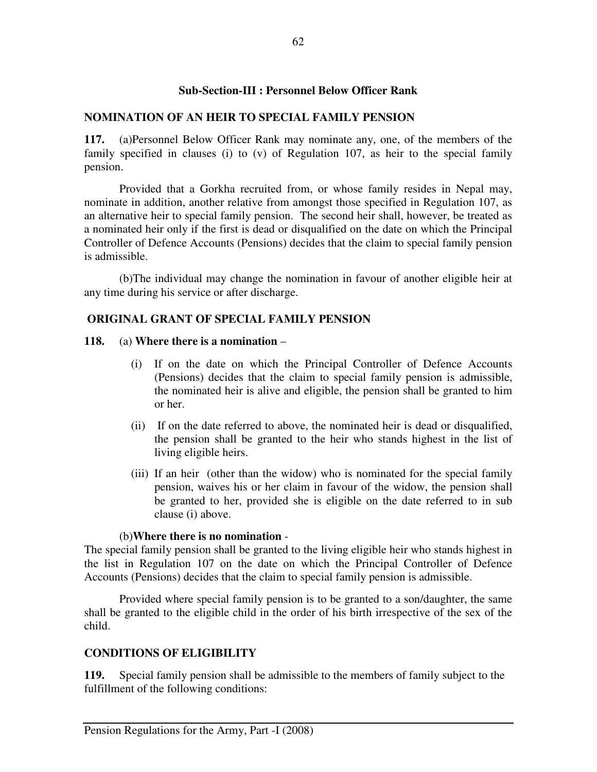## Sub-Section-III : Personnel Below Officer Rank

### NOMINATION OF AN HEIR TO SPECIAL FAMILY PENSION

**117.** (a)Personnel Below Officer Rank may nominate any, one, of the members of the family specified in clauses (i) to (v) of Regulation 107, as heir to the special family pension.

Provided that a Gorkha recruited from, or whose family resides in Nepal may, nominate in addition, another relative from amongst those specified in Regulation 107, as an alternative heir to special family pension. The second heir shall, however, be treated as a nominated heir only if the first is dead or disqualified on the date on which the Principal Controller of Defence Accounts (Pensions) decides that the claim to special family pension is admissible.

(b)The individual may change the nomination in favour of another eligible heir at any time during his service or after discharge.

### ORIGINAL GRANT OF SPECIAL FAMILY PENSION

**118.** (a) **Where there is a nomination** –

(i) If on the date on which the Principal Controller of Defence Accounts (Pensions) decides that the claim to special family pension is admissible, the nominated heir is alive and eligible, the pension shall be granted to him or her.

(ii) If on the date referred to above, the nominated heir is dead or disqualified, the pension shall be granted to the heir who stands highest in the list of living eligible heirs.

(iii) If an heir (other than the widow) who is nominated for the special family pension, waives his or her claim in favour of the widow, the pension shall be granted to her, provided she is eligible on the date referred to in sub clause (i) above.

(b)**Where there is no nomination** -

The special family pension shall be granted to the living eligible heir who stands highest in the list in Regulation 107 on the date on which the Principal Controller of Defence Accounts (Pensions) decides that the claim to special family pension is admissible.

Provided where special family pension is to be granted to a son/daughter, the same shall be granted to the eligible child in the order of his birth irrespective of the sex of the child.

### CONDITIONS OF ELIGIBILITY

**119.** Special family pension shall be admissible to the members of family subject to the fulfillment of the following conditions: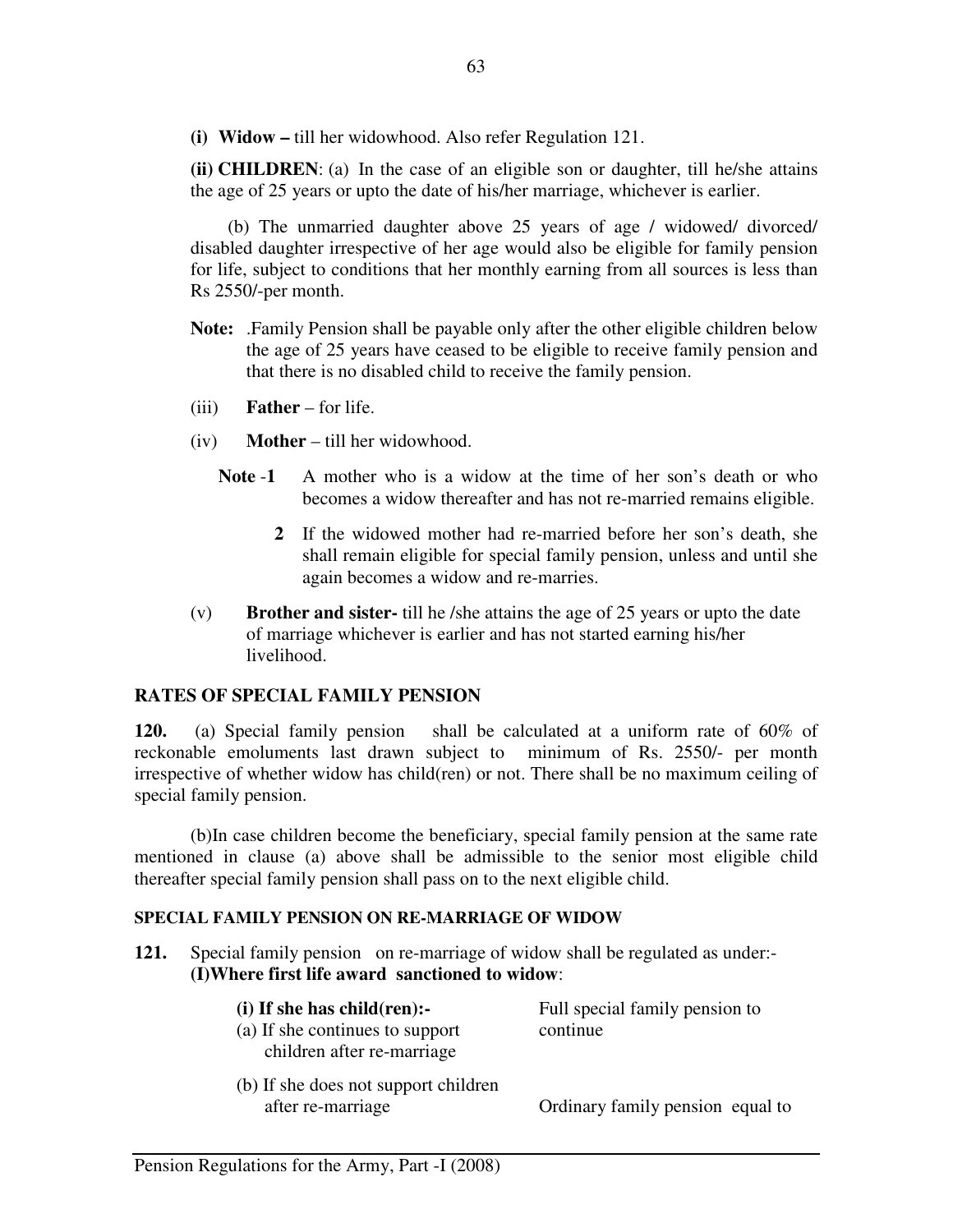**(i) Widow –** till her widowhood. Also refer Regulation 121.

**(ii) CHILDREN**: (a) In the case of an eligible son or daughter, till he/she attains the age of 25 years or upto the date of his/her marriage, whichever is earlier.

(b) The unmarried daughter above 25 years of age / widowed/ divorced/ disabled daughter irrespective of her age would also be eligible for family pension for life, subject to conditions that her monthly earning from all sources is less than Rs 2550/-per month.

**Note:** .Family Pension shall be payable only after the other eligible children below the age of 25 years have ceased to be eligible to receive family pension and that there is no disabled child to receive the family pension.

(iii) **Father** – for life.

(iv) **Mother** – till her widowhood.

**Note -1** A mother who is a widow at the time of her son's death or who becomes a widow thereafter and has not re-married remains eligible.

**2** If the widowed mother had re-married before her son's death, she shall remain eligible for special family pension, unless and until she again becomes a widow and re-marries.

(v) **Brother and sister-** till he /she attains the age of 25 years or upto the date of marriage whichever is earlier and has not started earning his/her livelihood.

## RATES OF SPECIAL FAMILY PENSION

**120.** (a) Special family pension shall be calculated at a uniform rate of 60% of reckonable emoluments last drawn subject to minimum of Rs. 2550/- per month irrespective of whether widow has child(ren) or not. There shall be no maximum ceiling of special family pension.

(b)In case children become the beneficiary, special family pension at the same rate mentioned in clause (a) above shall be admissible to the senior most eligible child thereafter special family pension shall pass on to the next eligible child.

### SPECIAL FAMILY PENSION ON RE-MARRIAGE OF WIDOW

**121.** Special family pension on re-marriage of widow shall be regulated as under:-
**(I)Where first life award sanctioned to widow**:

| | |
|---|---|
| **(i) If she has child(ren):-**<br>(a) If she continues to support children after re-marriage | Full special family pension to continue |
| (b) If she does not support children after re-marriage | Ordinary family pension equal to |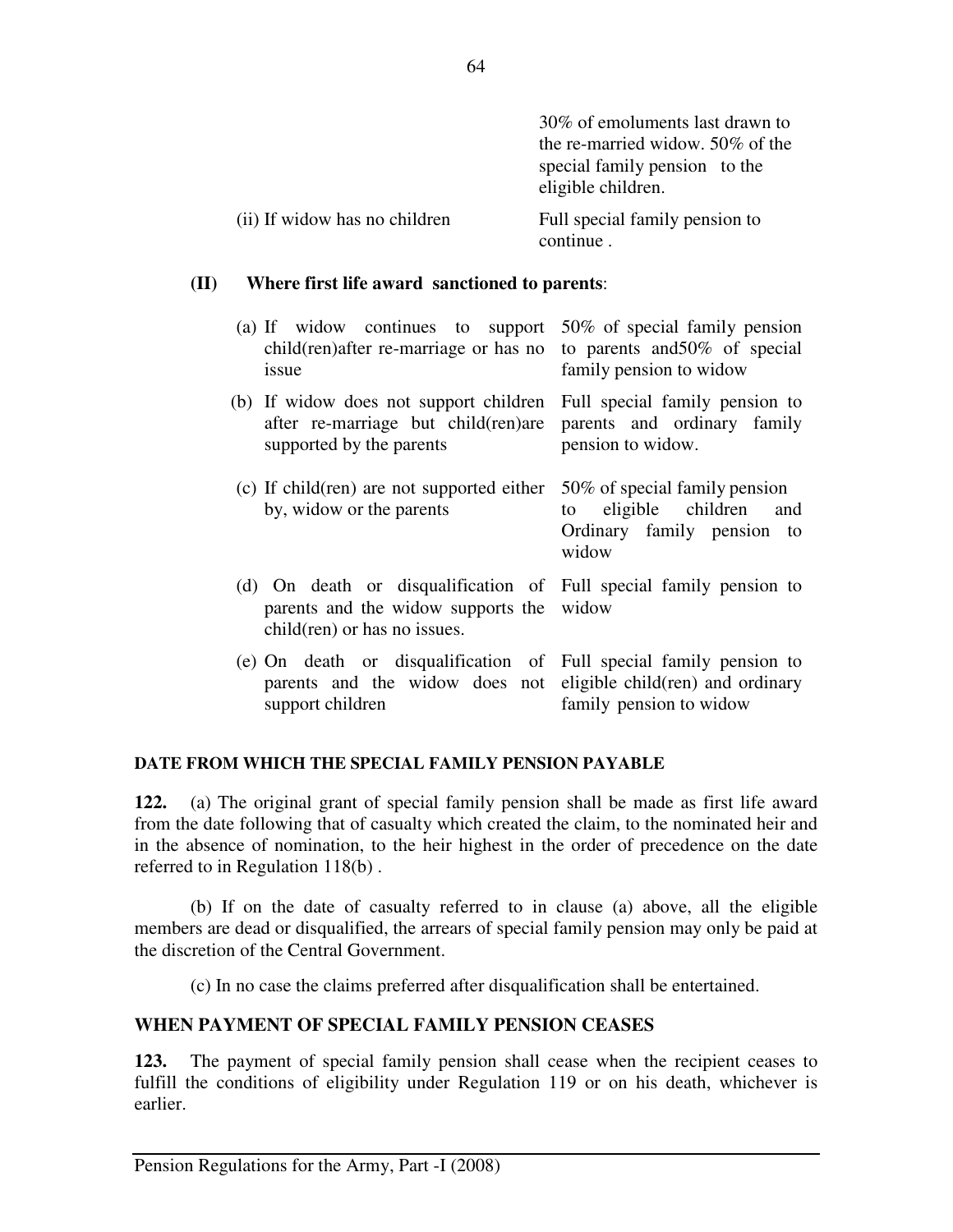| | |
|---|---|
| | 30% of emoluments last drawn to the re-married widow. 50% of the special family pension to the eligible children. |
| (ii) If widow has no children | Full special family pension to continue . |

**(II) Where first life award sanctioned to parents**:

| | |
|---|---|
| (a) If widow continues to support child(ren)after re-marriage or has no issue | 50% of special family pension to parents and50% of special family pension to widow |
| (b) If widow does not support children after re-marriage but child(ren)are supported by the parents | Full special family pension to parents and ordinary family pension to widow. |
| (c) If child(ren) are not supported either by, widow or the parents | 50% of special family pension to eligible children and Ordinary family pension to widow |
| (d) On death or disqualification of parents and the widow supports the child(ren) or has no issues. | Full special family pension to widow |
| (e) On death or disqualification of parents and the widow does not support children | Full special family pension to eligible child(ren) and ordinary family pension to widow |

**DATE FROM WHICH THE SPECIAL FAMILY PENSION PAYABLE**

**122.** (a) The original grant of special family pension shall be made as first life award from the date following that of casualty which created the claim, to the nominated heir and in the absence of nomination, to the heir highest in the order of precedence on the date referred to in Regulation 118(b) .

(b) If on the date of casualty referred to in clause (a) above, all the eligible members are dead or disqualified, the arrears of special family pension may only be paid at the discretion of the Central Government.

(c) In no case the claims preferred after disqualification shall be entertained.

**WHEN PAYMENT OF SPECIAL FAMILY PENSION CEASES**

**123.** The payment of special family pension shall cease when the recipient ceases to fulfill the conditions of eligibility under Regulation 119 or on his death, whichever is earlier.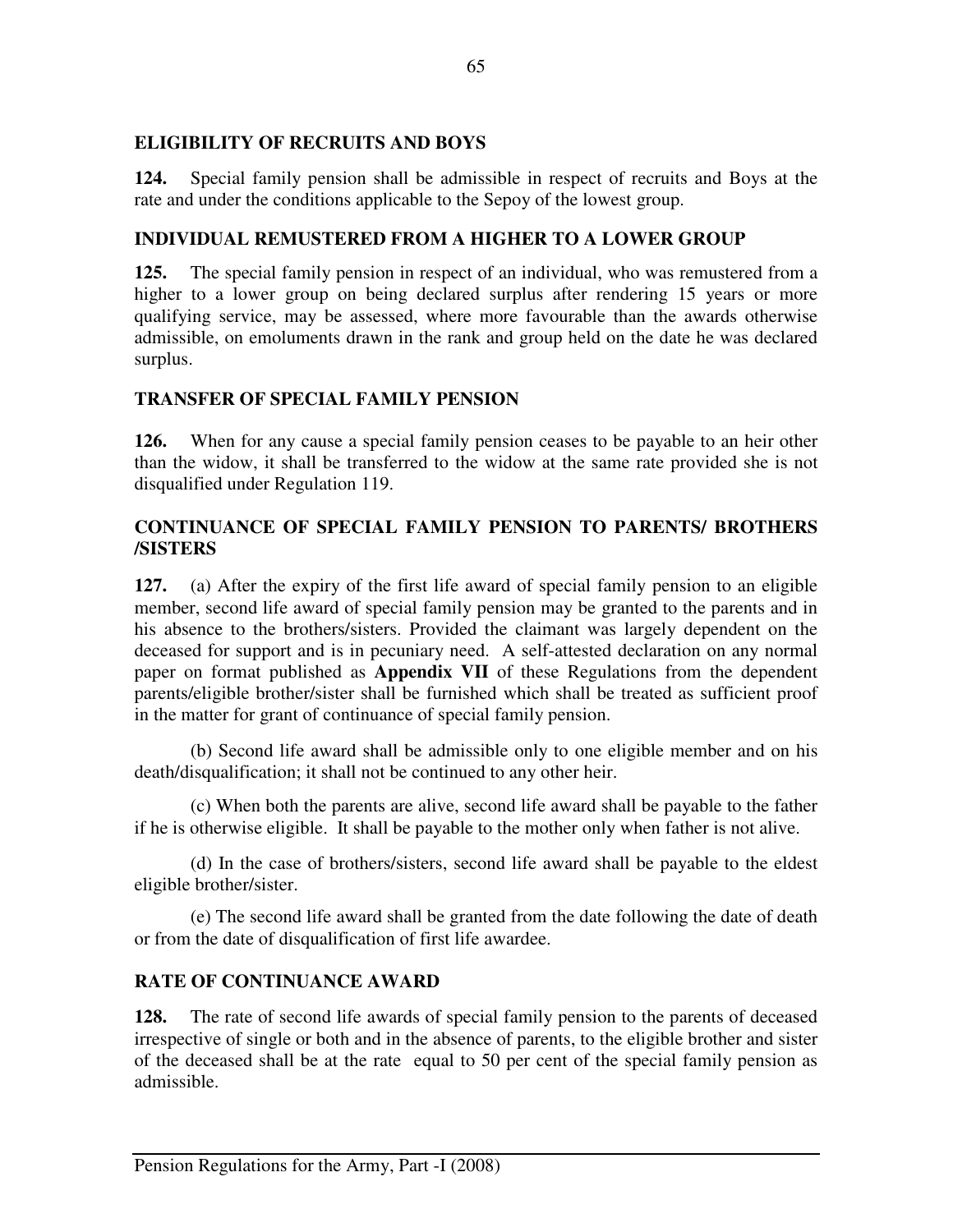### ELIGIBILITY OF RECRUITS AND BOYS

**124.** Special family pension shall be admissible in respect of recruits and Boys at the rate and under the conditions applicable to the Sepoy of the lowest group.

### INDIVIDUAL REMUSTERED FROM A HIGHER TO A LOWER GROUP

**125.** The special family pension in respect of an individual, who was remustered from a higher to a lower group on being declared surplus after rendering 15 years or more qualifying service, may be assessed, where more favourable than the awards otherwise admissible, on emoluments drawn in the rank and group held on the date he was declared surplus.

### TRANSFER OF SPECIAL FAMILY PENSION

**126.** When for any cause a special family pension ceases to be payable to an heir other than the widow, it shall be transferred to the widow at the same rate provided she is not disqualified under Regulation 119.

### CONTINUANCE OF SPECIAL FAMILY PENSION TO PARENTS/ BROTHERS /SISTERS

**127.** (a) After the expiry of the first life award of special family pension to an eligible member, second life award of special family pension may be granted to the parents and in his absence to the brothers/sisters. Provided the claimant was largely dependent on the deceased for support and is in pecuniary need. A self-attested declaration on any normal paper on format published as **Appendix VII** of these Regulations from the dependent parents/eligible brother/sister shall be furnished which shall be treated as sufficient proof in the matter for grant of continuance of special family pension.

(b) Second life award shall be admissible only to one eligible member and on his death/disqualification; it shall not be continued to any other heir.

(c) When both the parents are alive, second life award shall be payable to the father if he is otherwise eligible. It shall be payable to the mother only when father is not alive.

(d) In the case of brothers/sisters, second life award shall be payable to the eldest eligible brother/sister.

(e) The second life award shall be granted from the date following the date of death or from the date of disqualification of first life awardee.

### RATE OF CONTINUANCE AWARD

**128.** The rate of second life awards of special family pension to the parents of deceased irrespective of single or both and in the absence of parents, to the eligible brother and sister of the deceased shall be at the rate equal to 50 per cent of the special family pension as admissible.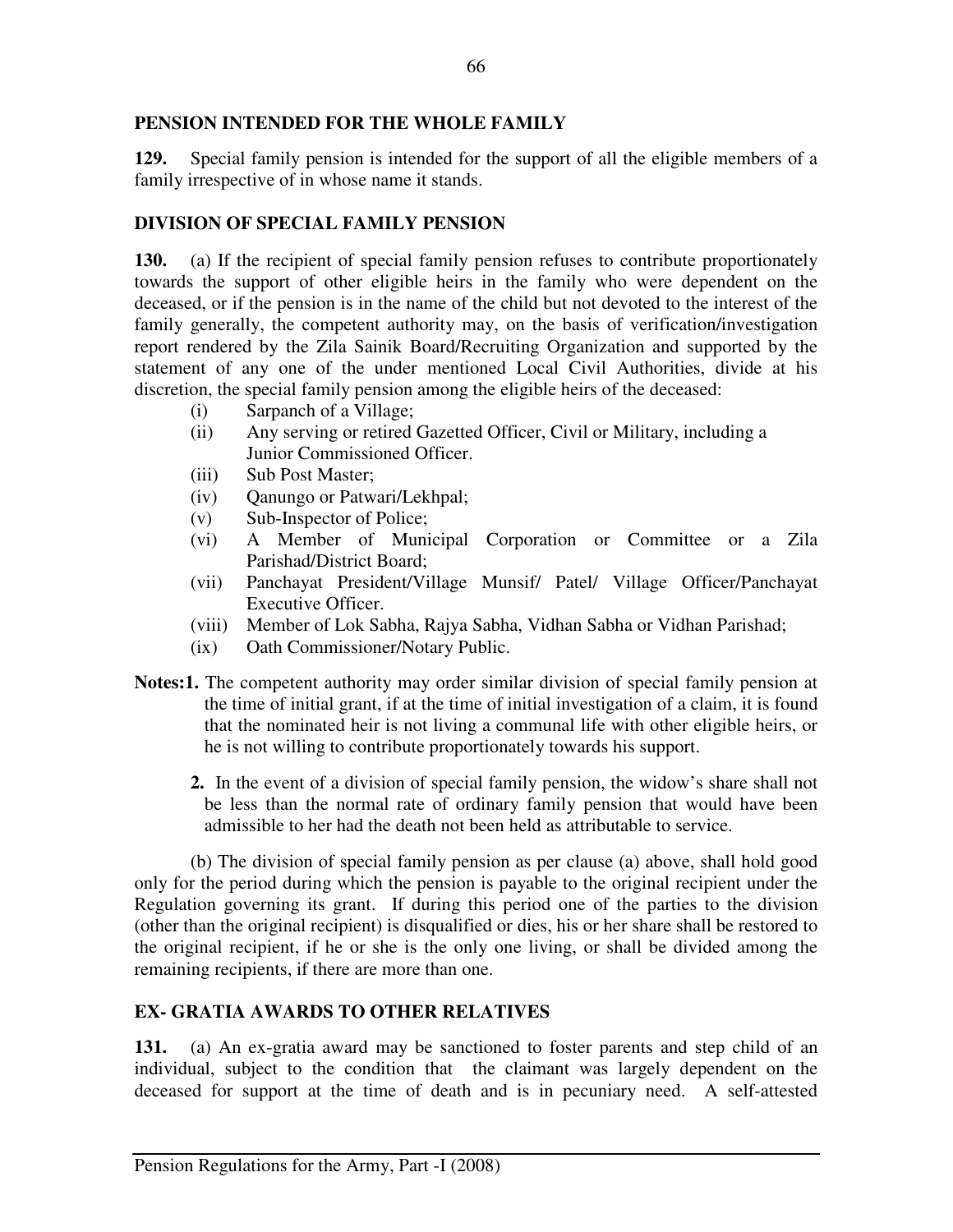**PENSION INTENDED FOR THE WHOLE FAMILY**

**129.** Special family pension is intended for the support of all the eligible members of a family irrespective of in whose name it stands.

**DIVISION OF SPECIAL FAMILY PENSION**

**130.** (a) If the recipient of special family pension refuses to contribute proportionately towards the support of other eligible heirs in the family who were dependent on the deceased, or if the pension is in the name of the child but not devoted to the interest of the family generally, the competent authority may, on the basis of verification/investigation report rendered by the Zila Sainik Board/Recruiting Organization and supported by the statement of any one of the under mentioned Local Civil Authorities, divide at his discretion, the special family pension among the eligible heirs of the deceased:

- (i) Sarpanch of a Village;
- (ii) Any serving or retired Gazetted Officer, Civil or Military, including a Junior Commissioned Officer.
- (iii) Sub Post Master;
- (iv) Qanungo or Patwari/Lekhpal;
- (v) Sub-Inspector of Police;
- (vi) A Member of Municipal Corporation or Committee or a Zila Parishad/District Board;
- (vii) Panchayat President/Village Munsif/ Patel/ Village Officer/Panchayat Executive Officer.
- (viii) Member of Lok Sabha, Rajya Sabha, Vidhan Sabha or Vidhan Parishad;
- (ix) Oath Commissioner/Notary Public.

**Notes:1.** The competent authority may order similar division of special family pension at the time of initial grant, if at the time of initial investigation of a claim, it is found that the nominated heir is not living a communal life with other eligible heirs, or he is not willing to contribute proportionately towards his support.

**2.** In the event of a division of special family pension, the widow's share shall not be less than the normal rate of ordinary family pension that would have been admissible to her had the death not been held as attributable to service.

(b) The division of special family pension as per clause (a) above, shall hold good only for the period during which the pension is payable to the original recipient under the Regulation governing its grant. If during this period one of the parties to the division (other than the original recipient) is disqualified or dies, his or her share shall be restored to the original recipient, if he or she is the only one living, or shall be divided among the remaining recipients, if there are more than one.

**EX- GRATIA AWARDS TO OTHER RELATIVES**

**131.** (a) An ex-gratia award may be sanctioned to foster parents and step child of an individual, subject to the condition that the claimant was largely dependent on the deceased for support at the time of death and is in pecuniary need. A self-attested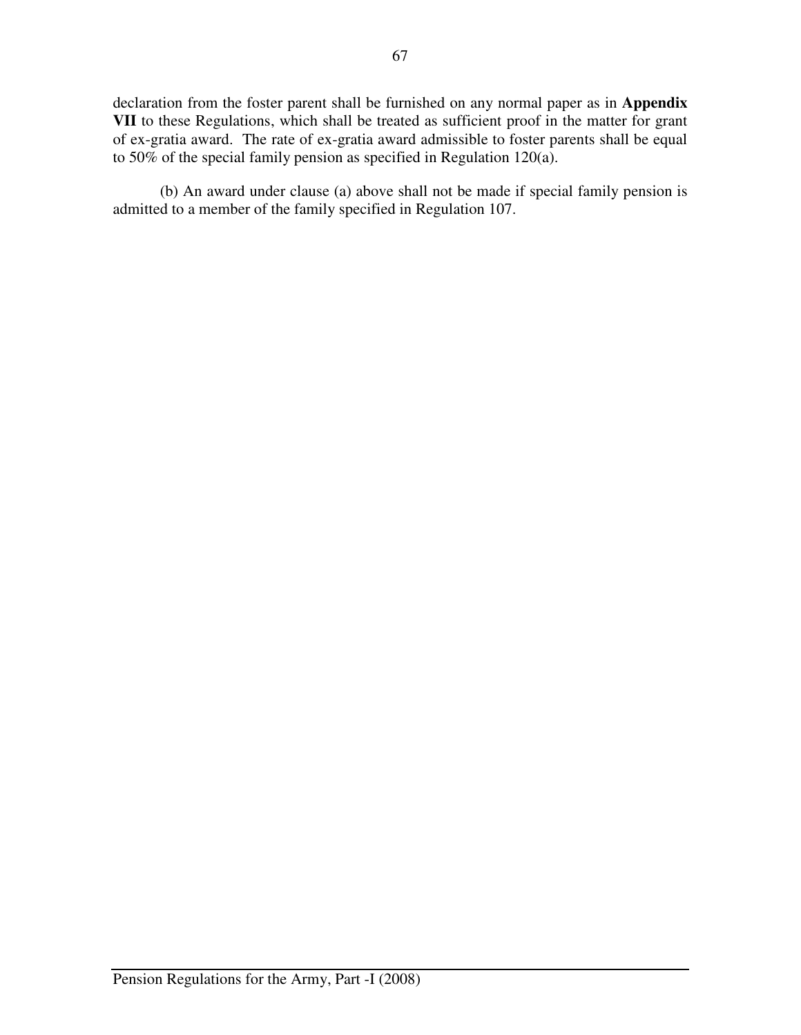declaration from the foster parent shall be furnished on any normal paper as in **Appendix VII** to these Regulations, which shall be treated as sufficient proof in the matter for grant of ex-gratia award. The rate of ex-gratia award admissible to foster parents shall be equal to 50% of the special family pension as specified in Regulation 120(a).

(b) An award under clause (a) above shall not be made if special family pension is admitted to a member of the family specified in Regulation 107.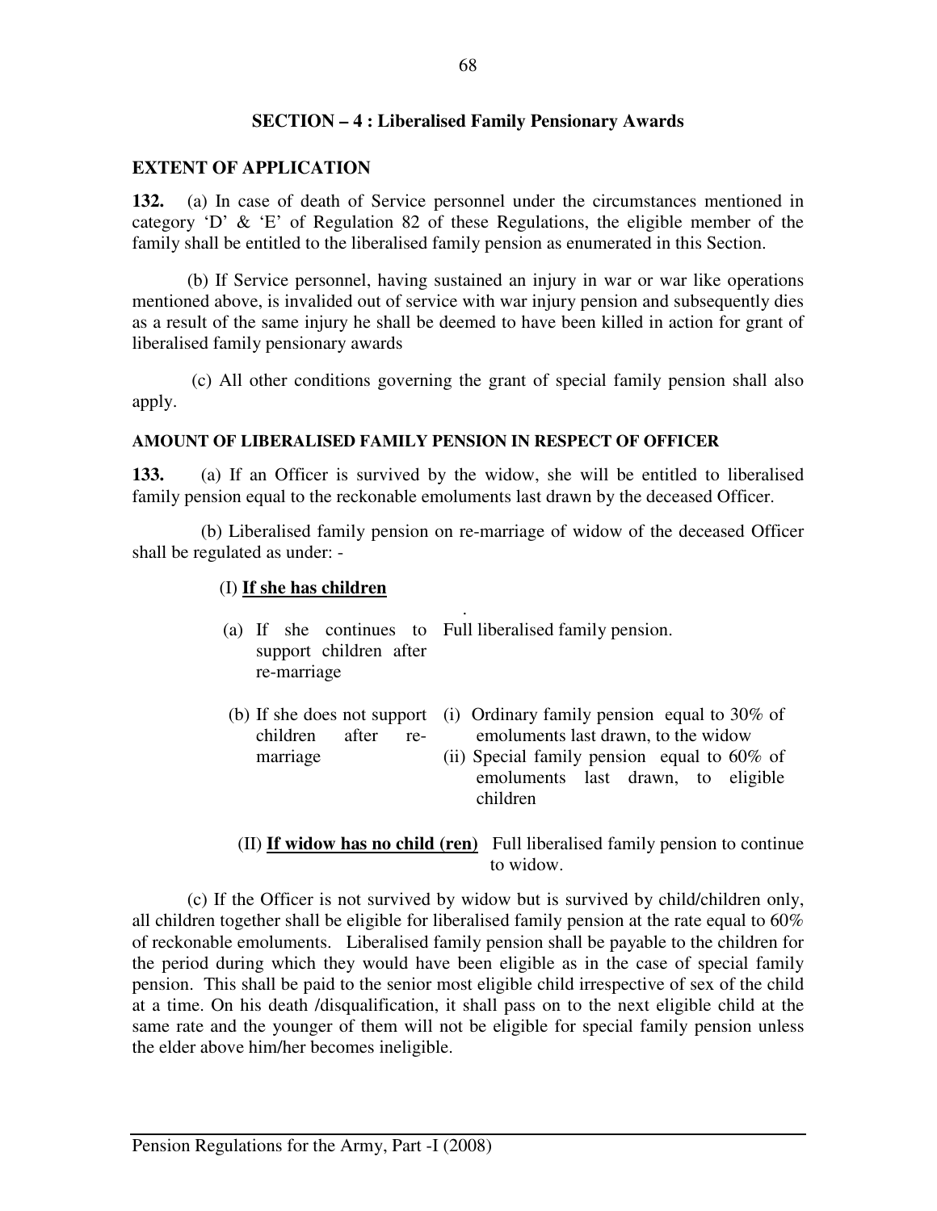## SECTION – 4 : Liberalised Family Pensionary Awards

### EXTENT OF APPLICATION

**132.** (a) In case of death of Service personnel under the circumstances mentioned in category 'D' & 'E' of Regulation 82 of these Regulations, the eligible member of the family shall be entitled to the liberalised family pension as enumerated in this Section.

(b) If Service personnel, having sustained an injury in war or war like operations mentioned above, is invalided out of service with war injury pension and subsequently dies as a result of the same injury he shall be deemed to have been killed in action for grant of liberalised family pensionary awards

(c) All other conditions governing the grant of special family pension shall also apply.

### AMOUNT OF LIBERALISED FAMILY PENSION IN RESPECT OF OFFICER

**133.** (a) If an Officer is survived by the widow, she will be entitled to liberalised family pension equal to the reckonable emoluments last drawn by the deceased Officer.

(b) Liberalised family pension on re-marriage of widow of the deceased Officer shall be regulated as under: -

(I) **If she has children**

| | |
|---|---|
| (a) If she continues to support children after re-marriage | Full liberalised family pension. |
| (b) If she does not support children after re-marriage | (i) Ordinary family pension equal to 30% of emoluments last drawn, to the widow<br>(ii) Special family pension equal to 60% of emoluments last drawn, to eligible children |

(II) **If widow has no child (ren)** Full liberalised family pension to continue to widow.

(c) If the Officer is not survived by widow but is survived by child/children only, all children together shall be eligible for liberalised family pension at the rate equal to 60% of reckonable emoluments. Liberalised family pension shall be payable to the children for the period during which they would have been eligible as in the case of special family pension. This shall be paid to the senior most eligible child irrespective of sex of the child at a time. On his death /disqualification, it shall pass on to the next eligible child at the same rate and the younger of them will not be eligible for special family pension unless the elder above him/her becomes ineligible.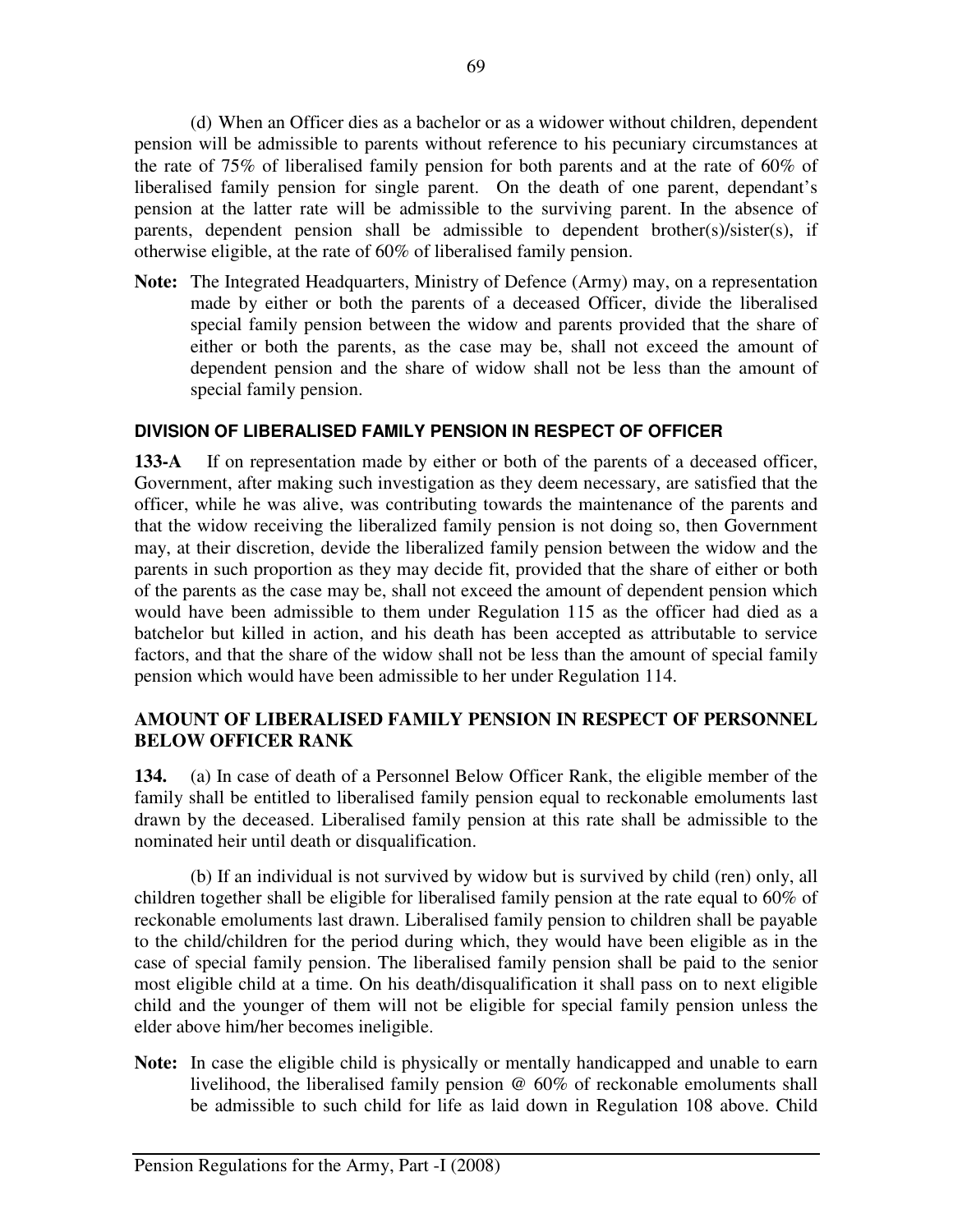(d) When an Officer dies as a bachelor or as a widower without children, dependent pension will be admissible to parents without reference to his pecuniary circumstances at the rate of 75% of liberalised family pension for both parents and at the rate of 60% of liberalised family pension for single parent. On the death of one parent, dependant's pension at the latter rate will be admissible to the surviving parent. In the absence of parents, dependent pension shall be admissible to dependent brother(s)/sister(s), if otherwise eligible, at the rate of 60% of liberalised family pension.

**Note:** The Integrated Headquarters, Ministry of Defence (Army) may, on a representation made by either or both the parents of a deceased Officer, divide the liberalised special family pension between the widow and parents provided that the share of either or both the parents, as the case may be, shall not exceed the amount of dependent pension and the share of widow shall not be less than the amount of special family pension.

### DIVISION OF LIBERALISED FAMILY PENSION IN RESPECT OF OFFICER

**133-A** If on representation made by either or both of the parents of a deceased officer, Government, after making such investigation as they deem necessary, are satisfied that the officer, while he was alive, was contributing towards the maintenance of the parents and that the widow receiving the liberalized family pension is not doing so, then Government may, at their discretion, devide the liberalized family pension between the widow and the parents in such proportion as they may decide fit, provided that the share of either or both of the parents as the case may be, shall not exceed the amount of dependent pension which would have been admissible to them under Regulation 115 as the officer had died as a batchelor but killed in action, and his death has been accepted as attributable to service factors, and that the share of the widow shall not be less than the amount of special family pension which would have been admissible to her under Regulation 114.

### AMOUNT OF LIBERALISED FAMILY PENSION IN RESPECT OF PERSONNEL BELOW OFFICER RANK

**134.** (a) In case of death of a Personnel Below Officer Rank, the eligible member of the family shall be entitled to liberalised family pension equal to reckonable emoluments last drawn by the deceased. Liberalised family pension at this rate shall be admissible to the nominated heir until death or disqualification.

(b) If an individual is not survived by widow but is survived by child (ren) only, all children together shall be eligible for liberalised family pension at the rate equal to 60% of reckonable emoluments last drawn. Liberalised family pension to children shall be payable to the child/children for the period during which, they would have been eligible as in the case of special family pension. The liberalised family pension shall be paid to the senior most eligible child at a time. On his death/disqualification it shall pass on to next eligible child and the younger of them will not be eligible for special family pension unless the elder above him/her becomes ineligible.

**Note:** In case the eligible child is physically or mentally handicapped and unable to earn livelihood, the liberalised family pension @ 60% of reckonable emoluments shall be admissible to such child for life as laid down in Regulation 108 above. Child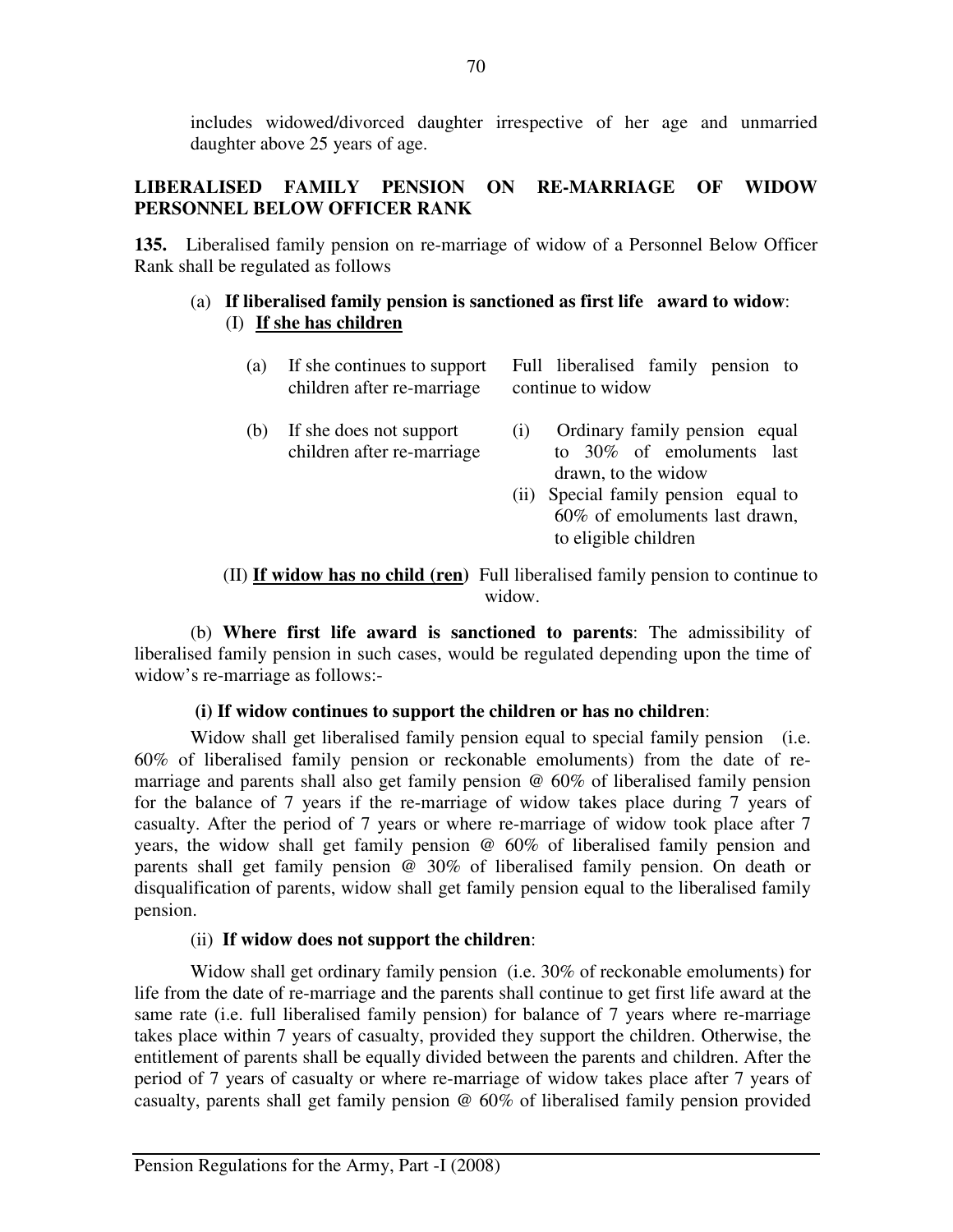includes widowed/divorced daughter irrespective of her age and unmarried daughter above 25 years of age.

## LIBERALISED FAMILY PENSION ON RE-MARRIAGE OF WIDOW PERSONNEL BELOW OFFICER RANK

**135.** Liberalised family pension on re-marriage of widow of a Personnel Below Officer Rank shall be regulated as follows

(a) **If liberalised family pension is sanctioned as first life award to widow**:

(I) **If she has children**

| | |
|---|---|
| (a) If she continues to support children after re-marriage | Full liberalised family pension to continue to widow |
| (b) If she does not support children after re-marriage | (i) Ordinary family pension equal to 30% of emoluments last drawn, to the widow<br>(ii) Special family pension equal to 60% of emoluments last drawn, to eligible children |

(II) **If widow has no child (ren)** Full liberalised family pension to continue to widow.

(b) **Where first life award is sanctioned to parents**: The admissibility of liberalised family pension in such cases, would be regulated depending upon the time of widow's re-marriage as follows:-

**(i) If widow continues to support the children or has no children**:

Widow shall get liberalised family pension equal to special family pension (i.e. 60% of liberalised family pension or reckonable emoluments) from the date of re-marriage and parents shall also get family pension @ 60% of liberalised family pension for the balance of 7 years if the re-marriage of widow takes place during 7 years of casualty. After the period of 7 years or where re-marriage of widow took place after 7 years, the widow shall get family pension @ 60% of liberalised family pension and parents shall get family pension @ 30% of liberalised family pension. On death or disqualification of parents, widow shall get family pension equal to the liberalised family pension.

(ii) **If widow does not support the children**:

Widow shall get ordinary family pension (i.e. 30% of reckonable emoluments) for life from the date of re-marriage and the parents shall continue to get first life award at the same rate (i.e. full liberalised family pension) for balance of 7 years where re-marriage takes place within 7 years of casualty, provided they support the children. Otherwise, the entitlement of parents shall be equally divided between the parents and children. After the period of 7 years of casualty or where re-marriage of widow takes place after 7 years of casualty, parents shall get family pension @ 60% of liberalised family pension provided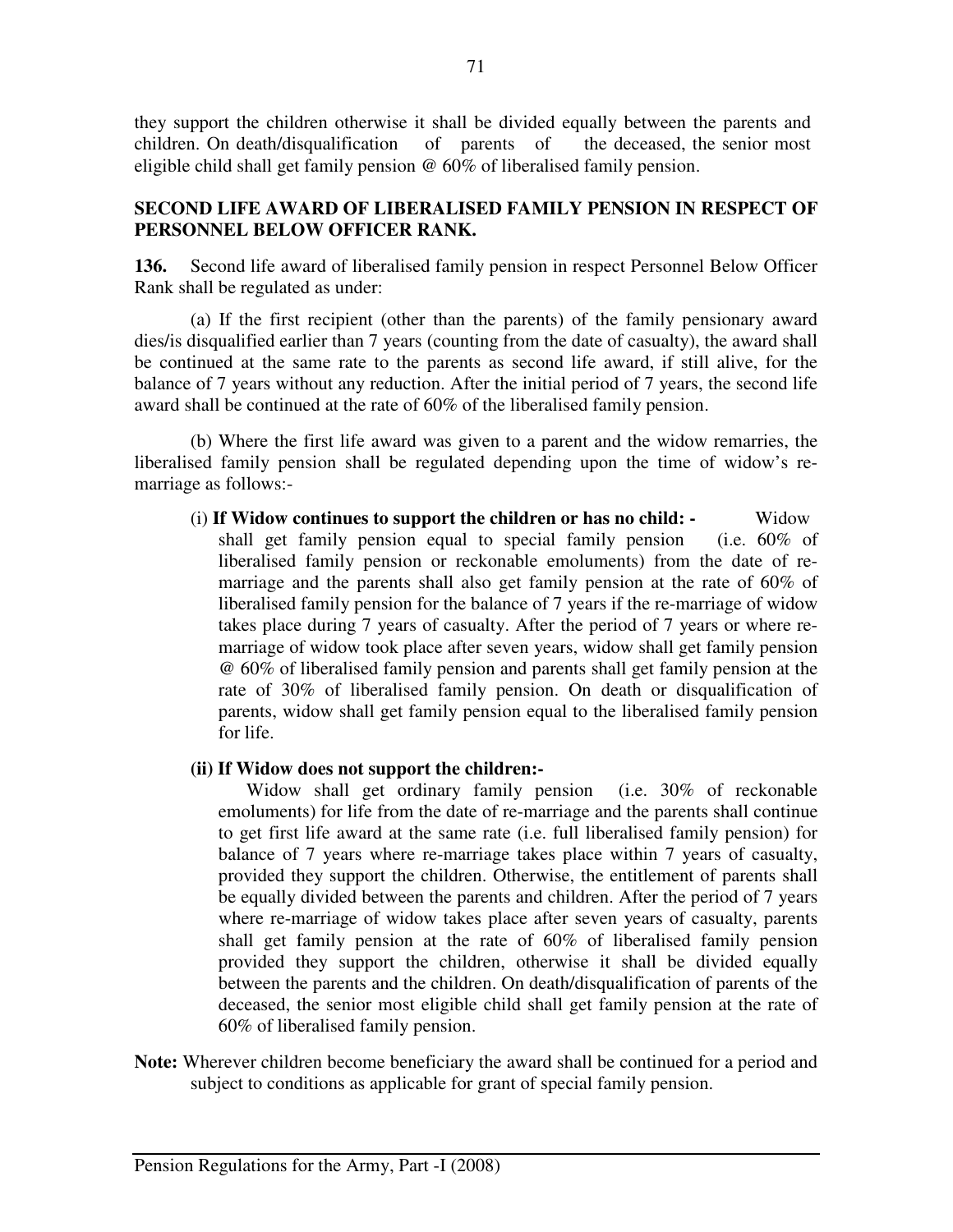they support the children otherwise it shall be divided equally between the parents and children. On death/disqualification of parents of the deceased, the senior most eligible child shall get family pension @ 60% of liberalised family pension.

**SECOND LIFE AWARD OF LIBERALISED FAMILY PENSION IN RESPECT OF PERSONNEL BELOW OFFICER RANK.**

**136.** Second life award of liberalised family pension in respect Personnel Below Officer Rank shall be regulated as under:

(a) If the first recipient (other than the parents) of the family pensionary award dies/is disqualified earlier than 7 years (counting from the date of casualty), the award shall be continued at the same rate to the parents as second life award, if still alive, for the balance of 7 years without any reduction. After the initial period of 7 years, the second life award shall be continued at the rate of 60% of the liberalised family pension.

(b) Where the first life award was given to a parent and the widow remarries, the liberalised family pension shall be regulated depending upon the time of widow's re-marriage as follows:-

(i) **If Widow continues to support the children or has no child: -** Widow shall get family pension equal to special family pension (i.e. 60% of liberalised family pension or reckonable emoluments) from the date of re-marriage and the parents shall also get family pension at the rate of 60% of liberalised family pension for the balance of 7 years if the re-marriage of widow takes place during 7 years of casualty. After the period of 7 years or where re-marriage of widow took place after seven years, widow shall get family pension @ 60% of liberalised family pension and parents shall get family pension at the rate of 30% of liberalised family pension. On death or disqualification of parents, widow shall get family pension equal to the liberalised family pension for life.

**(ii) If Widow does not support the children:-**
Widow shall get ordinary family pension (i.e. 30% of reckonable emoluments) for life from the date of re-marriage and the parents shall continue to get first life award at the same rate (i.e. full liberalised family pension) for balance of 7 years where re-marriage takes place within 7 years of casualty, provided they support the children. Otherwise, the entitlement of parents shall be equally divided between the parents and children. After the period of 7 years where re-marriage of widow takes place after seven years of casualty, parents shall get family pension at the rate of 60% of liberalised family pension provided they support the children, otherwise it shall be divided equally between the parents and the children. On death/disqualification of parents of the deceased, the senior most eligible child shall get family pension at the rate of 60% of liberalised family pension.

**Note:** Wherever children become beneficiary the award shall be continued for a period and subject to conditions as applicable for grant of special family pension.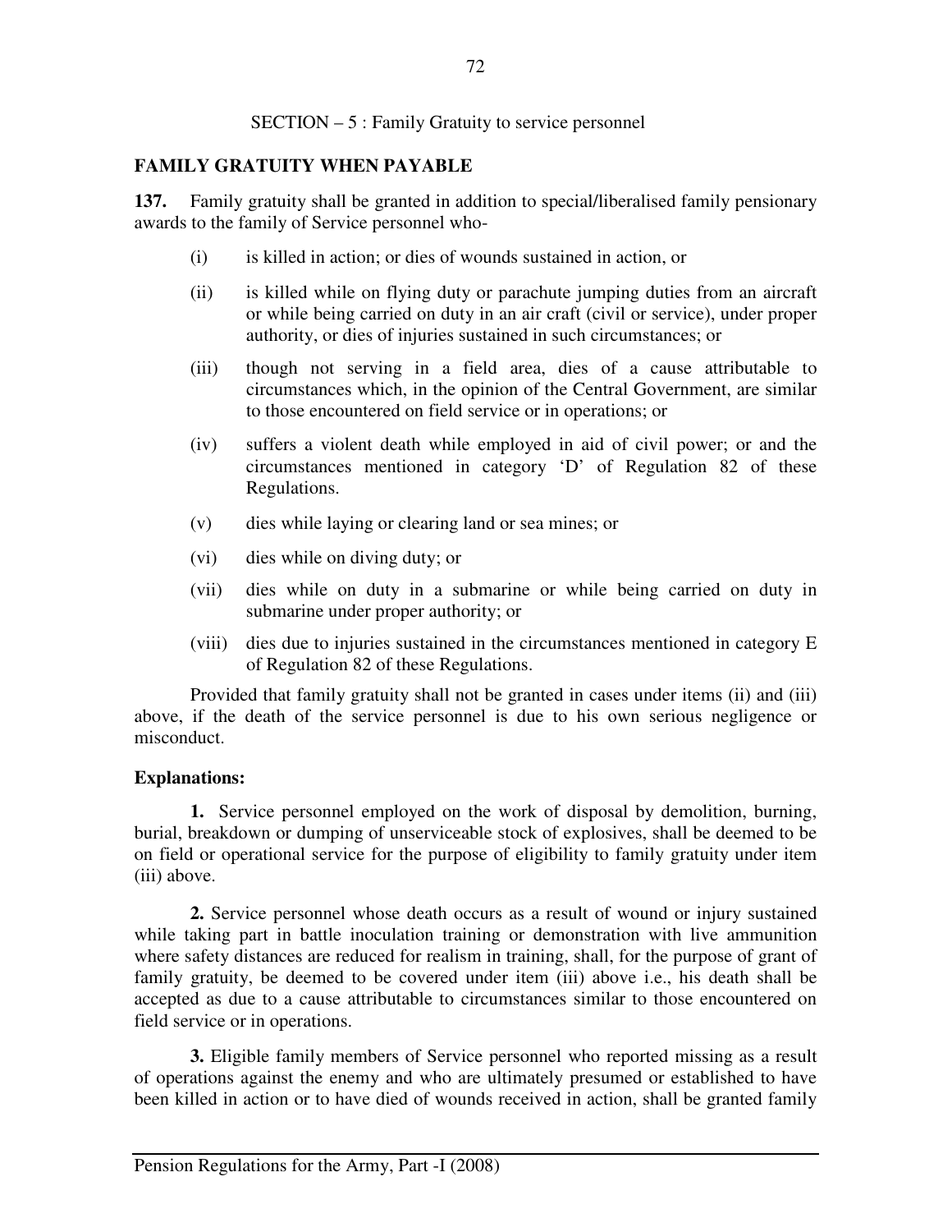SECTION – 5 : Family Gratuity to service personnel

## FAMILY GRATUITY WHEN PAYABLE

**137.** Family gratuity shall be granted in addition to special/liberalised family pensionary awards to the family of Service personnel who-

(i) is killed in action; or dies of wounds sustained in action, or

(ii) is killed while on flying duty or parachute jumping duties from an aircraft or while being carried on duty in an air craft (civil or service), under proper authority, or dies of injuries sustained in such circumstances; or

(iii) though not serving in a field area, dies of a cause attributable to circumstances which, in the opinion of the Central Government, are similar to those encountered on field service or in operations; or

(iv) suffers a violent death while employed in aid of civil power; or and the circumstances mentioned in category 'D' of Regulation 82 of these Regulations.

(v) dies while laying or clearing land or sea mines; or

(vi) dies while on diving duty; or

(vii) dies while on duty in a submarine or while being carried on duty in submarine under proper authority; or

(viii) dies due to injuries sustained in the circumstances mentioned in category E of Regulation 82 of these Regulations.

Provided that family gratuity shall not be granted in cases under items (ii) and (iii) above, if the death of the service personnel is due to his own serious negligence or misconduct.

**Explanations:**

**1.** Service personnel employed on the work of disposal by demolition, burning, burial, breakdown or dumping of unserviceable stock of explosives, shall be deemed to be on field or operational service for the purpose of eligibility to family gratuity under item (iii) above.

**2.** Service personnel whose death occurs as a result of wound or injury sustained while taking part in battle inoculation training or demonstration with live ammunition where safety distances are reduced for realism in training, shall, for the purpose of grant of family gratuity, be deemed to be covered under item (iii) above i.e., his death shall be accepted as due to a cause attributable to circumstances similar to those encountered on field service or in operations.

**3.** Eligible family members of Service personnel who reported missing as a result of operations against the enemy and who are ultimately presumed or established to have been killed in action or to have died of wounds received in action, shall be granted family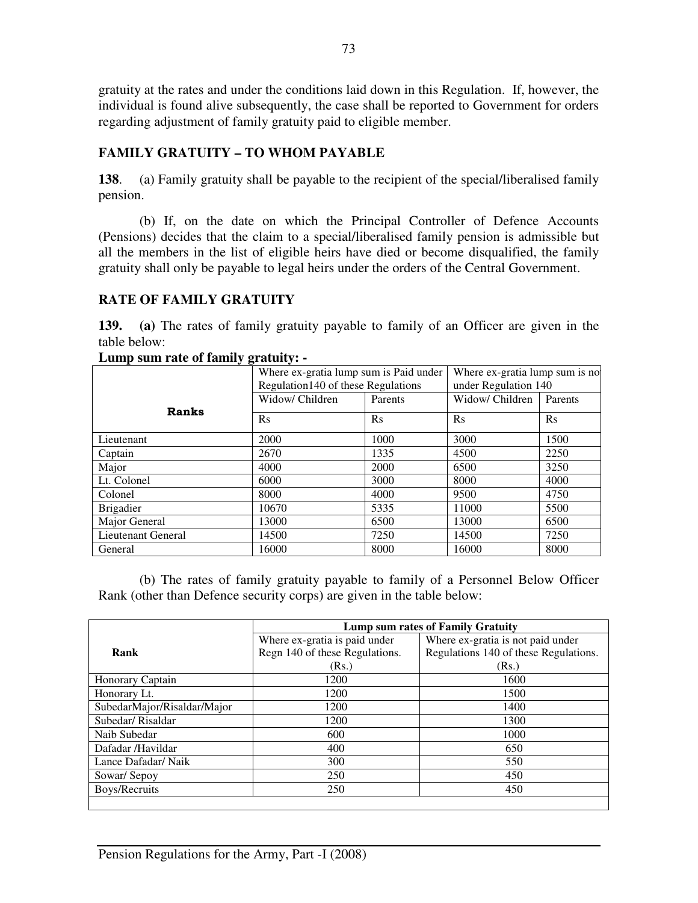gratuity at the rates and under the conditions laid down in this Regulation. If, however, the individual is found alive subsequently, the case shall be reported to Government for orders regarding adjustment of family gratuity paid to eligible member.

## FAMILY GRATUITY – TO WHOM PAYABLE

**138**. (a) Family gratuity shall be payable to the recipient of the special/liberalised family pension.

(b) If, on the date on which the Principal Controller of Defence Accounts (Pensions) decides that the claim to a special/liberalised family pension is admissible but all the members in the list of eligible heirs have died or become disqualified, the family gratuity shall only be payable to legal heirs under the orders of the Central Government.

## RATE OF FAMILY GRATUITY

**139. (a)** The rates of family gratuity payable to family of an Officer are given in the table below:

**Lump sum rate of family gratuity: -**

| Ranks | Where ex-gratia lump sum is Paid under Regulation140 of these Regulations | | Where ex-gratia lump sum is no under Regulation 140 | |
|---|---|---|---|---|
| | Widow/ Children | Parents | Widow/ Children | Parents |
| | Rs | Rs | Rs | Rs |
| Lieutenant | 2000 | 1000 | 3000 | 1500 |
| Captain | 2670 | 1335 | 4500 | 2250 |
| Major | 4000 | 2000 | 6500 | 3250 |
| Lt. Colonel | 6000 | 3000 | 8000 | 4000 |
| Colonel | 8000 | 4000 | 9500 | 4750 |
| Brigadier | 10670 | 5335 | 11000 | 5500 |
| Major General | 13000 | 6500 | 13000 | 6500 |
| Lieutenant General | 14500 | 7250 | 14500 | 7250 |
| General | 16000 | 8000 | 16000 | 8000 |

(b) The rates of family gratuity payable to family of a Personnel Below Officer Rank (other than Defence security corps) are given in the table below:

| Rank | Lump sum rates of Family Gratuity | |
|---|---|---|
| | Where ex-gratia is paid under Regn 140 of these Regulations. (Rs.) | Where ex-gratia is not paid under Regulations 140 of these Regulations. (Rs.) |
| Honorary Captain | 1200 | 1600 |
| Honorary Lt. | 1200 | 1500 |
| SubedarMajor/Risaldar/Major | 1200 | 1400 |
| Subedar/ Risaldar | 1200 | 1300 |
| Naib Subedar | 600 | 1000 |
| Dafadar /Havildar | 400 | 650 |
| Lance Dafadar/ Naik | 300 | 550 |
| Sowar/ Sepoy | 250 | 450 |
| Boys/Recruits | 250 | 450 |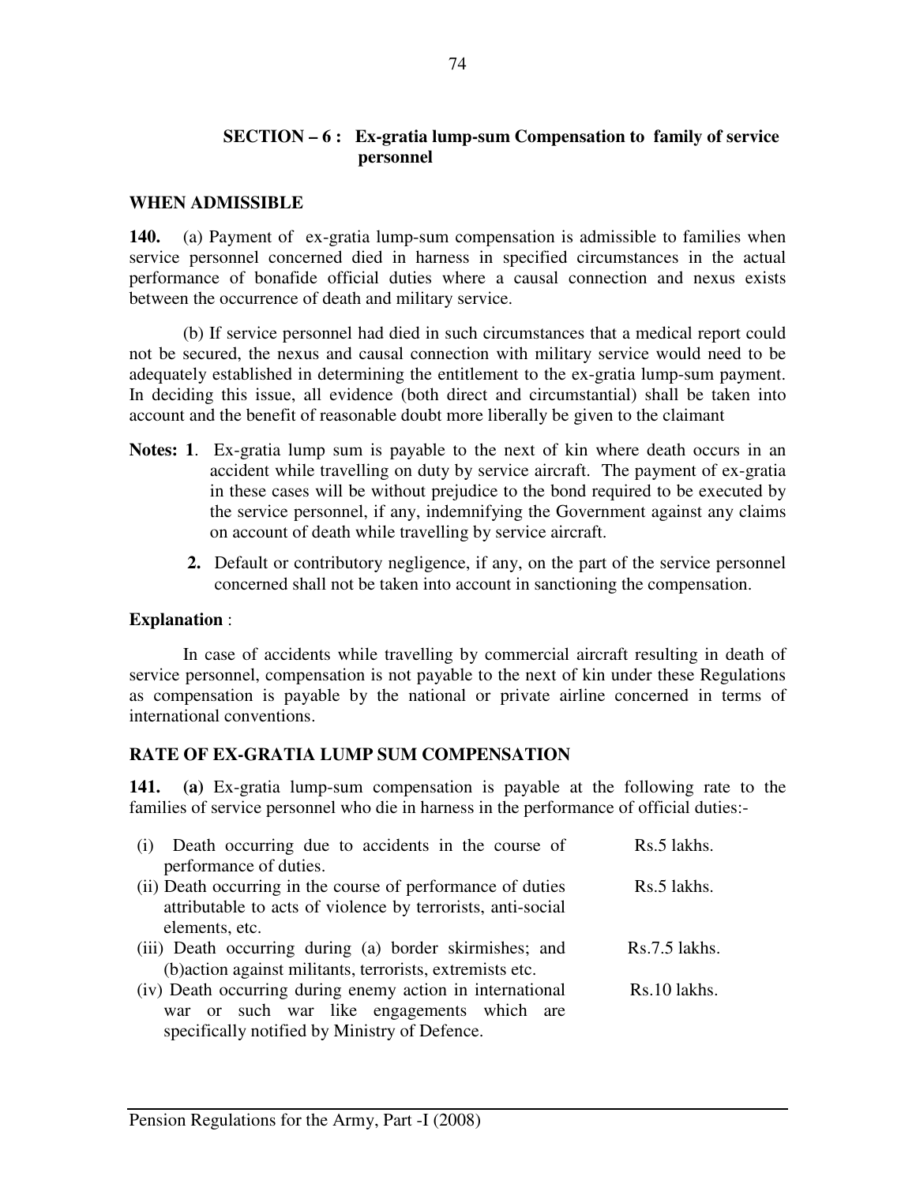## SECTION – 6 : Ex-gratia lump-sum Compensation to family of service personnel

### WHEN ADMISSIBLE

**140.** (a) Payment of ex-gratia lump-sum compensation is admissible to families when service personnel concerned died in harness in specified circumstances in the actual performance of bonafide official duties where a causal connection and nexus exists between the occurrence of death and military service.

(b) If service personnel had died in such circumstances that a medical report could not be secured, the nexus and causal connection with military service would need to be adequately established in determining the entitlement to the ex-gratia lump-sum payment. In deciding this issue, all evidence (both direct and circumstantial) shall be taken into account and the benefit of reasonable doubt more liberally be given to the claimant

**Notes: 1**. Ex-gratia lump sum is payable to the next of kin where death occurs in an accident while travelling on duty by service aircraft. The payment of ex-gratia in these cases will be without prejudice to the bond required to be executed by the service personnel, if any, indemnifying the Government against any claims on account of death while travelling by service aircraft.

**2.** Default or contributory negligence, if any, on the part of the service personnel concerned shall not be taken into account in sanctioning the compensation.

**Explanation** :

In case of accidents while travelling by commercial aircraft resulting in death of service personnel, compensation is not payable to the next of kin under these Regulations as compensation is payable by the national or private airline concerned in terms of international conventions.

### RATE OF EX-GRATIA LUMP SUM COMPENSATION

**141.** **(a)** Ex-gratia lump-sum compensation is payable at the following rate to the families of service personnel who die in harness in the performance of official duties:-

| | |
|---|---|
| (i) Death occurring due to accidents in the course of performance of duties. | Rs.5 lakhs. |
| (ii) Death occurring in the course of performance of duties attributable to acts of violence by terrorists, anti-social elements, etc. | Rs.5 lakhs. |
| (iii) Death occurring during (a) border skirmishes; and (b)action against militants, terrorists, extremists etc. | Rs.7.5 lakhs. |
| (iv) Death occurring during enemy action in international war or such war like engagements which are specifically notified by Ministry of Defence. | Rs.10 lakhs. |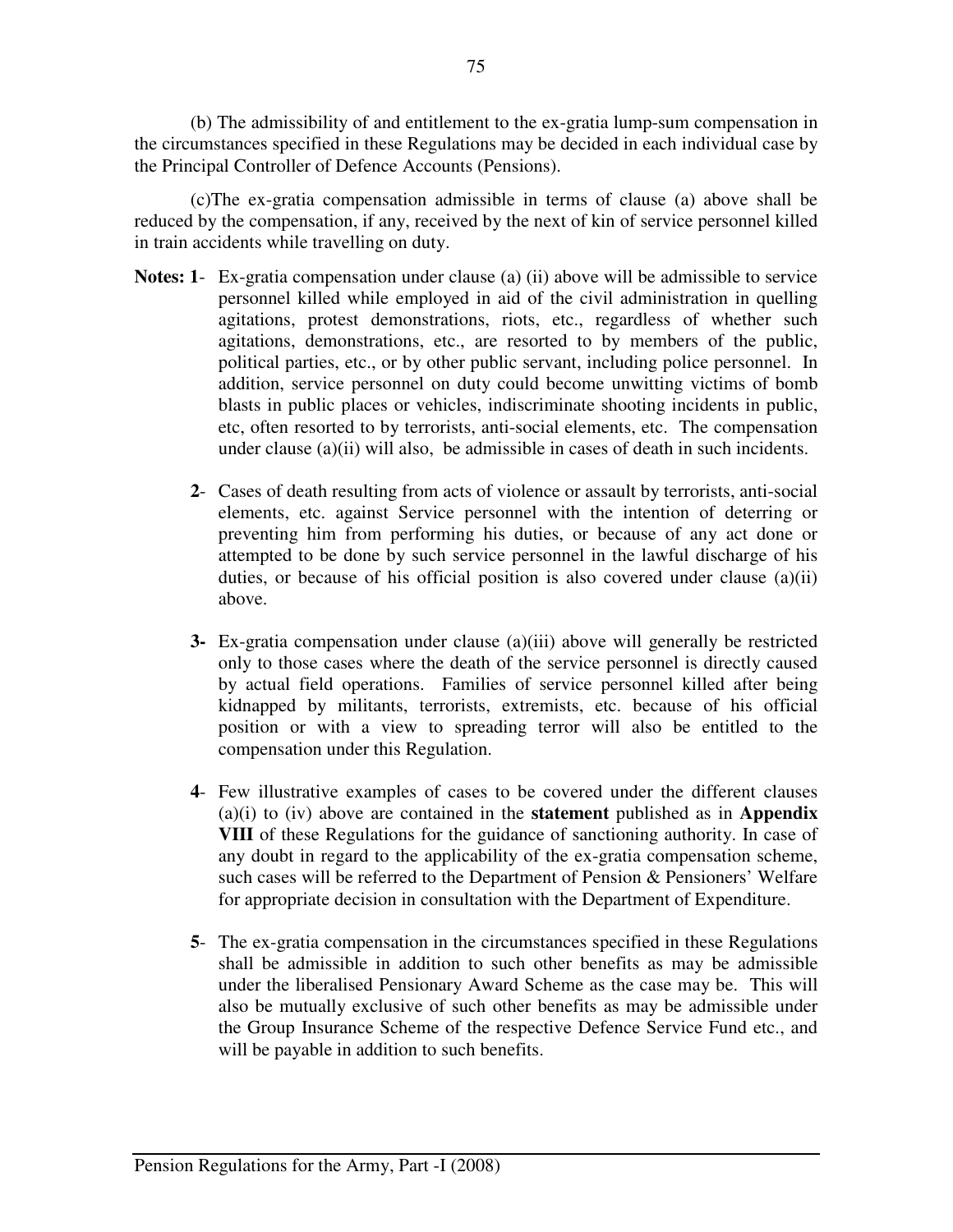(b) The admissibility of and entitlement to the ex-gratia lump-sum compensation in the circumstances specified in these Regulations may be decided in each individual case by the Principal Controller of Defence Accounts (Pensions).

(c)The ex-gratia compensation admissible in terms of clause (a) above shall be reduced by the compensation, if any, received by the next of kin of service personnel killed in train accidents while travelling on duty.

**Notes: 1**- Ex-gratia compensation under clause (a) (ii) above will be admissible to service personnel killed while employed in aid of the civil administration in quelling agitations, protest demonstrations, riots, etc., regardless of whether such agitations, demonstrations, etc., are resorted to by members of the public, political parties, etc., or by other public servant, including police personnel. In addition, service personnel on duty could become unwitting victims of bomb blasts in public places or vehicles, indiscriminate shooting incidents in public, etc, often resorted to by terrorists, anti-social elements, etc. The compensation under clause (a)(ii) will also, be admissible in cases of death in such incidents.

**2**- Cases of death resulting from acts of violence or assault by terrorists, anti-social elements, etc. against Service personnel with the intention of deterring or preventing him from performing his duties, or because of any act done or attempted to be done by such service personnel in the lawful discharge of his duties, or because of his official position is also covered under clause (a)(ii) above.

**3-** Ex-gratia compensation under clause (a)(iii) above will generally be restricted only to those cases where the death of the service personnel is directly caused by actual field operations. Families of service personnel killed after being kidnapped by militants, terrorists, extremists, etc. because of his official position or with a view to spreading terror will also be entitled to the compensation under this Regulation.

**4**- Few illustrative examples of cases to be covered under the different clauses (a)(i) to (iv) above are contained in the **statement** published as in **Appendix VIII** of these Regulations for the guidance of sanctioning authority. In case of any doubt in regard to the applicability of the ex-gratia compensation scheme, such cases will be referred to the Department of Pension & Pensioners' Welfare for appropriate decision in consultation with the Department of Expenditure.

**5**- The ex-gratia compensation in the circumstances specified in these Regulations shall be admissible in addition to such other benefits as may be admissible under the liberalised Pensionary Award Scheme as the case may be. This will also be mutually exclusive of such other benefits as may be admissible under the Group Insurance Scheme of the respective Defence Service Fund etc., and will be payable in addition to such benefits.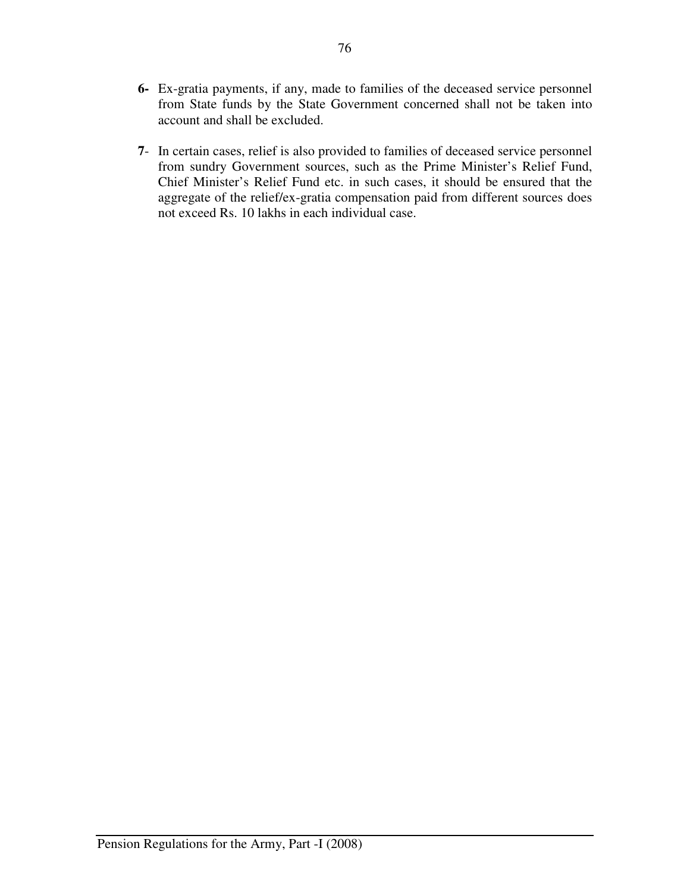**6-** Ex-gratia payments, if any, made to families of the deceased service personnel from State funds by the State Government concerned shall not be taken into account and shall be excluded.

**7**- In certain cases, relief is also provided to families of deceased service personnel from sundry Government sources, such as the Prime Minister's Relief Fund, Chief Minister's Relief Fund etc. in such cases, it should be ensured that the aggregate of the relief/ex-gratia compensation paid from different sources does not exceed Rs. 10 lakhs in each individual case.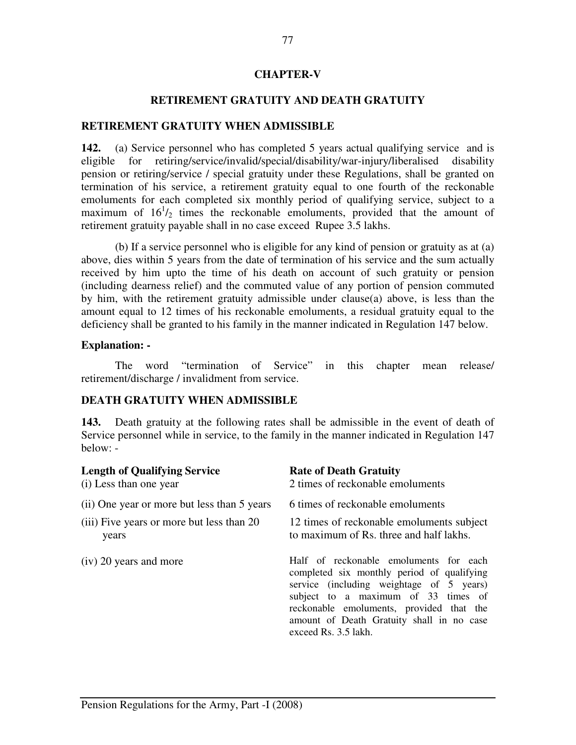## CHAPTER-V

## RETIREMENT GRATUITY AND DEATH GRATUITY

### RETIREMENT GRATUITY WHEN ADMISSIBLE

**142.** (a) Service personnel who has completed 5 years actual qualifying service and is eligible for retiring/service/invalid/special/disability/war-injury/liberalised disability pension or retiring/service / special gratuity under these Regulations, shall be granted on termination of his service, a retirement gratuity equal to one fourth of the reckonable emoluments for each completed six monthly period of qualifying service, subject to a maximum of $16^1/_2$ times the reckonable emoluments, provided that the amount of retirement gratuity payable shall in no case exceed Rupee 3.5 lakhs.

(b) If a service personnel who is eligible for any kind of pension or gratuity as at (a) above, dies within 5 years from the date of termination of his service and the sum actually received by him upto the time of his death on account of such gratuity or pension (including dearness relief) and the commuted value of any portion of pension commuted by him, with the retirement gratuity admissible under clause(a) above, is less than the amount equal to 12 times of his reckonable emoluments, a residual gratuity equal to the deficiency shall be granted to his family in the manner indicated in Regulation 147 below.

**Explanation: -**

The word "termination of Service" in this chapter mean release/ retirement/discharge / invalidment from service.

### DEATH GRATUITY WHEN ADMISSIBLE

**143.** Death gratuity at the following rates shall be admissible in the event of death of Service personnel while in service, to the family in the manner indicated in Regulation 147 below: -

| Length of Qualifying Service | Rate of Death Gratuity |
|---|---|
| (i) Less than one year | 2 times of reckonable emoluments |
| (ii) One year or more but less than 5 years | 6 times of reckonable emoluments |
| (iii) Five years or more but less than 20 years | 12 times of reckonable emoluments subject to maximum of Rs. three and half lakhs. |
| (iv) 20 years and more | Half of reckonable emoluments for each completed six monthly period of qualifying service (including weightage of 5 years) subject to a maximum of 33 times of reckonable emoluments, provided that the amount of Death Gratuity shall in no case exceed Rs. 3.5 lakh. |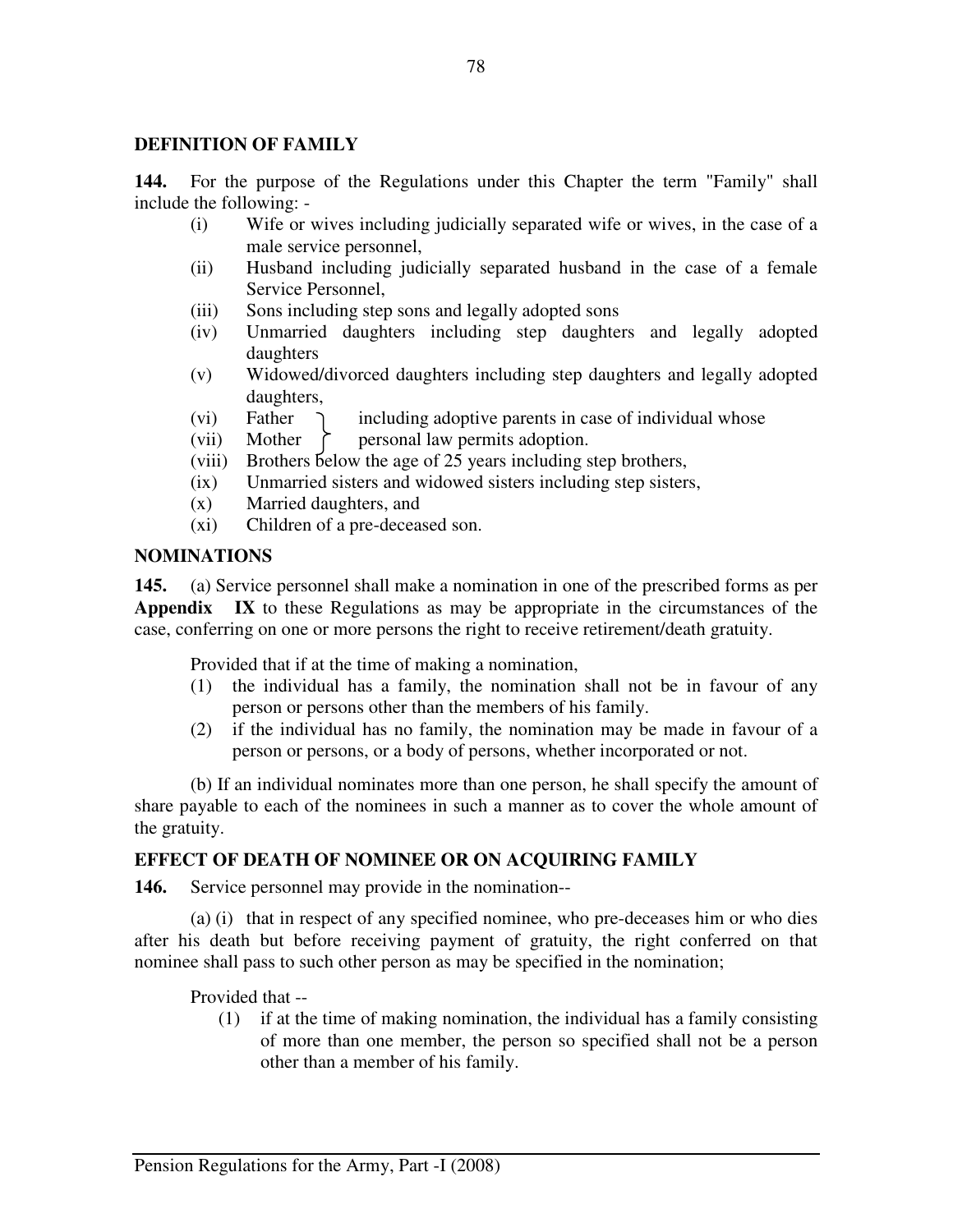## DEFINITION OF FAMILY

**144.** For the purpose of the Regulations under this Chapter the term "Family" shall include the following: -

- (i) Wife or wives including judicially separated wife or wives, in the case of a male service personnel,
- (ii) Husband including judicially separated husband in the case of a female Service Personnel,
- (iii) Sons including step sons and legally adopted sons
- (iv) Unmarried daughters including step daughters and legally adopted daughters
- (v) Widowed/divorced daughters including step daughters and legally adopted daughters,
- (vi) Father } including adoptive parents in case of individual whose
- (vii) Mother } personal law permits adoption.
- (viii) Brothers below the age of 25 years including step brothers,
- (ix) Unmarried sisters and widowed sisters including step sisters,
- (x) Married daughters, and
- (xi) Children of a pre-deceased son.

## NOMINATIONS

**145.** (a) Service personnel shall make a nomination in one of the prescribed forms as per **Appendix IX** to these Regulations as may be appropriate in the circumstances of the case, conferring on one or more persons the right to receive retirement/death gratuity.

Provided that if at the time of making a nomination,

1. the individual has a family, the nomination shall not be in favour of any person or persons other than the members of his family.
2. if the individual has no family, the nomination may be made in favour of a person or persons, or a body of persons, whether incorporated or not.

(b) If an individual nominates more than one person, he shall specify the amount of share payable to each of the nominees in such a manner as to cover the whole amount of the gratuity.

## EFFECT OF DEATH OF NOMINEE OR ON ACQUIRING FAMILY

**146.** Service personnel may provide in the nomination--

(a) (i) that in respect of any specified nominee, who pre-deceases him or who dies after his death but before receiving payment of gratuity, the right conferred on that nominee shall pass to such other person as may be specified in the nomination;

Provided that --

1. if at the time of making nomination, the individual has a family consisting of more than one member, the person so specified shall not be a person other than a member of his family.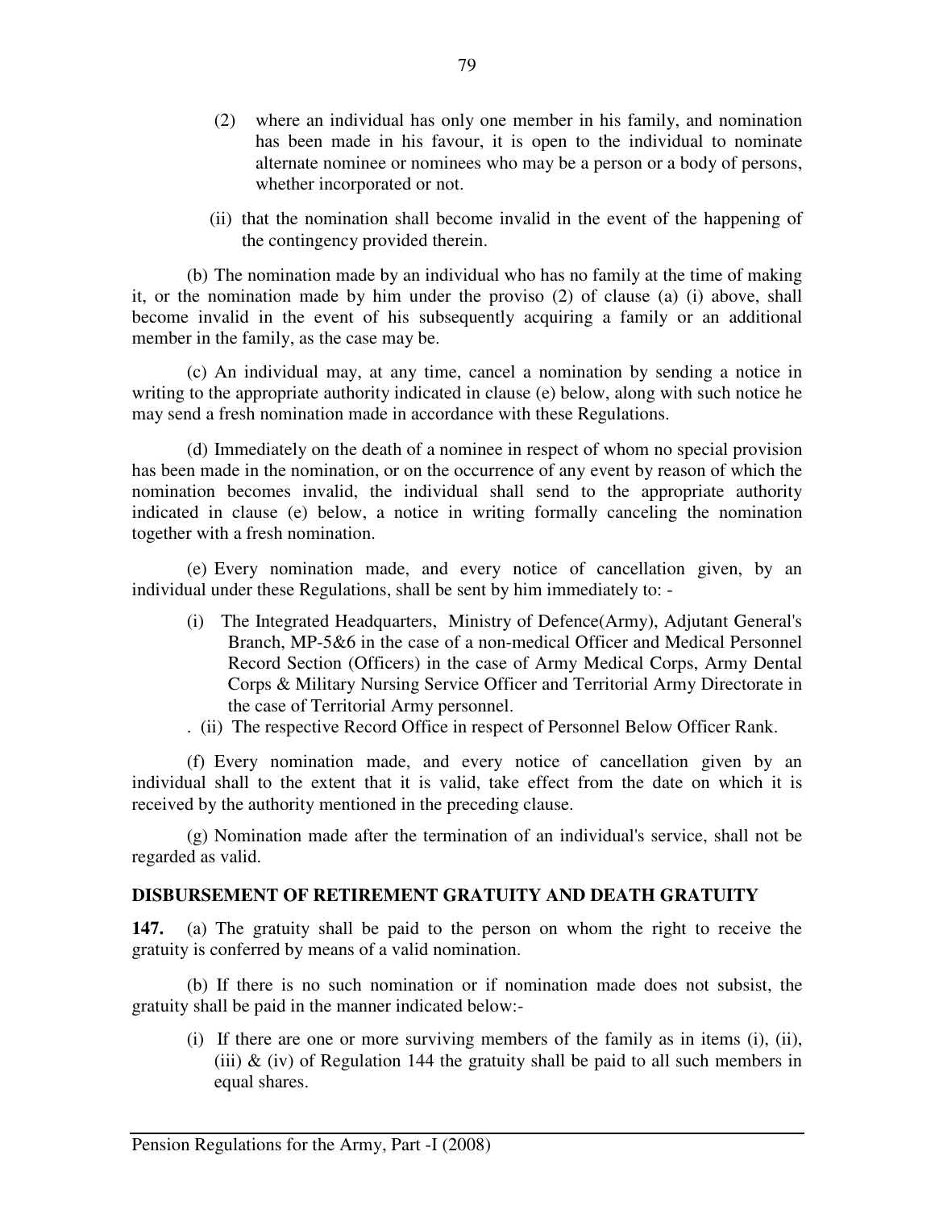(2) where an individual has only one member in his family, and nomination has been made in his favour, it is open to the individual to nominate alternate nominee or nominees who may be a person or a body of persons, whether incorporated or not.

(ii) that the nomination shall become invalid in the event of the happening of the contingency provided therein.

(b) The nomination made by an individual who has no family at the time of making it, or the nomination made by him under the proviso (2) of clause (a) (i) above, shall become invalid in the event of his subsequently acquiring a family or an additional member in the family, as the case may be.

(c) An individual may, at any time, cancel a nomination by sending a notice in writing to the appropriate authority indicated in clause (e) below, along with such notice he may send a fresh nomination made in accordance with these Regulations.

(d) Immediately on the death of a nominee in respect of whom no special provision has been made in the nomination, or on the occurrence of any event by reason of which the nomination becomes invalid, the individual shall send to the appropriate authority indicated in clause (e) below, a notice in writing formally canceling the nomination together with a fresh nomination.

(e) Every nomination made, and every notice of cancellation given, by an individual under these Regulations, shall be sent by him immediately to: -

(i) The Integrated Headquarters, Ministry of Defence(Army), Adjutant General's Branch, MP-5&6 in the case of a non-medical Officer and Medical Personnel Record Section (Officers) in the case of Army Medical Corps, Army Dental Corps & Military Nursing Service Officer and Territorial Army Directorate in the case of Territorial Army personnel.

. (ii) The respective Record Office in respect of Personnel Below Officer Rank.

(f) Every nomination made, and every notice of cancellation given by an individual shall to the extent that it is valid, take effect from the date on which it is received by the authority mentioned in the preceding clause.

(g) Nomination made after the termination of an individual's service, shall not be regarded as valid.

## DISBURSEMENT OF RETIREMENT GRATUITY AND DEATH GRATUITY

**147.** (a) The gratuity shall be paid to the person on whom the right to receive the gratuity is conferred by means of a valid nomination.

(b) If there is no such nomination or if nomination made does not subsist, the gratuity shall be paid in the manner indicated below:-

(i) If there are one or more surviving members of the family as in items (i), (ii), (iii) & (iv) of Regulation 144 the gratuity shall be paid to all such members in equal shares.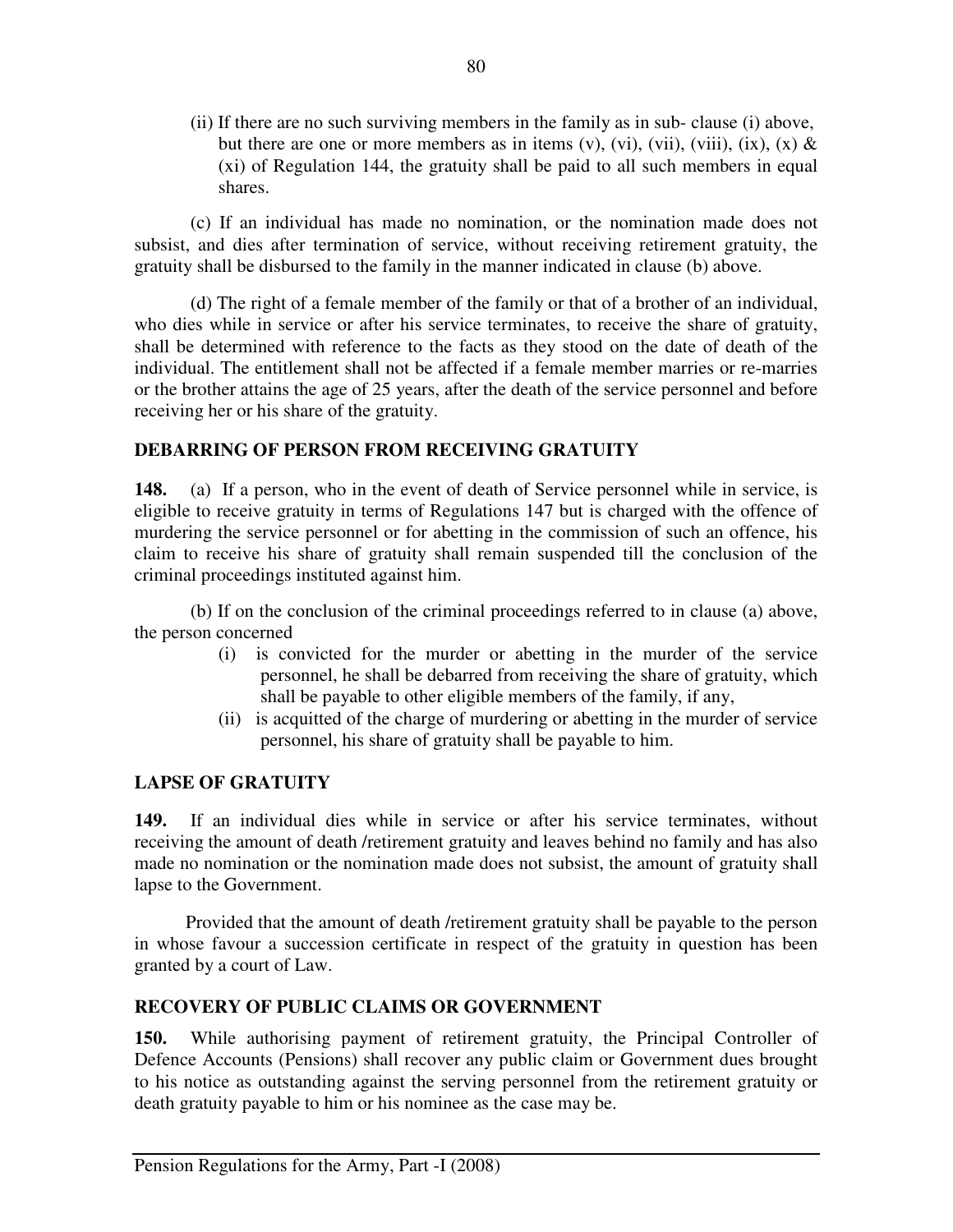(ii) If there are no such surviving members in the family as in sub- clause (i) above, but there are one or more members as in items (v), (vi), (vii), (viii), (ix), (x) & (xi) of Regulation 144, the gratuity shall be paid to all such members in equal shares.

(c) If an individual has made no nomination, or the nomination made does not subsist, and dies after termination of service, without receiving retirement gratuity, the gratuity shall be disbursed to the family in the manner indicated in clause (b) above.

(d) The right of a female member of the family or that of a brother of an individual, who dies while in service or after his service terminates, to receive the share of gratuity, shall be determined with reference to the facts as they stood on the date of death of the individual. The entitlement shall not be affected if a female member marries or re-marries or the brother attains the age of 25 years, after the death of the service personnel and before receiving her or his share of the gratuity.

## DEBARRING OF PERSON FROM RECEIVING GRATUITY

**148.** (a) If a person, who in the event of death of Service personnel while in service, is eligible to receive gratuity in terms of Regulations 147 but is charged with the offence of murdering the service personnel or for abetting in the commission of such an offence, his claim to receive his share of gratuity shall remain suspended till the conclusion of the criminal proceedings instituted against him.

(b) If on the conclusion of the criminal proceedings referred to in clause (a) above, the person concerned

(i) is convicted for the murder or abetting in the murder of the service personnel, he shall be debarred from receiving the share of gratuity, which shall be payable to other eligible members of the family, if any,

(ii) is acquitted of the charge of murdering or abetting in the murder of service personnel, his share of gratuity shall be payable to him.

## LAPSE OF GRATUITY

**149.** If an individual dies while in service or after his service terminates, without receiving the amount of death /retirement gratuity and leaves behind no family and has also made no nomination or the nomination made does not subsist, the amount of gratuity shall lapse to the Government.

Provided that the amount of death /retirement gratuity shall be payable to the person in whose favour a succession certificate in respect of the gratuity in question has been granted by a court of Law.

## RECOVERY OF PUBLIC CLAIMS OR GOVERNMENT

**150.** While authorising payment of retirement gratuity, the Principal Controller of Defence Accounts (Pensions) shall recover any public claim or Government dues brought to his notice as outstanding against the serving personnel from the retirement gratuity or death gratuity payable to him or his nominee as the case may be.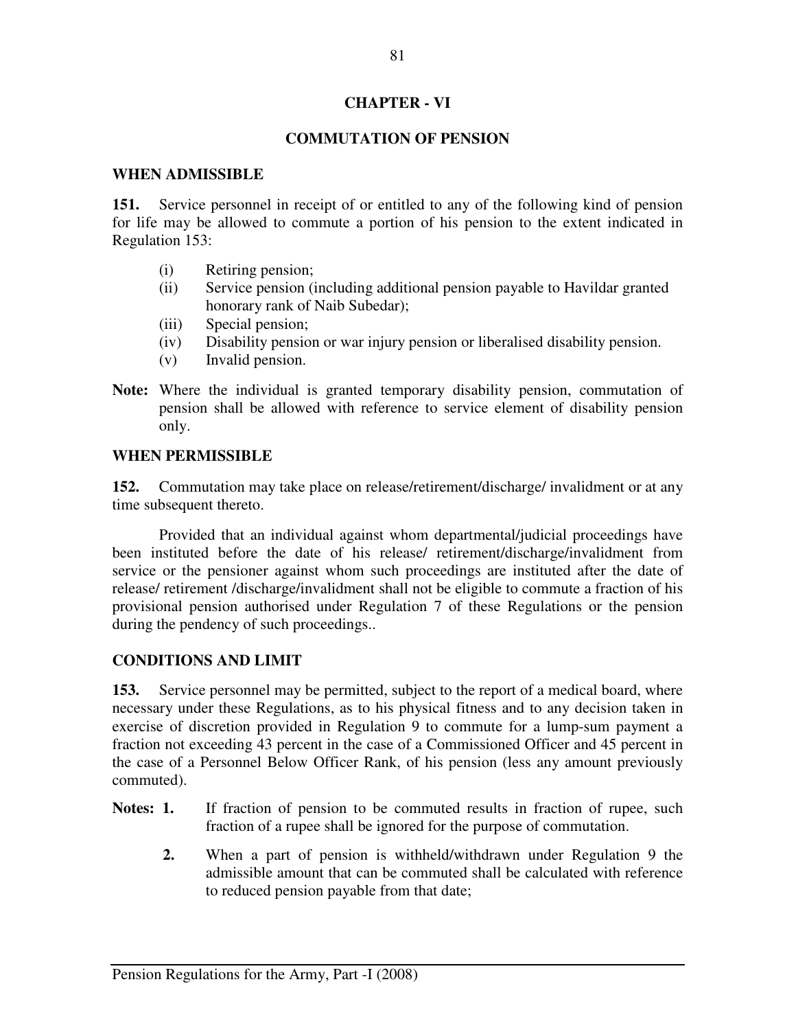# CHAPTER - VI

## COMMUTATION OF PENSION

### WHEN ADMISSIBLE

**151.** Service personnel in receipt of or entitled to any of the following kind of pension for life may be allowed to commute a portion of his pension to the extent indicated in Regulation 153:

- (i) Retiring pension;
- (ii) Service pension (including additional pension payable to Havildar granted honorary rank of Naib Subedar);
- (iii) Special pension;
- (iv) Disability pension or war injury pension or liberalised disability pension.
- (v) Invalid pension.

**Note:** Where the individual is granted temporary disability pension, commutation of pension shall be allowed with reference to service element of disability pension only.

### WHEN PERMISSIBLE

**152.** Commutation may take place on release/retirement/discharge/ invalidment or at any time subsequent thereto.

Provided that an individual against whom departmental/judicial proceedings have been instituted before the date of his release/ retirement/discharge/invalidment from service or the pensioner against whom such proceedings are instituted after the date of release/ retirement /discharge/invalidment shall not be eligible to commute a fraction of his provisional pension authorised under Regulation 7 of these Regulations or the pension during the pendency of such proceedings..

### CONDITIONS AND LIMIT

**153.** Service personnel may be permitted, subject to the report of a medical board, where necessary under these Regulations, as to his physical fitness and to any decision taken in exercise of discretion provided in Regulation 9 to commute for a lump-sum payment a fraction not exceeding 43 percent in the case of a Commissioned Officer and 45 percent in the case of a Personnel Below Officer Rank, of his pension (less any amount previously commuted).

**Notes: 1.** If fraction of pension to be commuted results in fraction of rupee, such fraction of a rupee shall be ignored for the purpose of commutation.

**2.** When a part of pension is withheld/withdrawn under Regulation 9 the admissible amount that can be commuted shall be calculated with reference to reduced pension payable from that date;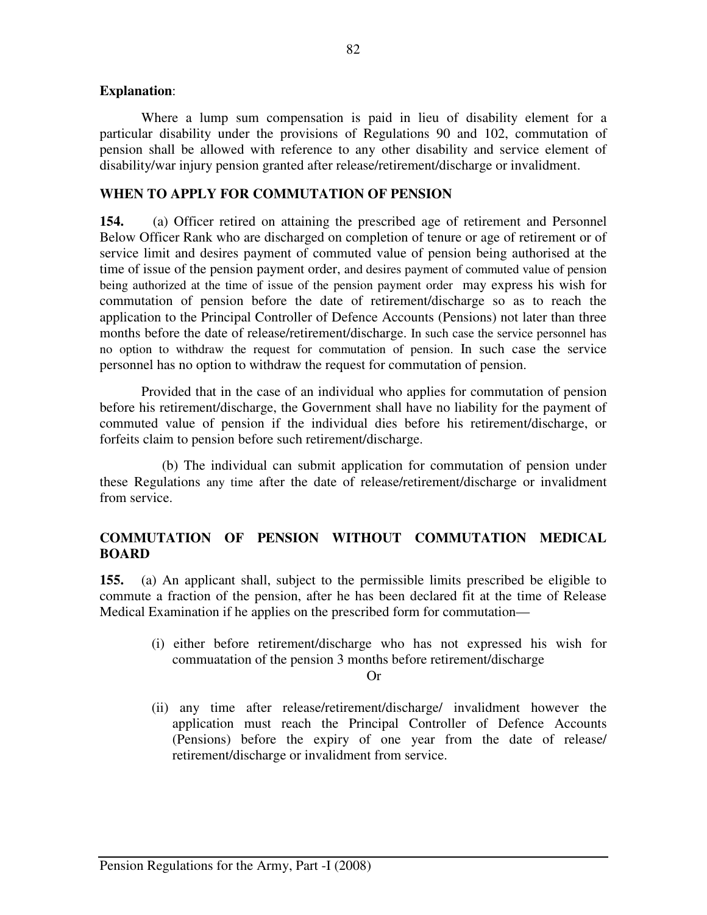**Explanation**:

Where a lump sum compensation is paid in lieu of disability element for a particular disability under the provisions of Regulations 90 and 102, commutation of pension shall be allowed with reference to any other disability and service element of disability/war injury pension granted after release/retirement/discharge or invalidment.

## WHEN TO APPLY FOR COMMUTATION OF PENSION

**154.** (a) Officer retired on attaining the prescribed age of retirement and Personnel Below Officer Rank who are discharged on completion of tenure or age of retirement or of service limit and desires payment of commuted value of pension being authorised at the time of issue of the pension payment order, and desires payment of commuted value of pension being authorized at the time of issue of the pension payment order may express his wish for commutation of pension before the date of retirement/discharge so as to reach the application to the Principal Controller of Defence Accounts (Pensions) not later than three months before the date of release/retirement/discharge. In such case the service personnel has no option to withdraw the request for commutation of pension. In such case the service personnel has no option to withdraw the request for commutation of pension.

Provided that in the case of an individual who applies for commutation of pension before his retirement/discharge, the Government shall have no liability for the payment of commuted value of pension if the individual dies before his retirement/discharge, or forfeits claim to pension before such retirement/discharge.

(b) The individual can submit application for commutation of pension under these Regulations any time after the date of release/retirement/discharge or invalidment from service.

## COMMUTATION OF PENSION WITHOUT COMMUTATION MEDICAL BOARD

**155.** (a) An applicant shall, subject to the permissible limits prescribed be eligible to commute a fraction of the pension, after he has been declared fit at the time of Release Medical Examination if he applies on the prescribed form for commutation—

(i) either before retirement/discharge who has not expressed his wish for commuatation of the pension 3 months before retirement/discharge

Or

(ii) any time after release/retirement/discharge/ invalidment however the application must reach the Principal Controller of Defence Accounts (Pensions) before the expiry of one year from the date of release/ retirement/discharge or invalidment from service.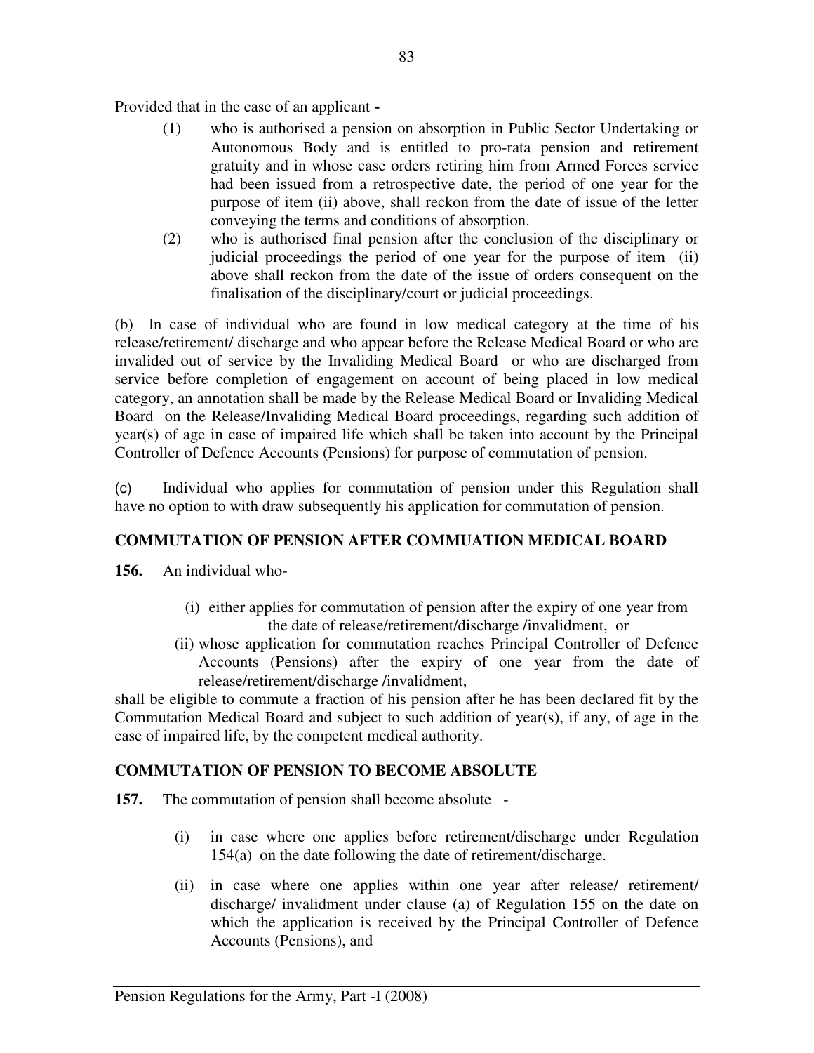Provided that in the case of an applicant **-**

(1) who is authorised a pension on absorption in Public Sector Undertaking or Autonomous Body and is entitled to pro-rata pension and retirement gratuity and in whose case orders retiring him from Armed Forces service had been issued from a retrospective date, the period of one year for the purpose of item (ii) above, shall reckon from the date of issue of the letter conveying the terms and conditions of absorption.

(2) who is authorised final pension after the conclusion of the disciplinary or judicial proceedings the period of one year for the purpose of item (ii) above shall reckon from the date of the issue of orders consequent on the finalisation of the disciplinary/court or judicial proceedings.

(b) In case of individual who are found in low medical category at the time of his release/retirement/ discharge and who appear before the Release Medical Board or who are invalided out of service by the Invaliding Medical Board or who are discharged from service before completion of engagement on account of being placed in low medical category, an annotation shall be made by the Release Medical Board or Invaliding Medical Board on the Release/Invaliding Medical Board proceedings, regarding such addition of year(s) of age in case of impaired life which shall be taken into account by the Principal Controller of Defence Accounts (Pensions) for purpose of commutation of pension.

(c) Individual who applies for commutation of pension under this Regulation shall have no option to with draw subsequently his application for commutation of pension.

### COMMUTATION OF PENSION AFTER COMMUATION MEDICAL BOARD

**156.** An individual who-

(i) either applies for commutation of pension after the expiry of one year from the date of release/retirement/discharge /invalidment, or

(ii) whose application for commutation reaches Principal Controller of Defence Accounts (Pensions) after the expiry of one year from the date of release/retirement/discharge /invalidment,

shall be eligible to commute a fraction of his pension after he has been declared fit by the Commutation Medical Board and subject to such addition of year(s), if any, of age in the case of impaired life, by the competent medical authority.

### COMMUTATION OF PENSION TO BECOME ABSOLUTE

**157.** The commutation of pension shall become absolute -

(i) in case where one applies before retirement/discharge under Regulation 154(a) on the date following the date of retirement/discharge.

(ii) in case where one applies within one year after release/ retirement/ discharge/ invalidment under clause (a) of Regulation 155 on the date on which the application is received by the Principal Controller of Defence Accounts (Pensions), and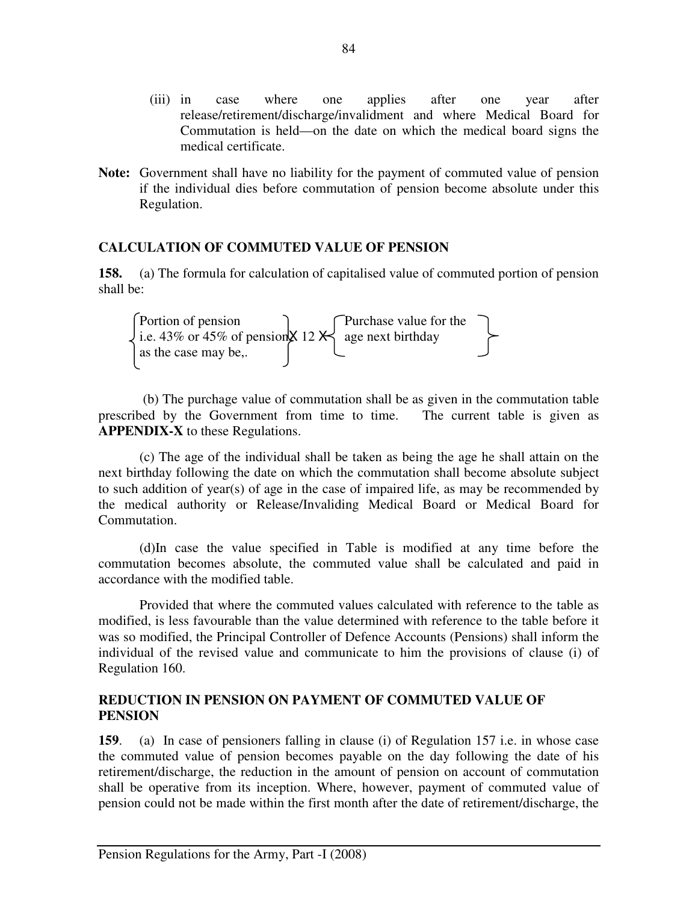(iii) in case where one applies after one year after release/retirement/discharge/invalidment and where Medical Board for Commutation is held—on the date on which the medical board signs the medical certificate.

**Note:** Government shall have no liability for the payment of commuted value of pension if the individual dies before commutation of pension become absolute under this Regulation.

### CALCULATION OF COMMUTED VALUE OF PENSION

**158.** (a) The formula for calculation of capitalised value of commuted portion of pension shall be:

$$\left\{\begin{array}{l}\text{Portion of pension}\\ \text{i.e. 43\% or 45\% of pension}\\ \text{as the case may be,.}\end{array}\right\} \times 12 \times \left\{\begin{array}{l}\text{Purchase value for the}\\ \text{age next birthday}\end{array}\right\}$$

(b) The purchage value of commutation shall be as given in the commutation table prescribed by the Government from time to time. The current table is given as **APPENDIX-X** to these Regulations.

(c) The age of the individual shall be taken as being the age he shall attain on the next birthday following the date on which the commutation shall become absolute subject to such addition of year(s) of age in the case of impaired life, as may be recommended by the medical authority or Release/Invaliding Medical Board or Medical Board for Commutation.

(d)In case the value specified in Table is modified at any time before the commutation becomes absolute, the commuted value shall be calculated and paid in accordance with the modified table.

Provided that where the commuted values calculated with reference to the table as modified, is less favourable than the value determined with reference to the table before it was so modified, the Principal Controller of Defence Accounts (Pensions) shall inform the individual of the revised value and communicate to him the provisions of clause (i) of Regulation 160.

### REDUCTION IN PENSION ON PAYMENT OF COMMUTED VALUE OF PENSION

**159**. (a) In case of pensioners falling in clause (i) of Regulation 157 i.e. in whose case the commuted value of pension becomes payable on the day following the date of his retirement/discharge, the reduction in the amount of pension on account of commutation shall be operative from its inception. Where, however, payment of commuted value of pension could not be made within the first month after the date of retirement/discharge, the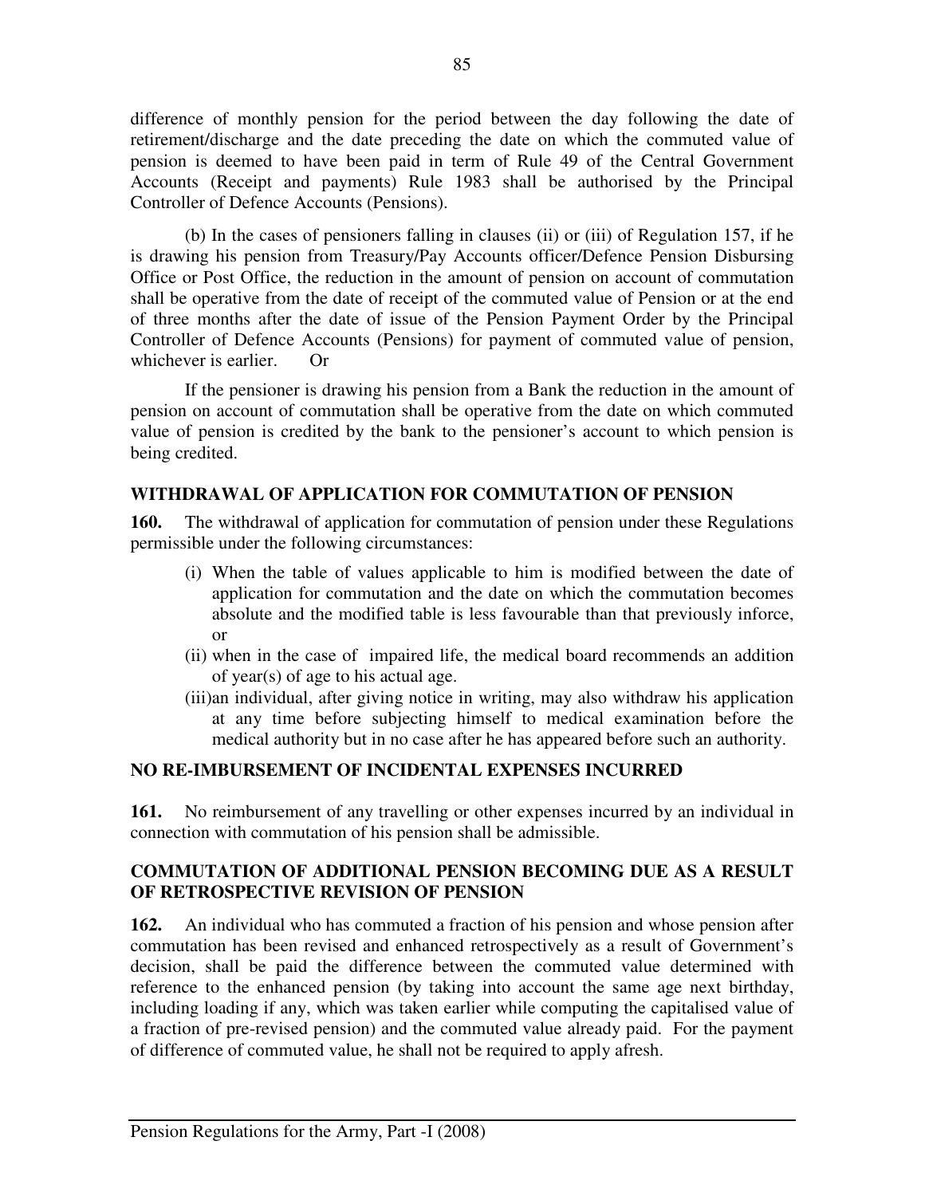difference of monthly pension for the period between the day following the date of retirement/discharge and the date preceding the date on which the commuted value of pension is deemed to have been paid in term of Rule 49 of the Central Government Accounts (Receipt and payments) Rule 1983 shall be authorised by the Principal Controller of Defence Accounts (Pensions).

(b) In the cases of pensioners falling in clauses (ii) or (iii) of Regulation 157, if he is drawing his pension from Treasury/Pay Accounts officer/Defence Pension Disbursing Office or Post Office, the reduction in the amount of pension on account of commutation shall be operative from the date of receipt of the commuted value of Pension or at the end of three months after the date of issue of the Pension Payment Order by the Principal Controller of Defence Accounts (Pensions) for payment of commuted value of pension, whichever is earlier. Or

If the pensioner is drawing his pension from a Bank the reduction in the amount of pension on account of commutation shall be operative from the date on which commuted value of pension is credited by the bank to the pensioner's account to which pension is being credited.

## WITHDRAWAL OF APPLICATION FOR COMMUTATION OF PENSION

**160.** The withdrawal of application for commutation of pension under these Regulations permissible under the following circumstances:

(i) When the table of values applicable to him is modified between the date of application for commutation and the date on which the commutation becomes absolute and the modified table is less favourable than that previously inforce, or

(ii) when in the case of impaired life, the medical board recommends an addition of year(s) of age to his actual age.

(iii)an individual, after giving notice in writing, may also withdraw his application at any time before subjecting himself to medical examination before the medical authority but in no case after he has appeared before such an authority.

## NO RE-IMBURSEMENT OF INCIDENTAL EXPENSES INCURRED

**161.** No reimbursement of any travelling or other expenses incurred by an individual in connection with commutation of his pension shall be admissible.

## COMMUTATION OF ADDITIONAL PENSION BECOMING DUE AS A RESULT OF RETROSPECTIVE REVISION OF PENSION

**162.** An individual who has commuted a fraction of his pension and whose pension after commutation has been revised and enhanced retrospectively as a result of Government's decision, shall be paid the difference between the commuted value determined with reference to the enhanced pension (by taking into account the same age next birthday, including loading if any, which was taken earlier while computing the capitalised value of a fraction of pre-revised pension) and the commuted value already paid. For the payment of difference of commuted value, he shall not be required to apply afresh.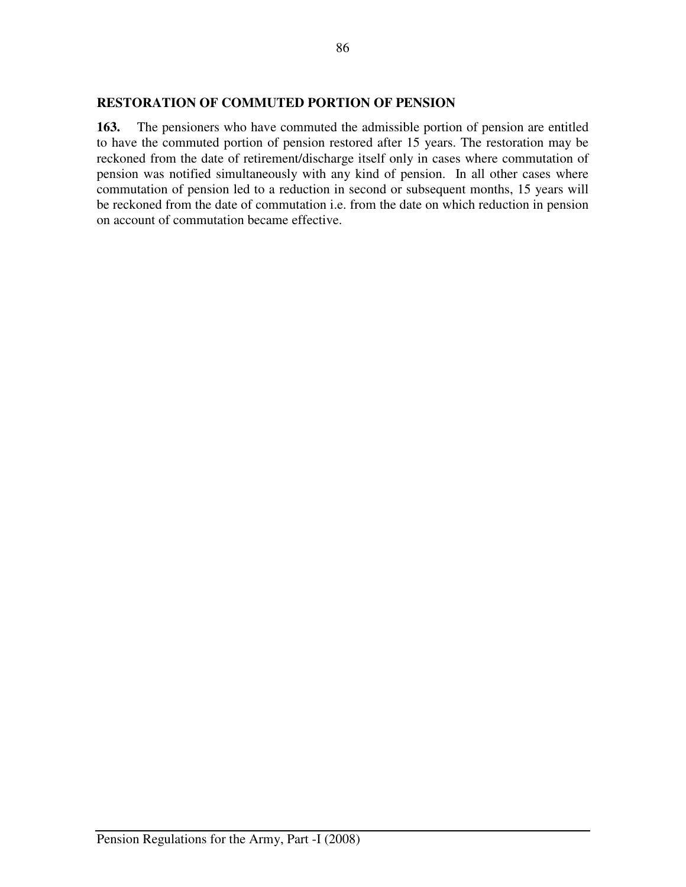## RESTORATION OF COMMUTED PORTION OF PENSION

**163.** The pensioners who have commuted the admissible portion of pension are entitled to have the commuted portion of pension restored after 15 years. The restoration may be reckoned from the date of retirement/discharge itself only in cases where commutation of pension was notified simultaneously with any kind of pension. In all other cases where commutation of pension led to a reduction in second or subsequent months, 15 years will be reckoned from the date of commutation i.e. from the date on which reduction in pension on account of commutation became effective.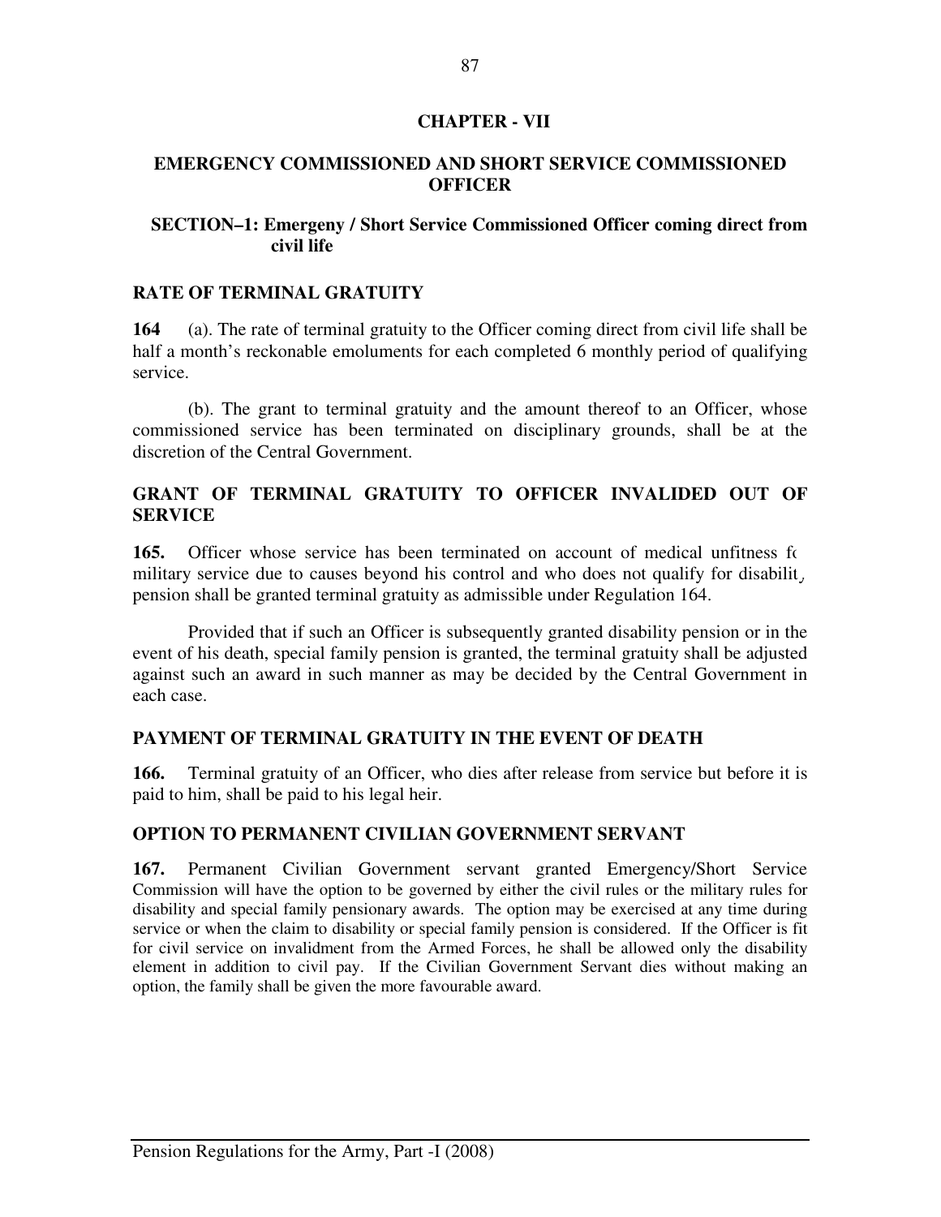# CHAPTER - VII

## EMERGENCY COMMISSIONED AND SHORT SERVICE COMMISSIONED OFFICER

### SECTION–1: Emergeny / Short Service Commissioned Officer coming direct from civil life

### RATE OF TERMINAL GRATUITY

**164** (a). The rate of terminal gratuity to the Officer coming direct from civil life shall be half a month's reckonable emoluments for each completed 6 monthly period of qualifying service.

(b). The grant to terminal gratuity and the amount thereof to an Officer, whose commissioned service has been terminated on disciplinary grounds, shall be at the discretion of the Central Government.

### GRANT OF TERMINAL GRATUITY TO OFFICER INVALIDED OUT OF SERVICE

**165.** Officer whose service has been terminated on account of medical unfitness for military service due to causes beyond his control and who does not qualify for disability pension shall be granted terminal gratuity as admissible under Regulation 164.

Provided that if such an Officer is subsequently granted disability pension or in the event of his death, special family pension is granted, the terminal gratuity shall be adjusted against such an award in such manner as may be decided by the Central Government in each case.

### PAYMENT OF TERMINAL GRATUITY IN THE EVENT OF DEATH

**166.** Terminal gratuity of an Officer, who dies after release from service but before it is paid to him, shall be paid to his legal heir.

### OPTION TO PERMANENT CIVILIAN GOVERNMENT SERVANT

**167.** Permanent Civilian Government servant granted Emergency/Short Service Commission will have the option to be governed by either the civil rules or the military rules for disability and special family pensionary awards. The option may be exercised at any time during service or when the claim to disability or special family pension is considered. If the Officer is fit for civil service on invalidment from the Armed Forces, he shall be allowed only the disability element in addition to civil pay. If the Civilian Government Servant dies without making an option, the family shall be given the more favourable award.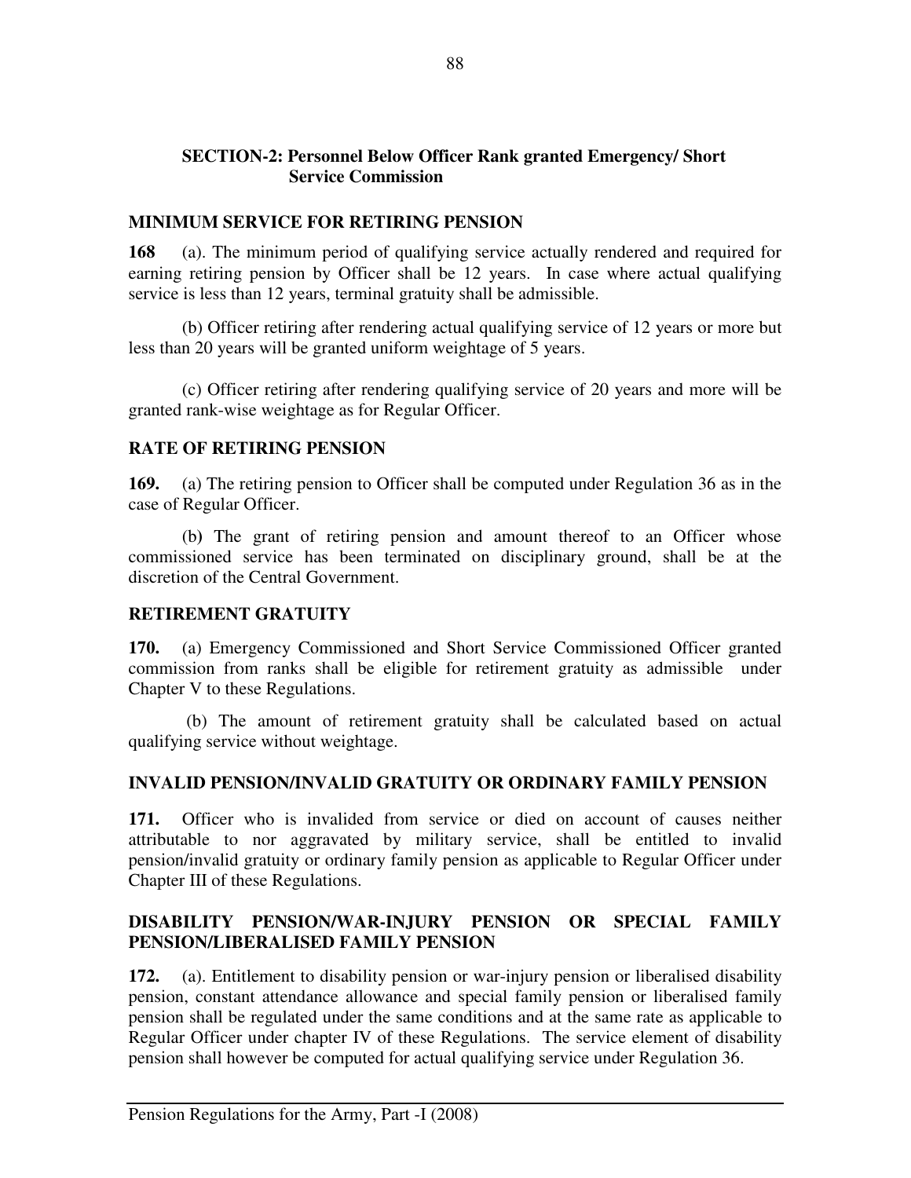### SECTION-2: Personnel Below Officer Rank granted Emergency/ Short Service Commission

**MINIMUM SERVICE FOR RETIRING PENSION**

**168** (a). The minimum period of qualifying service actually rendered and required for earning retiring pension by Officer shall be 12 years. In case where actual qualifying service is less than 12 years, terminal gratuity shall be admissible.

(b) Officer retiring after rendering actual qualifying service of 12 years or more but less than 20 years will be granted uniform weightage of 5 years.

(c) Officer retiring after rendering qualifying service of 20 years and more will be granted rank-wise weightage as for Regular Officer.

**RATE OF RETIRING PENSION**

**169.** (a) The retiring pension to Officer shall be computed under Regulation 36 as in the case of Regular Officer.

(b) The grant of retiring pension and amount thereof to an Officer whose commissioned service has been terminated on disciplinary ground, shall be at the discretion of the Central Government.

**RETIREMENT GRATUITY**

**170.** (a) Emergency Commissioned and Short Service Commissioned Officer granted commission from ranks shall be eligible for retirement gratuity as admissible under Chapter V to these Regulations.

(b) The amount of retirement gratuity shall be calculated based on actual qualifying service without weightage.

**INVALID PENSION/INVALID GRATUITY OR ORDINARY FAMILY PENSION**

**171.** Officer who is invalided from service or died on account of causes neither attributable to nor aggravated by military service, shall be entitled to invalid pension/invalid gratuity or ordinary family pension as applicable to Regular Officer under Chapter III of these Regulations.

**DISABILITY PENSION/WAR-INJURY PENSION OR SPECIAL FAMILY PENSION/LIBERALISED FAMILY PENSION**

**172.** (a). Entitlement to disability pension or war-injury pension or liberalised disability pension, constant attendance allowance and special family pension or liberalised family pension shall be regulated under the same conditions and at the same rate as applicable to Regular Officer under chapter IV of these Regulations. The service element of disability pension shall however be computed for actual qualifying service under Regulation 36.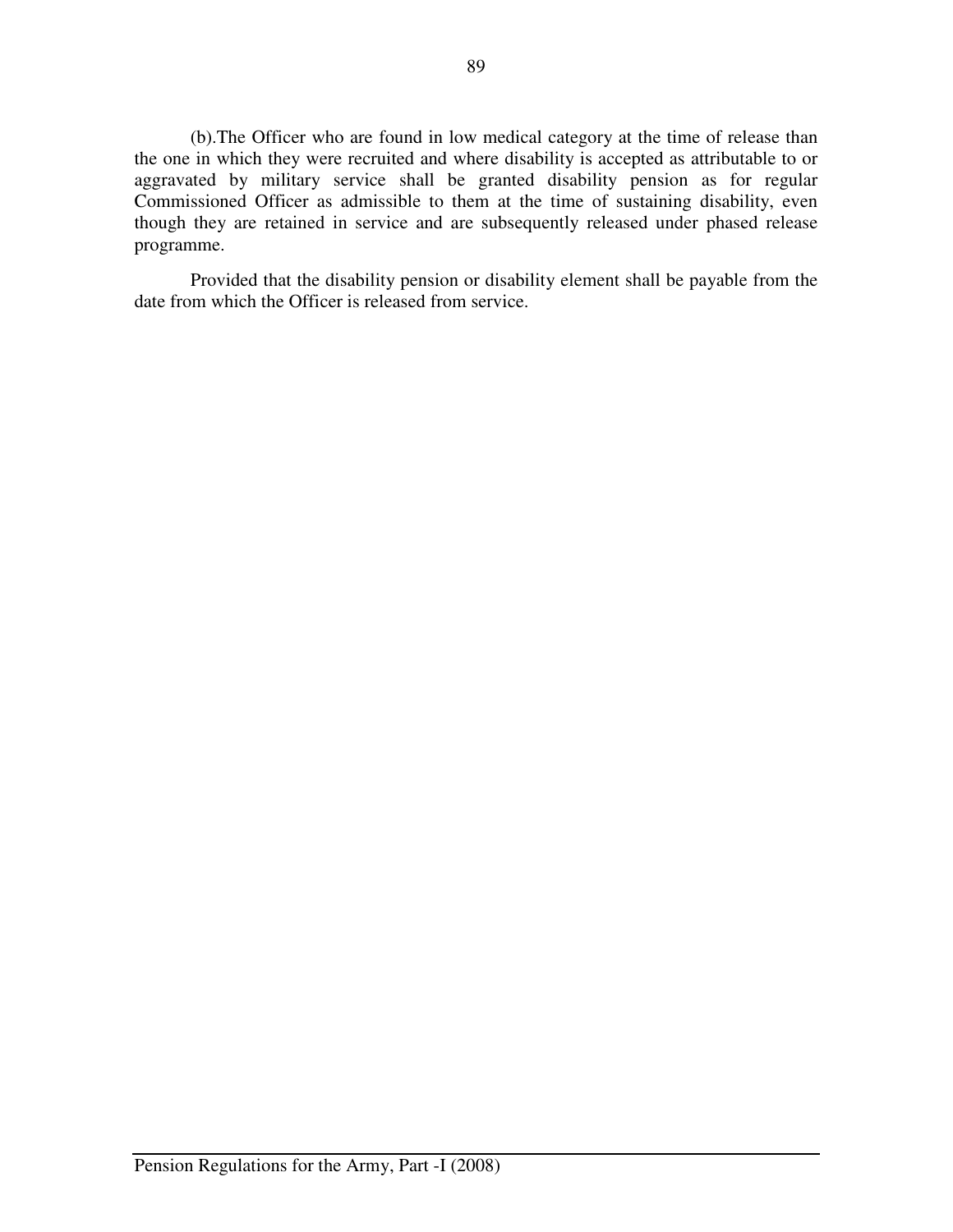(b).The Officer who are found in low medical category at the time of release than the one in which they were recruited and where disability is accepted as attributable to or aggravated by military service shall be granted disability pension as for regular Commissioned Officer as admissible to them at the time of sustaining disability, even though they are retained in service and are subsequently released under phased release programme.

Provided that the disability pension or disability element shall be payable from the date from which the Officer is released from service.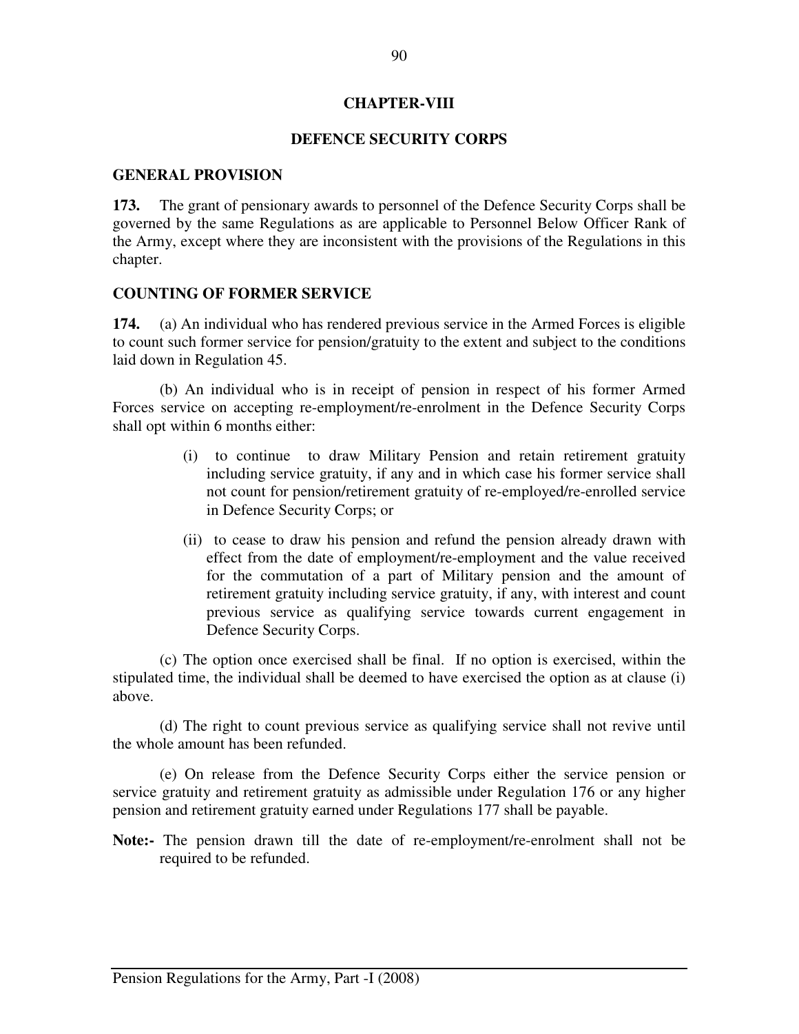# CHAPTER-VIII

## DEFENCE SECURITY CORPS

### GENERAL PROVISION

**173.** The grant of pensionary awards to personnel of the Defence Security Corps shall be governed by the same Regulations as are applicable to Personnel Below Officer Rank of the Army, except where they are inconsistent with the provisions of the Regulations in this chapter.

### COUNTING OF FORMER SERVICE

**174.** (a) An individual who has rendered previous service in the Armed Forces is eligible to count such former service for pension/gratuity to the extent and subject to the conditions laid down in Regulation 45.

(b) An individual who is in receipt of pension in respect of his former Armed Forces service on accepting re-employment/re-enrolment in the Defence Security Corps shall opt within 6 months either:

(i) to continue to draw Military Pension and retain retirement gratuity including service gratuity, if any and in which case his former service shall not count for pension/retirement gratuity of re-employed/re-enrolled service in Defence Security Corps; or

(ii) to cease to draw his pension and refund the pension already drawn with effect from the date of employment/re-employment and the value received for the commutation of a part of Military pension and the amount of retirement gratuity including service gratuity, if any, with interest and count previous service as qualifying service towards current engagement in Defence Security Corps.

(c) The option once exercised shall be final. If no option is exercised, within the stipulated time, the individual shall be deemed to have exercised the option as at clause (i) above.

(d) The right to count previous service as qualifying service shall not revive until the whole amount has been refunded.

(e) On release from the Defence Security Corps either the service pension or service gratuity and retirement gratuity as admissible under Regulation 176 or any higher pension and retirement gratuity earned under Regulations 177 shall be payable.

**Note:-** The pension drawn till the date of re-employment/re-enrolment shall not be required to be refunded.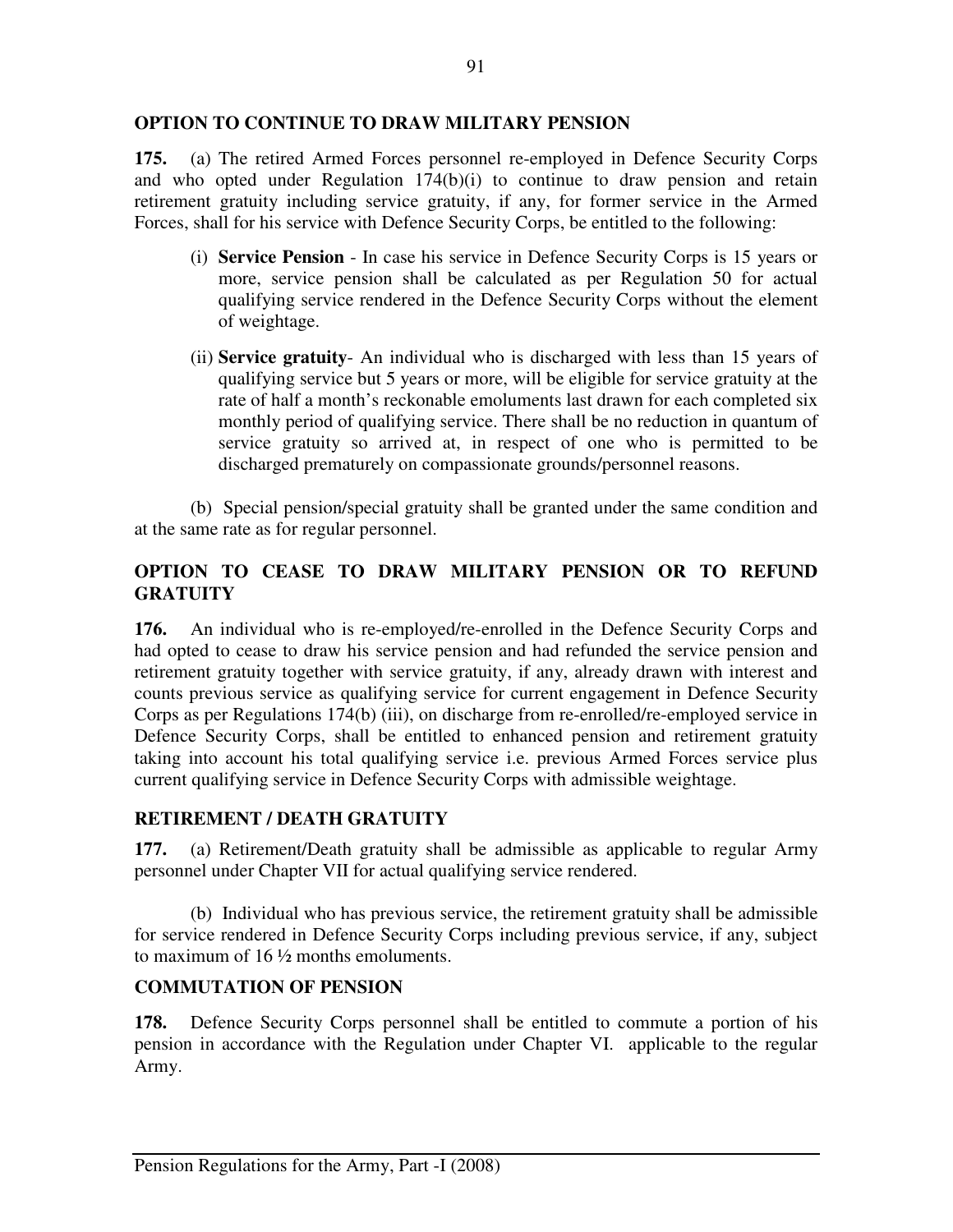## OPTION TO CONTINUE TO DRAW MILITARY PENSION

**175.** (a) The retired Armed Forces personnel re-employed in Defence Security Corps and who opted under Regulation 174(b)(i) to continue to draw pension and retain retirement gratuity including service gratuity, if any, for former service in the Armed Forces, shall for his service with Defence Security Corps, be entitled to the following:

(i) **Service Pension** - In case his service in Defence Security Corps is 15 years or more, service pension shall be calculated as per Regulation 50 for actual qualifying service rendered in the Defence Security Corps without the element of weightage.

(ii) **Service gratuity**- An individual who is discharged with less than 15 years of qualifying service but 5 years or more, will be eligible for service gratuity at the rate of half a month's reckonable emoluments last drawn for each completed six monthly period of qualifying service. There shall be no reduction in quantum of service gratuity so arrived at, in respect of one who is permitted to be discharged prematurely on compassionate grounds/personnel reasons.

(b) Special pension/special gratuity shall be granted under the same condition and at the same rate as for regular personnel.

## OPTION TO CEASE TO DRAW MILITARY PENSION OR TO REFUND GRATUITY

**176.** An individual who is re-employed/re-enrolled in the Defence Security Corps and had opted to cease to draw his service pension and had refunded the service pension and retirement gratuity together with service gratuity, if any, already drawn with interest and counts previous service as qualifying service for current engagement in Defence Security Corps as per Regulations 174(b) (iii), on discharge from re-enrolled/re-employed service in Defence Security Corps, shall be entitled to enhanced pension and retirement gratuity taking into account his total qualifying service i.e. previous Armed Forces service plus current qualifying service in Defence Security Corps with admissible weightage.

## RETIREMENT / DEATH GRATUITY

**177.** (a) Retirement/Death gratuity shall be admissible as applicable to regular Army personnel under Chapter VII for actual qualifying service rendered.

(b) Individual who has previous service, the retirement gratuity shall be admissible for service rendered in Defence Security Corps including previous service, if any, subject to maximum of 16 ½ months emoluments.

## COMMUTATION OF PENSION

**178.** Defence Security Corps personnel shall be entitled to commute a portion of his pension in accordance with the Regulation under Chapter VI. applicable to the regular Army.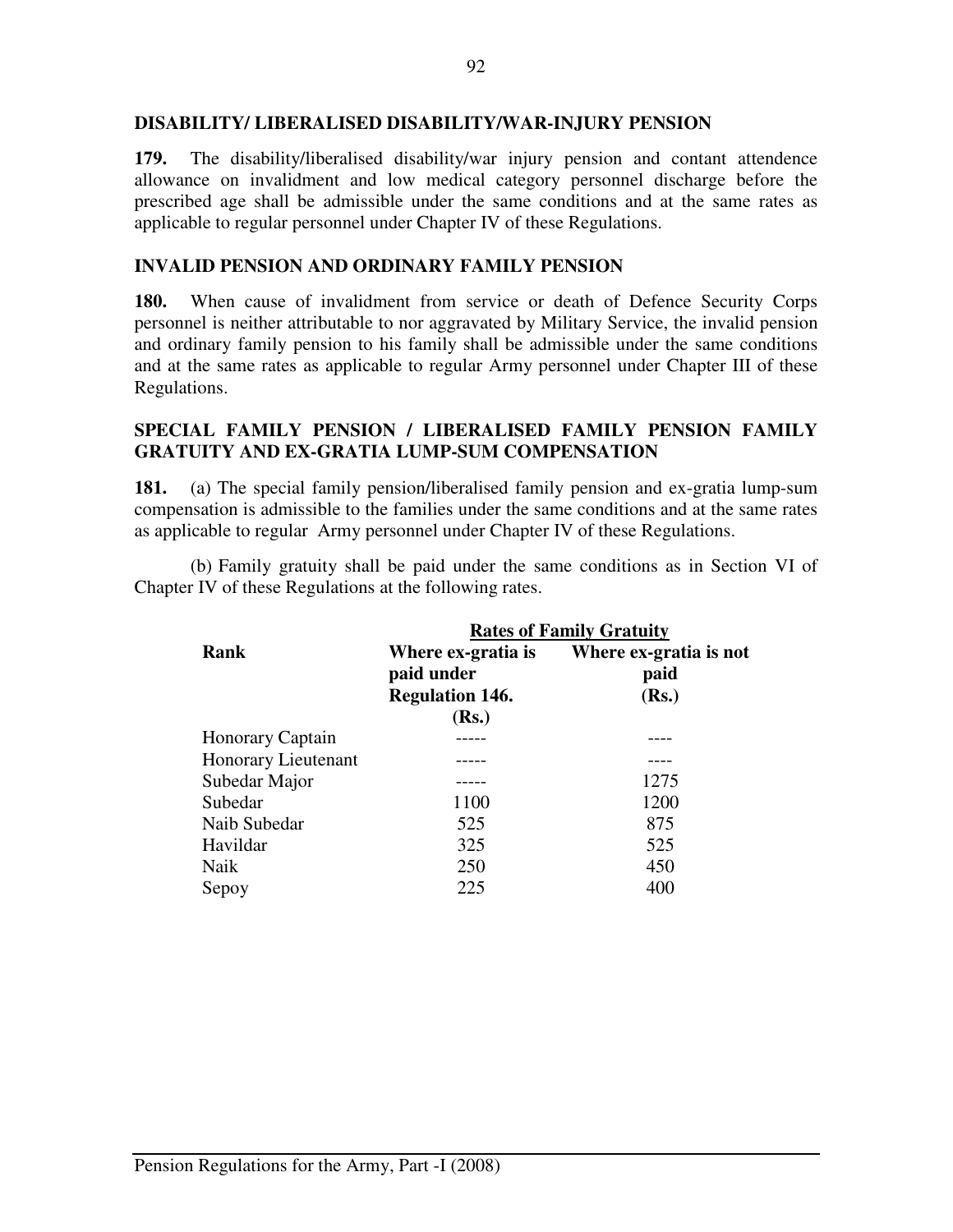## DISABILITY/ LIBERALISED DISABILITY/WAR-INJURY PENSION

**179.** The disability/liberalised disability/war injury pension and contant attendence allowance on invalidment and low medical category personnel discharge before the prescribed age shall be admissible under the same conditions and at the same rates as applicable to regular personnel under Chapter IV of these Regulations.

## INVALID PENSION AND ORDINARY FAMILY PENSION

**180.** When cause of invalidment from service or death of Defence Security Corps personnel is neither attributable to nor aggravated by Military Service, the invalid pension and ordinary family pension to his family shall be admissible under the same conditions and at the same rates as applicable to regular Army personnel under Chapter III of these Regulations.

## SPECIAL FAMILY PENSION / LIBERALISED FAMILY PENSION FAMILY GRATUITY AND EX-GRATIA LUMP-SUM COMPENSATION

**181.** (a) The special family pension/liberalised family pension and ex-gratia lump-sum compensation is admissible to the families under the same conditions and at the same rates as applicable to regular Army personnel under Chapter IV of these Regulations.

(b) Family gratuity shall be paid under the same conditions as in Section VI of Chapter IV of these Regulations at the following rates.

| Rank | Rates of Family Gratuity | |
|---|---|---|
| | **Where ex-gratia is paid under Regulation 146. (Rs.)** | **Where ex-gratia is not paid (Rs.)** |
| Honorary Captain | ----- | ---- |
| Honorary Lieutenant | ----- | ---- |
| Subedar Major | ----- | 1275 |
| Subedar | 1100 | 1200 |
| Naib Subedar | 525 | 875 |
| Havildar | 325 | 525 |
| Naik | 250 | 450 |
| Sepoy | 225 | 400 |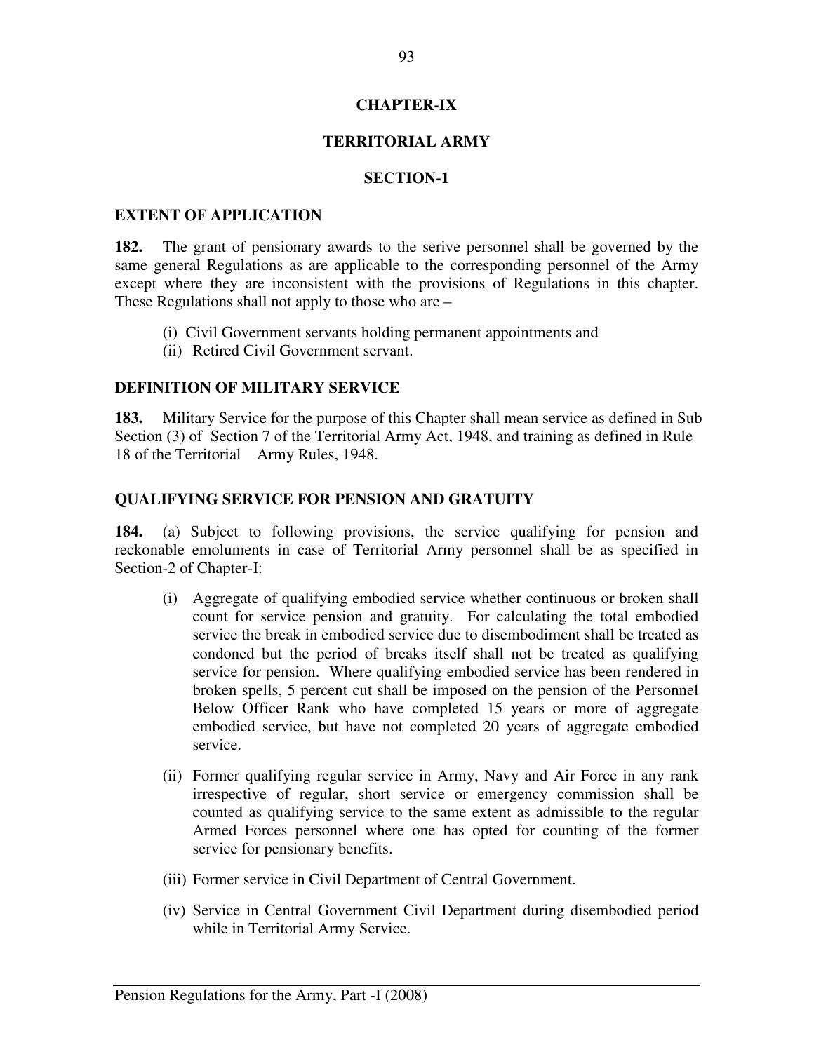# CHAPTER-IX

# TERRITORIAL ARMY

## SECTION-1

### EXTENT OF APPLICATION

**182.** The grant of pensionary awards to the serive personnel shall be governed by the same general Regulations as are applicable to the corresponding personnel of the Army except where they are inconsistent with the provisions of Regulations in this chapter. These Regulations shall not apply to those who are –

(i) Civil Government servants holding permanent appointments and
(ii) Retired Civil Government servant.

### DEFINITION OF MILITARY SERVICE

**183.** Military Service for the purpose of this Chapter shall mean service as defined in Sub Section (3) of Section 7 of the Territorial Army Act, 1948, and training as defined in Rule 18 of the Territorial Army Rules, 1948.

### QUALIFYING SERVICE FOR PENSION AND GRATUITY

**184.** (a) Subject to following provisions, the service qualifying for pension and reckonable emoluments in case of Territorial Army personnel shall be as specified in Section-2 of Chapter-I:

(i) Aggregate of qualifying embodied service whether continuous or broken shall count for service pension and gratuity. For calculating the total embodied service the break in embodied service due to disembodiment shall be treated as condoned but the period of breaks itself shall not be treated as qualifying service for pension. Where qualifying embodied service has been rendered in broken spells, 5 percent cut shall be imposed on the pension of the Personnel Below Officer Rank who have completed 15 years or more of aggregate embodied service, but have not completed 20 years of aggregate embodied service.

(ii) Former qualifying regular service in Army, Navy and Air Force in any rank irrespective of regular, short service or emergency commission shall be counted as qualifying service to the same extent as admissible to the regular Armed Forces personnel where one has opted for counting of the former service for pensionary benefits.

(iii) Former service in Civil Department of Central Government.

(iv) Service in Central Government Civil Department during disembodied period while in Territorial Army Service.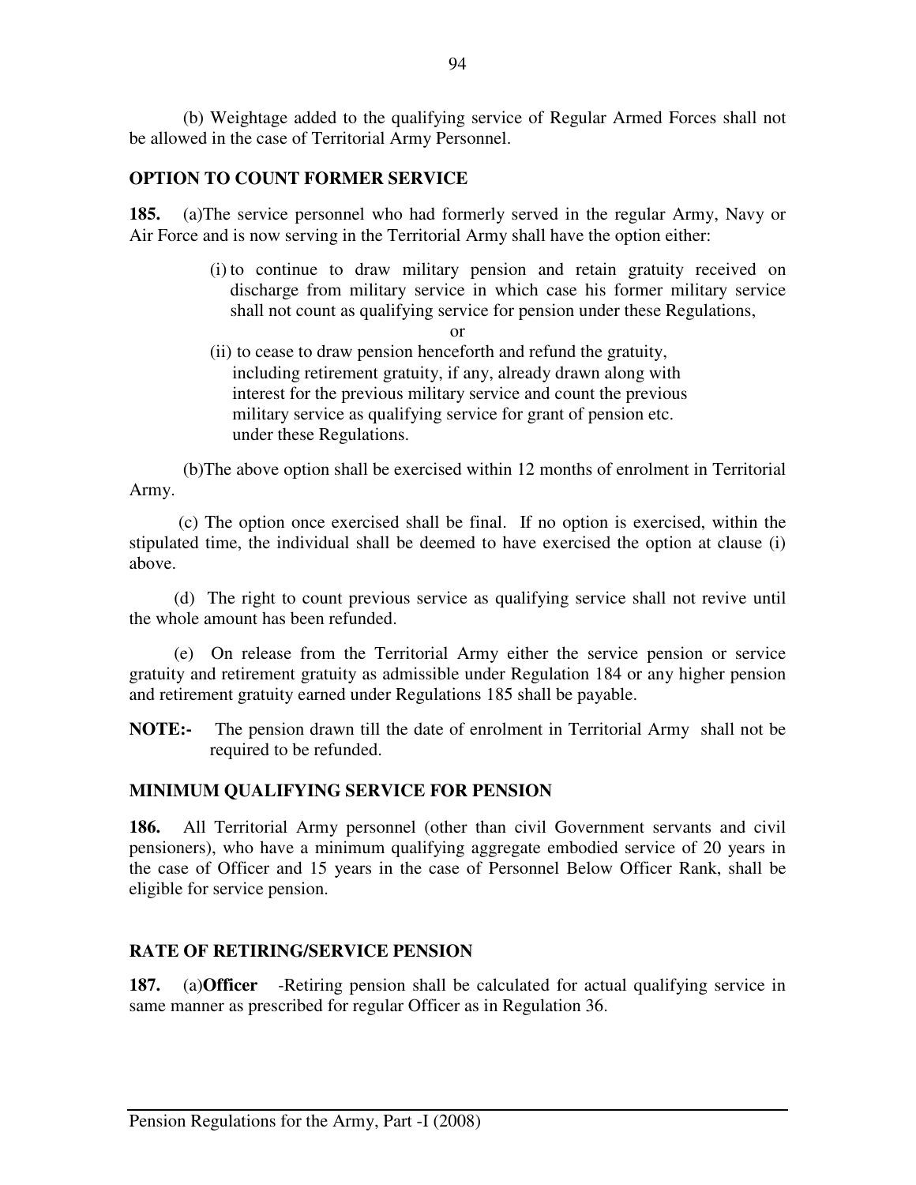(b) Weightage added to the qualifying service of Regular Armed Forces shall not be allowed in the case of Territorial Army Personnel.

## OPTION TO COUNT FORMER SERVICE

**185.** (a)The service personnel who had formerly served in the regular Army, Navy or Air Force and is now serving in the Territorial Army shall have the option either:

(i) to continue to draw military pension and retain gratuity received on discharge from military service in which case his former military service shall not count as qualifying service for pension under these Regulations,

or

(ii) to cease to draw pension henceforth and refund the gratuity, including retirement gratuity, if any, already drawn along with interest for the previous military service and count the previous military service as qualifying service for grant of pension etc. under these Regulations.

(b)The above option shall be exercised within 12 months of enrolment in Territorial Army.

(c) The option once exercised shall be final. If no option is exercised, within the stipulated time, the individual shall be deemed to have exercised the option at clause (i) above.

(d) The right to count previous service as qualifying service shall not revive until the whole amount has been refunded.

(e) On release from the Territorial Army either the service pension or service gratuity and retirement gratuity as admissible under Regulation 184 or any higher pension and retirement gratuity earned under Regulations 185 shall be payable.

**NOTE:-** The pension drawn till the date of enrolment in Territorial Army shall not be required to be refunded.

## MINIMUM QUALIFYING SERVICE FOR PENSION

**186.** All Territorial Army personnel (other than civil Government servants and civil pensioners), who have a minimum qualifying aggregate embodied service of 20 years in the case of Officer and 15 years in the case of Personnel Below Officer Rank, shall be eligible for service pension.

## RATE OF RETIRING/SERVICE PENSION

**187.** (a)**Officer** -Retiring pension shall be calculated for actual qualifying service in same manner as prescribed for regular Officer as in Regulation 36.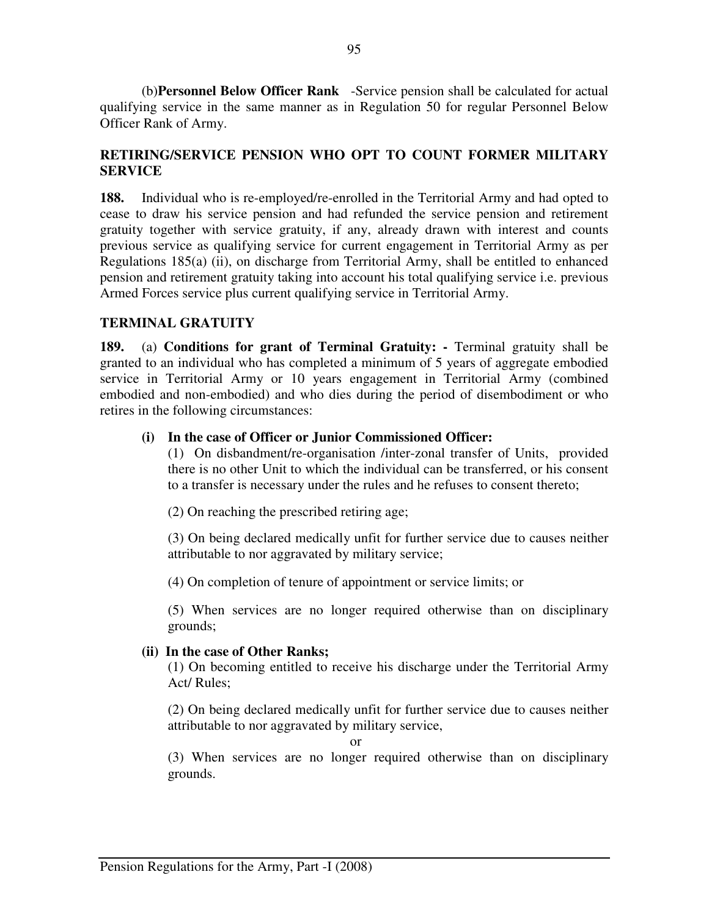(b)**Personnel Below Officer Rank** -Service pension shall be calculated for actual qualifying service in the same manner as in Regulation 50 for regular Personnel Below Officer Rank of Army.

**RETIRING/SERVICE PENSION WHO OPT TO COUNT FORMER MILITARY SERVICE**

**188.** Individual who is re-employed/re-enrolled in the Territorial Army and had opted to cease to draw his service pension and had refunded the service pension and retirement gratuity together with service gratuity, if any, already drawn with interest and counts previous service as qualifying service for current engagement in Territorial Army as per Regulations 185(a) (ii), on discharge from Territorial Army, shall be entitled to enhanced pension and retirement gratuity taking into account his total qualifying service i.e. previous Armed Forces service plus current qualifying service in Territorial Army.

**TERMINAL GRATUITY**

**189.** (a) **Conditions for grant of Terminal Gratuity: -** Terminal gratuity shall be granted to an individual who has completed a minimum of 5 years of aggregate embodied service in Territorial Army or 10 years engagement in Territorial Army (combined embodied and non-embodied) and who dies during the period of disembodiment or who retires in the following circumstances:

**(i) In the case of Officer or Junior Commissioned Officer:**

(1) On disbandment/re-organisation /inter-zonal transfer of Units, provided there is no other Unit to which the individual can be transferred, or his consent to a transfer is necessary under the rules and he refuses to consent thereto;

(2) On reaching the prescribed retiring age;

(3) On being declared medically unfit for further service due to causes neither attributable to nor aggravated by military service;

(4) On completion of tenure of appointment or service limits; or

(5) When services are no longer required otherwise than on disciplinary grounds;

**(ii) In the case of Other Ranks;**

(1) On becoming entitled to receive his discharge under the Territorial Army Act/ Rules;

(2) On being declared medically unfit for further service due to causes neither attributable to nor aggravated by military service,

or

(3) When services are no longer required otherwise than on disciplinary grounds.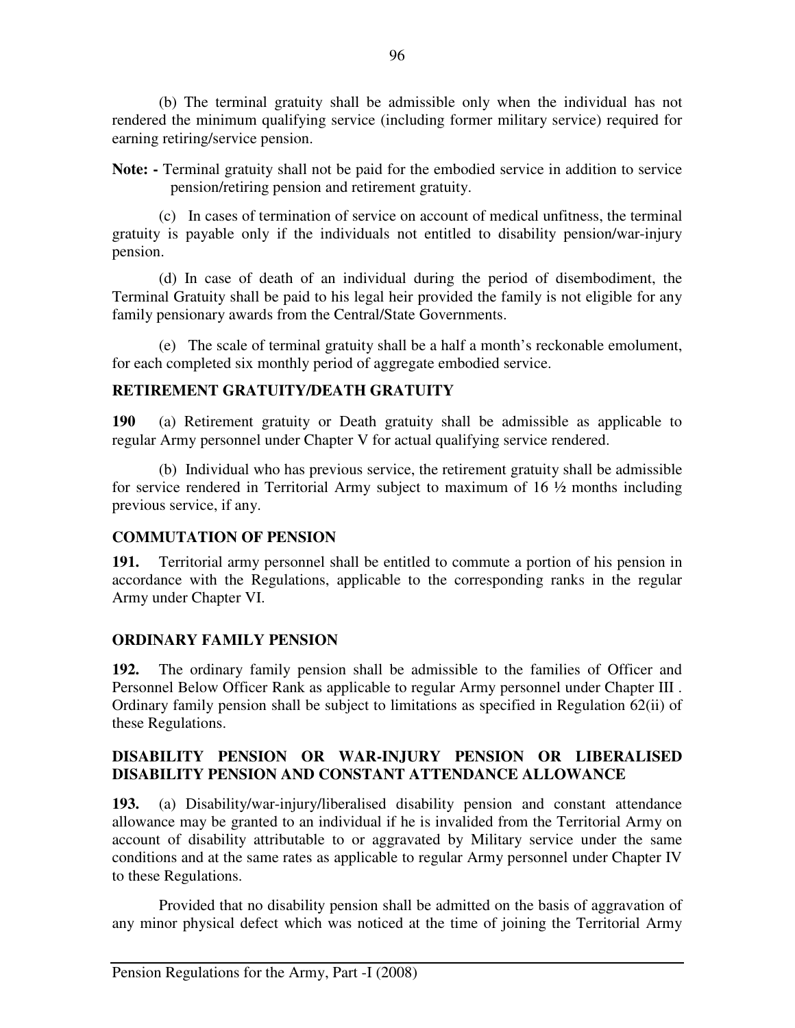(b) The terminal gratuity shall be admissible only when the individual has not rendered the minimum qualifying service (including former military service) required for earning retiring/service pension.

**Note: -** Terminal gratuity shall not be paid for the embodied service in addition to service pension/retiring pension and retirement gratuity.

(c) In cases of termination of service on account of medical unfitness, the terminal gratuity is payable only if the individuals not entitled to disability pension/war-injury pension.

(d) In case of death of an individual during the period of disembodiment, the Terminal Gratuity shall be paid to his legal heir provided the family is not eligible for any family pensionary awards from the Central/State Governments.

(e) The scale of terminal gratuity shall be a half a month's reckonable emolument, for each completed six monthly period of aggregate embodied service.

**RETIREMENT GRATUITY/DEATH GRATUITY**

**190** (a) Retirement gratuity or Death gratuity shall be admissible as applicable to regular Army personnel under Chapter V for actual qualifying service rendered.

(b) Individual who has previous service, the retirement gratuity shall be admissible for service rendered in Territorial Army subject to maximum of 16 ½ months including previous service, if any.

**COMMUTATION OF PENSION**

**191.** Territorial army personnel shall be entitled to commute a portion of his pension in accordance with the Regulations, applicable to the corresponding ranks in the regular Army under Chapter VI.

**ORDINARY FAMILY PENSION**

**192.** The ordinary family pension shall be admissible to the families of Officer and Personnel Below Officer Rank as applicable to regular Army personnel under Chapter III . Ordinary family pension shall be subject to limitations as specified in Regulation 62(ii) of these Regulations.

**DISABILITY PENSION OR WAR-INJURY PENSION OR LIBERALISED DISABILITY PENSION AND CONSTANT ATTENDANCE ALLOWANCE**

**193.** (a) Disability/war-injury/liberalised disability pension and constant attendance allowance may be granted to an individual if he is invalided from the Territorial Army on account of disability attributable to or aggravated by Military service under the same conditions and at the same rates as applicable to regular Army personnel under Chapter IV to these Regulations.

Provided that no disability pension shall be admitted on the basis of aggravation of any minor physical defect which was noticed at the time of joining the Territorial Army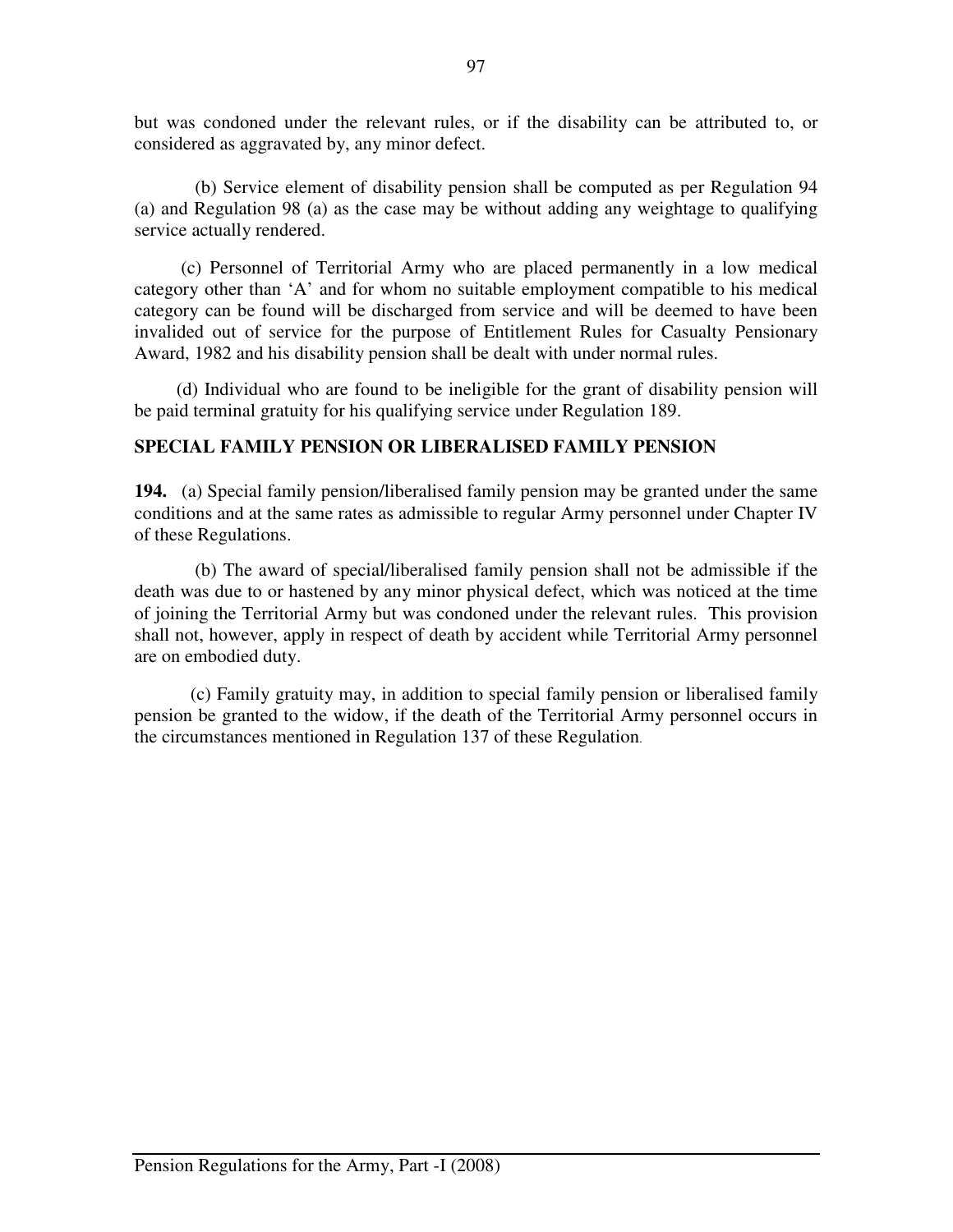but was condoned under the relevant rules, or if the disability can be attributed to, or considered as aggravated by, any minor defect.

(b) Service element of disability pension shall be computed as per Regulation 94 (a) and Regulation 98 (a) as the case may be without adding any weightage to qualifying service actually rendered.

(c) Personnel of Territorial Army who are placed permanently in a low medical category other than 'A' and for whom no suitable employment compatible to his medical category can be found will be discharged from service and will be deemed to have been invalided out of service for the purpose of Entitlement Rules for Casualty Pensionary Award, 1982 and his disability pension shall be dealt with under normal rules.

(d) Individual who are found to be ineligible for the grant of disability pension will be paid terminal gratuity for his qualifying service under Regulation 189.

## SPECIAL FAMILY PENSION OR LIBERALISED FAMILY PENSION

**194.** (a) Special family pension/liberalised family pension may be granted under the same conditions and at the same rates as admissible to regular Army personnel under Chapter IV of these Regulations.

(b) The award of special/liberalised family pension shall not be admissible if the death was due to or hastened by any minor physical defect, which was noticed at the time of joining the Territorial Army but was condoned under the relevant rules. This provision shall not, however, apply in respect of death by accident while Territorial Army personnel are on embodied duty.

(c) Family gratuity may, in addition to special family pension or liberalised family pension be granted to the widow, if the death of the Territorial Army personnel occurs in the circumstances mentioned in Regulation 137 of these Regulation.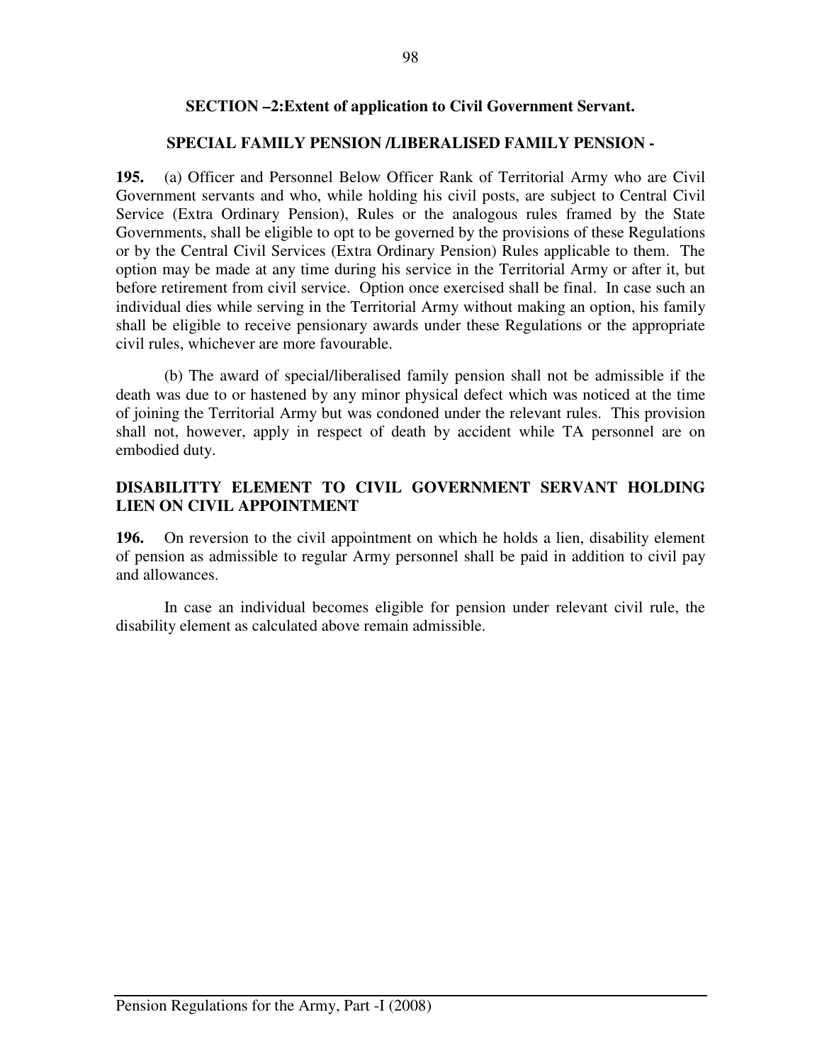## SECTION –2:Extent of application to Civil Government Servant.

### SPECIAL FAMILY PENSION /LIBERALISED FAMILY PENSION -

**195.** (a) Officer and Personnel Below Officer Rank of Territorial Army who are Civil Government servants and who, while holding his civil posts, are subject to Central Civil Service (Extra Ordinary Pension), Rules or the analogous rules framed by the State Governments, shall be eligible to opt to be governed by the provisions of these Regulations or by the Central Civil Services (Extra Ordinary Pension) Rules applicable to them. The option may be made at any time during his service in the Territorial Army or after it, but before retirement from civil service. Option once exercised shall be final. In case such an individual dies while serving in the Territorial Army without making an option, his family shall be eligible to receive pensionary awards under these Regulations or the appropriate civil rules, whichever are more favourable.

(b) The award of special/liberalised family pension shall not be admissible if the death was due to or hastened by any minor physical defect which was noticed at the time of joining the Territorial Army but was condoned under the relevant rules. This provision shall not, however, apply in respect of death by accident while TA personnel are on embodied duty.

### DISABILITTY ELEMENT TO CIVIL GOVERNMENT SERVANT HOLDING LIEN ON CIVIL APPOINTMENT

**196.** On reversion to the civil appointment on which he holds a lien, disability element of pension as admissible to regular Army personnel shall be paid in addition to civil pay and allowances.

In case an individual becomes eligible for pension under relevant civil rule, the disability element as calculated above remain admissible.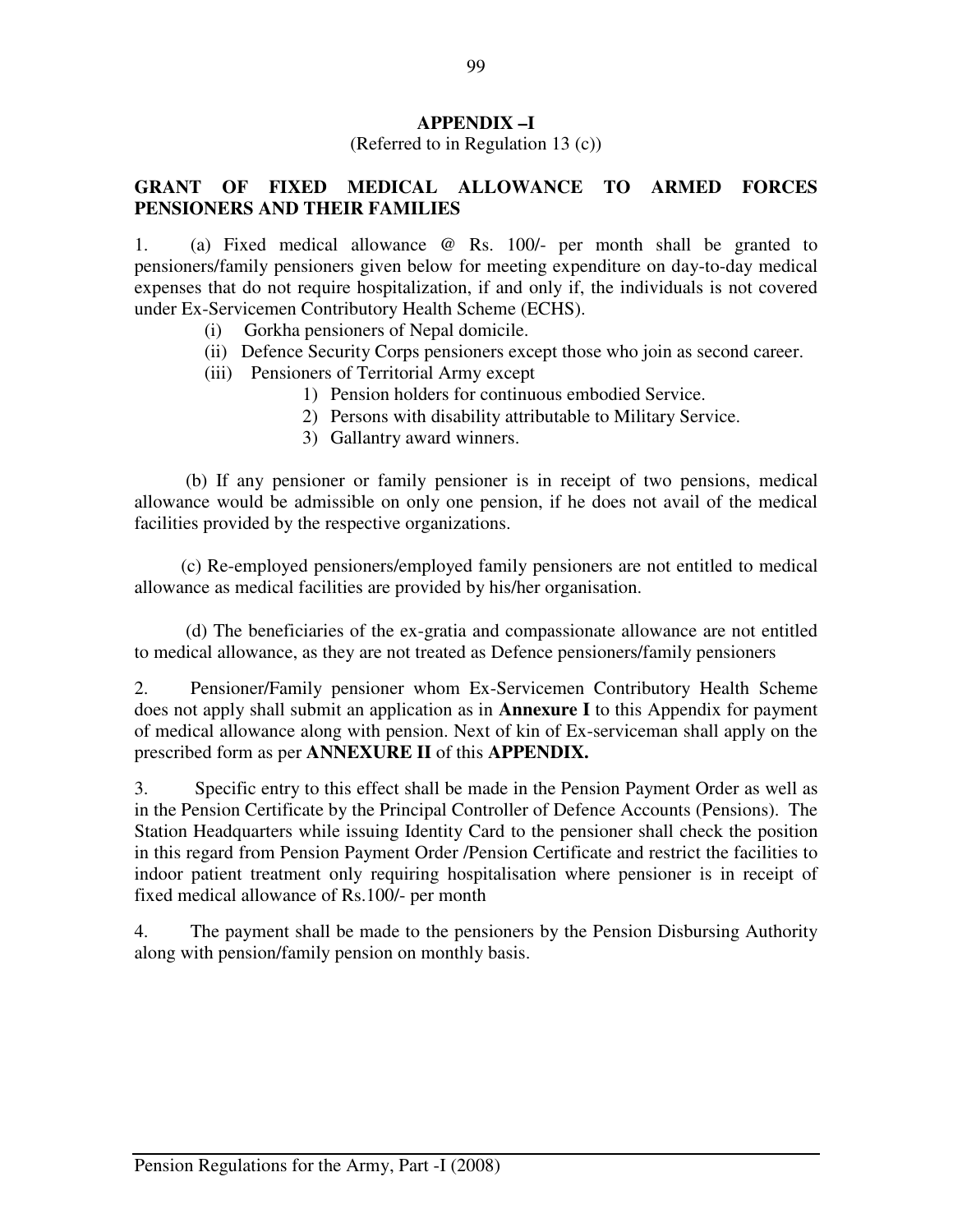## APPENDIX –I

(Referred to in Regulation 13 (c))

### GRANT OF FIXED MEDICAL ALLOWANCE TO ARMED FORCES PENSIONERS AND THEIR FAMILIES

1. (a) Fixed medical allowance @ Rs. 100/- per month shall be granted to pensioners/family pensioners given below for meeting expenditure on day-to-day medical expenses that do not require hospitalization, if and only if, the individuals is not covered under Ex-Servicemen Contributory Health Scheme (ECHS).

   - (i) Gorkha pensioners of Nepal domicile.
   - (ii) Defence Security Corps pensioners except those who join as second career.
   - (iii) Pensioners of Territorial Army except
     1) Pension holders for continuous embodied Service.
     2) Persons with disability attributable to Military Service.
     3) Gallantry award winners.

   (b) If any pensioner or family pensioner is in receipt of two pensions, medical allowance would be admissible on only one pension, if he does not avail of the medical facilities provided by the respective organizations.

   (c) Re-employed pensioners/employed family pensioners are not entitled to medical allowance as medical facilities are provided by his/her organisation.

   (d) The beneficiaries of the ex-gratia and compassionate allowance are not entitled to medical allowance, as they are not treated as Defence pensioners/family pensioners

2. Pensioner/Family pensioner whom Ex-Servicemen Contributory Health Scheme does not apply shall submit an application as in **Annexure I** to this Appendix for payment of medical allowance along with pension. Next of kin of Ex-serviceman shall apply on the prescribed form as per **ANNEXURE II** of this **APPENDIX.**

3. Specific entry to this effect shall be made in the Pension Payment Order as well as in the Pension Certificate by the Principal Controller of Defence Accounts (Pensions). The Station Headquarters while issuing Identity Card to the pensioner shall check the position in this regard from Pension Payment Order /Pension Certificate and restrict the facilities to indoor patient treatment only requiring hospitalisation where pensioner is in receipt of fixed medical allowance of Rs.100/- per month

4. The payment shall be made to the pensioners by the Pension Disbursing Authority along with pension/family pension on monthly basis.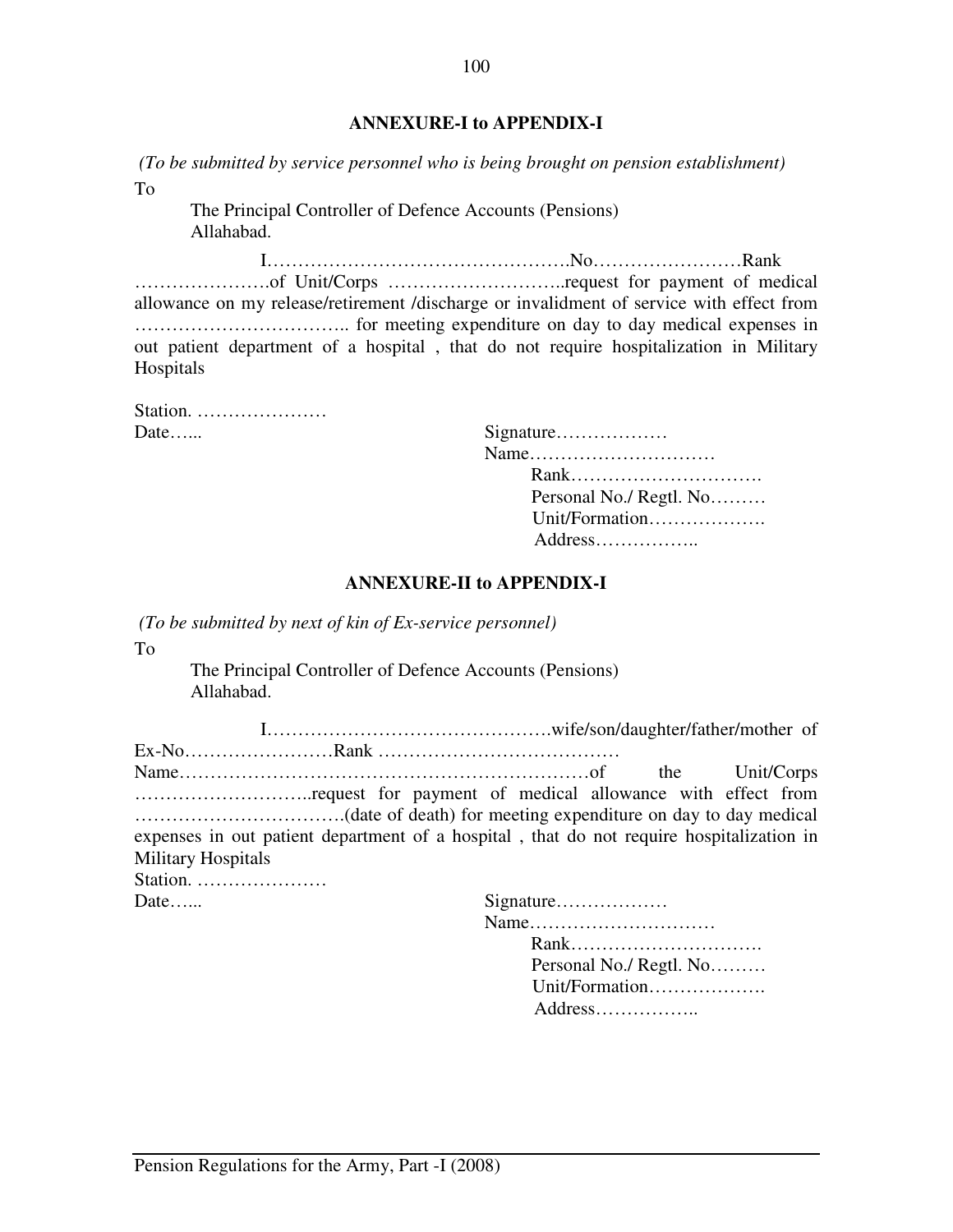## ANNEXURE-I to APPENDIX-I

*(To be submitted by service personnel who is being brought on pension establishment)*

To

The Principal Controller of Defence Accounts (Pensions)
Allahabad.

I………………………………………….No……………………Rank ………………….of Unit/Corps ………………………..request for payment of medical allowance on my release/retirement /discharge or invalidment of service with effect from …………………………….. for meeting expenditure on day to day medical expenses in out patient department of a hospital , that do not require hospitalization in Military Hospitals

Station. …………………

Date…...

Signature………………
Name…………………………
Rank………………………….
Personal No./ Regtl. No………
Unit/Formation……………….
Address……………..

## ANNEXURE-II to APPENDIX-I

*(To be submitted by next of kin of Ex-service personnel)*

To

The Principal Controller of Defence Accounts (Pensions)
Allahabad.

I……………………………………….wife/son/daughter/father/mother of Ex-No……………………Rank ………………………………… Name………………………………………………………of the Unit/Corps ………………………..request for payment of medical allowance with effect from …………………………….(date of death) for meeting expenditure on day to day medical expenses in out patient department of a hospital , that do not require hospitalization in Military Hospitals

Station. …………………

Date…...

Signature………………
Name…………………………
Rank………………………….
Personal No./ Regtl. No………
Unit/Formation……………….
Address……………..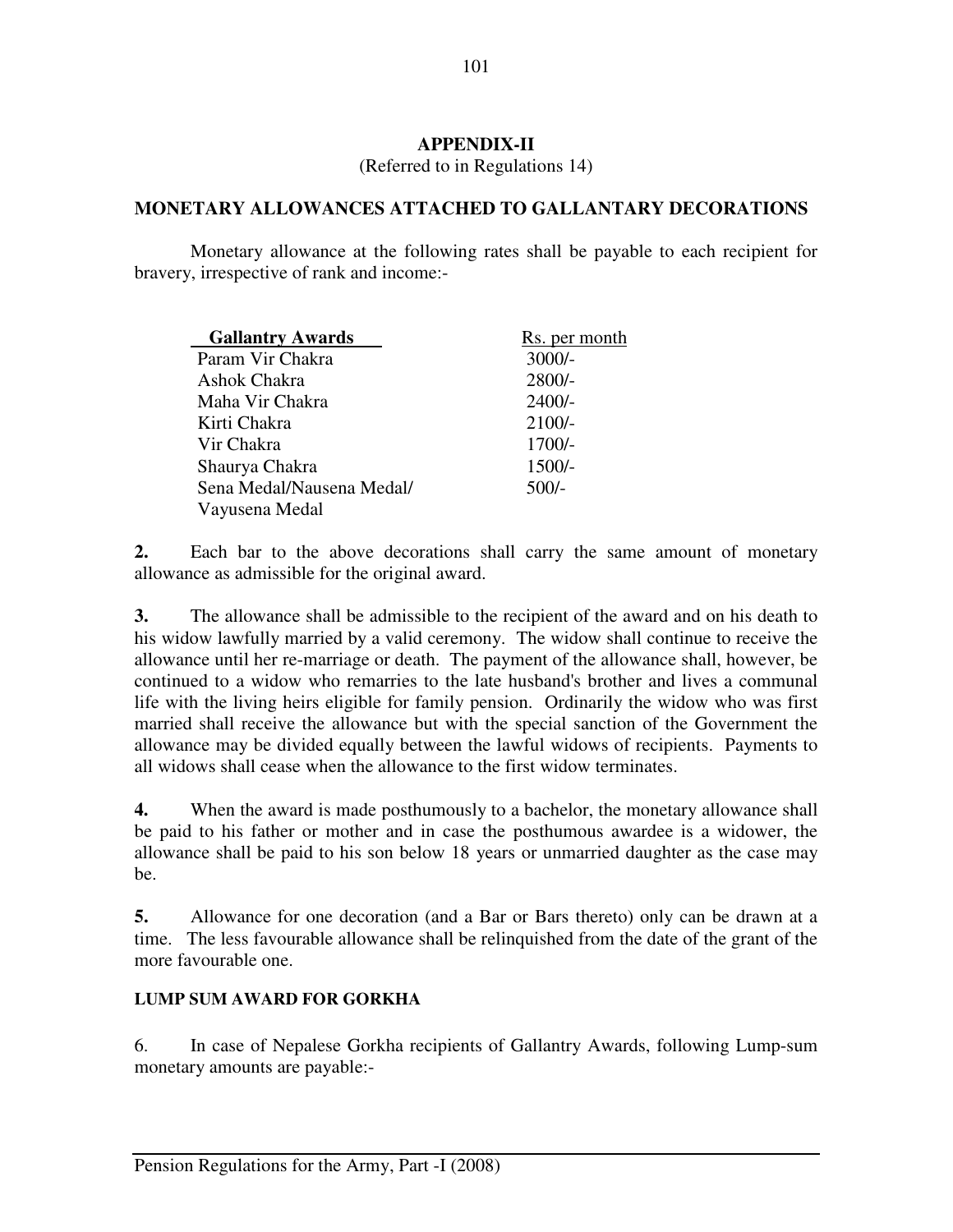## APPENDIX-II

(Referred to in Regulations 14)

### MONETARY ALLOWANCES ATTACHED TO GALLANTARY DECORATIONS

Monetary allowance at the following rates shall be payable to each recipient for bravery, irrespective of rank and income:-

| Gallantry Awards | Rs. per month |
|---|---|
| Param Vir Chakra | 3000/- |
| Ashok Chakra | 2800/- |
| Maha Vir Chakra | 2400/- |
| Kirti Chakra | 2100/- |
| Vir Chakra | 1700/- |
| Shaurya Chakra | 1500/- |
| Sena Medal/Nausena Medal/ Vayusena Medal | 500/- |

**2.** Each bar to the above decorations shall carry the same amount of monetary allowance as admissible for the original award.

**3.** The allowance shall be admissible to the recipient of the award and on his death to his widow lawfully married by a valid ceremony. The widow shall continue to receive the allowance until her re-marriage or death. The payment of the allowance shall, however, be continued to a widow who remarries to the late husband's brother and lives a communal life with the living heirs eligible for family pension. Ordinarily the widow who was first married shall receive the allowance but with the special sanction of the Government the allowance may be divided equally between the lawful widows of recipients. Payments to all widows shall cease when the allowance to the first widow terminates.

**4.** When the award is made posthumously to a bachelor, the monetary allowance shall be paid to his father or mother and in case the posthumous awardee is a widower, the allowance shall be paid to his son below 18 years or unmarried daughter as the case may be.

**5.** Allowance for one decoration (and a Bar or Bars thereto) only can be drawn at a time. The less favourable allowance shall be relinquished from the date of the grant of the more favourable one.

### LUMP SUM AWARD FOR GORKHA

6. In case of Nepalese Gorkha recipients of Gallantry Awards, following Lump-sum monetary amounts are payable:-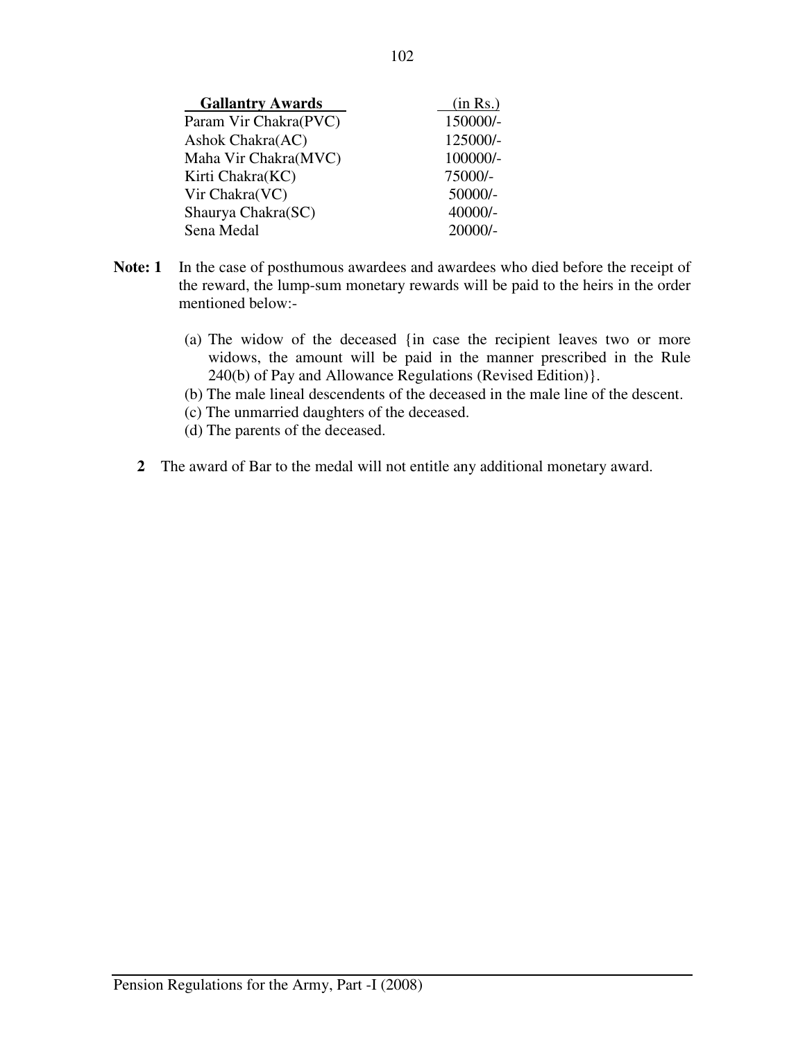| Gallantry Awards | (in Rs.) |
|---|---|
| Param Vir Chakra(PVC) | 150000/- |
| Ashok Chakra(AC) | 125000/- |
| Maha Vir Chakra(MVC) | 100000/- |
| Kirti Chakra(KC) | 75000/- |
| Vir Chakra(VC) | 50000/- |
| Shaurya Chakra(SC) | 40000/- |
| Sena Medal | 20000/- |

**Note: 1** In the case of posthumous awardees and awardees who died before the receipt of the reward, the lump-sum monetary rewards will be paid to the heirs in the order mentioned below:-

(a) The widow of the deceased {in case the recipient leaves two or more widows, the amount will be paid in the manner prescribed in the Rule 240(b) of Pay and Allowance Regulations (Revised Edition)}.

(b) The male lineal descendents of the deceased in the male line of the descent.

(c) The unmarried daughters of the deceased.

(d) The parents of the deceased.

**2** The award of Bar to the medal will not entitle any additional monetary award.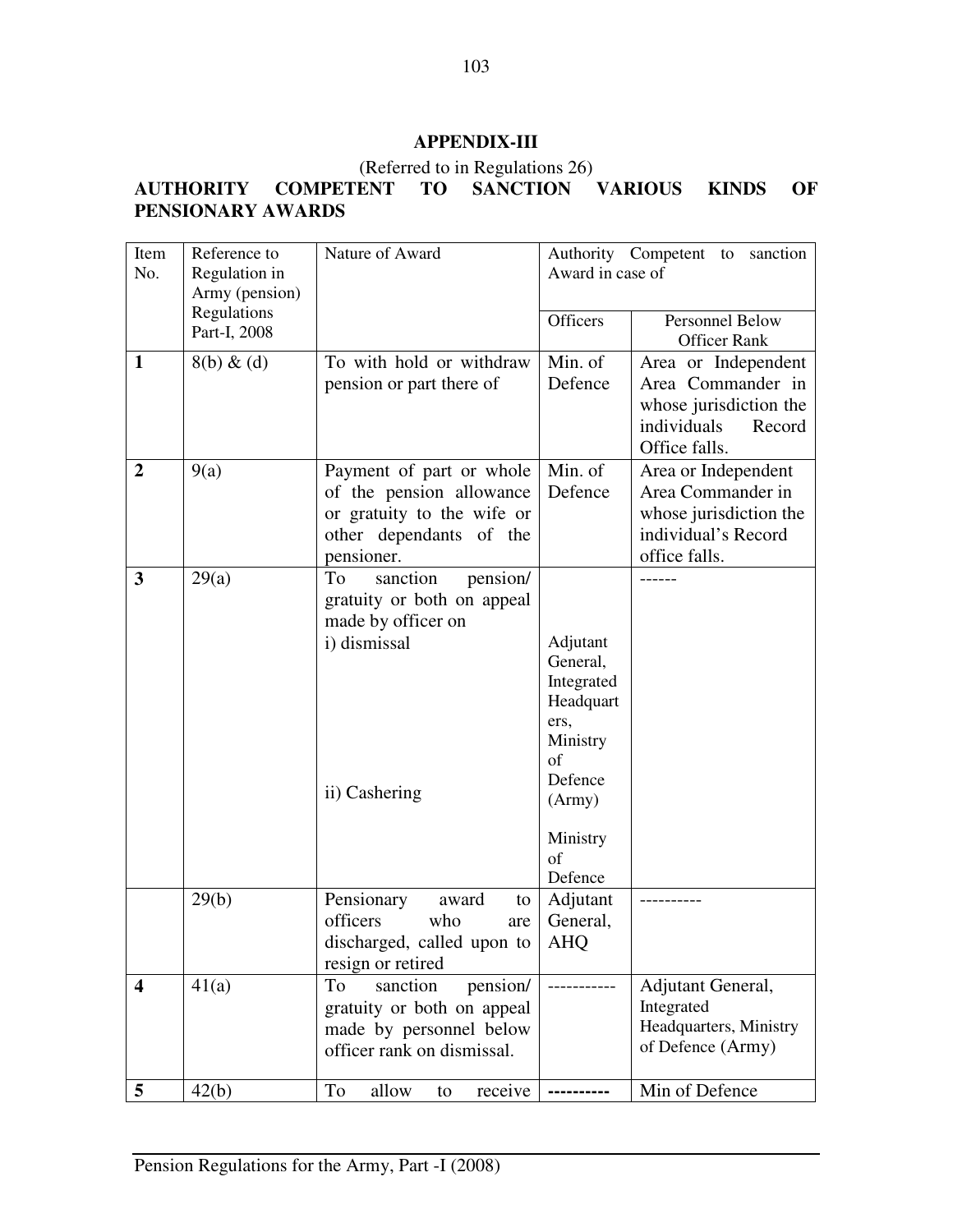## APPENDIX-III

(Referred to in Regulations 26)

### AUTHORITY COMPETENT TO SANCTION VARIOUS KINDS OF PENSIONARY AWARDS

| Item No. | Reference to Regulation in Army (pension) Regulations Part-I, 2008 | Nature of Award | Authority Competent to sanction Award in case of | |
|---|---|---|---|---|
| | | | Officers | Personnel Below Officer Rank |
| **1** | 8(b) & (d) | To with hold or withdraw pension or part there of | Min. of Defence | Area or Independent Area Commander in whose jurisdiction the individuals Record Office falls. |
| **2** | 9(a) | Payment of part or whole of the pension allowance or gratuity to the wife or other dependants of the pensioner. | Min. of Defence | Area or Independent Area Commander in whose jurisdiction the individual's Record office falls. |
| **3** | 29(a) | To sanction pension/ gratuity or both on appeal made by officer on<br>i) dismissal<br><br>ii) Cashering | Adjutant General, Integrated Headquarters, Ministry of Defence (Army)<br><br>Ministry of Defence | ------ |
| | 29(b) | Pensionary award to officers who are discharged, called upon to resign or retired | Adjutant General, AHQ | ---------- |
| **4** | 41(a) | To sanction pension/ gratuity or both on appeal made by personnel below officer rank on dismissal. | ----------- | Adjutant General, Integrated Headquarters, Ministry of Defence (Army) |
| **5** | 42(b) | To allow to receive | ---------- | Min of Defence |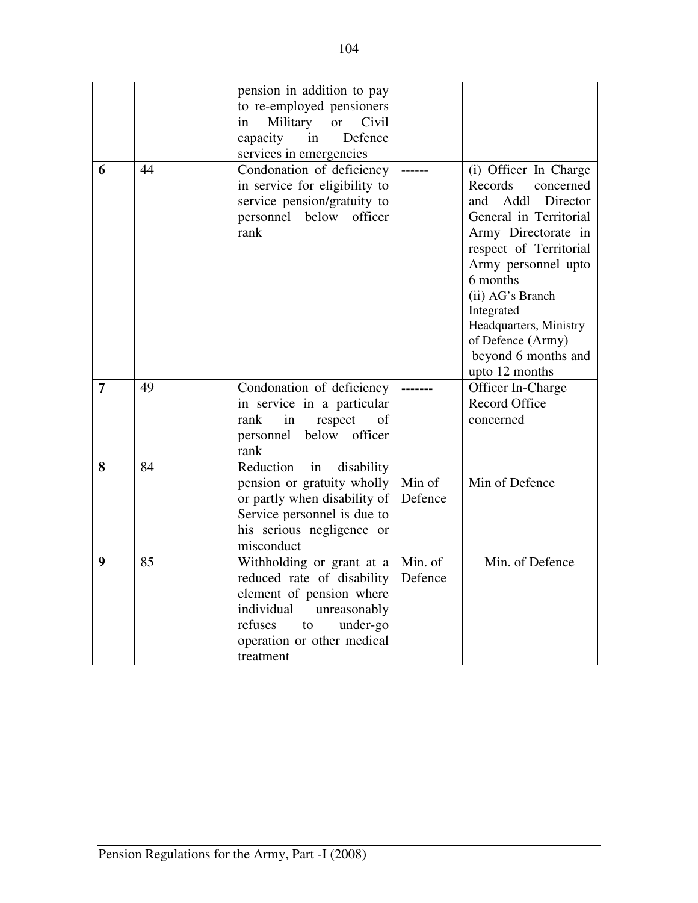| | | | | |
|---|---|---|---|---|
| | | pension in addition to pay to re-employed pensioners in Military or Civil capacity in Defence services in emergencies | | |
| **6** | 44 | Condonation of deficiency in service for eligibility to service pension/gratuity to personnel below officer rank | ------ | (i) Officer In Charge Records concerned and Addl Director General in Territorial Army Directorate in respect of Territorial Army personnel upto 6 months<br>(ii) AG's Branch Integrated Headquarters, Ministry of Defence (Army) beyond 6 months and upto 12 months |
| **7** | 49 | Condonation of deficiency in service in a particular rank in respect of personnel below officer rank | ------- | Officer In-Charge Record Office concerned |
| **8** | 84 | Reduction in disability pension or gratuity wholly or partly when disability of Service personnel is due to his serious negligence or misconduct | Min of Defence | Min of Defence |
| **9** | 85 | Withholding or grant at a reduced rate of disability element of pension where individual unreasonably refuses to under-go operation or other medical treatment | Min. of Defence | Min. of Defence |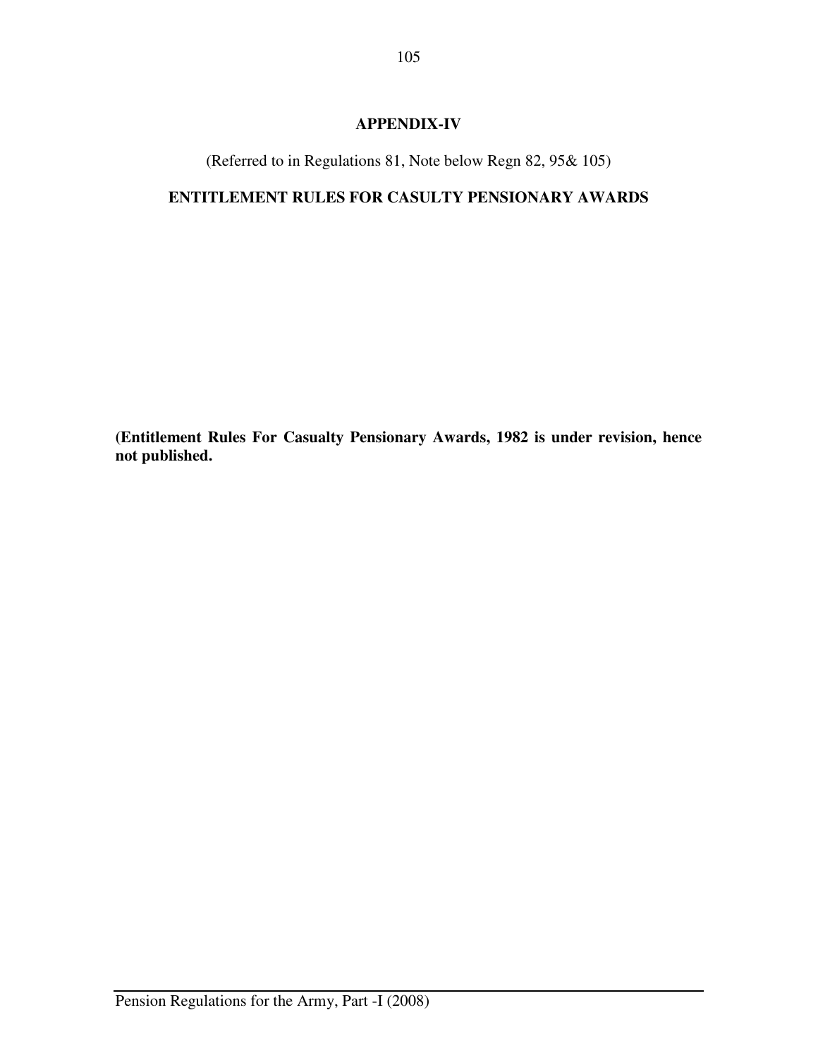# APPENDIX-IV

(Referred to in Regulations 81, Note below Regn 82, 95& 105)

## ENTITLEMENT RULES FOR CASULTY PENSIONARY AWARDS

**(Entitlement Rules For Casualty Pensionary Awards, 1982 is under revision, hence not published.**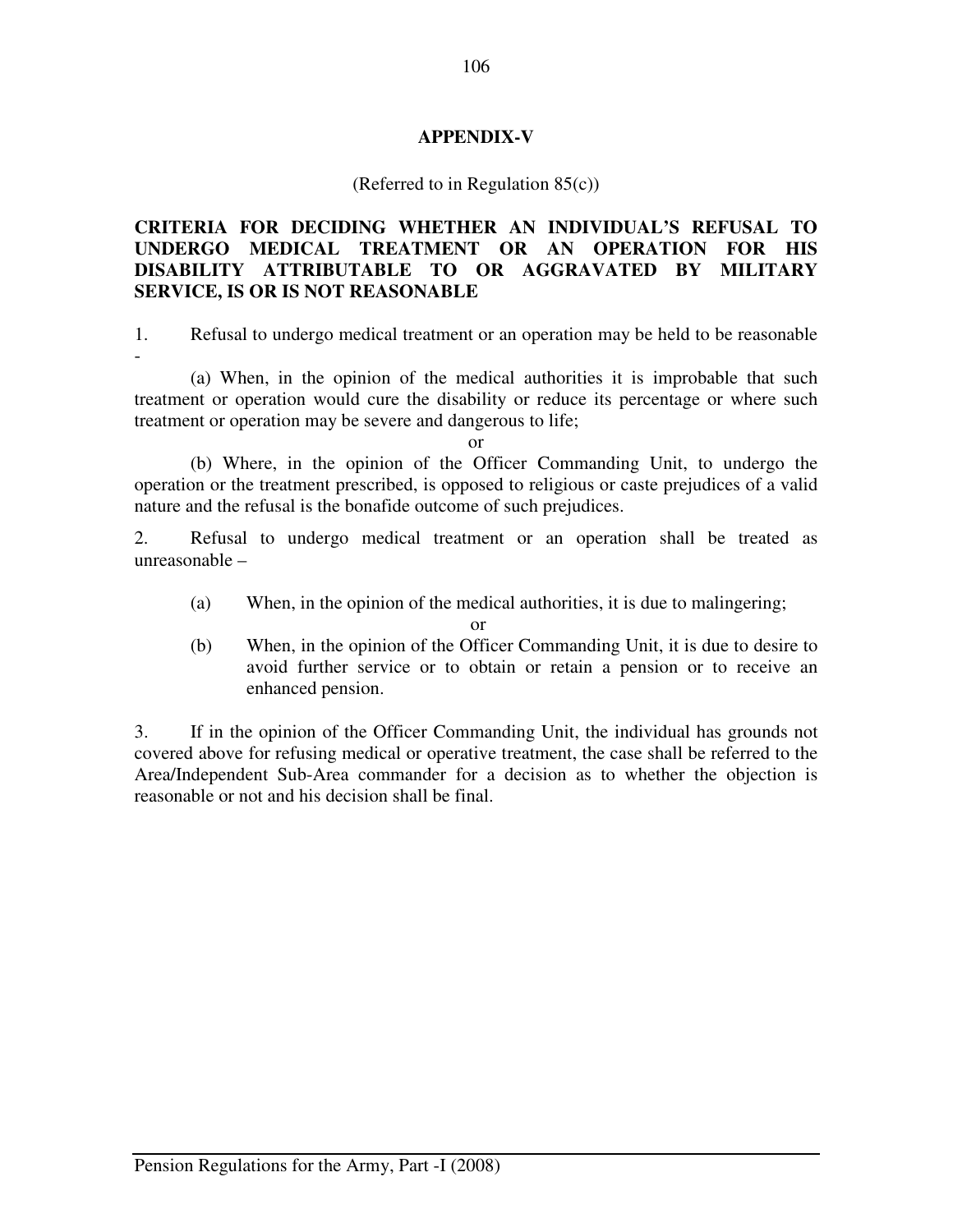## APPENDIX-V

(Referred to in Regulation 85(c))

**CRITERIA FOR DECIDING WHETHER AN INDIVIDUAL'S REFUSAL TO UNDERGO MEDICAL TREATMENT OR AN OPERATION FOR HIS DISABILITY ATTRIBUTABLE TO OR AGGRAVATED BY MILITARY SERVICE, IS OR IS NOT REASONABLE**

1. Refusal to undergo medical treatment or an operation may be held to be reasonable -

(a) When, in the opinion of the medical authorities it is improbable that such treatment or operation would cure the disability or reduce its percentage or where such treatment or operation may be severe and dangerous to life;

or

(b) Where, in the opinion of the Officer Commanding Unit, to undergo the operation or the treatment prescribed, is opposed to religious or caste prejudices of a valid nature and the refusal is the bonafide outcome of such prejudices.

2. Refusal to undergo medical treatment or an operation shall be treated as unreasonable –

(a) When, in the opinion of the medical authorities, it is due to malingering;

or

(b) When, in the opinion of the Officer Commanding Unit, it is due to desire to avoid further service or to obtain or retain a pension or to receive an enhanced pension.

3. If in the opinion of the Officer Commanding Unit, the individual has grounds not covered above for refusing medical or operative treatment, the case shall be referred to the Area/Independent Sub-Area commander for a decision as to whether the objection is reasonable or not and his decision shall be final.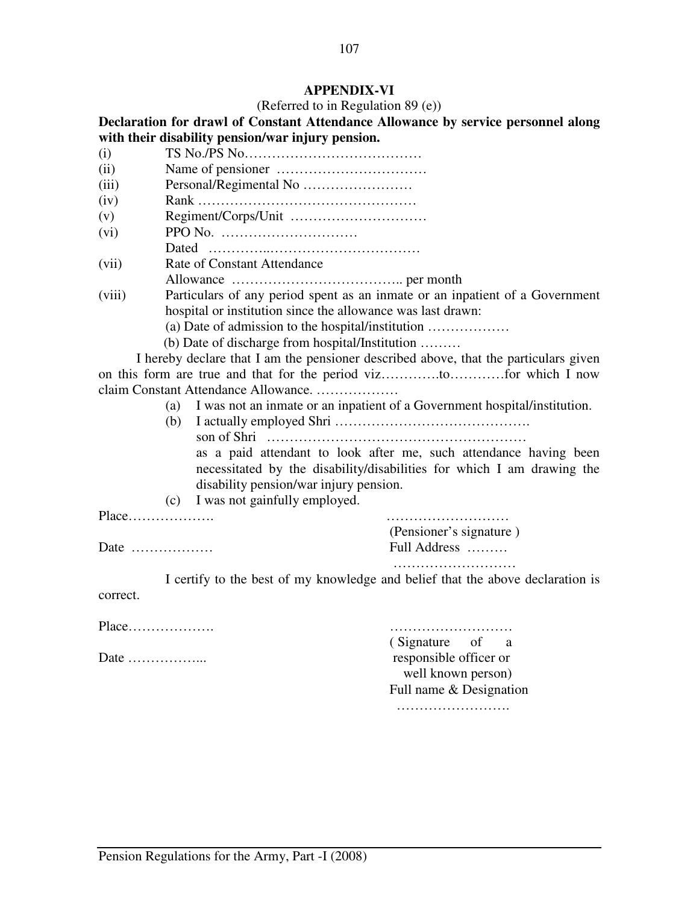## APPENDIX-VI

(Referred to in Regulation 89 (e))

**Declaration for drawl of Constant Attendance Allowance by service personnel along with their disability pension/war injury pension.**

(i) TS No./PS No…………………………………

(ii) Name of pensioner ……………………………

(iii) Personal/Regimental No ……………………

(iv) Rank …………………………………………

(v) Regiment/Corps/Unit …………………………

(vi) PPO No. …………………………
Dated …………..……………………………

(vii) Rate of Constant Attendance
Allowance ……………………………….. per month

(viii) Particulars of any period spent as an inmate or an inpatient of a Government hospital or institution since the allowance was last drawn:
(a) Date of admission to the hospital/institution ………………
(b) Date of discharge from hospital/Institution ………

I hereby declare that I am the pensioner described above, that the particulars given on this form are true and that for the period viz………….to…………for which I now claim Constant Attendance Allowance. ………………

(a) I was not an inmate or an inpatient of a Government hospital/institution.

(b) I actually employed Shri …………………………………….
son of Shri …………………………………………………
as a paid attendant to look after me, such attendance having been necessitated by the disability/disabilities for which I am drawing the disability pension/war injury pension.

(c) I was not gainfully employed.

Place……………….                ………………………
(Pensioner's signature )

Date ………………                Full Address ………
………………………

I certify to the best of my knowledge and belief that the above declaration is correct.

Place……………….                ………………………
( Signature of a responsible officer or well known person)

Date ……………...                Full name & Designation
…………………….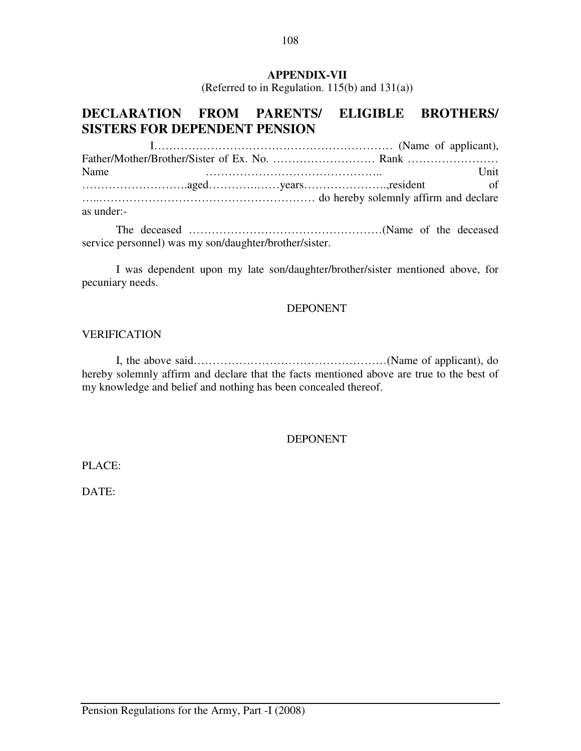**APPENDIX-VII**

(Referred to in Regulation. 115(b) and 131(a))

## DECLARATION FROM PARENTS/ ELIGIBLE BROTHERS/ SISTERS FOR DEPENDENT PENSION

I……………………………………………………… (Name of applicant), Father/Mother/Brother/Sister of Ex. No. ……………………… Rank …………………… Name ……………………………………….. Unit ……………………….aged…………..……years………………….,resident of …..…………………………………………………… do hereby solemnly affirm and declare as under:-

The deceased ……………………………………………(Name of the deceased service personnel) was my son/daughter/brother/sister.

I was dependent upon my late son/daughter/brother/sister mentioned above, for pecuniary needs.

DEPONENT

VERIFICATION

I, the above said……………………………………………(Name of applicant), do hereby solemnly affirm and declare that the facts mentioned above are true to the best of my knowledge and belief and nothing has been concealed thereof.

DEPONENT

PLACE:

DATE: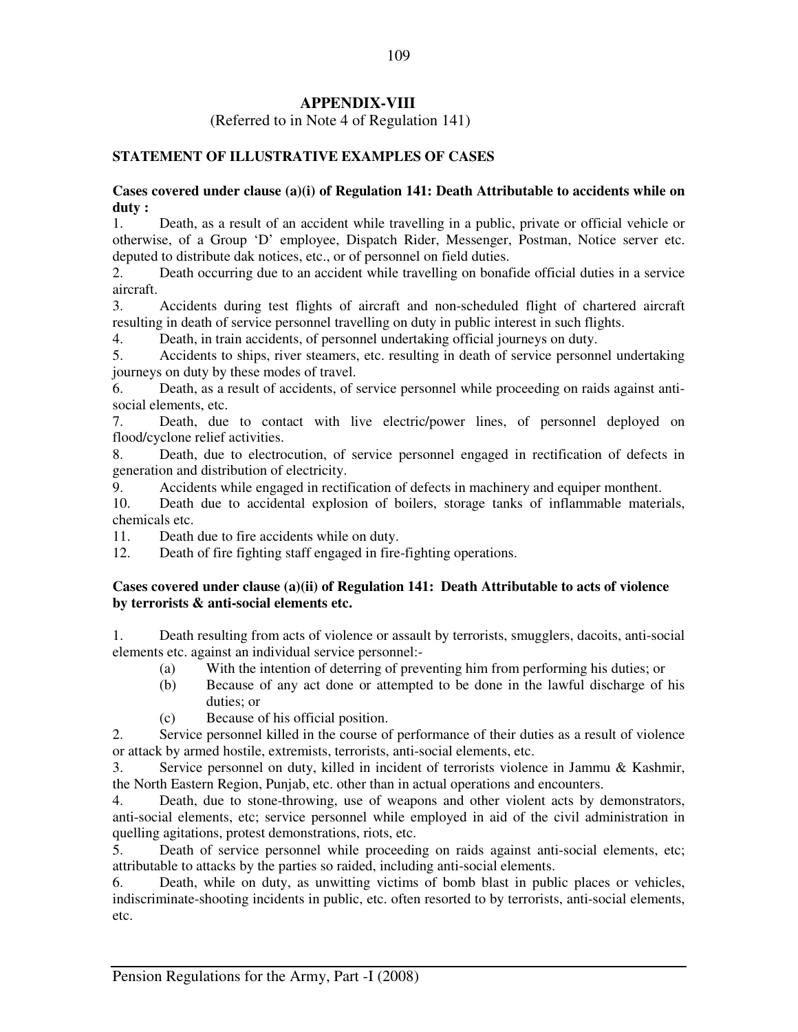## APPENDIX-VIII

(Referred to in Note 4 of Regulation 141)

### STATEMENT OF ILLUSTRATIVE EXAMPLES OF CASES

**Cases covered under clause (a)(i) of Regulation 141: Death Attributable to accidents while on duty :**

1. Death, as a result of an accident while travelling in a public, private or official vehicle or otherwise, of a Group 'D' employee, Dispatch Rider, Messenger, Postman, Notice server etc. deputed to distribute dak notices, etc., or of personnel on field duties.
2. Death occurring due to an accident while travelling on bonafide official duties in a service aircraft.
3. Accidents during test flights of aircraft and non-scheduled flight of chartered aircraft resulting in death of service personnel travelling on duty in public interest in such flights.
4. Death, in train accidents, of personnel undertaking official journeys on duty.
5. Accidents to ships, river steamers, etc. resulting in death of service personnel undertaking journeys on duty by these modes of travel.
6. Death, as a result of accidents, of service personnel while proceeding on raids against anti-social elements, etc.
7. Death, due to contact with live electric/power lines, of personnel deployed on flood/cyclone relief activities.
8. Death, due to electrocution, of service personnel engaged in rectification of defects in generation and distribution of electricity.
9. Accidents while engaged in rectification of defects in machinery and equiper monthent.
10. Death due to accidental explosion of boilers, storage tanks of inflammable materials, chemicals etc.
11. Death due to fire accidents while on duty.
12. Death of fire fighting staff engaged in fire-fighting operations.

**Cases covered under clause (a)(ii) of Regulation 141: Death Attributable to acts of violence by terrorists & anti-social elements etc.**

1. Death resulting from acts of violence or assault by terrorists, smugglers, dacoits, anti-social elements etc. against an individual service personnel:-
   - (a) With the intention of deterring of preventing him from performing his duties; or
   - (b) Because of any act done or attempted to be done in the lawful discharge of his duties; or
   - (c) Because of his official position.
2. Service personnel killed in the course of performance of their duties as a result of violence or attack by armed hostile, extremists, terrorists, anti-social elements, etc.
3. Service personnel on duty, killed in incident of terrorists violence in Jammu & Kashmir, the North Eastern Region, Punjab, etc. other than in actual operations and encounters.
4. Death, due to stone-throwing, use of weapons and other violent acts by demonstrators, anti-social elements, etc; service personnel while employed in aid of the civil administration in quelling agitations, protest demonstrations, riots, etc.
5. Death of service personnel while proceeding on raids against anti-social elements, etc; attributable to attacks by the parties so raided, including anti-social elements.
6. Death, while on duty, as unwitting victims of bomb blast in public places or vehicles, indiscriminate-shooting incidents in public, etc. often resorted to by terrorists, anti-social elements, etc.

Pension Regulations for the Army, Part -I (2008)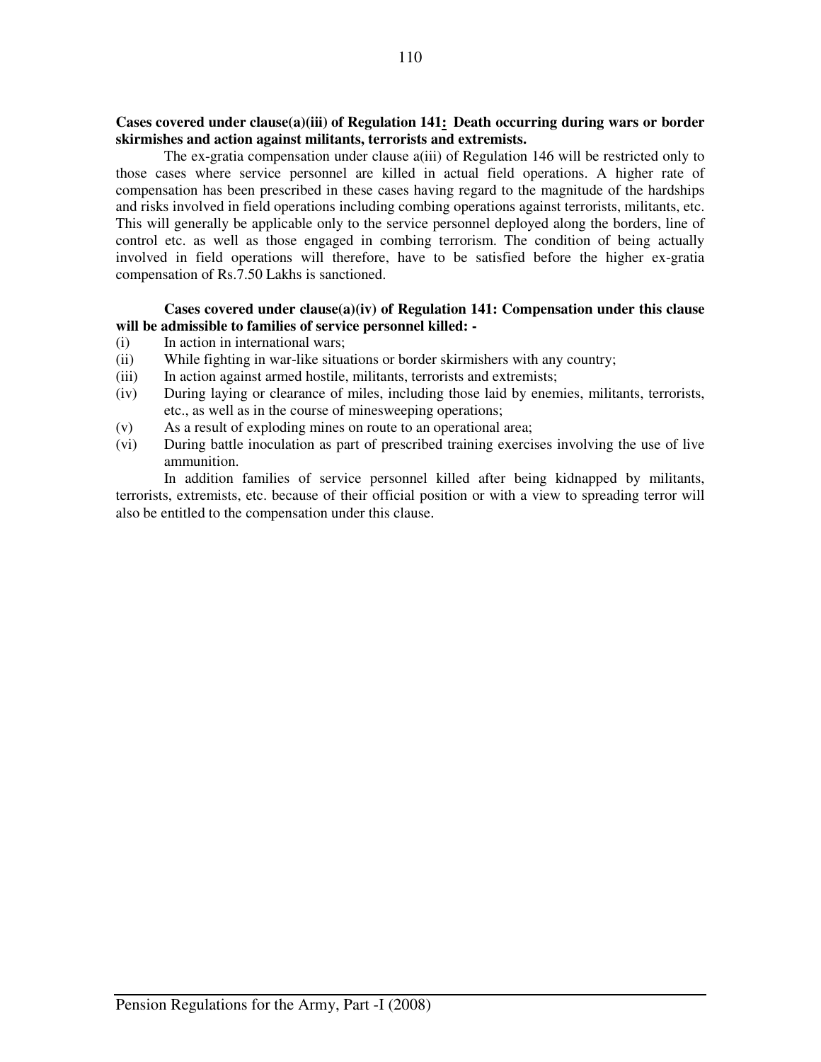**Cases covered under clause(a)(iii) of Regulation 141: Death occurring during wars or border skirmishes and action against militants, terrorists and extremists.**

The ex-gratia compensation under clause a(iii) of Regulation 146 will be restricted only to those cases where service personnel are killed in actual field operations. A higher rate of compensation has been prescribed in these cases having regard to the magnitude of the hardships and risks involved in field operations including combing operations against terrorists, militants, etc. This will generally be applicable only to the service personnel deployed along the borders, line of control etc. as well as those engaged in combing terrorism. The condition of being actually involved in field operations will therefore, have to be satisfied before the higher ex-gratia compensation of Rs.7.50 Lakhs is sanctioned.

**Cases covered under clause(a)(iv) of Regulation 141: Compensation under this clause will be admissible to families of service personnel killed: -**

(i) In action in international wars;

(ii) While fighting in war-like situations or border skirmishers with any country;

(iii) In action against armed hostile, militants, terrorists and extremists;

(iv) During laying or clearance of miles, including those laid by enemies, militants, terrorists, etc., as well as in the course of minesweeping operations;

(v) As a result of exploding mines on route to an operational area;

(vi) During battle inoculation as part of prescribed training exercises involving the use of live ammunition.

In addition families of service personnel killed after being kidnapped by militants, terrorists, extremists, etc. because of their official position or with a view to spreading terror will also be entitled to the compensation under this clause.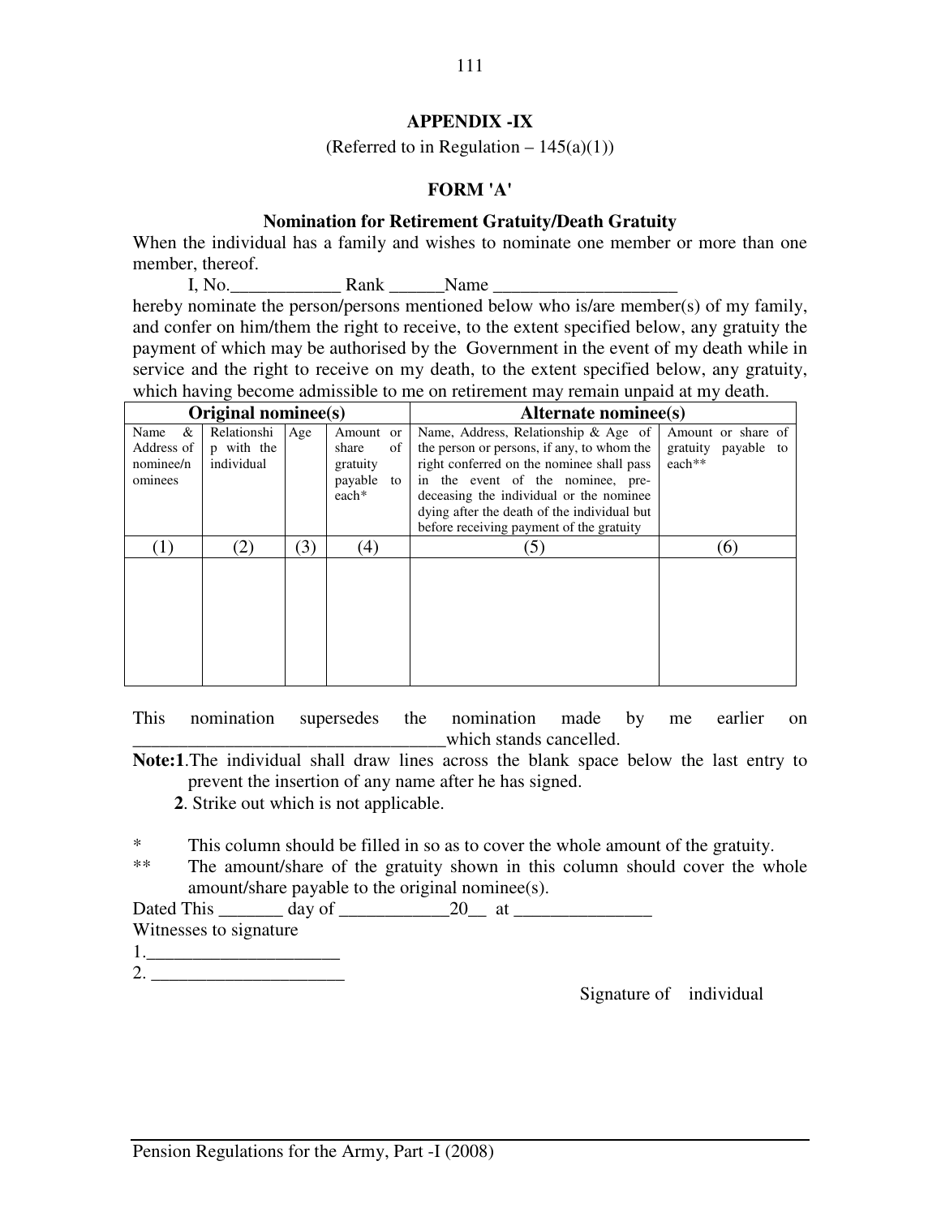# APPENDIX -IX

(Referred to in Regulation – 145(a)(1))

## FORM 'A'

### Nomination for Retirement Gratuity/Death Gratuity

When the individual has a family and wishes to nominate one member or more than one member, thereof.

I, No.____________ Rank ______Name ____________________

hereby nominate the person/persons mentioned below who is/are member(s) of my family, and confer on him/them the right to receive, to the extent specified below, any gratuity the payment of which may be authorised by the Government in the event of my death while in service and the right to receive on my death, to the extent specified below, any gratuity, which having become admissible to me on retirement may remain unpaid at my death.

| Original nominee(s) | | | | Alternate nominee(s) | |
|---|---|---|---|---|---|
| Name & Address of nominee/nominees | Relationship with the individual | Age | Amount or share of gratuity payable to each* | Name, Address, Relationship & Age of the person or persons, if any, to whom the right conferred on the nominee shall pass in the event of the nominee, pre-deceasing the individual or the nominee dying after the death of the individual but before receiving payment of the gratuity | Amount or share of gratuity payable to each** |
| (1) | (2) | (3) | (4) | (5) | (6) |
| | | | | | |

This nomination supersedes the nomination made by me earlier on _________________________________which stands cancelled.

**Note:1**.The individual shall draw lines across the blank space below the last entry to prevent the insertion of any name after he has signed.

**2**. Strike out which is not applicable.

\* This column should be filled in so as to cover the whole amount of the gratuity.

\*\* The amount/share of the gratuity shown in this column should cover the whole amount/share payable to the original nominee(s).

Dated This _______ day of ____________20__ at _______________

Witnesses to signature

1.____________________

2. ____________________

Signature of individual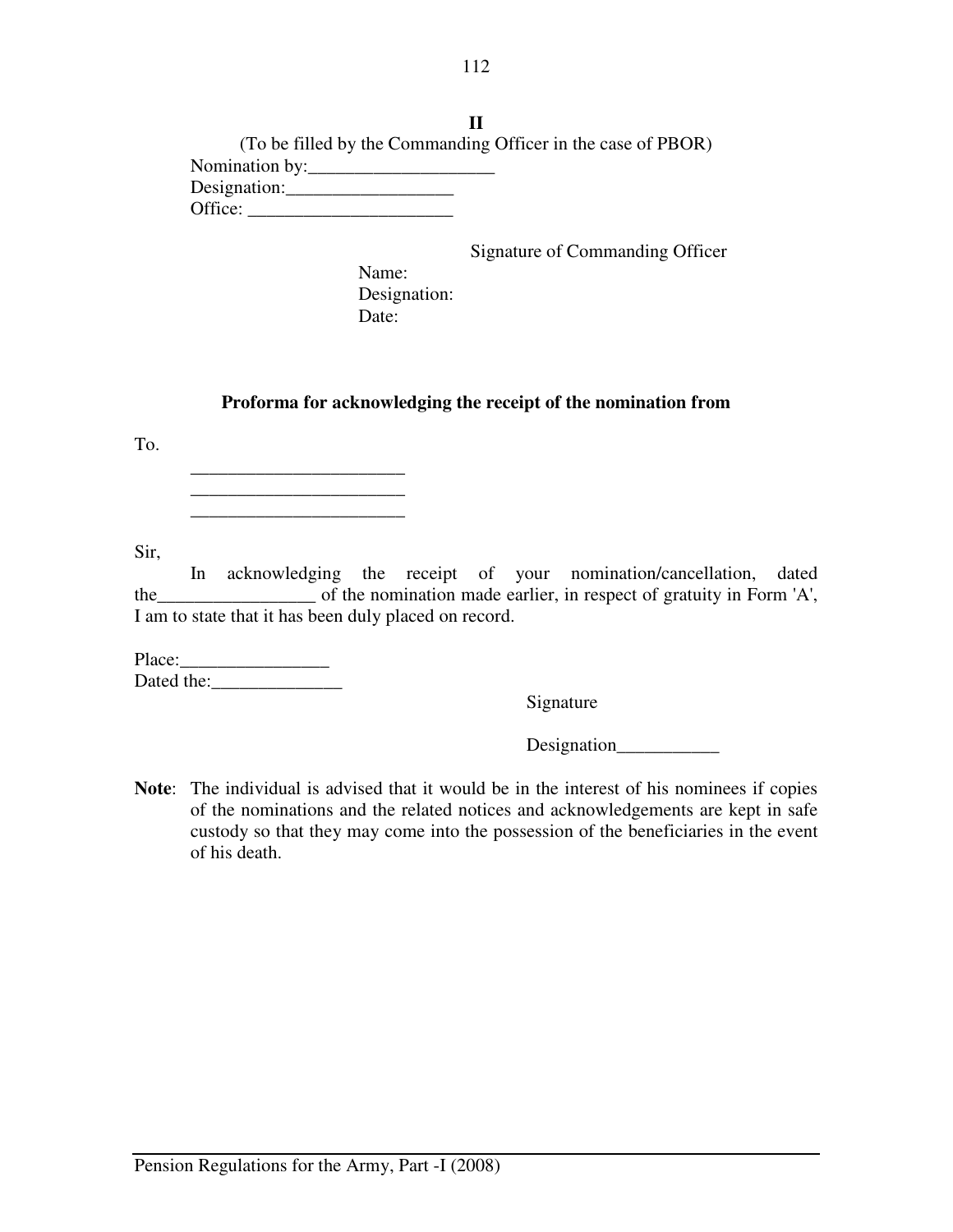**II**

(To be filled by the Commanding Officer in the case of PBOR)

Nomination by:____________________

Designation:__________________

Office: ______________________

Signature of Commanding Officer

Name:

Designation:

Date:

**Proforma for acknowledging the receipt of the nomination from**

To.

_______________________

_______________________

_______________________

Sir,

In acknowledging the receipt of your nomination/cancellation, dated the_________________ of the nomination made earlier, in respect of gratuity in Form 'A', I am to state that it has been duly placed on record.

Place:________________

Dated the:______________

Signature

Designation___________

**Note**: The individual is advised that it would be in the interest of his nominees if copies of the nominations and the related notices and acknowledgements are kept in safe custody so that they may come into the possession of the beneficiaries in the event of his death.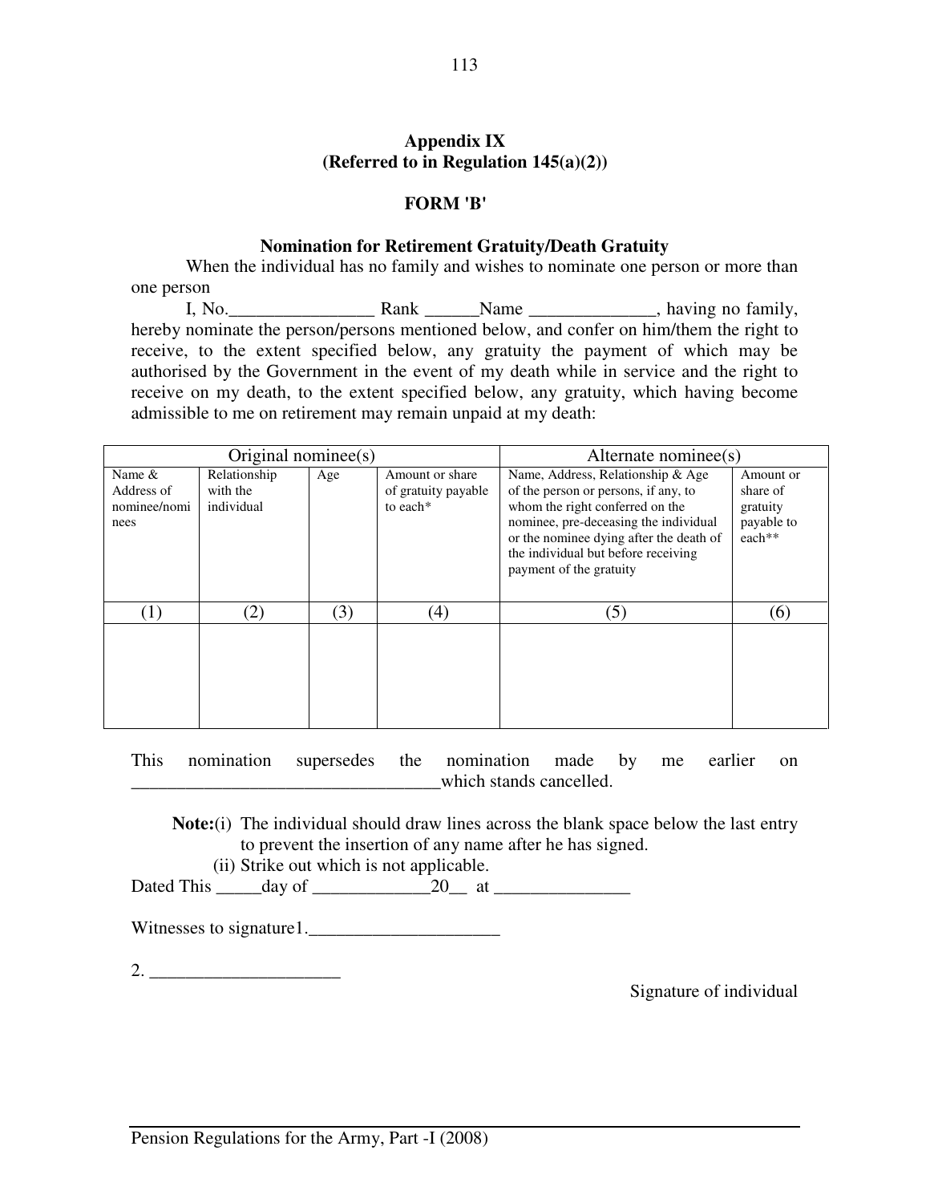## Appendix IX
**(Referred to in Regulation 145(a)(2))**

### FORM 'B'

### Nomination for Retirement Gratuity/Death Gratuity

When the individual has no family and wishes to nominate one person or more than one person

I, No.________________ Rank ______Name ______________, having no family, hereby nominate the person/persons mentioned below, and confer on him/them the right to receive, to the extent specified below, any gratuity the payment of which may be authorised by the Government in the event of my death while in service and the right to receive on my death, to the extent specified below, any gratuity, which having become admissible to me on retirement may remain unpaid at my death:

| Original nominee(s) | | | | Alternate nominee(s) | |
|---|---|---|---|---|---|
| Name & Address of nominee/nominees | Relationship with the individual | Age | Amount or share of gratuity payable to each* | Name, Address, Relationship & Age of the person or persons, if any, to whom the right conferred on the nominee, pre-deceasing the individual or the nominee dying after the death of the individual but before receiving payment of the gratuity | Amount or share of gratuity payable to each** |
| (1) | (2) | (3) | (4) | (5) | (6) |
| | | | | | |

This nomination supersedes the nomination made by me earlier on __________________________________which stands cancelled.

**Note:**(i) The individual should draw lines across the blank space below the last entry to prevent the insertion of any name after he has signed.

(ii) Strike out which is not applicable.

Dated This _____day of _____________20__ at _______________

Witnesses to signature1._____________________

2. _____________________

Signature of individual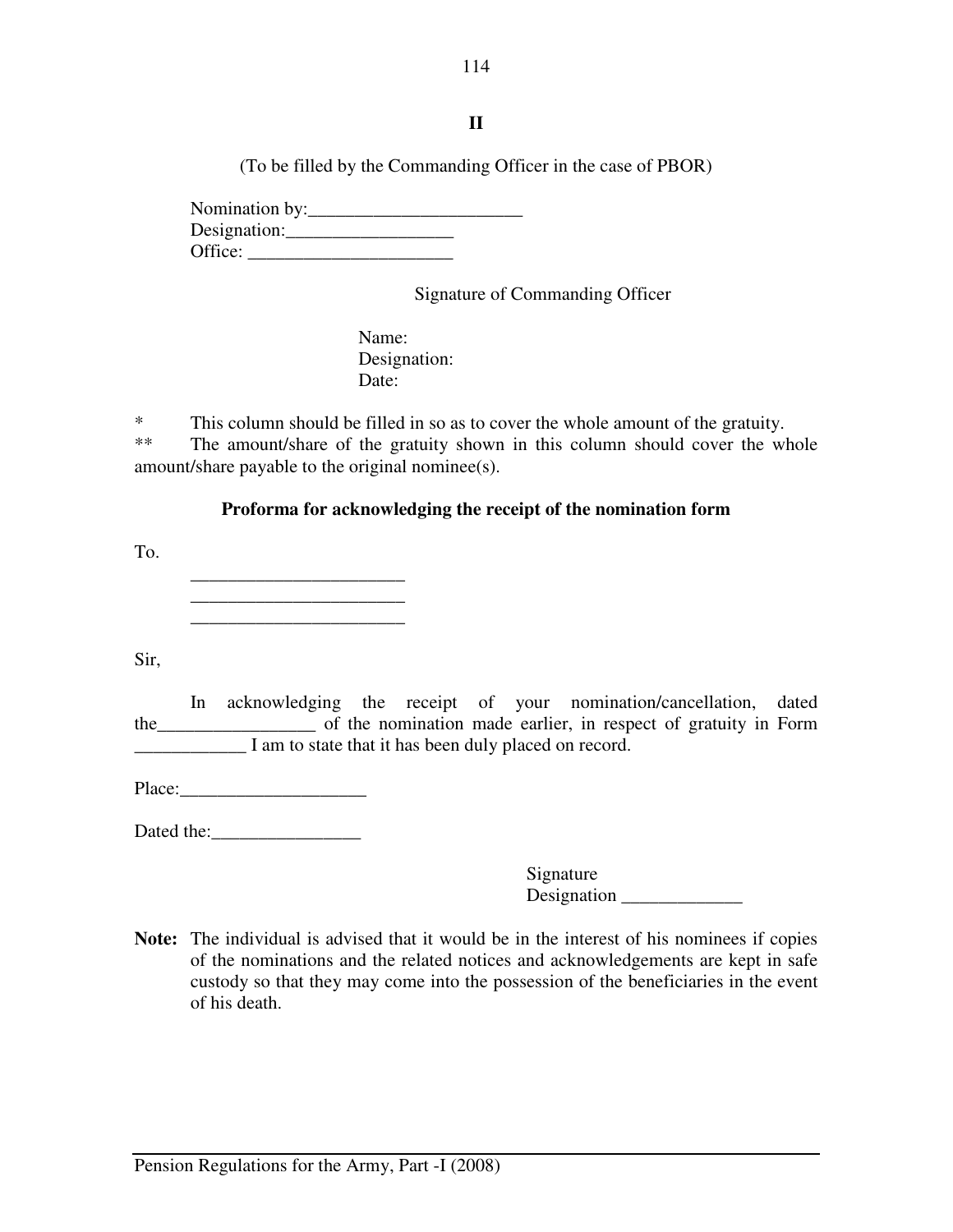**II**

(To be filled by the Commanding Officer in the case of PBOR)

Nomination by:_______________________
Designation:_________________
Office: ______________________

Signature of Commanding Officer

Name:
Designation:
Date:

\* This column should be filled in so as to cover the whole amount of the gratuity.

\*\* The amount/share of the gratuity shown in this column should cover the whole amount/share payable to the original nominee(s).

**Proforma for acknowledging the receipt of the nomination form**

To.

_______________________
_______________________
_______________________

Sir,

In acknowledging the receipt of your nomination/cancellation, dated the_________________ of the nomination made earlier, in respect of gratuity in Form ____________ I am to state that it has been duly placed on record.

Place:____________________

Dated the:________________

Signature
Designation _____________

**Note:** The individual is advised that it would be in the interest of his nominees if copies of the nominations and the related notices and acknowledgements are kept in safe custody so that they may come into the possession of the beneficiaries in the event of his death.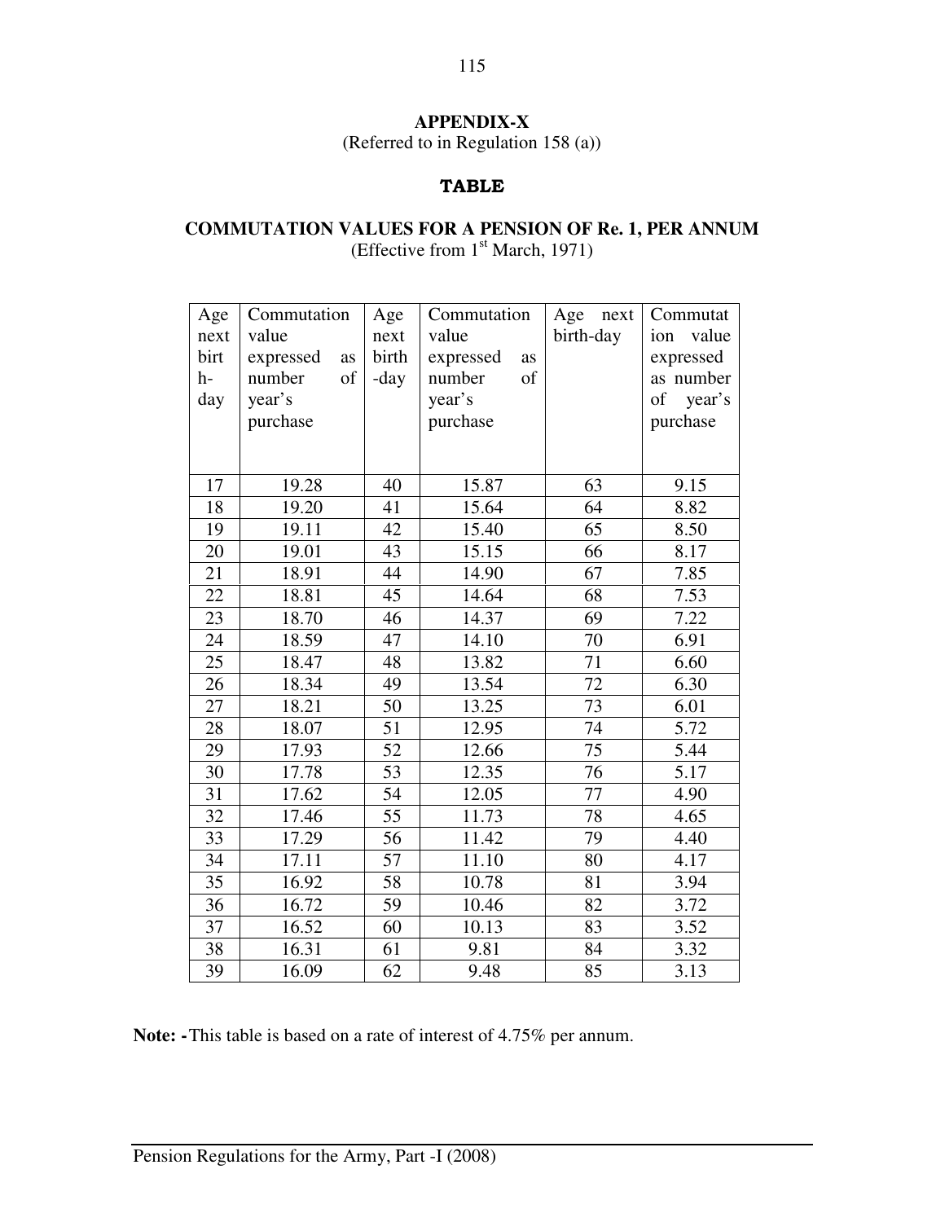**APPENDIX-X**

(Referred to in Regulation 158 (a))

**TABLE**

**COMMUTATION VALUES FOR A PENSION OF Re. 1, PER ANNUM**

(Effective from 1st March, 1971)

| Age next birth-day | Commutation value expressed as number of year's purchase | Age next birth-day | Commutation value expressed as number of year's purchase | Age next birth-day | Commutation value expressed as number of year's purchase |
|---|---|---|---|---|---|
| 17 | 19.28 | 40 | 15.87 | 63 | 9.15 |
| 18 | 19.20 | 41 | 15.64 | 64 | 8.82 |
| 19 | 19.11 | 42 | 15.40 | 65 | 8.50 |
| 20 | 19.01 | 43 | 15.15 | 66 | 8.17 |
| 21 | 18.91 | 44 | 14.90 | 67 | 7.85 |
| 22 | 18.81 | 45 | 14.64 | 68 | 7.53 |
| 23 | 18.70 | 46 | 14.37 | 69 | 7.22 |
| 24 | 18.59 | 47 | 14.10 | 70 | 6.91 |
| 25 | 18.47 | 48 | 13.82 | 71 | 6.60 |
| 26 | 18.34 | 49 | 13.54 | 72 | 6.30 |
| 27 | 18.21 | 50 | 13.25 | 73 | 6.01 |
| 28 | 18.07 | 51 | 12.95 | 74 | 5.72 |
| 29 | 17.93 | 52 | 12.66 | 75 | 5.44 |
| 30 | 17.78 | 53 | 12.35 | 76 | 5.17 |
| 31 | 17.62 | 54 | 12.05 | 77 | 4.90 |
| 32 | 17.46 | 55 | 11.73 | 78 | 4.65 |
| 33 | 17.29 | 56 | 11.42 | 79 | 4.40 |
| 34 | 17.11 | 57 | 11.10 | 80 | 4.17 |
| 35 | 16.92 | 58 | 10.78 | 81 | 3.94 |
| 36 | 16.72 | 59 | 10.46 | 82 | 3.72 |
| 37 | 16.52 | 60 | 10.13 | 83 | 3.52 |
| 38 | 16.31 | 61 | 9.81 | 84 | 3.32 |
| 39 | 16.09 | 62 | 9.48 | 85 | 3.13 |

**Note: -**This table is based on a rate of interest of 4.75% per annum.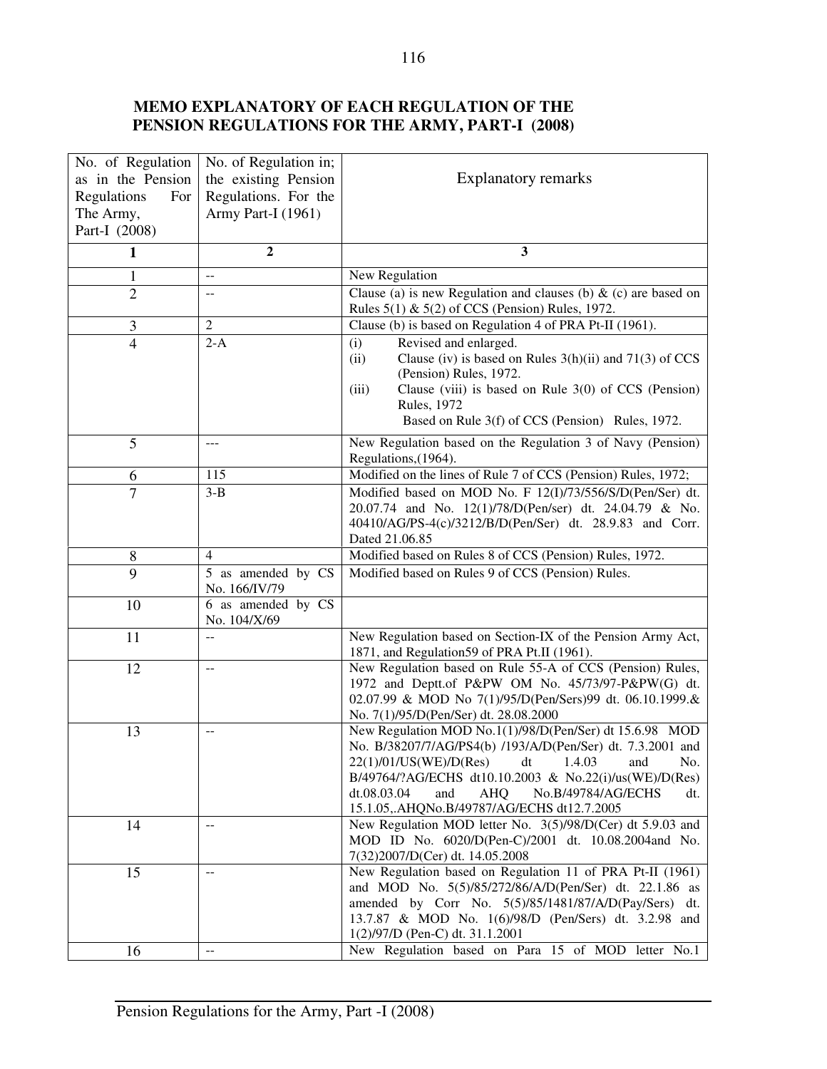## MEMO EXPLANATORY OF EACH REGULATION OF THE PENSION REGULATIONS FOR THE ARMY, PART-I (2008)

| No. of Regulation as in the Pension Regulations For The Army, Part-I (2008) | No. of Regulation in; the existing Pension Regulations. For the Army Part-I (1961) | Explanatory remarks |
|---|---|---|
| **1** | **2** | **3** |
| 1 | -- | New Regulation |
| 2 | -- | Clause (a) is new Regulation and clauses (b) & (c) are based on Rules 5(1) & 5(2) of CCS (Pension) Rules, 1972. |
| 3 | 2 | Clause (b) is based on Regulation 4 of PRA Pt-II (1961). |
| 4 | 2-A | (i) Revised and enlarged.<br>(ii) Clause (iv) is based on Rules 3(h)(ii) and 71(3) of CCS (Pension) Rules, 1972.<br>(iii) Clause (viii) is based on Rule 3(0) of CCS (Pension) Rules, 1972<br>Based on Rule 3(f) of CCS (Pension) Rules, 1972. |
| 5 | --- | New Regulation based on the Regulation 3 of Navy (Pension) Regulations,(1964). |
| 6 | 115 | Modified on the lines of Rule 7 of CCS (Pension) Rules, 1972; |
| 7 | 3-B | Modified based on MOD No. F 12(I)/73/556/S/D(Pen/Ser) dt. 20.07.74 and No. 12(1)/78/D(Pen/ser) dt. 24.04.79 & No. 40410/AG/PS-4(c)/3212/B/D(Pen/Ser) dt. 28.9.83 and Corr. Dated 21.06.85 |
| 8 | 4 | Modified based on Rules 8 of CCS (Pension) Rules, 1972. |
| 9 | 5 as amended by CS No. 166/IV/79 | Modified based on Rules 9 of CCS (Pension) Rules. |
| 10 | 6 as amended by CS No. 104/X/69 | |
| 11 | -- | New Regulation based on Section-IX of the Pension Army Act, 1871, and Regulation59 of PRA Pt.II (1961). |
| 12 | -- | New Regulation based on Rule 55-A of CCS (Pension) Rules, 1972 and Deptt.of P&PW OM No. 45/73/97-P&PW(G) dt. 02.07.99 & MOD No 7(1)/95/D(Pen/Sers)99 dt. 06.10.1999.& No. 7(1)/95/D(Pen/Ser) dt. 28.08.2000 |
| 13 | -- | New Regulation MOD No.1(1)/98/D(Pen/Ser) dt 15.6.98 MOD No. B/38207/7/AG/PS4(b) /193/A/D(Pen/Ser) dt. 7.3.2001 and 22(1)/01/US(WE)/D(Res) dt 1.4.03 and No. B/49764/?AG/ECHS dt10.10.2003 & No.22(i)/us(WE)/D(Res) dt.08.03.04 and AHQ No.B/49784/AG/ECHS dt. 15.1.05,.AHQNo.B/49787/AG/ECHS dt12.7.2005 |
| 14 | -- | New Regulation MOD letter No. 3(5)/98/D(Cer) dt 5.9.03 and MOD ID No. 6020/D(Pen-C)/2001 dt. 10.08.2004and No. 7(32)2007/D(Cer) dt. 14.05.2008 |
| 15 | -- | New Regulation based on Regulation 11 of PRA Pt-II (1961) and MOD No. 5(5)/85/272/86/A/D(Pen/Ser) dt. 22.1.86 as amended by Corr No. 5(5)/85/1481/87/A/D(Pay/Sers) dt. 13.7.87 & MOD No. 1(6)/98/D (Pen/Sers) dt. 3.2.98 and 1(2)/97/D (Pen-C) dt. 31.1.2001 |
| 16 | -- | New Regulation based on Para 15 of MOD letter No.1 |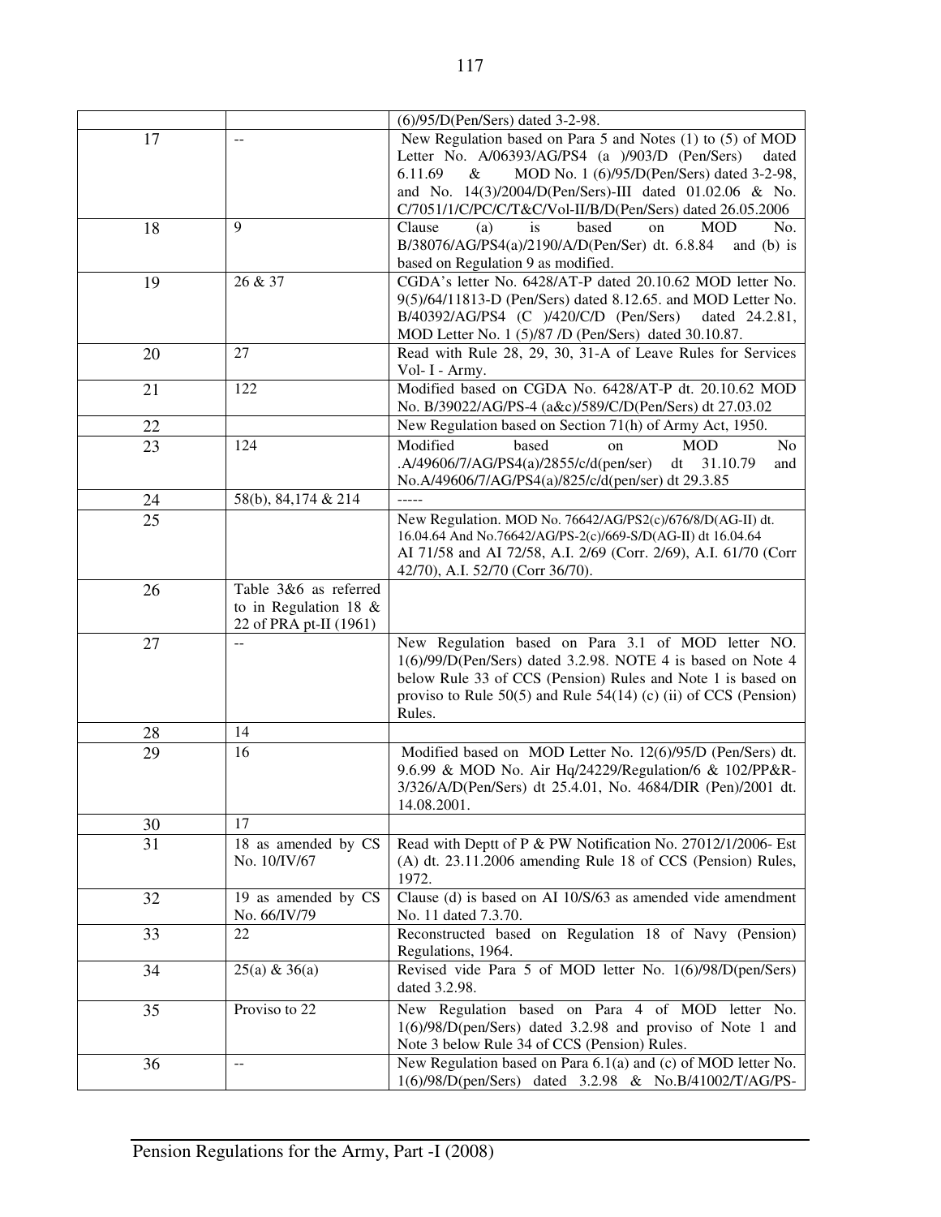|  |  |  |
|---|---|---|
|  |  | (6)/95/D(Pen/Sers) dated 3-2-98. |
| 17 | -- | New Regulation based on Para 5 and Notes (1) to (5) of MOD Letter No. A/06393/AG/PS4 (a )/903/D (Pen/Sers) dated 6.11.69 & MOD No. 1 (6)/95/D(Pen/Sers) dated 3-2-98, and No. 14(3)/2004/D(Pen/Sers)-III dated 01.02.06 & No. C/7051/1/C/PC/C/T&C/Vol-II/B/D(Pen/Sers) dated 26.05.2006 |
| 18 | 9 | Clause (a) is based on MOD No. B/38076/AG/PS4(a)/2190/A/D(Pen/Ser) dt. 6.8.84 and (b) is based on Regulation 9 as modified. |
| 19 | 26 & 37 | CGDA's letter No. 6428/AT-P dated 20.10.62 MOD letter No. 9(5)/64/11813-D (Pen/Sers) dated 8.12.65. and MOD Letter No. B/40392/AG/PS4 (C )/420/C/D (Pen/Sers) dated 24.2.81, MOD Letter No. 1 (5)/87 /D (Pen/Sers) dated 30.10.87. |
| 20 | 27 | Read with Rule 28, 29, 30, 31-A of Leave Rules for Services Vol- I - Army. |
| 21 | 122 | Modified based on CGDA No. 6428/AT-P dt. 20.10.62 MOD No. B/39022/AG/PS-4 (a&c)/589/C/D(Pen/Sers) dt 27.03.02 |
| 22 |  | New Regulation based on Section 71(h) of Army Act, 1950. |
| 23 | 124 | Modified based on MOD No .A/49606/7/AG/PS4(a)/2855/c/d(pen/ser) dt 31.10.79 and No.A/49606/7/AG/PS4(a)/825/c/d(pen/ser) dt 29.3.85 |
| 24 | 58(b), 84,174 & 214 | ----- |
| 25 |  | New Regulation. MOD No. 76642/AG/PS2(c)/676/8/D(AG-II) dt. 16.04.64 And No.76642/AG/PS-2(c)/669-S/D(AG-II) dt 16.04.64 AI 71/58 and AI 72/58, A.I. 2/69 (Corr. 2/69), A.I. 61/70 (Corr 42/70), A.I. 52/70 (Corr 36/70). |
| 26 | Table 3&6 as referred to in Regulation 18 & 22 of PRA pt-II (1961) |  |
| 27 | -- | New Regulation based on Para 3.1 of MOD letter NO. 1(6)/99/D(Pen/Sers) dated 3.2.98. NOTE 4 is based on Note 4 below Rule 33 of CCS (Pension) Rules and Note 1 is based on proviso to Rule 50(5) and Rule 54(14) (c) (ii) of CCS (Pension) Rules. |
| 28 | 14 |  |
| 29 | 16 | Modified based on MOD Letter No. 12(6)/95/D (Pen/Sers) dt. 9.6.99 & MOD No. Air Hq/24229/Regulation/6 & 102/PP&R-3/326/A/D(Pen/Sers) dt 25.4.01, No. 4684/DIR (Pen)/2001 dt. 14.08.2001. |
| 30 | 17 |  |
| 31 | 18 as amended by CS No. 10/IV/67 | Read with Deptt of P & PW Notification No. 27012/1/2006- Est (A) dt. 23.11.2006 amending Rule 18 of CCS (Pension) Rules, 1972. |
| 32 | 19 as amended by CS No. 66/IV/79 | Clause (d) is based on AI 10/S/63 as amended vide amendment No. 11 dated 7.3.70. |
| 33 | 22 | Reconstructed based on Regulation 18 of Navy (Pension) Regulations, 1964. |
| 34 | 25(a) & 36(a) | Revised vide Para 5 of MOD letter No. 1(6)/98/D(pen/Sers) dated 3.2.98. |
| 35 | Proviso to 22 | New Regulation based on Para 4 of MOD letter No. 1(6)/98/D(pen/Sers) dated 3.2.98 and proviso of Note 1 and Note 3 below Rule 34 of CCS (Pension) Rules. |
| 36 | -- | New Regulation based on Para 6.1(a) and (c) of MOD letter No. 1(6)/98/D(pen/Sers) dated 3.2.98 & No.B/41002/T/AG/PS- |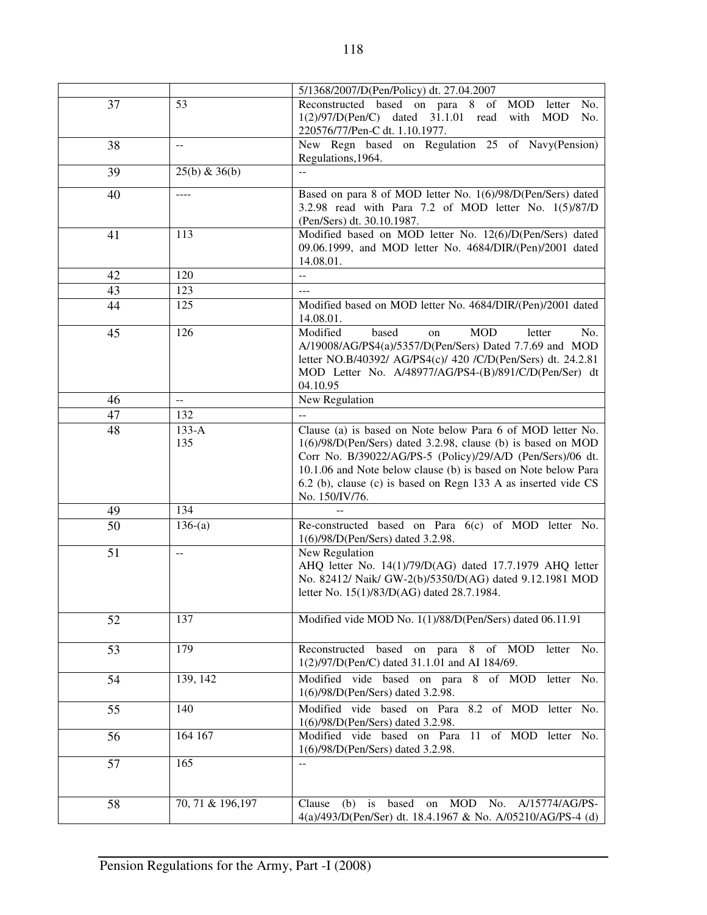| | | |
|---|---|---|
| | | 5/1368/2007/D(Pen/Policy) dt. 27.04.2007 |
| 37 | 53 | Reconstructed based on para 8 of MOD letter No. 1(2)/97/D(Pen/C) dated 31.1.01 read with MOD No. 220576/77/Pen-C dt. 1.10.1977. |
| 38 | -- | New Regn based on Regulation 25 of Navy(Pension) Regulations,1964. |
| 39 | 25(b) & 36(b) | -- |
| 40 | ---- | Based on para 8 of MOD letter No. 1(6)/98/D(Pen/Sers) dated 3.2.98 read with Para 7.2 of MOD letter No. 1(5)/87/D (Pen/Sers) dt. 30.10.1987. |
| 41 | 113 | Modified based on MOD letter No. 12(6)/D(Pen/Sers) dated 09.06.1999, and MOD letter No. 4684/DIR/(Pen)/2001 dated 14.08.01. |
| 42 | 120 | -- |
| 43 | 123 | --- |
| 44 | 125 | Modified based on MOD letter No. 4684/DIR/(Pen)/2001 dated 14.08.01. |
| 45 | 126 | Modified based on MOD letter No. A/19008/AG/PS4(a)/5357/D(Pen/Sers) Dated 7.7.69 and MOD letter NO.B/40392/ AG/PS4(c)/ 420 /C/D(Pen/Sers) dt. 24.2.81 MOD Letter No. A/48977/AG/PS4-(B)/891/C/D(Pen/Ser) dt 04.10.95 |
| 46 | -- | New Regulation |
| 47 | 132 | -- |
| 48 | 133-A<br>135 | Clause (a) is based on Note below Para 6 of MOD letter No. 1(6)/98/D(Pen/Sers) dated 3.2.98, clause (b) is based on MOD Corr No. B/39022/AG/PS-5 (Policy)/29/A/D (Pen/Sers)/06 dt. 10.1.06 and Note below clause (b) is based on Note below Para 6.2 (b), clause (c) is based on Regn 133 A as inserted vide CS No. 150/IV/76. |
| 49 | 134 | -- |
| 50 | 136-(a) | Re-constructed based on Para 6(c) of MOD letter No. 1(6)/98/D(Pen/Sers) dated 3.2.98. |
| 51 | -- | New Regulation<br>AHQ letter No. 14(1)/79/D(AG) dated 17.7.1979 AHQ letter No. 82412/ Naik/ GW-2(b)/5350/D(AG) dated 9.12.1981 MOD letter No. 15(1)/83/D(AG) dated 28.7.1984. |
| 52 | 137 | Modified vide MOD No. 1(1)/88/D(Pen/Sers) dated 06.11.91 |
| 53 | 179 | Reconstructed based on para 8 of MOD letter No. 1(2)/97/D(Pen/C) dated 31.1.01 and AI 184/69. |
| 54 | 139, 142 | Modified vide based on para 8 of MOD letter No. 1(6)/98/D(Pen/Sers) dated 3.2.98. |
| 55 | 140 | Modified vide based on Para 8.2 of MOD letter No. 1(6)/98/D(Pen/Sers) dated 3.2.98. |
| 56 | 164 167 | Modified vide based on Para 11 of MOD letter No. 1(6)/98/D(Pen/Sers) dated 3.2.98. |
| 57 | 165 | -- |
| 58 | 70, 71 & 196,197 | Clause (b) is based on MOD No. A/15774/AG/PS-4(a)/493/D(Pen/Ser) dt. 18.4.1967 & No. A/05210/AG/PS-4 (d) |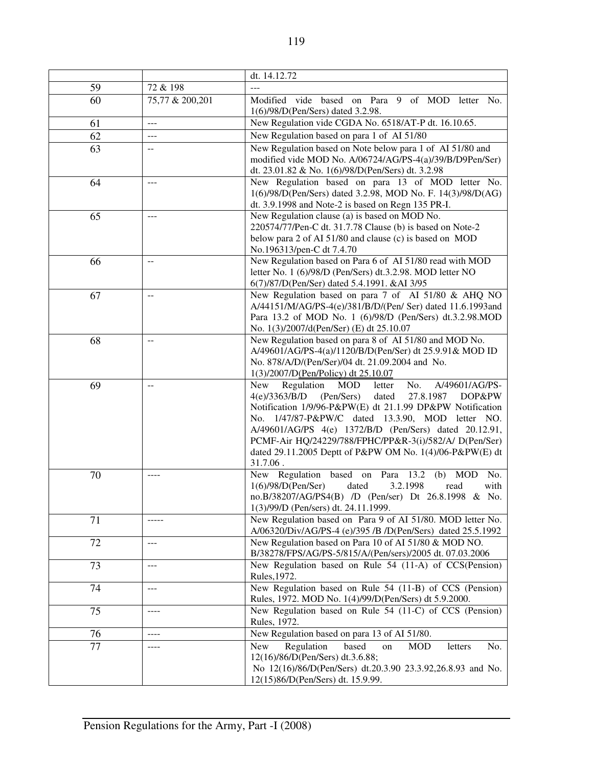| | | dt. 14.12.72 |
|---|---|---|
| 59 | 72 & 198 | --- |
| 60 | 75,77 & 200,201 | Modified vide based on Para 9 of MOD letter No. 1(6)/98/D(Pen/Sers) dated 3.2.98. |
| 61 | --- | New Regulation vide CGDA No. 6518/AT-P dt. 16.10.65. |
| 62 | --- | New Regulation based on para 1 of AI 51/80 |
| 63 | -- | New Regulation based on Note below para 1 of AI 51/80 and modified vide MOD No. A/06724/AG/PS-4(a)/39/B/D9Pen/Ser) dt. 23.01.82 & No. 1(6)/98/D(Pen/Sers) dt. 3.2.98 |
| 64 | --- | New Regulation based on para 13 of MOD letter No. 1(6)/98/D(Pen/Sers) dated 3.2.98, MOD No. F. 14(3)/98/D(AG) dt. 3.9.1998 and Note-2 is based on Regn 135 PR-I. |
| 65 | --- | New Regulation clause (a) is based on MOD No. 220574/77/Pen-C dt. 31.7.78 Clause (b) is based on Note-2 below para 2 of AI 51/80 and clause (c) is based on MOD No.196313/pen-C dt 7.4.70 |
| 66 | -- | New Regulation based on Para 6 of AI 51/80 read with MOD letter No. 1 (6)/98/D (Pen/Sers) dt.3.2.98. MOD letter NO 6(7)/87/D(Pen/Ser) dated 5.4.1991. &AI 3/95 |
| 67 | -- | New Regulation based on para 7 of AI 51/80 & AHQ NO A/44151/M/AG/PS-4(e)/381/B/D/(Pen/ Ser) dated 11.6.1993and Para 13.2 of MOD No. 1 (6)/98/D (Pen/Sers) dt.3.2.98.MOD No. 1(3)/2007/d(Pen/Ser) (E) dt 25.10.07 |
| 68 | -- | New Regulation based on para 8 of AI 51/80 and MOD No. A/49601/AG/PS-4(a)/1120/B/D(Pen/Ser) dt 25.9.91& MOD ID No. 878/A/D/(Pen/Ser)/04 dt. 21.09.2004 and No. 1(3)/2007/D(Pen/Policy) dt 25.10.07 |
| 69 | -- | New Regulation MOD letter No. A/49601/AG/PS-4(e)/3363/B/D (Pen/Sers) dated 27.8.1987 DOP&PW Notification 1/9/96-P&PW(E) dt 21.1.99 DP&PW Notification No. 1/47/87-P&PW/C dated 13.3.90, MOD letter NO. A/49601/AG/PS 4(e) 1372/B/D (Pen/Sers) dated 20.12.91, PCMF-Air HQ/24229/788/FPHC/PP&R-3(i)/582/A/ D(Pen/Ser) dated 29.11.2005 Deptt of P&PW OM No. 1(4)/06-P&PW(E) dt 31.7.06 . |
| 70 | ---- | New Regulation based on Para 13.2 (b) MOD No. 1(6)/98/D(Pen/Ser) dated 3.2.1998 read with no.B/38207/AG/PS4(B) /D (Pen/ser) Dt 26.8.1998 & No. 1(3)/99/D (Pen/sers) dt. 24.11.1999. |
| 71 | ----- | New Regulation based on Para 9 of AI 51/80. MOD letter No. A/06320/Div/AG/PS-4 (e)/395 /B /D(Pen/Sers) dated 25.5.1992 |
| 72 | --- | New Regulation based on Para 10 of AI 51/80 & MOD NO. B/38278/FPS/AG/PS-5/815/A/(Pen/sers)/2005 dt. 07.03.2006 |
| 73 | --- | New Regulation based on Rule 54 (11-A) of CCS(Pension) Rules,1972. |
| 74 | --- | New Regulation based on Rule 54 (11-B) of CCS (Pension) Rules, 1972. MOD No. 1(4)/99/D(Pen/Sers) dt 5.9.2000. |
| 75 | ---- | New Regulation based on Rule 54 (11-C) of CCS (Pension) Rules, 1972. |
| 76 | ---- | New Regulation based on para 13 of AI 51/80. |
| 77 | ---- | New Regulation based on MOD letters No. 12(16)/86/D(Pen/Sers) dt.3.6.88; No 12(16)/86/D(Pen/Sers) dt.20.3.90 23.3.92,26.8.93 and No. 12(15)86/D(Pen/Sers) dt. 15.9.99. |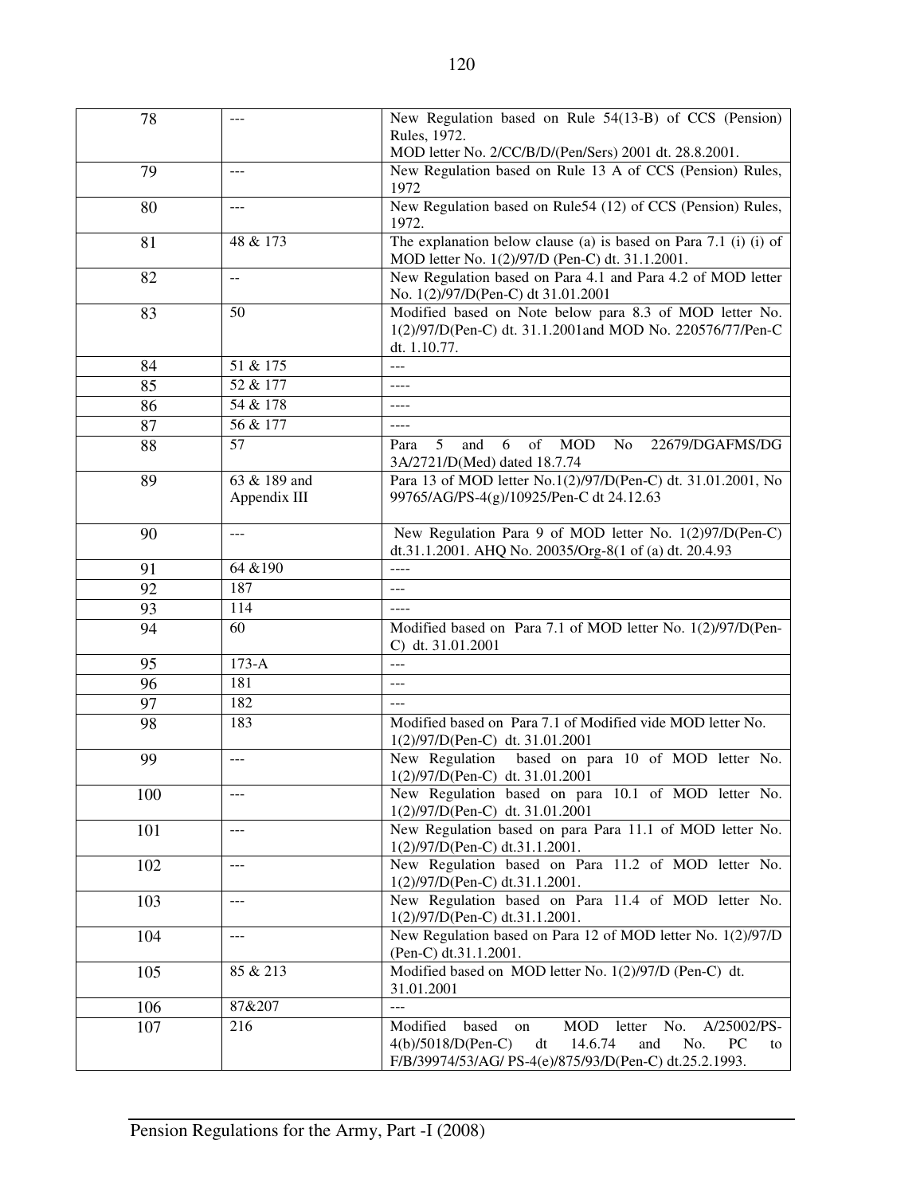| | | |
|---|---|---|
| 78 | --- | New Regulation based on Rule 54(13-B) of CCS (Pension) Rules, 1972. MOD letter No. 2/CC/B/D/(Pen/Sers) 2001 dt. 28.8.2001. |
| 79 | --- | New Regulation based on Rule 13 A of CCS (Pension) Rules, 1972 |
| 80 | --- | New Regulation based on Rule54 (12) of CCS (Pension) Rules, 1972. |
| 81 | 48 & 173 | The explanation below clause (a) is based on Para 7.1 (i) (i) of MOD letter No. 1(2)/97/D (Pen-C) dt. 31.1.2001. |
| 82 | -- | New Regulation based on Para 4.1 and Para 4.2 of MOD letter No. 1(2)/97/D(Pen-C) dt 31.01.2001 |
| 83 | 50 | Modified based on Note below para 8.3 of MOD letter No. 1(2)/97/D(Pen-C) dt. 31.1.2001and MOD No. 220576/77/Pen-C dt. 1.10.77. |
| 84 | 51 & 175 | --- |
| 85 | 52 & 177 | ---- |
| 86 | 54 & 178 | ---- |
| 87 | 56 & 177 | ---- |
| 88 | 57 | Para 5 and 6 of MOD No 22679/DGAFMS/DG 3A/2721/D(Med) dated 18.7.74 |
| 89 | 63 & 189 and Appendix III | Para 13 of MOD letter No.1(2)/97/D(Pen-C) dt. 31.01.2001, No 99765/AG/PS-4(g)/10925/Pen-C dt 24.12.63 |
| 90 | --- | New Regulation Para 9 of MOD letter No. 1(2)97/D(Pen-C) dt.31.1.2001. AHQ No. 20035/Org-8(1 of (a) dt. 20.4.93 |
| 91 | 64 &190 | ---- |
| 92 | 187 | --- |
| 93 | 114 | ---- |
| 94 | 60 | Modified based on Para 7.1 of MOD letter No. 1(2)/97/D(Pen-C) dt. 31.01.2001 |
| 95 | 173-A | --- |
| 96 | 181 | --- |
| 97 | 182 | --- |
| 98 | 183 | Modified based on Para 7.1 of Modified vide MOD letter No. 1(2)/97/D(Pen-C) dt. 31.01.2001 |
| 99 | --- | New Regulation based on para 10 of MOD letter No. 1(2)/97/D(Pen-C) dt. 31.01.2001 |
| 100 | --- | New Regulation based on para 10.1 of MOD letter No. 1(2)/97/D(Pen-C) dt. 31.01.2001 |
| 101 | --- | New Regulation based on para Para 11.1 of MOD letter No. 1(2)/97/D(Pen-C) dt.31.1.2001. |
| 102 | --- | New Regulation based on Para 11.2 of MOD letter No. 1(2)/97/D(Pen-C) dt.31.1.2001. |
| 103 | --- | New Regulation based on Para 11.4 of MOD letter No. 1(2)/97/D(Pen-C) dt.31.1.2001. |
| 104 | --- | New Regulation based on Para 12 of MOD letter No. 1(2)/97/D (Pen-C) dt.31.1.2001. |
| 105 | 85 & 213 | Modified based on MOD letter No. 1(2)/97/D (Pen-C) dt. 31.01.2001 |
| 106 | 87&207 | --- |
| 107 | 216 | Modified based on MOD letter No. A/25002/PS-4(b)/5018/D(Pen-C) dt 14.6.74 and No. PC to F/B/39974/53/AG/ PS-4(e)/875/93/D(Pen-C) dt.25.2.1993. |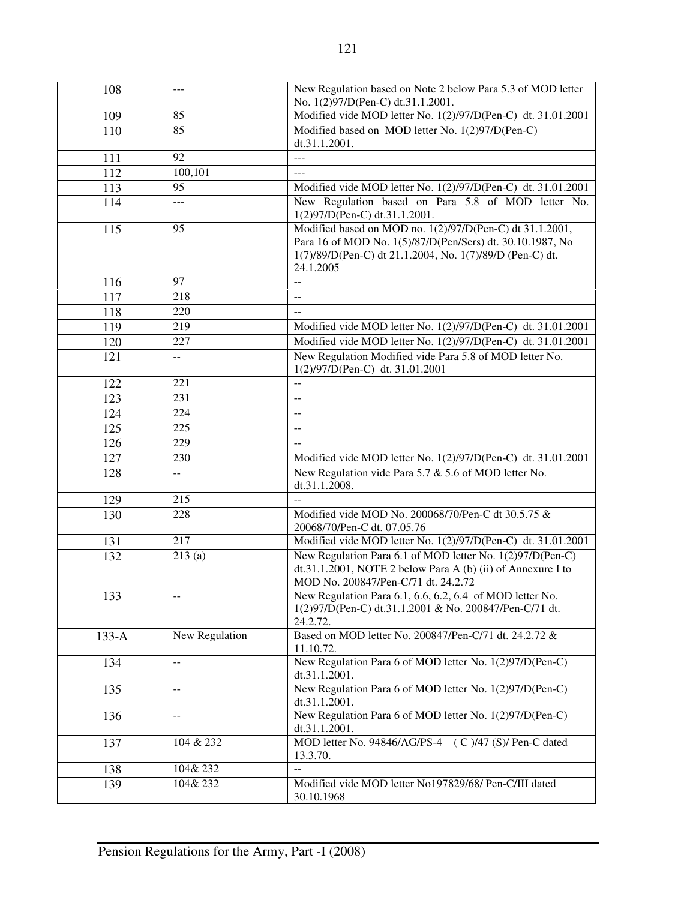| 108 | --- | New Regulation based on Note 2 below Para 5.3 of MOD letter No. 1(2)97/D(Pen-C) dt.31.1.2001. |
|---|---|---|
| 109 | 85 | Modified vide MOD letter No. 1(2)/97/D(Pen-C) dt. 31.01.2001 |
| 110 | 85 | Modified based on MOD letter No. 1(2)97/D(Pen-C) dt.31.1.2001. |
| 111 | 92 | --- |
| 112 | 100,101 | --- |
| 113 | 95 | Modified vide MOD letter No. 1(2)/97/D(Pen-C) dt. 31.01.2001 |
| 114 | --- | New Regulation based on Para 5.8 of MOD letter No. 1(2)97/D(Pen-C) dt.31.1.2001. |
| 115 | 95 | Modified based on MOD no. 1(2)/97/D(Pen-C) dt 31.1.2001, Para 16 of MOD No. 1(5)/87/D(Pen/Sers) dt. 30.10.1987, No 1(7)/89/D(Pen-C) dt 21.1.2004, No. 1(7)/89/D (Pen-C) dt. 24.1.2005 |
| 116 | 97 | -- |
| 117 | 218 | -- |
| 118 | 220 | -- |
| 119 | 219 | Modified vide MOD letter No. 1(2)/97/D(Pen-C) dt. 31.01.2001 |
| 120 | 227 | Modified vide MOD letter No. 1(2)/97/D(Pen-C) dt. 31.01.2001 |
| 121 | -- | New Regulation Modified vide Para 5.8 of MOD letter No. 1(2)/97/D(Pen-C) dt. 31.01.2001 |
| 122 | 221 | -- |
| 123 | 231 | -- |
| 124 | 224 | -- |
| 125 | 225 | -- |
| 126 | 229 | -- |
| 127 | 230 | Modified vide MOD letter No. 1(2)/97/D(Pen-C) dt. 31.01.2001 |
| 128 | -- | New Regulation vide Para 5.7 & 5.6 of MOD letter No. dt.31.1.2008. |
| 129 | 215 | -- |
| 130 | 228 | Modified vide MOD No. 200068/70/Pen-C dt 30.5.75 & 20068/70/Pen-C dt. 07.05.76 |
| 131 | 217 | Modified vide MOD letter No. 1(2)/97/D(Pen-C) dt. 31.01.2001 |
| 132 | 213 (a) | New Regulation Para 6.1 of MOD letter No. 1(2)97/D(Pen-C) dt.31.1.2001, NOTE 2 below Para A (b) (ii) of Annexure I to MOD No. 200847/Pen-C/71 dt. 24.2.72 |
| 133 | -- | New Regulation Para 6.1, 6.6, 6.2, 6.4 of MOD letter No. 1(2)97/D(Pen-C) dt.31.1.2001 & No. 200847/Pen-C/71 dt. 24.2.72. |
| 133-A | New Regulation | Based on MOD letter No. 200847/Pen-C/71 dt. 24.2.72 & 11.10.72. |
| 134 | -- | New Regulation Para 6 of MOD letter No. 1(2)97/D(Pen-C) dt.31.1.2001. |
| 135 | -- | New Regulation Para 6 of MOD letter No. 1(2)97/D(Pen-C) dt.31.1.2001. |
| 136 | -- | New Regulation Para 6 of MOD letter No. 1(2)97/D(Pen-C) dt.31.1.2001. |
| 137 | 104 & 232 | MOD letter No. 94846/AG/PS-4 ( C )/47 (S)/ Pen-C dated 13.3.70. |
| 138 | 104& 232 | -- |
| 139 | 104& 232 | Modified vide MOD letter No197829/68/ Pen-C/III dated 30.10.1968 |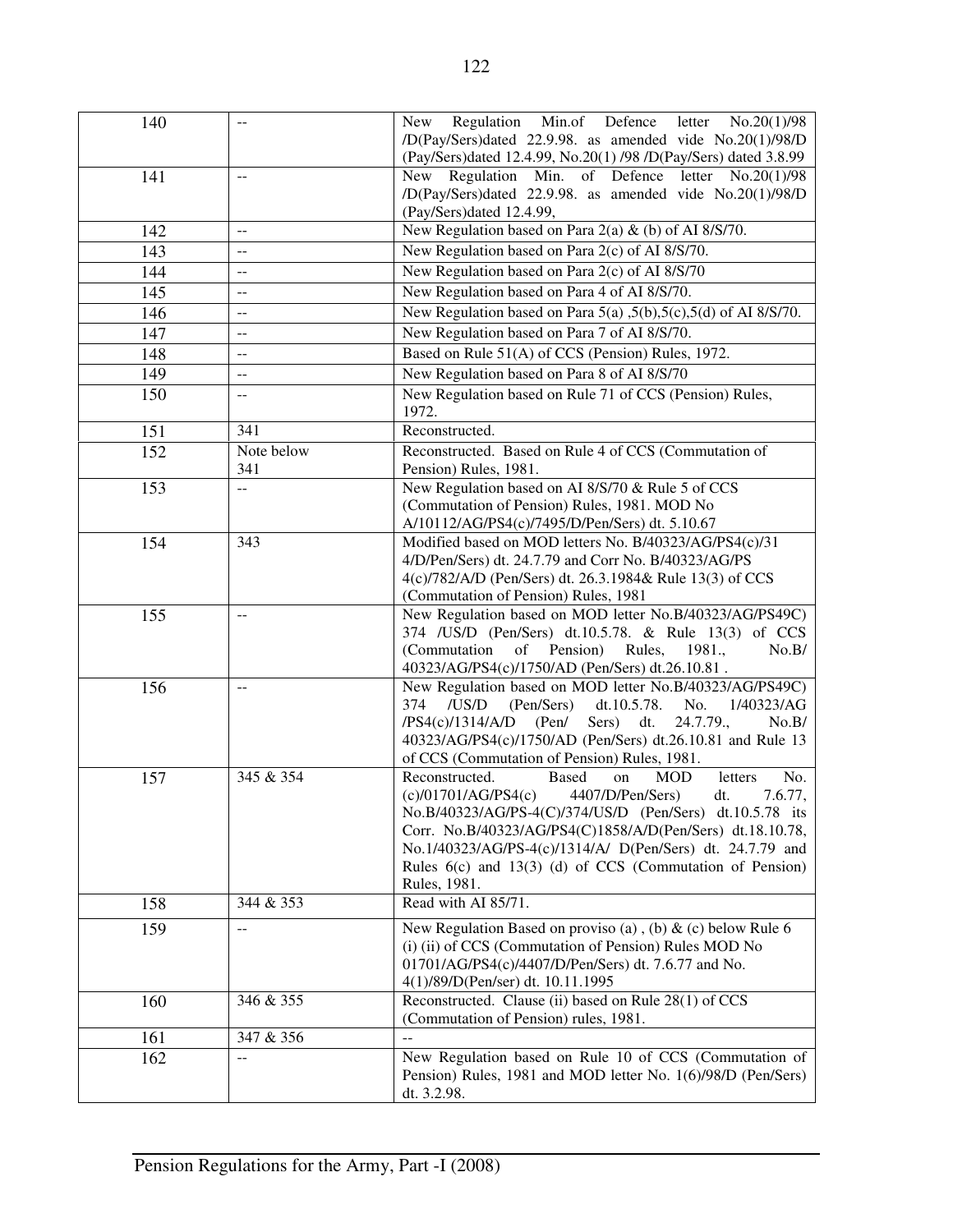| | | |
|---|---|---|
| 140 | -- | New Regulation Min.of Defence letter No.20(1)/98 /D(Pay/Sers)dated 22.9.98. as amended vide No.20(1)/98/D (Pay/Sers)dated 12.4.99, No.20(1) /98 /D(Pay/Sers) dated 3.8.99 |
| 141 | -- | New Regulation Min. of Defence letter No.20(1)/98 /D(Pay/Sers)dated 22.9.98. as amended vide No.20(1)/98/D (Pay/Sers)dated 12.4.99, |
| 142 | -- | New Regulation based on Para 2(a) & (b) of AI 8/S/70. |
| 143 | -- | New Regulation based on Para 2(c) of AI 8/S/70. |
| 144 | -- | New Regulation based on Para 2(c) of AI 8/S/70 |
| 145 | -- | New Regulation based on Para 4 of AI 8/S/70. |
| 146 | -- | New Regulation based on Para 5(a) ,5(b),5(c),5(d) of AI 8/S/70. |
| 147 | -- | New Regulation based on Para 7 of AI 8/S/70. |
| 148 | -- | Based on Rule 51(A) of CCS (Pension) Rules, 1972. |
| 149 | -- | New Regulation based on Para 8 of AI 8/S/70 |
| 150 | -- | New Regulation based on Rule 71 of CCS (Pension) Rules, 1972. |
| 151 | 341 | Reconstructed. |
| 152 | Note below 341 | Reconstructed. Based on Rule 4 of CCS (Commutation of Pension) Rules, 1981. |
| 153 | -- | New Regulation based on AI 8/S/70 & Rule 5 of CCS (Commutation of Pension) Rules, 1981. MOD No A/10112/AG/PS4(c)/7495/D/Pen/Sers) dt. 5.10.67 |
| 154 | 343 | Modified based on MOD letters No. B/40323/AG/PS4(c)/31 4/D/Pen/Sers) dt. 24.7.79 and Corr No. B/40323/AG/PS 4(c)/782/A/D (Pen/Sers) dt. 26.3.1984& Rule 13(3) of CCS (Commutation of Pension) Rules, 1981 |
| 155 | -- | New Regulation based on MOD letter No.B/40323/AG/PS49C) 374 /US/D (Pen/Sers) dt.10.5.78. & Rule 13(3) of CCS (Commutation of Pension) Rules, 1981., No.B/ 40323/AG/PS4(c)/1750/AD (Pen/Sers) dt.26.10.81 . |
| 156 | -- | New Regulation based on MOD letter No.B/40323/AG/PS49C) 374 /US/D (Pen/Sers) dt.10.5.78. No. 1/40323/AG /PS4(c)/1314/A/D (Pen/ Sers) dt. 24.7.79., No.B/ 40323/AG/PS4(c)/1750/AD (Pen/Sers) dt.26.10.81 and Rule 13 of CCS (Commutation of Pension) Rules, 1981. |
| 157 | 345 & 354 | Reconstructed. Based on MOD letters No. (c)/01701/AG/PS4(c) 4407/D/Pen/Sers) dt. 7.6.77, No.B/40323/AG/PS-4(C)/374/US/D (Pen/Sers) dt.10.5.78 its Corr. No.B/40323/AG/PS4(C)1858/A/D(Pen/Sers) dt.18.10.78, No.1/40323/AG/PS-4(c)/1314/A/ D(Pen/Sers) dt. 24.7.79 and Rules 6(c) and 13(3) (d) of CCS (Commutation of Pension) Rules, 1981. |
| 158 | 344 & 353 | Read with AI 85/71. |
| 159 | -- | New Regulation Based on proviso (a) , (b) & (c) below Rule 6 (i) (ii) of CCS (Commutation of Pension) Rules MOD No 01701/AG/PS4(c)/4407/D/Pen/Sers) dt. 7.6.77 and No. 4(1)/89/D(Pen/ser) dt. 10.11.1995 |
| 160 | 346 & 355 | Reconstructed. Clause (ii) based on Rule 28(1) of CCS (Commutation of Pension) rules, 1981. |
| 161 | 347 & 356 | -- |
| 162 | -- | New Regulation based on Rule 10 of CCS (Commutation of Pension) Rules, 1981 and MOD letter No. 1(6)/98/D (Pen/Sers) dt. 3.2.98. |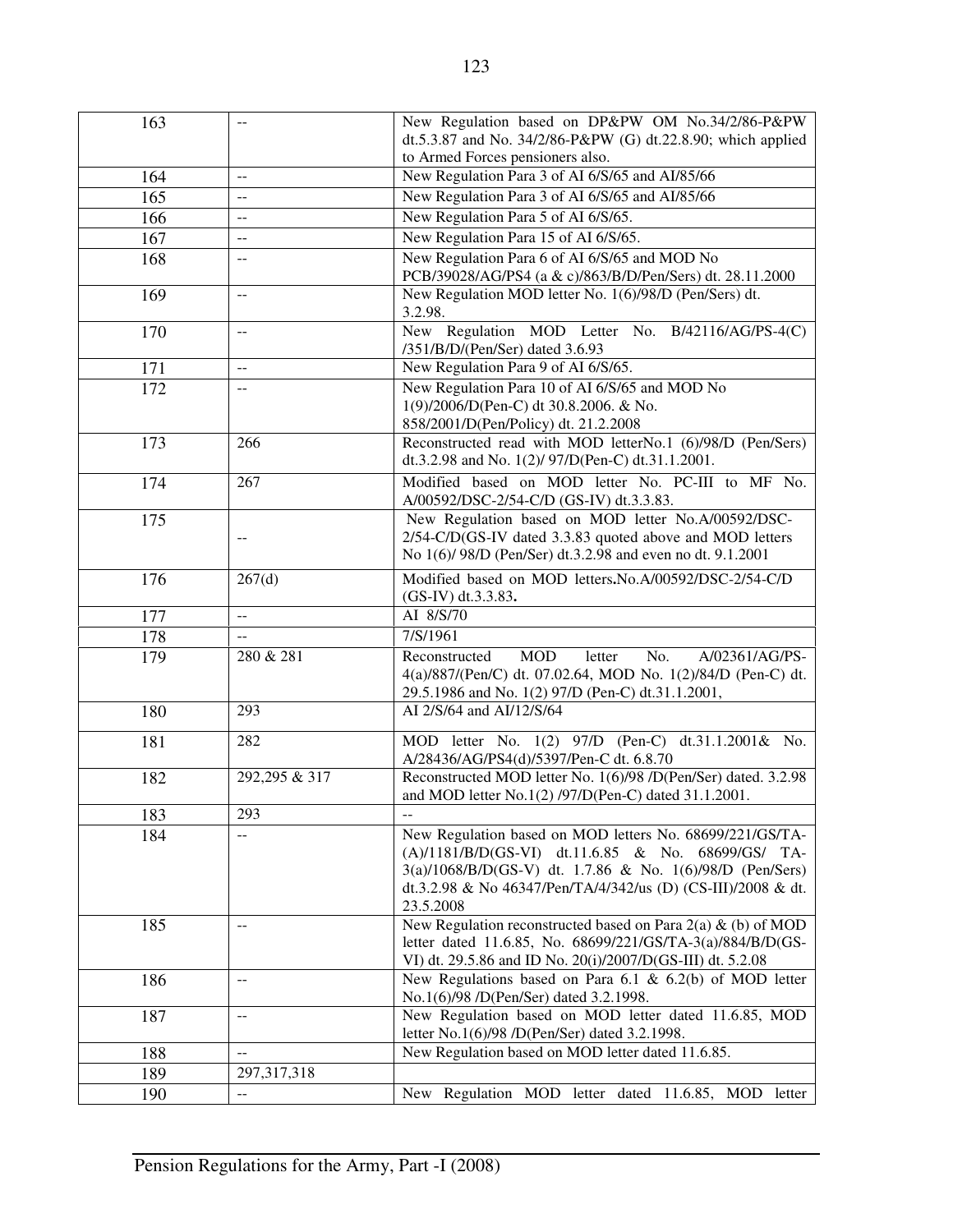| 163 | -- | New Regulation based on DP&PW OM No.34/2/86-P&PW dt.5.3.87 and No. 34/2/86-P&PW (G) dt.22.8.90; which applied to Armed Forces pensioners also. |
|---|---|---|
| 164 | -- | New Regulation Para 3 of AI 6/S/65 and AI/85/66 |
| 165 | -- | New Regulation Para 3 of AI 6/S/65 and AI/85/66 |
| 166 | -- | New Regulation Para 5 of AI 6/S/65. |
| 167 | -- | New Regulation Para 15 of AI 6/S/65. |
| 168 | -- | New Regulation Para 6 of AI 6/S/65 and MOD No PCB/39028/AG/PS4 (a & c)/863/B/D/Pen/Sers) dt. 28.11.2000 |
| 169 | -- | New Regulation MOD letter No. 1(6)/98/D (Pen/Sers) dt. 3.2.98. |
| 170 | -- | New Regulation MOD Letter No. B/42116/AG/PS-4(C) /351/B/D/(Pen/Ser) dated 3.6.93 |
| 171 | -- | New Regulation Para 9 of AI 6/S/65. |
| 172 | -- | New Regulation Para 10 of AI 6/S/65 and MOD No 1(9)/2006/D(Pen-C) dt 30.8.2006. & No. 858/2001/D(Pen/Policy) dt. 21.2.2008 |
| 173 | 266 | Reconstructed read with MOD letterNo.1 (6)/98/D (Pen/Sers) dt.3.2.98 and No. 1(2)/ 97/D(Pen-C) dt.31.1.2001. |
| 174 | 267 | Modified based on MOD letter No. PC-III to MF No. A/00592/DSC-2/54-C/D (GS-IV) dt.3.3.83. |
| 175 | -- | New Regulation based on MOD letter No.A/00592/DSC-2/54-C/D(GS-IV dated 3.3.83 quoted above and MOD letters No 1(6)/ 98/D (Pen/Ser) dt.3.2.98 and even no dt. 9.1.2001 |
| 176 | 267(d) | Modified based on MOD letters.No.A/00592/DSC-2/54-C/D (GS-IV) dt.3.3.83. |
| 177 | -- | AI 8/S/70 |
| 178 | -- | 7/S/1961 |
| 179 | 280 & 281 | Reconstructed MOD letter No. A/02361/AG/PS-4(a)/887/(Pen/C) dt. 07.02.64, MOD No. 1(2)/84/D (Pen-C) dt. 29.5.1986 and No. 1(2) 97/D (Pen-C) dt.31.1.2001, |
| 180 | 293 | AI 2/S/64 and AI/12/S/64 |
| 181 | 282 | MOD letter No. 1(2) 97/D (Pen-C) dt.31.1.2001& No. A/28436/AG/PS4(d)/5397/Pen-C dt. 6.8.70 |
| 182 | 292,295 & 317 | Reconstructed MOD letter No. 1(6)/98 /D(Pen/Ser) dated. 3.2.98 and MOD letter No.1(2) /97/D(Pen-C) dated 31.1.2001. |
| 183 | 293 | -- |
| 184 | -- | New Regulation based on MOD letters No. 68699/221/GS/TA-(A)/1181/B/D(GS-VI) dt.11.6.85 & No. 68699/GS/ TA-3(a)/1068/B/D(GS-V) dt. 1.7.86 & No. 1(6)/98/D (Pen/Sers) dt.3.2.98 & No 46347/Pen/TA/4/342/us (D) (CS-III)/2008 & dt. 23.5.2008 |
| 185 | -- | New Regulation reconstructed based on Para 2(a) & (b) of MOD letter dated 11.6.85, No. 68699/221/GS/TA-3(a)/884/B/D(GS-VI) dt. 29.5.86 and ID No. 20(i)/2007/D(GS-III) dt. 5.2.08 |
| 186 | -- | New Regulations based on Para 6.1 & 6.2(b) of MOD letter No.1(6)/98 /D(Pen/Ser) dated 3.2.1998. |
| 187 | -- | New Regulation based on MOD letter dated 11.6.85, MOD letter No.1(6)/98 /D(Pen/Ser) dated 3.2.1998. |
| 188 | -- | New Regulation based on MOD letter dated 11.6.85. |
| 189 | 297,317,318 | |
| 190 | -- | New Regulation MOD letter dated 11.6.85, MOD letter |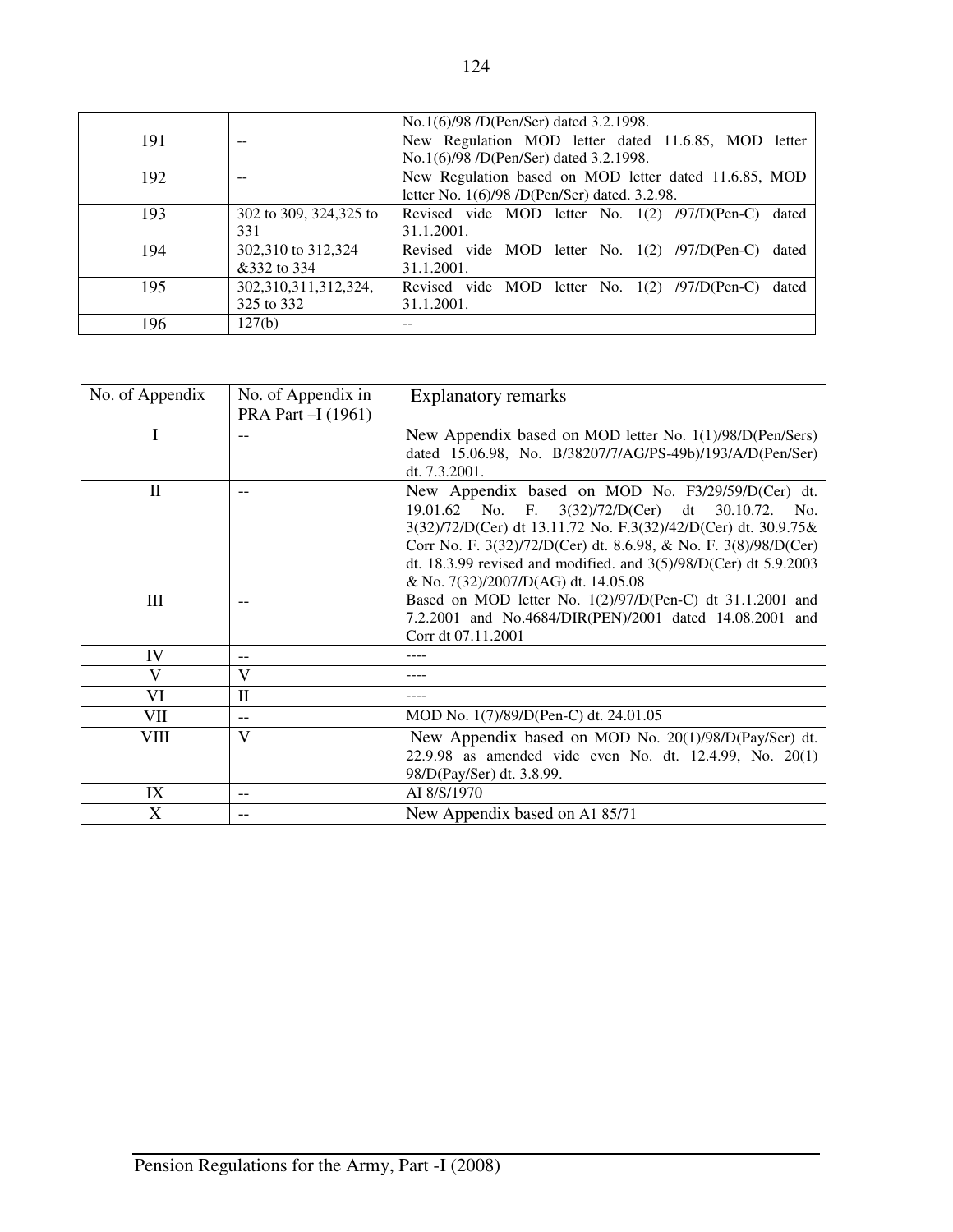| | | |
|---|---|---|
| | | No.1(6)/98 /D(Pen/Ser) dated 3.2.1998. |
| 191 | -- | New Regulation MOD letter dated 11.6.85, MOD letter No.1(6)/98 /D(Pen/Ser) dated 3.2.1998. |
| 192 | -- | New Regulation based on MOD letter dated 11.6.85, MOD letter No. 1(6)/98 /D(Pen/Ser) dated. 3.2.98. |
| 193 | 302 to 309, 324,325 to 331 | Revised vide MOD letter No. 1(2) /97/D(Pen-C) dated 31.1.2001. |
| 194 | 302,310 to 312,324 &332 to 334 | Revised vide MOD letter No. 1(2) /97/D(Pen-C) dated 31.1.2001. |
| 195 | 302,310,311,312,324, 325 to 332 | Revised vide MOD letter No. 1(2) /97/D(Pen-C) dated 31.1.2001. |
| 196 | 127(b) | -- |

| No. of Appendix | No. of Appendix in PRA Part –I (1961) | Explanatory remarks |
|---|---|---|
| I | -- | New Appendix based on MOD letter No. 1(1)/98/D(Pen/Sers) dated 15.06.98, No. B/38207/7/AG/PS-49b)/193/A/D(Pen/Ser) dt. 7.3.2001. |
| II | -- | New Appendix based on MOD No. F3/29/59/D(Cer) dt. 19.01.62 No. F. 3(32)/72/D(Cer) dt 30.10.72. No. 3(32)/72/D(Cer) dt 13.11.72 No. F.3(32)/42/D(Cer) dt. 30.9.75& Corr No. F. 3(32)/72/D(Cer) dt. 8.6.98, & No. F. 3(8)/98/D(Cer) dt. 18.3.99 revised and modified. and 3(5)/98/D(Cer) dt 5.9.2003 & No. 7(32)/2007/D(AG) dt. 14.05.08 |
| III | -- | Based on MOD letter No. 1(2)/97/D(Pen-C) dt 31.1.2001 and 7.2.2001 and No.4684/DIR(PEN)/2001 dated 14.08.2001 and Corr dt 07.11.2001 |
| IV | -- | ---- |
| V | V | ---- |
| VI | II | ---- |
| VII | -- | MOD No. 1(7)/89/D(Pen-C) dt. 24.01.05 |
| VIII | V | New Appendix based on MOD No. 20(1)/98/D(Pay/Ser) dt. 22.9.98 as amended vide even No. dt. 12.4.99, No. 20(1) 98/D(Pay/Ser) dt. 3.8.99. |
| IX | -- | AI 8/S/1970 |
| X | -- | New Appendix based on A1 85/71 |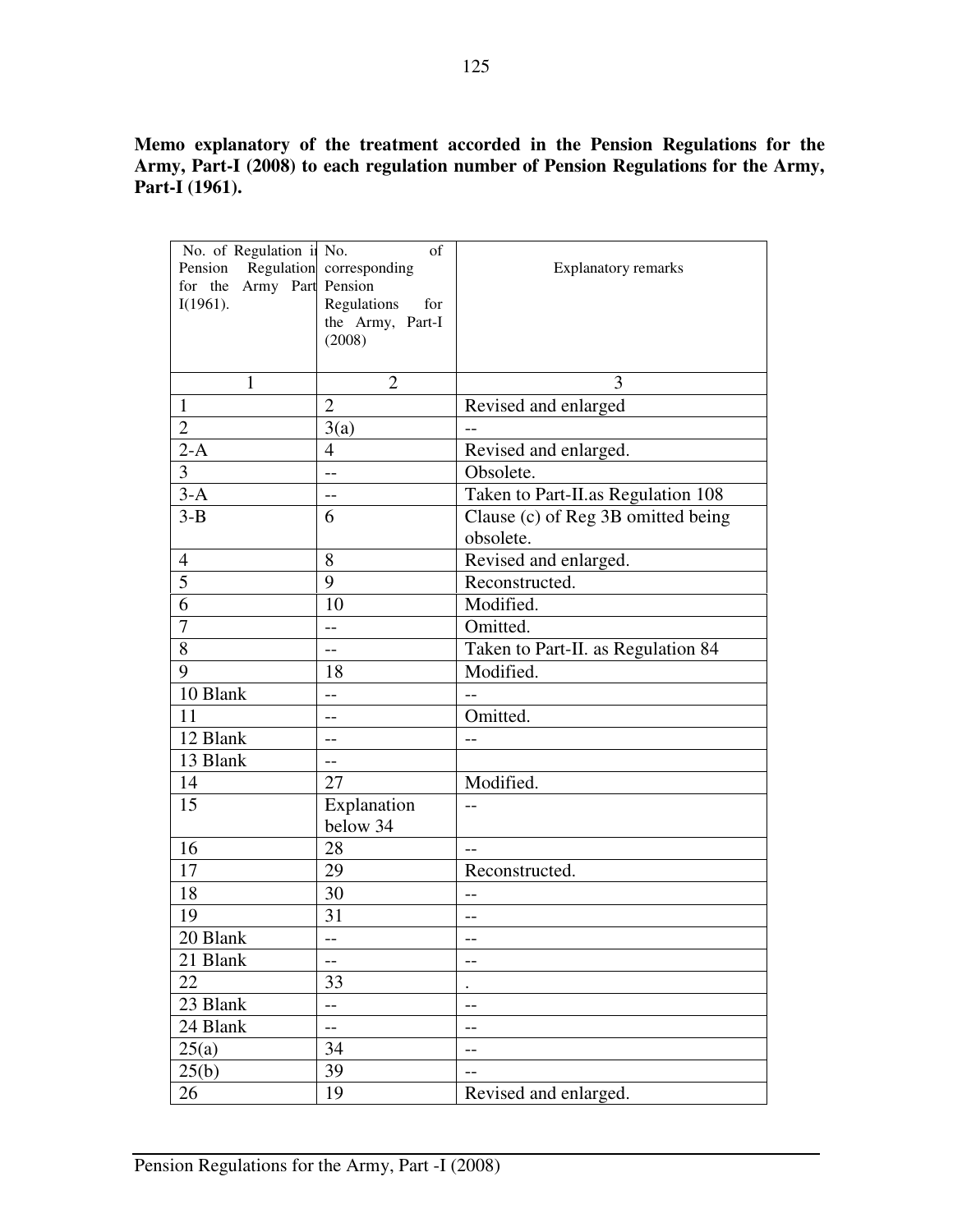**Memo explanatory of the treatment accorded in the Pension Regulations for the Army, Part-I (2008) to each regulation number of Pension Regulations for the Army, Part-I (1961).**

| No. of Regulation in Pension Regulation for the Army Part I(1961). | No. of corresponding Pension Regulations for the Army, Part-I (2008) | Explanatory remarks |
|---|---|---|
| 1 | 2 | 3 |
| 1 | 2 | Revised and enlarged |
| 2 | 3(a) | -- |
| 2-A | 4 | Revised and enlarged. |
| 3 | -- | Obsolete. |
| 3-A | -- | Taken to Part-II.as Regulation 108 |
| 3-B | 6 | Clause (c) of Reg 3B omitted being obsolete. |
| 4 | 8 | Revised and enlarged. |
| 5 | 9 | Reconstructed. |
| 6 | 10 | Modified. |
| 7 | -- | Omitted. |
| 8 | -- | Taken to Part-II. as Regulation 84 |
| 9 | 18 | Modified. |
| 10 Blank | -- | -- |
| 11 | -- | Omitted. |
| 12 Blank | -- | -- |
| 13 Blank | -- | |
| 14 | 27 | Modified. |
| 15 | Explanation below 34 | -- |
| 16 | 28 | -- |
| 17 | 29 | Reconstructed. |
| 18 | 30 | -- |
| 19 | 31 | -- |
| 20 Blank | -- | -- |
| 21 Blank | -- | -- |
| 22 | 33 | . |
| 23 Blank | -- | -- |
| 24 Blank | -- | -- |
| 25(a) | 34 | -- |
| 25(b) | 39 | -- |
| 26 | 19 | Revised and enlarged. |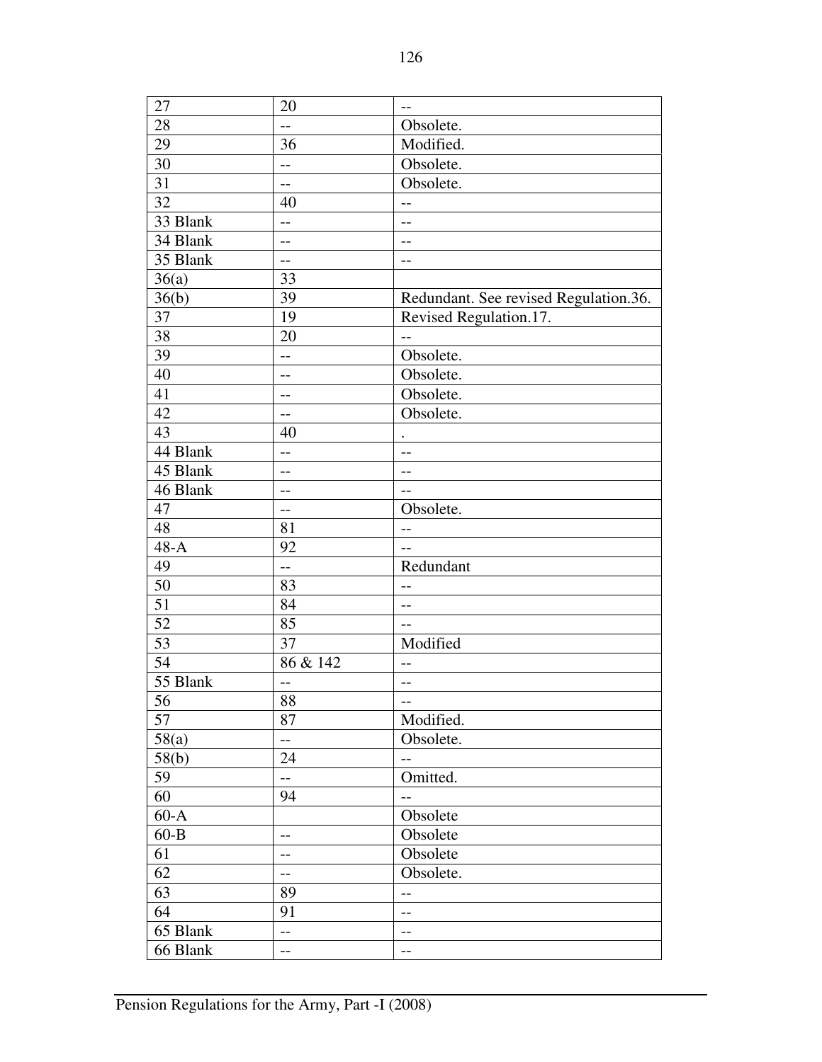| 27 | 20 | -- |
|---|---|---|
| 28 | -- | Obsolete. |
| 29 | 36 | Modified. |
| 30 | -- | Obsolete. |
| 31 | -- | Obsolete. |
| 32 | 40 | -- |
| 33 Blank | -- | -- |
| 34 Blank | -- | -- |
| 35 Blank | -- | -- |
| 36(a) | 33 | |
| 36(b) | 39 | Redundant. See revised Regulation.36. |
| 37 | 19 | Revised Regulation.17. |
| 38 | 20 | -- |
| 39 | -- | Obsolete. |
| 40 | -- | Obsolete. |
| 41 | -- | Obsolete. |
| 42 | -- | Obsolete. |
| 43 | 40 | . |
| 44 Blank | -- | -- |
| 45 Blank | -- | -- |
| 46 Blank | -- | -- |
| 47 | -- | Obsolete. |
| 48 | 81 | -- |
| 48-A | 92 | -- |
| 49 | -- | Redundant |
| 50 | 83 | -- |
| 51 | 84 | -- |
| 52 | 85 | -- |
| 53 | 37 | Modified |
| 54 | 86 & 142 | -- |
| 55 Blank | -- | -- |
| 56 | 88 | -- |
| 57 | 87 | Modified. |
| 58(a) | -- | Obsolete. |
| 58(b) | 24 | -- |
| 59 | -- | Omitted. |
| 60 | 94 | -- |
| 60-A | | Obsolete |
| 60-B | -- | Obsolete |
| 61 | -- | Obsolete |
| 62 | -- | Obsolete. |
| 63 | 89 | -- |
| 64 | 91 | -- |
| 65 Blank | -- | -- |
| 66 Blank | -- | -- |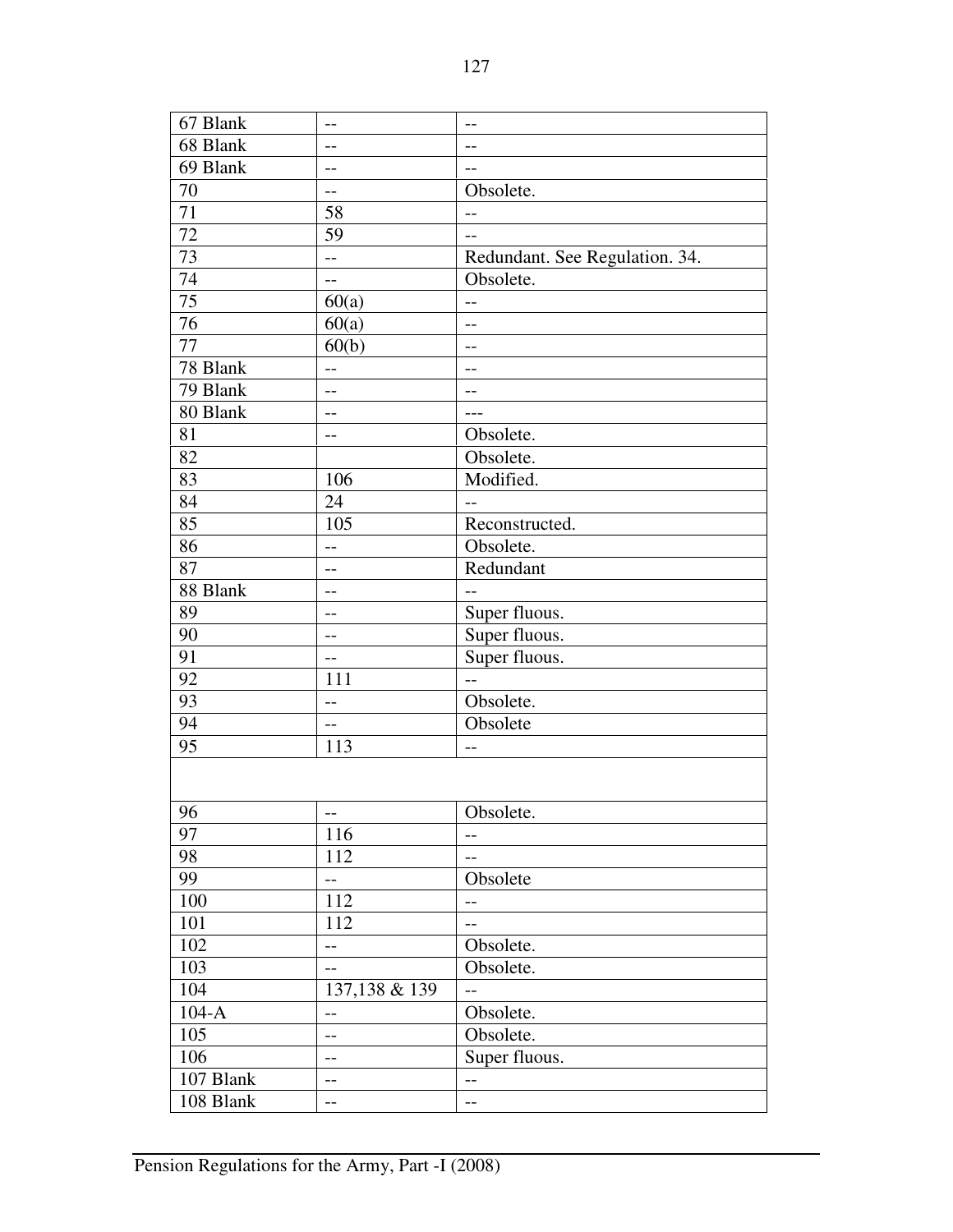| | | |
|---|---|---|
| 67 Blank | -- | -- |
| 68 Blank | -- | -- |
| 69 Blank | -- | -- |
| 70 | -- | Obsolete. |
| 71 | 58 | -- |
| 72 | 59 | -- |
| 73 | -- | Redundant. See Regulation. 34. |
| 74 | -- | Obsolete. |
| 75 | 60(a) | -- |
| 76 | 60(a) | -- |
| 77 | 60(b) | -- |
| 78 Blank | -- | -- |
| 79 Blank | -- | -- |
| 80 Blank | -- | --- |
| 81 | -- | Obsolete. |
| 82 | | Obsolete. |
| 83 | 106 | Modified. |
| 84 | 24 | -- |
| 85 | 105 | Reconstructed. |
| 86 | -- | Obsolete. |
| 87 | -- | Redundant |
| 88 Blank | -- | -- |
| 89 | -- | Super fluous. |
| 90 | -- | Super fluous. |
| 91 | -- | Super fluous. |
| 92 | 111 | -- |
| 93 | -- | Obsolete. |
| 94 | -- | Obsolete |
| 95 | 113 | -- |
| | | |
| 96 | -- | Obsolete. |
| 97 | 116 | -- |
| 98 | 112 | -- |
| 99 | -- | Obsolete |
| 100 | 112 | -- |
| 101 | 112 | -- |
| 102 | -- | Obsolete. |
| 103 | -- | Obsolete. |
| 104 | 137,138 & 139 | -- |
| 104-A | -- | Obsolete. |
| 105 | -- | Obsolete. |
| 106 | -- | Super fluous. |
| 107 Blank | -- | -- |
| 108 Blank | -- | -- |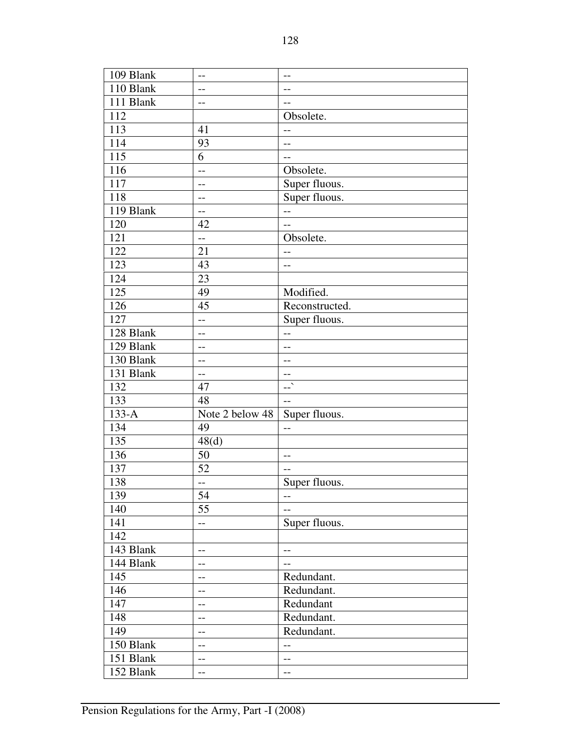| 109 Blank | -- | -- |
|---|---|---|
| 110 Blank | -- | -- |
| 111 Blank | -- | -- |
| 112 | | Obsolete. |
| 113 | 41 | -- |
| 114 | 93 | -- |
| 115 | 6 | -- |
| 116 | -- | Obsolete. |
| 117 | -- | Super fluous. |
| 118 | -- | Super fluous. |
| 119 Blank | -- | -- |
| 120 | 42 | -- |
| 121 | -- | Obsolete. |
| 122 | 21 | -- |
| 123 | 43 | -- |
| 124 | 23 | |
| 125 | 49 | Modified. |
| 126 | 45 | Reconstructed. |
| 127 | -- | Super fluous. |
| 128 Blank | -- | -- |
| 129 Blank | -- | -- |
| 130 Blank | -- | -- |
| 131 Blank | -- | -- |
| 132 | 47 | --` |
| 133 | 48 | -- |
| 133-A | Note 2 below 48 | Super fluous. |
| 134 | 49 | -- |
| 135 | 48(d) | |
| 136 | 50 | -- |
| 137 | 52 | -- |
| 138 | -- | Super fluous. |
| 139 | 54 | -- |
| 140 | 55 | -- |
| 141 | -- | Super fluous. |
| 142 | | |
| 143 Blank | -- | -- |
| 144 Blank | -- | -- |
| 145 | -- | Redundant. |
| 146 | -- | Redundant. |
| 147 | -- | Redundant |
| 148 | -- | Redundant. |
| 149 | -- | Redundant. |
| 150 Blank | -- | -- |
| 151 Blank | -- | -- |
| 152 Blank | -- | -- |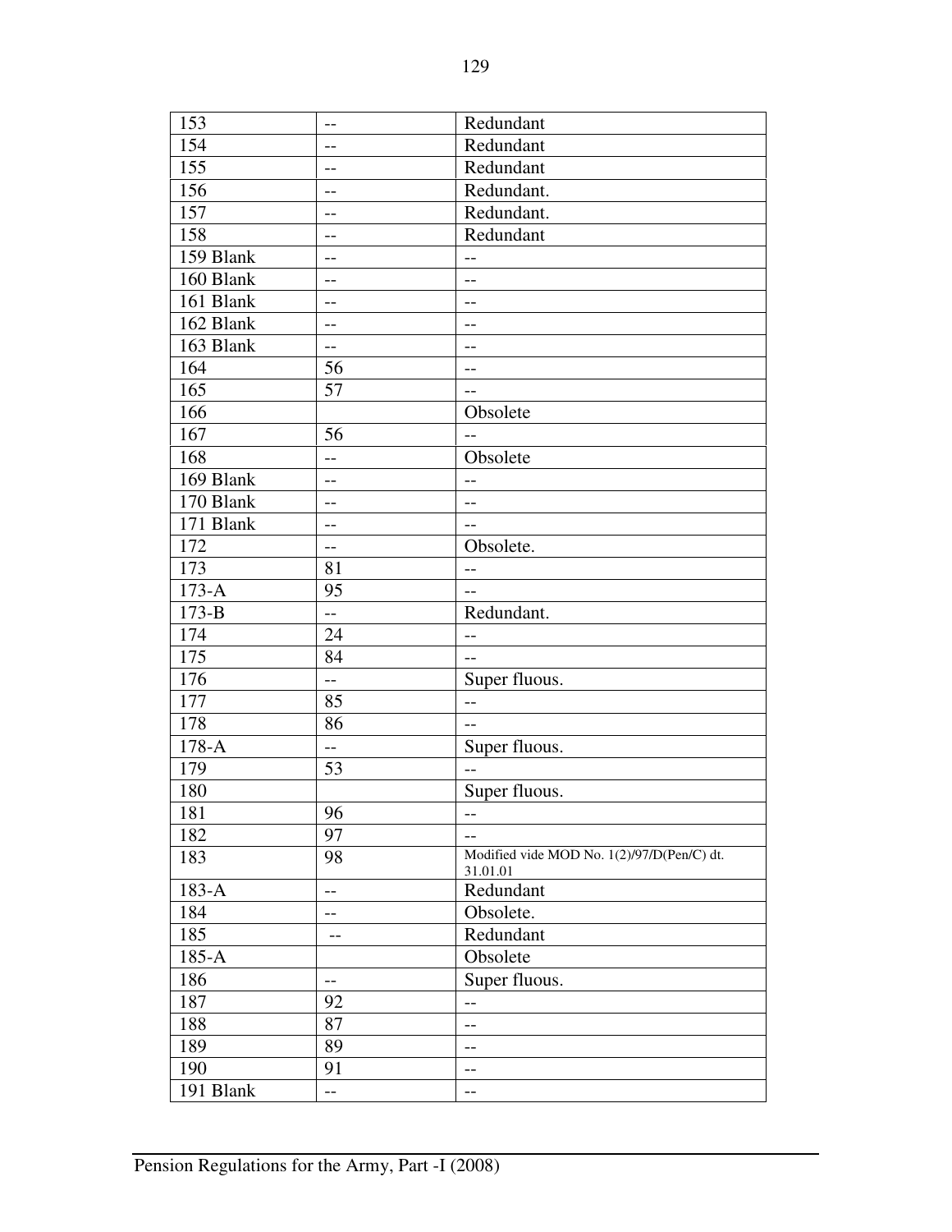| 153 | -- | Redundant |
|---|---|---|
| 154 | -- | Redundant |
| 155 | -- | Redundant |
| 156 | -- | Redundant. |
| 157 | -- | Redundant. |
| 158 | -- | Redundant |
| 159 Blank | -- | -- |
| 160 Blank | -- | -- |
| 161 Blank | -- | -- |
| 162 Blank | -- | -- |
| 163 Blank | -- | -- |
| 164 | 56 | -- |
| 165 | 57 | -- |
| 166 | | Obsolete |
| 167 | 56 | -- |
| 168 | -- | Obsolete |
| 169 Blank | -- | -- |
| 170 Blank | -- | -- |
| 171 Blank | -- | -- |
| 172 | -- | Obsolete. |
| 173 | 81 | -- |
| 173-A | 95 | -- |
| 173-B | -- | Redundant. |
| 174 | 24 | -- |
| 175 | 84 | -- |
| 176 | -- | Super fluous. |
| 177 | 85 | -- |
| 178 | 86 | -- |
| 178-A | -- | Super fluous. |
| 179 | 53 | -- |
| 180 | | Super fluous. |
| 181 | 96 | -- |
| 182 | 97 | -- |
| 183 | 98 | Modified vide MOD No. 1(2)/97/D(Pen/C) dt. 31.01.01 |
| 183-A | -- | Redundant |
| 184 | -- | Obsolete. |
| 185 | -- | Redundant |
| 185-A | | Obsolete |
| 186 | -- | Super fluous. |
| 187 | 92 | -- |
| 188 | 87 | -- |
| 189 | 89 | -- |
| 190 | 91 | -- |
| 191 Blank | -- | -- |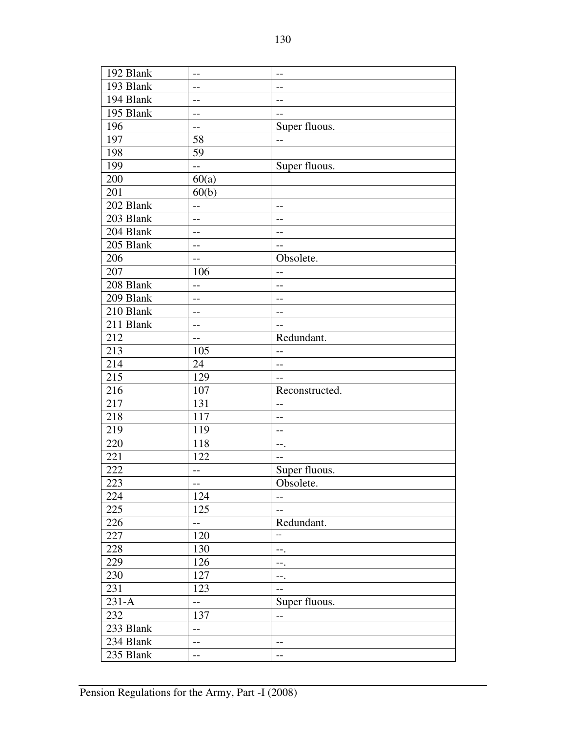| 192 Blank | -- | -- |
|---|---|---|
| 193 Blank | -- | -- |
| 194 Blank | -- | -- |
| 195 Blank | -- | -- |
| 196 | -- | Super fluous. |
| 197 | 58 | -- |
| 198 | 59 | |
| 199 | -- | Super fluous. |
| 200 | 60(a) | |
| 201 | 60(b) | |
| 202 Blank | -- | -- |
| 203 Blank | -- | -- |
| 204 Blank | -- | -- |
| 205 Blank | -- | -- |
| 206 | -- | Obsolete. |
| 207 | 106 | -- |
| 208 Blank | -- | -- |
| 209 Blank | -- | -- |
| 210 Blank | -- | -- |
| 211 Blank | -- | -- |
| 212 | -- | Redundant. |
| 213 | 105 | -- |
| 214 | 24 | -- |
| 215 | 129 | -- |
| 216 | 107 | Reconstructed. |
| 217 | 131 | -- |
| 218 | 117 | -- |
| 219 | 119 | -- |
| 220 | 118 | --. |
| 221 | 122 | -- |
| 222 | -- | Super fluous. |
| 223 | -- | Obsolete. |
| 224 | 124 | -- |
| 225 | 125 | -- |
| 226 | -- | Redundant. |
| 227 | 120 | -- |
| 228 | 130 | --. |
| 229 | 126 | --. |
| 230 | 127 | --. |
| 231 | 123 | -- |
| 231-A | -- | Super fluous. |
| 232 | 137 | -- |
| 233 Blank | -- | |
| 234 Blank | -- | -- |
| 235 Blank | -- | -- |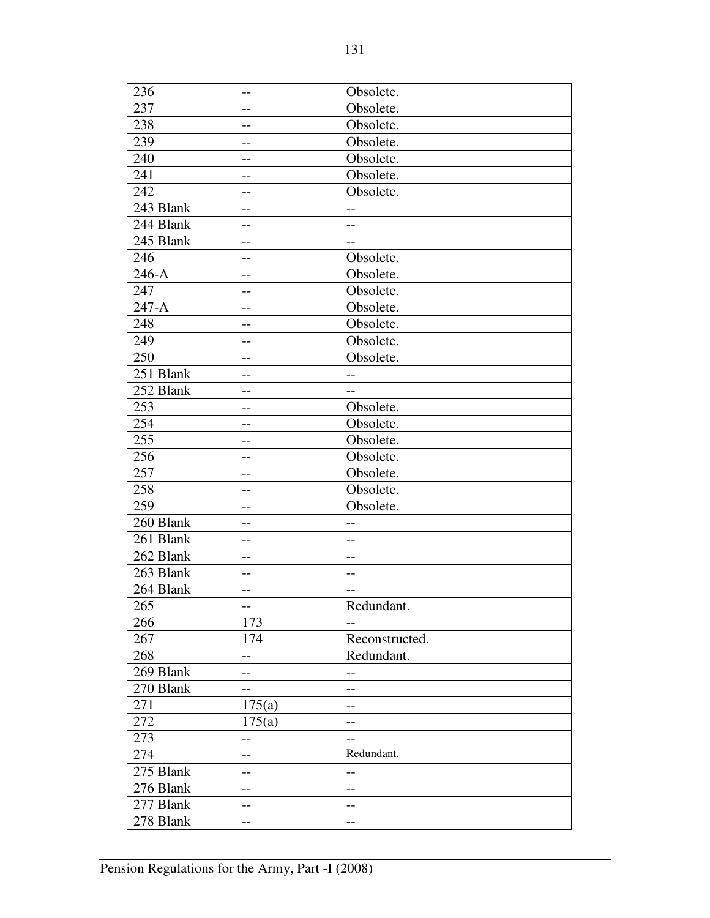| 236 | -- | Obsolete. |
|---|---|---|
| 237 | -- | Obsolete. |
| 238 | -- | Obsolete. |
| 239 | -- | Obsolete. |
| 240 | -- | Obsolete. |
| 241 | -- | Obsolete. |
| 242 | -- | Obsolete. |
| 243 Blank | -- | -- |
| 244 Blank | -- | -- |
| 245 Blank | -- | -- |
| 246 | -- | Obsolete. |
| 246-A | -- | Obsolete. |
| 247 | -- | Obsolete. |
| 247-A | -- | Obsolete. |
| 248 | -- | Obsolete. |
| 249 | -- | Obsolete. |
| 250 | -- | Obsolete. |
| 251 Blank | -- | -- |
| 252 Blank | -- | -- |
| 253 | -- | Obsolete. |
| 254 | -- | Obsolete. |
| 255 | -- | Obsolete. |
| 256 | -- | Obsolete. |
| 257 | -- | Obsolete. |
| 258 | -- | Obsolete. |
| 259 | -- | Obsolete. |
| 260 Blank | -- | -- |
| 261 Blank | -- | -- |
| 262 Blank | -- | -- |
| 263 Blank | -- | -- |
| 264 Blank | -- | -- |
| 265 | -- | Redundant. |
| 266 | 173 | -- |
| 267 | 174 | Reconstructed. |
| 268 | -- | Redundant. |
| 269 Blank | -- | -- |
| 270 Blank | -- | -- |
| 271 | 175(a) | -- |
| 272 | 175(a) | -- |
| 273 | -- | -- |
| 274 | -- | Redundant. |
| 275 Blank | -- | -- |
| 276 Blank | -- | -- |
| 277 Blank | -- | -- |
| 278 Blank | -- | -- |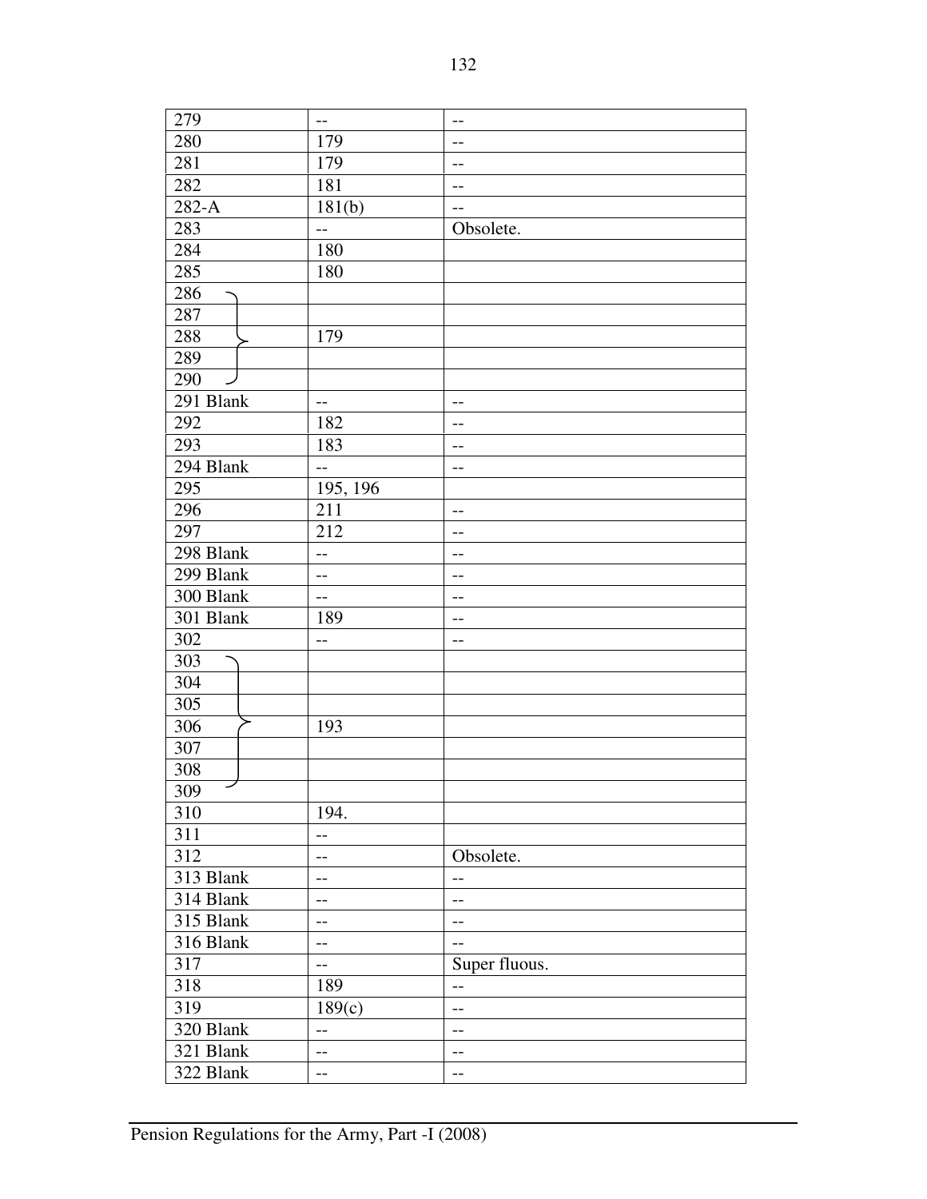| 279 | -- | -- |
|---|---|---|
| 280 | 179 | -- |
| 281 | 179 | -- |
| 282 | 181 | -- |
| 282-A | 181(b) | -- |
| 283 | -- | Obsolete. |
| 284 | 180 | |
| 285 | 180 | |
| 286 | | |
| 287 | | |
| 288 | 179 | |
| 289 | | |
| 290 | | |
| 291 Blank | -- | -- |
| 292 | 182 | -- |
| 293 | 183 | -- |
| 294 Blank | -- | -- |
| 295 | 195, 196 | |
| 296 | 211 | -- |
| 297 | 212 | -- |
| 298 Blank | -- | -- |
| 299 Blank | -- | -- |
| 300 Blank | -- | -- |
| 301 Blank | 189 | -- |
| 302 | -- | -- |
| 303 | | |
| 304 | | |
| 305 | | |
| 306 | 193 | |
| 307 | | |
| 308 | | |
| 309 | | |
| 310 | 194. | |
| 311 | -- | |
| 312 | -- | Obsolete. |
| 313 Blank | -- | -- |
| 314 Blank | -- | -- |
| 315 Blank | -- | -- |
| 316 Blank | -- | -- |
| 317 | -- | Super fluous. |
| 318 | 189 | -- |
| 319 | 189(c) | -- |
| 320 Blank | -- | -- |
| 321 Blank | -- | -- |
| 322 Blank | -- | -- |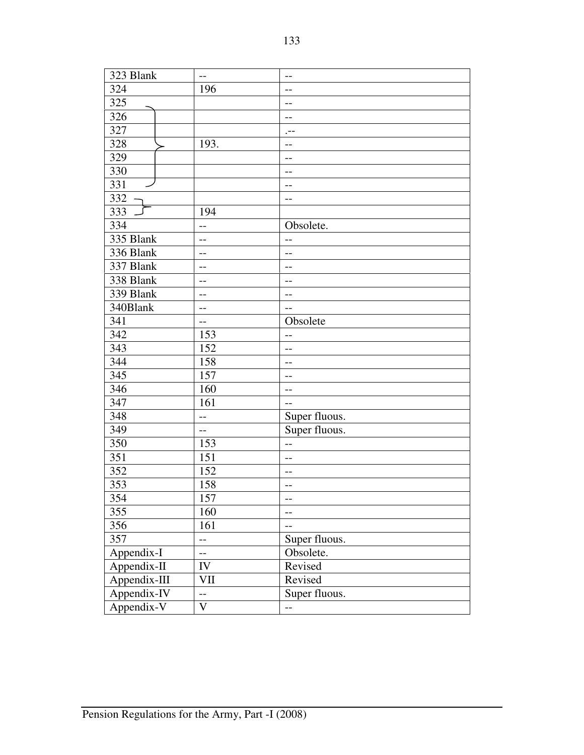| 323 Blank | -- | -- |
|---|---|---|
| 324 | 196 | -- |
| 325 | | -- |
| 326 | | -- |
| 327 | | .-- |
| 328 | 193. | -- |
| 329 | | -- |
| 330 | | -- |
| 331 | | -- |
| 332 | | -- |
| 333 | 194 | |
| 334 | -- | Obsolete. |
| 335 Blank | -- | -- |
| 336 Blank | -- | -- |
| 337 Blank | -- | -- |
| 338 Blank | -- | -- |
| 339 Blank | -- | -- |
| 340Blank | -- | -- |
| 341 | -- | Obsolete |
| 342 | 153 | -- |
| 343 | 152 | -- |
| 344 | 158 | -- |
| 345 | 157 | -- |
| 346 | 160 | -- |
| 347 | 161 | -- |
| 348 | -- | Super fluous. |
| 349 | -- | Super fluous. |
| 350 | 153 | -- |
| 351 | 151 | -- |
| 352 | 152 | -- |
| 353 | 158 | -- |
| 354 | 157 | -- |
| 355 | 160 | -- |
| 356 | 161 | -- |
| 357 | -- | Super fluous. |
| Appendix-I | -- | Obsolete. |
| Appendix-II | IV | Revised |
| Appendix-III | VII | Revised |
| Appendix-IV | -- | Super fluous. |
| Appendix-V | V | -- |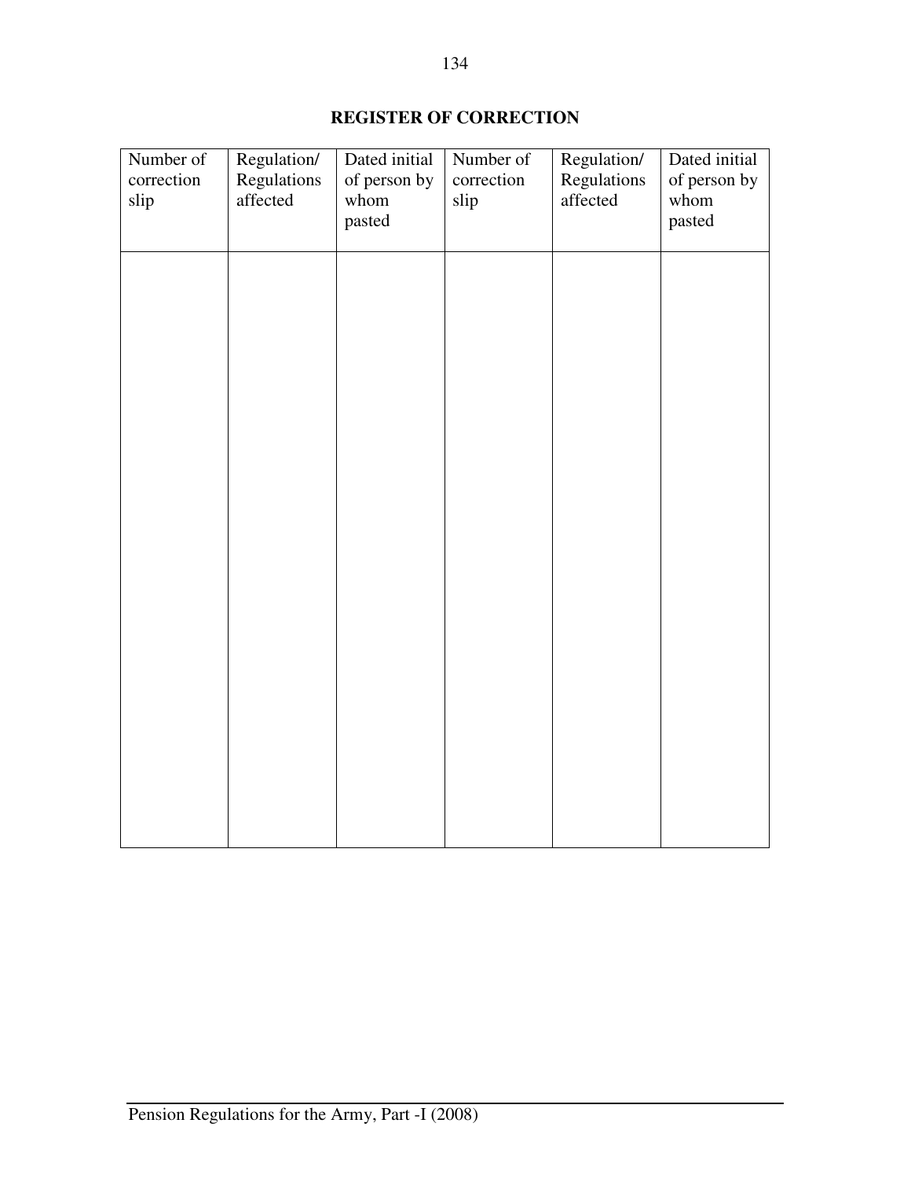## REGISTER OF CORRECTION

| Number of correction slip | Regulation/ Regulations affected | Dated initial of person by whom pasted | Number of correction slip | Regulation/ Regulations affected | Dated initial of person by whom pasted |
|---|---|---|---|---|---|
| | | | | | |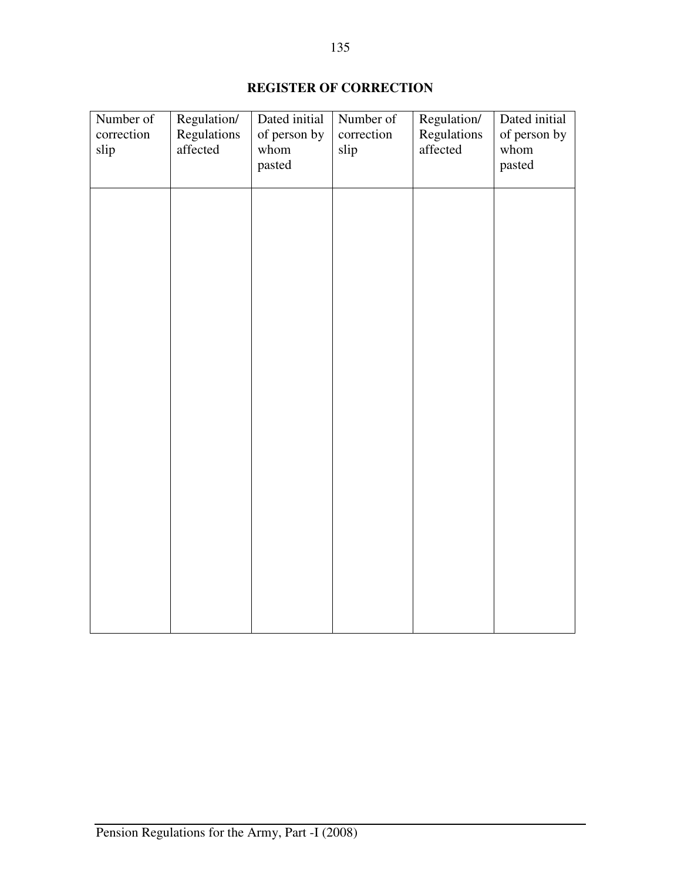## REGISTER OF CORRECTION

| Number of correction slip | Regulation/ Regulations affected | Dated initial of person by whom pasted | Number of correction slip | Regulation/ Regulations affected | Dated initial of person by whom pasted |
|---|---|---|---|---|---|
| | | | | | |